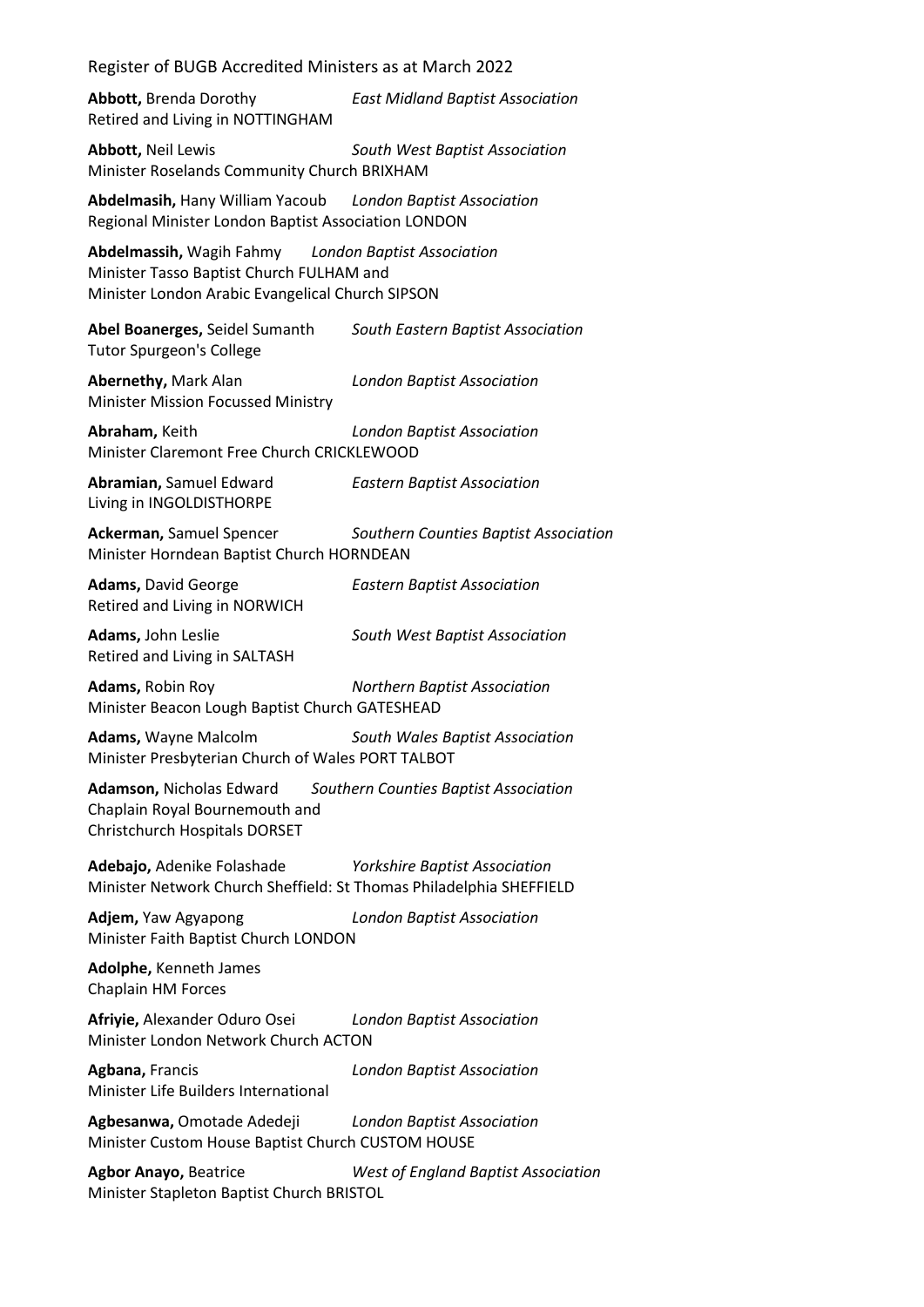# Register of BUGB Accredited Ministers as at March 2022

**Abbott,** Brenda Dorothy *East Midland Baptist Association*
Retired and Living in NOTTINGHAM

**Abbott,** Neil Lewis *South West Baptist Association*
Minister Roselands Community Church BRIXHAM

**Abdelmasih,** Hany William Yacoub *London Baptist Association*
Regional Minister London Baptist Association LONDON

**Abdelmassih,** Wagih Fahmy *London Baptist Association*
Minister Tasso Baptist Church FULHAM and
Minister London Arabic Evangelical Church SIPSON

**Abel Boanerges,** Seidel Sumanth *South Eastern Baptist Association*
Tutor Spurgeon's College

**Abernethy,** Mark Alan *London Baptist Association*
Minister Mission Focussed Ministry

**Abraham,** Keith *London Baptist Association*
Minister Claremont Free Church CRICKLEWOOD

**Abramian,** Samuel Edward *Eastern Baptist Association*
Living in INGOLDISTHORPE

**Ackerman,** Samuel Spencer *Southern Counties Baptist Association*
Minister Horndean Baptist Church HORNDEAN

**Adams,** David George *Eastern Baptist Association*
Retired and Living in NORWICH

**Adams,** John Leslie *South West Baptist Association*
Retired and Living in SALTASH

**Adams,** Robin Roy *Northern Baptist Association*
Minister Beacon Lough Baptist Church GATESHEAD

**Adams,** Wayne Malcolm *South Wales Baptist Association*
Minister Presbyterian Church of Wales PORT TALBOT

**Adamson,** Nicholas Edward *Southern Counties Baptist Association*
Chaplain Royal Bournemouth and
Christchurch Hospitals DORSET

**Adebajo,** Adenike Folashade *Yorkshire Baptist Association*
Minister Network Church Sheffield: St Thomas Philadelphia SHEFFIELD

**Adjem,** Yaw Agyapong *London Baptist Association*
Minister Faith Baptist Church LONDON

**Adolphe,** Kenneth James
Chaplain HM Forces

**Afriyie,** Alexander Oduro Osei *London Baptist Association*
Minister London Network Church ACTON

**Agbana,** Francis *London Baptist Association*
Minister Life Builders International

**Agbesanwa,** Omotade Adedeji *London Baptist Association*
Minister Custom House Baptist Church CUSTOM HOUSE

**Agbor Anayo,** Beatrice *West of England Baptist Association*
Minister Stapleton Baptist Church BRISTOL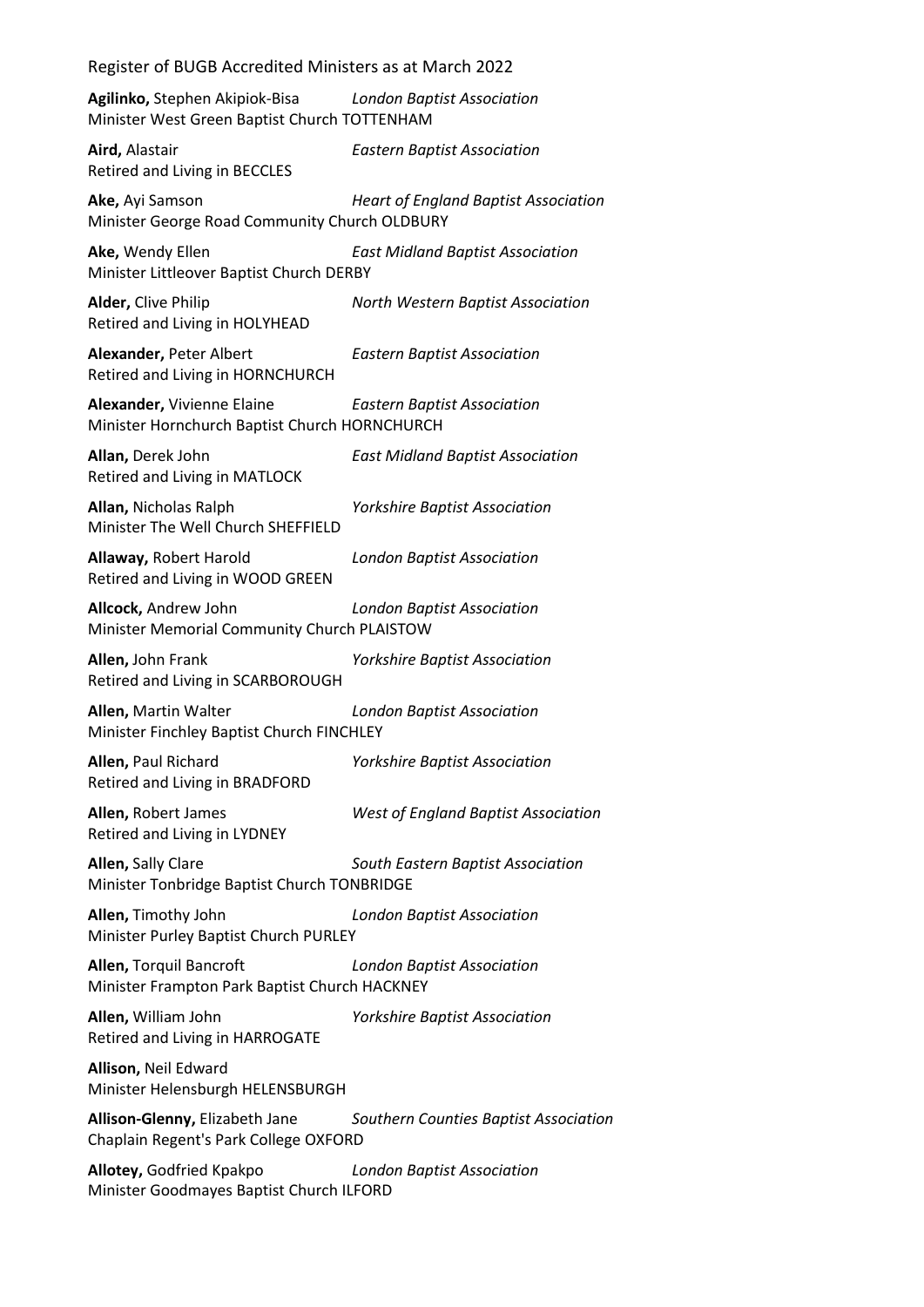**Agilinko,** Stephen Akipiok-Bisa *London Baptist Association*
Minister West Green Baptist Church TOTTENHAM

**Aird,** Alastair *Eastern Baptist Association*
Retired and Living in BECCLES

**Ake,** Ayi Samson *Heart of England Baptist Association*
Minister George Road Community Church OLDBURY

**Ake,** Wendy Ellen *East Midland Baptist Association*
Minister Littleover Baptist Church DERBY

**Alder,** Clive Philip *North Western Baptist Association*
Retired and Living in HOLYHEAD

**Alexander,** Peter Albert *Eastern Baptist Association*
Retired and Living in HORNCHURCH

**Alexander,** Vivienne Elaine *Eastern Baptist Association*
Minister Hornchurch Baptist Church HORNCHURCH

**Allan,** Derek John *East Midland Baptist Association*
Retired and Living in MATLOCK

**Allan,** Nicholas Ralph *Yorkshire Baptist Association*
Minister The Well Church SHEFFIELD

**Allaway,** Robert Harold *London Baptist Association*
Retired and Living in WOOD GREEN

**Allcock,** Andrew John *London Baptist Association*
Minister Memorial Community Church PLAISTOW

**Allen,** John Frank *Yorkshire Baptist Association*
Retired and Living in SCARBOROUGH

**Allen,** Martin Walter *London Baptist Association*
Minister Finchley Baptist Church FINCHLEY

**Allen,** Paul Richard *Yorkshire Baptist Association*
Retired and Living in BRADFORD

**Allen,** Robert James *West of England Baptist Association*
Retired and Living in LYDNEY

**Allen,** Sally Clare *South Eastern Baptist Association*
Minister Tonbridge Baptist Church TONBRIDGE

**Allen,** Timothy John *London Baptist Association*
Minister Purley Baptist Church PURLEY

**Allen,** Torquil Bancroft *London Baptist Association*
Minister Frampton Park Baptist Church HACKNEY

**Allen,** William John *Yorkshire Baptist Association*
Retired and Living in HARROGATE

**Allison,** Neil Edward
Minister Helensburgh HELENSBURGH

**Allison-Glenny,** Elizabeth Jane *Southern Counties Baptist Association*
Chaplain Regent's Park College OXFORD

**Allotey,** Godfried Kpakpo *London Baptist Association*
Minister Goodmayes Baptist Church ILFORD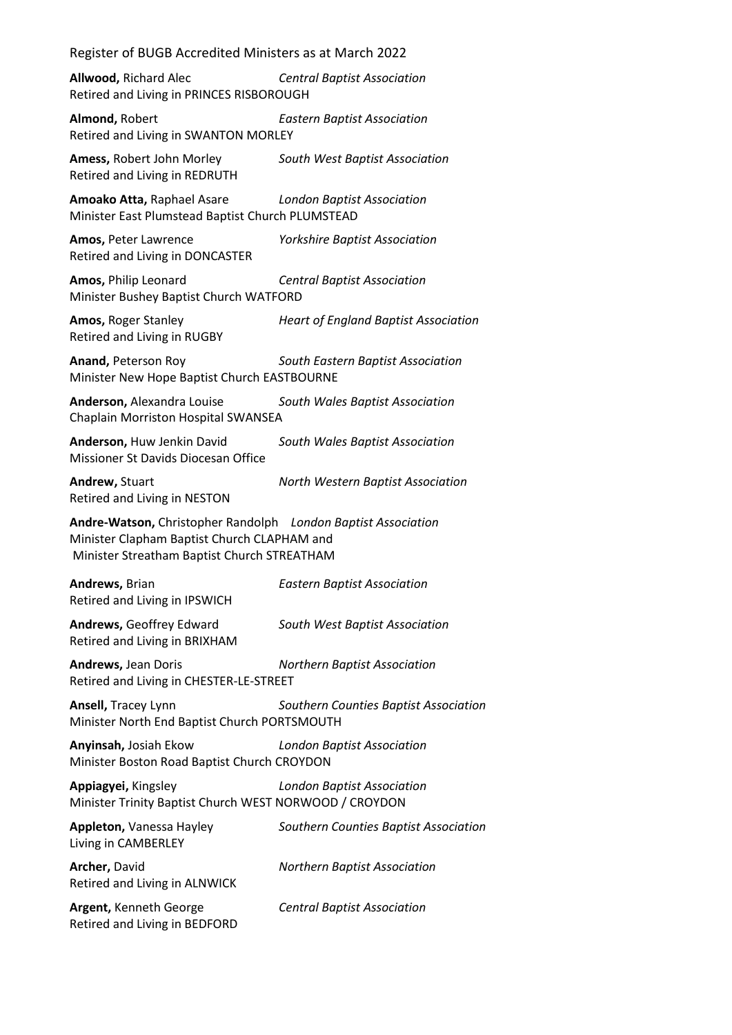Register of BUGB Accredited Ministers as at March 2022

**Allwood,** Richard Alec *Central Baptist Association*
Retired and Living in PRINCES RISBOROUGH

**Almond,** Robert *Eastern Baptist Association*
Retired and Living in SWANTON MORLEY

**Amess,** Robert John Morley *South West Baptist Association*
Retired and Living in REDRUTH

**Amoako Atta,** Raphael Asare *London Baptist Association*
Minister East Plumstead Baptist Church PLUMSTEAD

**Amos,** Peter Lawrence *Yorkshire Baptist Association*
Retired and Living in DONCASTER

**Amos,** Philip Leonard *Central Baptist Association*
Minister Bushey Baptist Church WATFORD

**Amos,** Roger Stanley *Heart of England Baptist Association*
Retired and Living in RUGBY

**Anand,** Peterson Roy *South Eastern Baptist Association*
Minister New Hope Baptist Church EASTBOURNE

**Anderson,** Alexandra Louise *South Wales Baptist Association*
Chaplain Morriston Hospital SWANSEA

**Anderson,** Huw Jenkin David *South Wales Baptist Association*
Missioner St Davids Diocesan Office

**Andrew,** Stuart *North Western Baptist Association*
Retired and Living in NESTON

**Andre-Watson,** Christopher Randolph *London Baptist Association*
Minister Clapham Baptist Church CLAPHAM and
Minister Streatham Baptist Church STREATHAM

**Andrews,** Brian *Eastern Baptist Association*
Retired and Living in IPSWICH

**Andrews,** Geoffrey Edward *South West Baptist Association*
Retired and Living in BRIXHAM

**Andrews,** Jean Doris *Northern Baptist Association*
Retired and Living in CHESTER-LE-STREET

**Ansell,** Tracey Lynn *Southern Counties Baptist Association*
Minister North End Baptist Church PORTSMOUTH

**Anyinsah,** Josiah Ekow *London Baptist Association*
Minister Boston Road Baptist Church CROYDON

**Appiagyei,** Kingsley *London Baptist Association*
Minister Trinity Baptist Church WEST NORWOOD / CROYDON

**Appleton,** Vanessa Hayley *Southern Counties Baptist Association*
Living in CAMBERLEY

**Archer,** David *Northern Baptist Association*
Retired and Living in ALNWICK

**Argent,** Kenneth George *Central Baptist Association*
Retired and Living in BEDFORD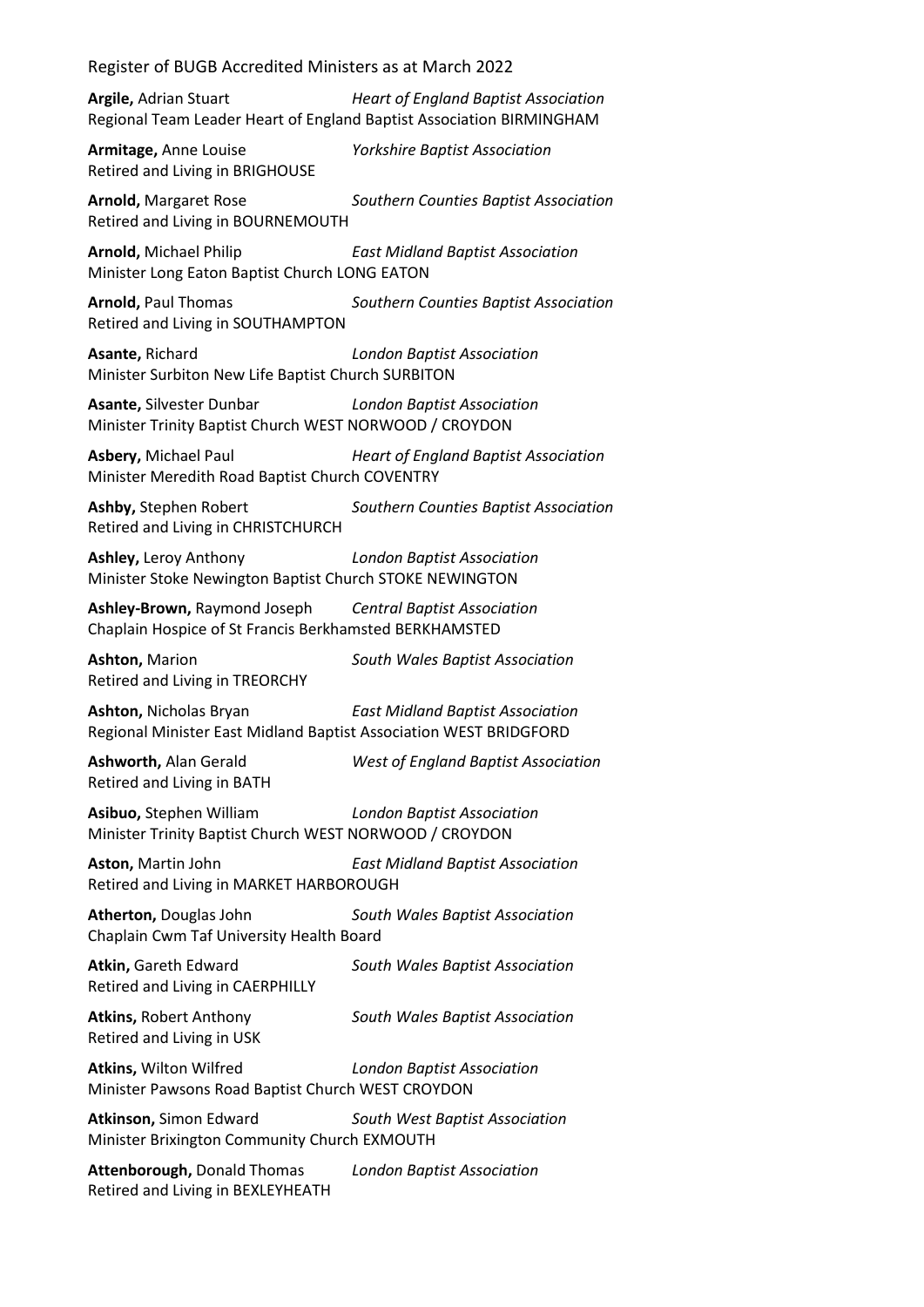**Argile,** Adrian Stuart *Heart of England Baptist Association*
Regional Team Leader Heart of England Baptist Association BIRMINGHAM

**Armitage,** Anne Louise *Yorkshire Baptist Association*
Retired and Living in BRIGHOUSE

**Arnold,** Margaret Rose *Southern Counties Baptist Association*
Retired and Living in BOURNEMOUTH

**Arnold,** Michael Philip *East Midland Baptist Association*
Minister Long Eaton Baptist Church LONG EATON

**Arnold,** Paul Thomas *Southern Counties Baptist Association*
Retired and Living in SOUTHAMPTON

**Asante,** Richard *London Baptist Association*
Minister Surbiton New Life Baptist Church SURBITON

**Asante,** Silvester Dunbar *London Baptist Association*
Minister Trinity Baptist Church WEST NORWOOD / CROYDON

**Asbery,** Michael Paul *Heart of England Baptist Association*
Minister Meredith Road Baptist Church COVENTRY

**Ashby,** Stephen Robert *Southern Counties Baptist Association*
Retired and Living in CHRISTCHURCH

**Ashley,** Leroy Anthony *London Baptist Association*
Minister Stoke Newington Baptist Church STOKE NEWINGTON

**Ashley-Brown,** Raymond Joseph *Central Baptist Association*
Chaplain Hospice of St Francis Berkhamsted BERKHAMSTED

**Ashton,** Marion *South Wales Baptist Association*
Retired and Living in TREORCHY

**Ashton,** Nicholas Bryan *East Midland Baptist Association*
Regional Minister East Midland Baptist Association WEST BRIDGFORD

**Ashworth,** Alan Gerald *West of England Baptist Association*
Retired and Living in BATH

**Asibuo,** Stephen William *London Baptist Association*
Minister Trinity Baptist Church WEST NORWOOD / CROYDON

**Aston,** Martin John *East Midland Baptist Association*
Retired and Living in MARKET HARBOROUGH

**Atherton,** Douglas John *South Wales Baptist Association*
Chaplain Cwm Taf University Health Board

**Atkin,** Gareth Edward *South Wales Baptist Association*
Retired and Living in CAERPHILLY

**Atkins,** Robert Anthony *South Wales Baptist Association*
Retired and Living in USK

**Atkins,** Wilton Wilfred *London Baptist Association*
Minister Pawsons Road Baptist Church WEST CROYDON

**Atkinson,** Simon Edward *South West Baptist Association*
Minister Brixington Community Church EXMOUTH

**Attenborough,** Donald Thomas *London Baptist Association*
Retired and Living in BEXLEYHEATH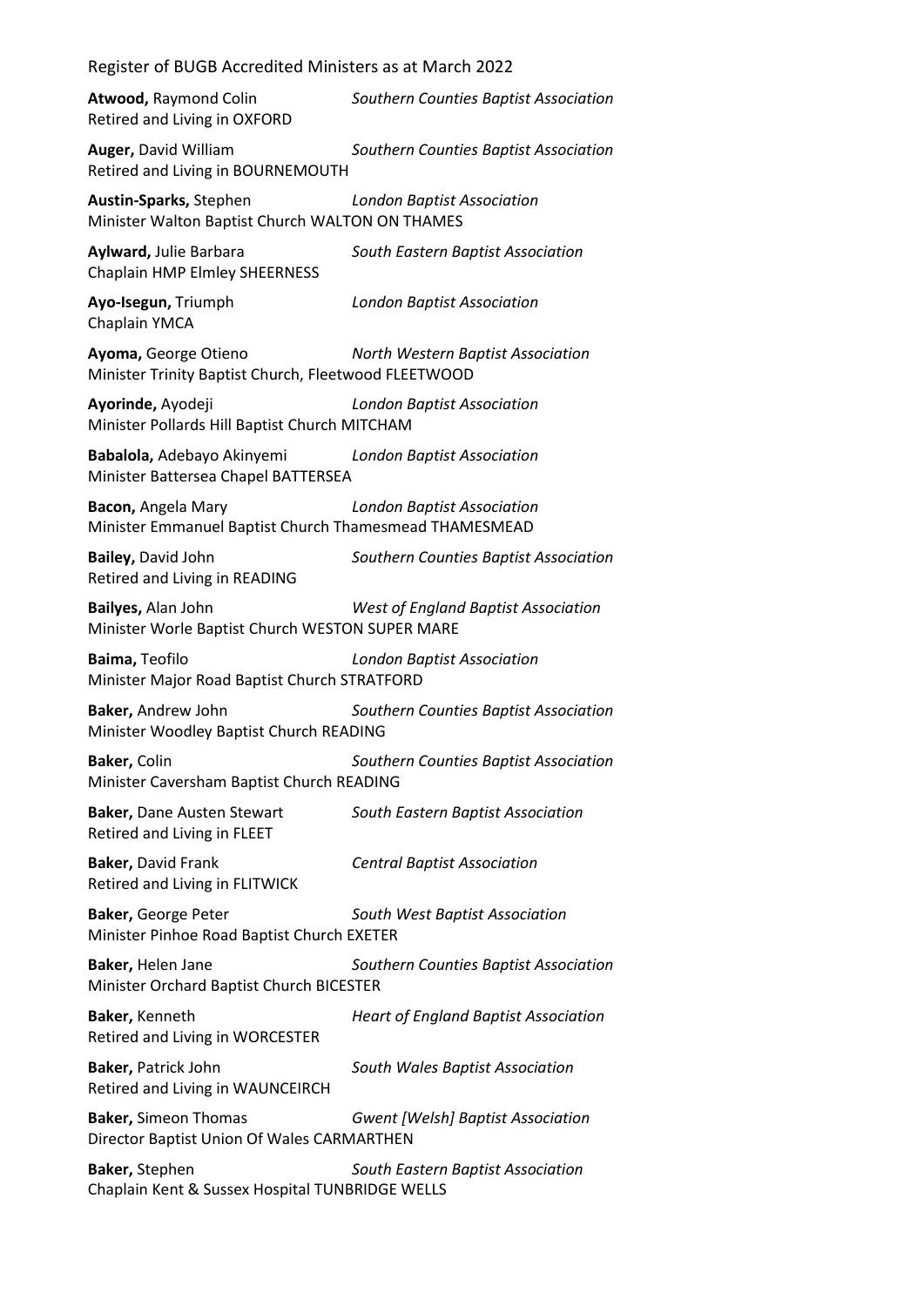**Atwood,** Raymond Colin *Southern Counties Baptist Association*
Retired and Living in OXFORD

**Auger,** David William *Southern Counties Baptist Association*
Retired and Living in BOURNEMOUTH

**Austin-Sparks,** Stephen *London Baptist Association*
Minister Walton Baptist Church WALTON ON THAMES

**Aylward,** Julie Barbara *South Eastern Baptist Association*
Chaplain HMP Elmley SHEERNESS

**Ayo-Isegun,** Triumph *London Baptist Association*
Chaplain YMCA

**Ayoma,** George Otieno *North Western Baptist Association*
Minister Trinity Baptist Church, Fleetwood FLEETWOOD

**Ayorinde,** Ayodeji *London Baptist Association*
Minister Pollards Hill Baptist Church MITCHAM

**Babalola,** Adebayo Akinyemi *London Baptist Association*
Minister Battersea Chapel BATTERSEA

**Bacon,** Angela Mary *London Baptist Association*
Minister Emmanuel Baptist Church Thamesmead THAMESMEAD

**Bailey,** David John *Southern Counties Baptist Association*
Retired and Living in READING

**Bailyes,** Alan John *West of England Baptist Association*
Minister Worle Baptist Church WESTON SUPER MARE

**Baima,** Teofilo *London Baptist Association*
Minister Major Road Baptist Church STRATFORD

**Baker,** Andrew John *Southern Counties Baptist Association*
Minister Woodley Baptist Church READING

**Baker,** Colin *Southern Counties Baptist Association*
Minister Caversham Baptist Church READING

**Baker,** Dane Austen Stewart *South Eastern Baptist Association*
Retired and Living in FLEET

**Baker,** David Frank *Central Baptist Association*
Retired and Living in FLITWICK

**Baker,** George Peter *South West Baptist Association*
Minister Pinhoe Road Baptist Church EXETER

**Baker,** Helen Jane *Southern Counties Baptist Association*
Minister Orchard Baptist Church BICESTER

**Baker,** Kenneth *Heart of England Baptist Association*
Retired and Living in WORCESTER

**Baker,** Patrick John *South Wales Baptist Association*
Retired and Living in WAUNCEIRCH

**Baker,** Simeon Thomas *Gwent [Welsh] Baptist Association*
Director Baptist Union Of Wales CARMARTHEN

**Baker,** Stephen *South Eastern Baptist Association*
Chaplain Kent & Sussex Hospital TUNBRIDGE WELLS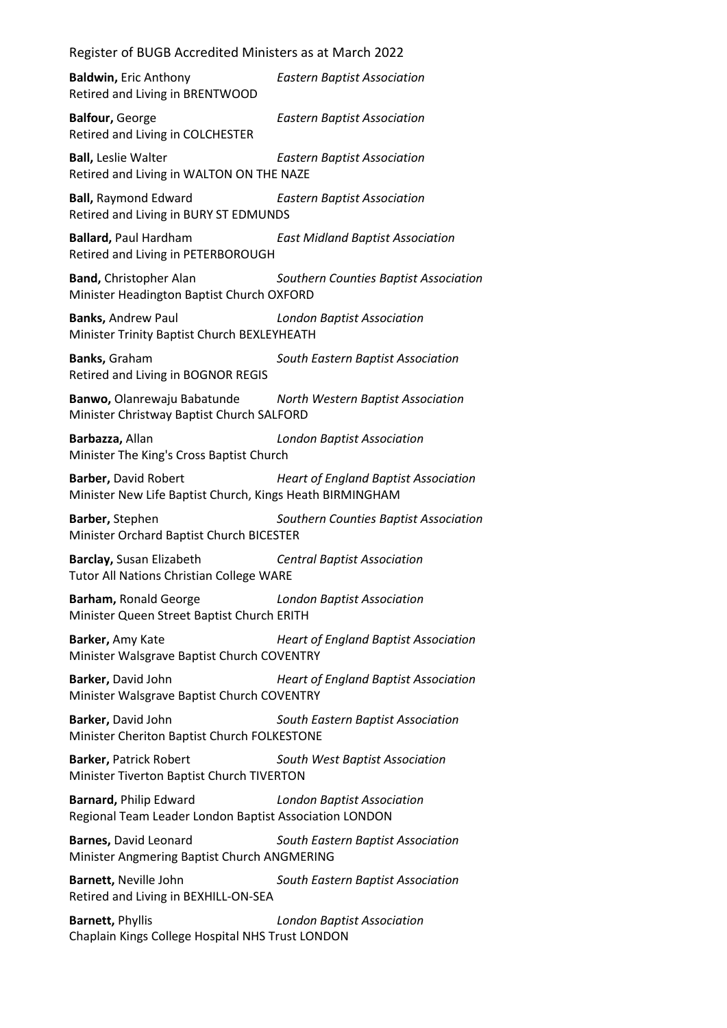**Baldwin,** Eric Anthony *Eastern Baptist Association*
Retired and Living in BRENTWOOD

**Balfour,** George *Eastern Baptist Association*
Retired and Living in COLCHESTER

**Ball,** Leslie Walter *Eastern Baptist Association*
Retired and Living in WALTON ON THE NAZE

**Ball,** Raymond Edward *Eastern Baptist Association*
Retired and Living in BURY ST EDMUNDS

**Ballard,** Paul Hardham *East Midland Baptist Association*
Retired and Living in PETERBOROUGH

**Band,** Christopher Alan *Southern Counties Baptist Association*
Minister Headington Baptist Church OXFORD

**Banks,** Andrew Paul *London Baptist Association*
Minister Trinity Baptist Church BEXLEYHEATH

**Banks,** Graham *South Eastern Baptist Association*
Retired and Living in BOGNOR REGIS

**Banwo,** Olanrewaju Babatunde *North Western Baptist Association*
Minister Christway Baptist Church SALFORD

**Barbazza,** Allan *London Baptist Association*
Minister The King's Cross Baptist Church

**Barber,** David Robert *Heart of England Baptist Association*
Minister New Life Baptist Church, Kings Heath BIRMINGHAM

**Barber,** Stephen *Southern Counties Baptist Association*
Minister Orchard Baptist Church BICESTER

**Barclay,** Susan Elizabeth *Central Baptist Association*
Tutor All Nations Christian College WARE

**Barham,** Ronald George *London Baptist Association*
Minister Queen Street Baptist Church ERITH

**Barker,** Amy Kate *Heart of England Baptist Association*
Minister Walsgrave Baptist Church COVENTRY

**Barker,** David John *Heart of England Baptist Association*
Minister Walsgrave Baptist Church COVENTRY

**Barker,** David John *South Eastern Baptist Association*
Minister Cheriton Baptist Church FOLKESTONE

**Barker,** Patrick Robert *South West Baptist Association*
Minister Tiverton Baptist Church TIVERTON

**Barnard,** Philip Edward *London Baptist Association*
Regional Team Leader London Baptist Association LONDON

**Barnes,** David Leonard *South Eastern Baptist Association*
Minister Angmering Baptist Church ANGMERING

**Barnett,** Neville John *South Eastern Baptist Association*
Retired and Living in BEXHILL-ON-SEA

**Barnett,** Phyllis *London Baptist Association*
Chaplain Kings College Hospital NHS Trust LONDON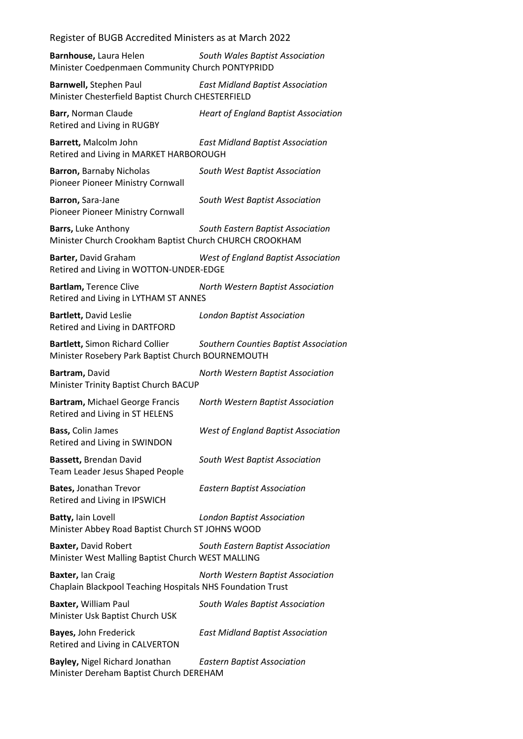**Barnhouse,** Laura Helen *South Wales Baptist Association*
Minister Coedpenmaen Community Church PONTYPRIDD

**Barnwell,** Stephen Paul *East Midland Baptist Association*
Minister Chesterfield Baptist Church CHESTERFIELD

**Barr,** Norman Claude *Heart of England Baptist Association*
Retired and Living in RUGBY

**Barrett,** Malcolm John *East Midland Baptist Association*
Retired and Living in MARKET HARBOROUGH

**Barron,** Barnaby Nicholas *South West Baptist Association*
Pioneer Pioneer Ministry Cornwall

**Barron,** Sara-Jane *South West Baptist Association*
Pioneer Pioneer Ministry Cornwall

**Barrs,** Luke Anthony *South Eastern Baptist Association*
Minister Church Crookham Baptist Church CHURCH CROOKHAM

**Barter,** David Graham *West of England Baptist Association*
Retired and Living in WOTTON-UNDER-EDGE

**Bartlam,** Terence Clive *North Western Baptist Association*
Retired and Living in LYTHAM ST ANNES

**Bartlett,** David Leslie *London Baptist Association*
Retired and Living in DARTFORD

**Bartlett,** Simon Richard Collier *Southern Counties Baptist Association*
Minister Rosebery Park Baptist Church BOURNEMOUTH

**Bartram,** David *North Western Baptist Association*
Minister Trinity Baptist Church BACUP

**Bartram,** Michael George Francis *North Western Baptist Association*
Retired and Living in ST HELENS

**Bass,** Colin James *West of England Baptist Association*
Retired and Living in SWINDON

**Bassett,** Brendan David *South West Baptist Association*
Team Leader Jesus Shaped People

**Bates,** Jonathan Trevor *Eastern Baptist Association*
Retired and Living in IPSWICH

**Batty,** Iain Lovell *London Baptist Association*
Minister Abbey Road Baptist Church ST JOHNS WOOD

**Baxter,** David Robert *South Eastern Baptist Association*
Minister West Malling Baptist Church WEST MALLING

**Baxter,** Ian Craig *North Western Baptist Association*
Chaplain Blackpool Teaching Hospitals NHS Foundation Trust

**Baxter,** William Paul *South Wales Baptist Association*
Minister Usk Baptist Church USK

**Bayes,** John Frederick *East Midland Baptist Association*
Retired and Living in CALVERTON

**Bayley,** Nigel Richard Jonathan *Eastern Baptist Association*
Minister Dereham Baptist Church DEREHAM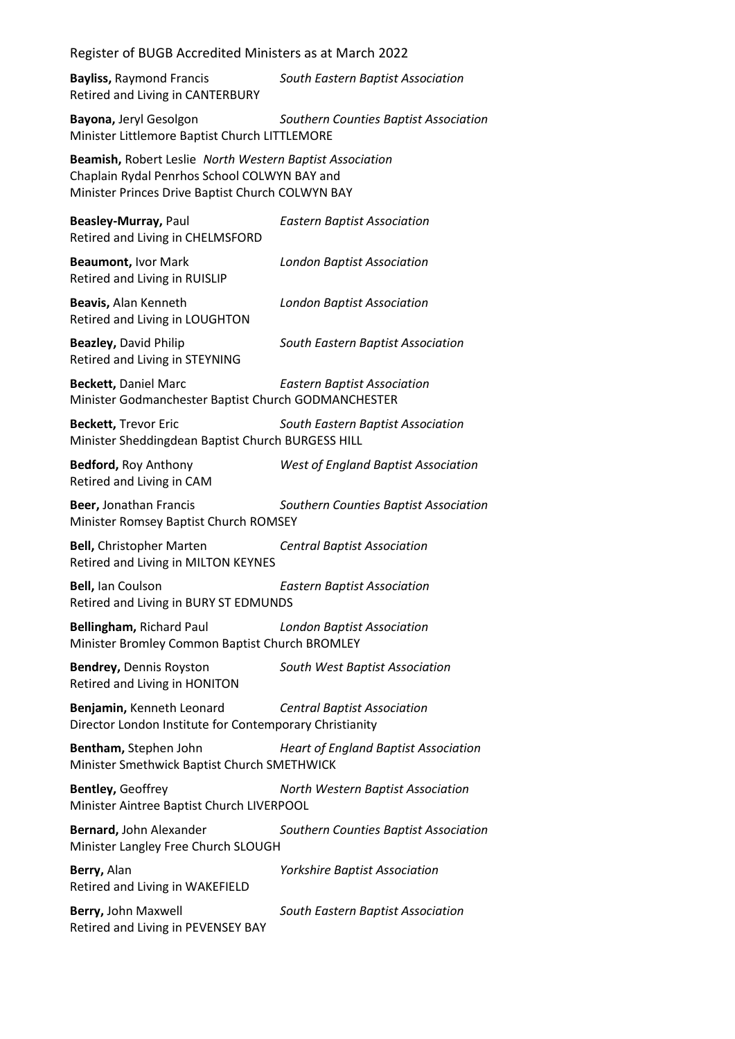**Bayliss,** Raymond Francis *South Eastern Baptist Association*
Retired and Living in CANTERBURY

**Bayona,** Jeryl Gesolgon *Southern Counties Baptist Association*
Minister Littlemore Baptist Church LITTLEMORE

**Beamish,** Robert Leslie *North Western Baptist Association*
Chaplain Rydal Penrhos School COLWYN BAY and
Minister Princes Drive Baptist Church COLWYN BAY

**Beasley-Murray,** Paul *Eastern Baptist Association*
Retired and Living in CHELMSFORD

**Beaumont,** Ivor Mark *London Baptist Association*
Retired and Living in RUISLIP

**Beavis,** Alan Kenneth *London Baptist Association*
Retired and Living in LOUGHTON

**Beazley,** David Philip *South Eastern Baptist Association*
Retired and Living in STEYNING

**Beckett,** Daniel Marc *Eastern Baptist Association*
Minister Godmanchester Baptist Church GODMANCHESTER

**Beckett,** Trevor Eric *South Eastern Baptist Association*
Minister Sheddingdean Baptist Church BURGESS HILL

**Bedford,** Roy Anthony *West of England Baptist Association*
Retired and Living in CAM

**Beer,** Jonathan Francis *Southern Counties Baptist Association*
Minister Romsey Baptist Church ROMSEY

**Bell,** Christopher Marten *Central Baptist Association*
Retired and Living in MILTON KEYNES

**Bell,** Ian Coulson *Eastern Baptist Association*
Retired and Living in BURY ST EDMUNDS

**Bellingham,** Richard Paul *London Baptist Association*
Minister Bromley Common Baptist Church BROMLEY

**Bendrey,** Dennis Royston *South West Baptist Association*
Retired and Living in HONITON

**Benjamin,** Kenneth Leonard *Central Baptist Association*
Director London Institute for Contemporary Christianity

**Bentham,** Stephen John *Heart of England Baptist Association*
Minister Smethwick Baptist Church SMETHWICK

**Bentley,** Geoffrey *North Western Baptist Association*
Minister Aintree Baptist Church LIVERPOOL

**Bernard,** John Alexander *Southern Counties Baptist Association*
Minister Langley Free Church SLOUGH

**Berry,** Alan *Yorkshire Baptist Association*
Retired and Living in WAKEFIELD

**Berry,** John Maxwell *South Eastern Baptist Association*
Retired and Living in PEVENSEY BAY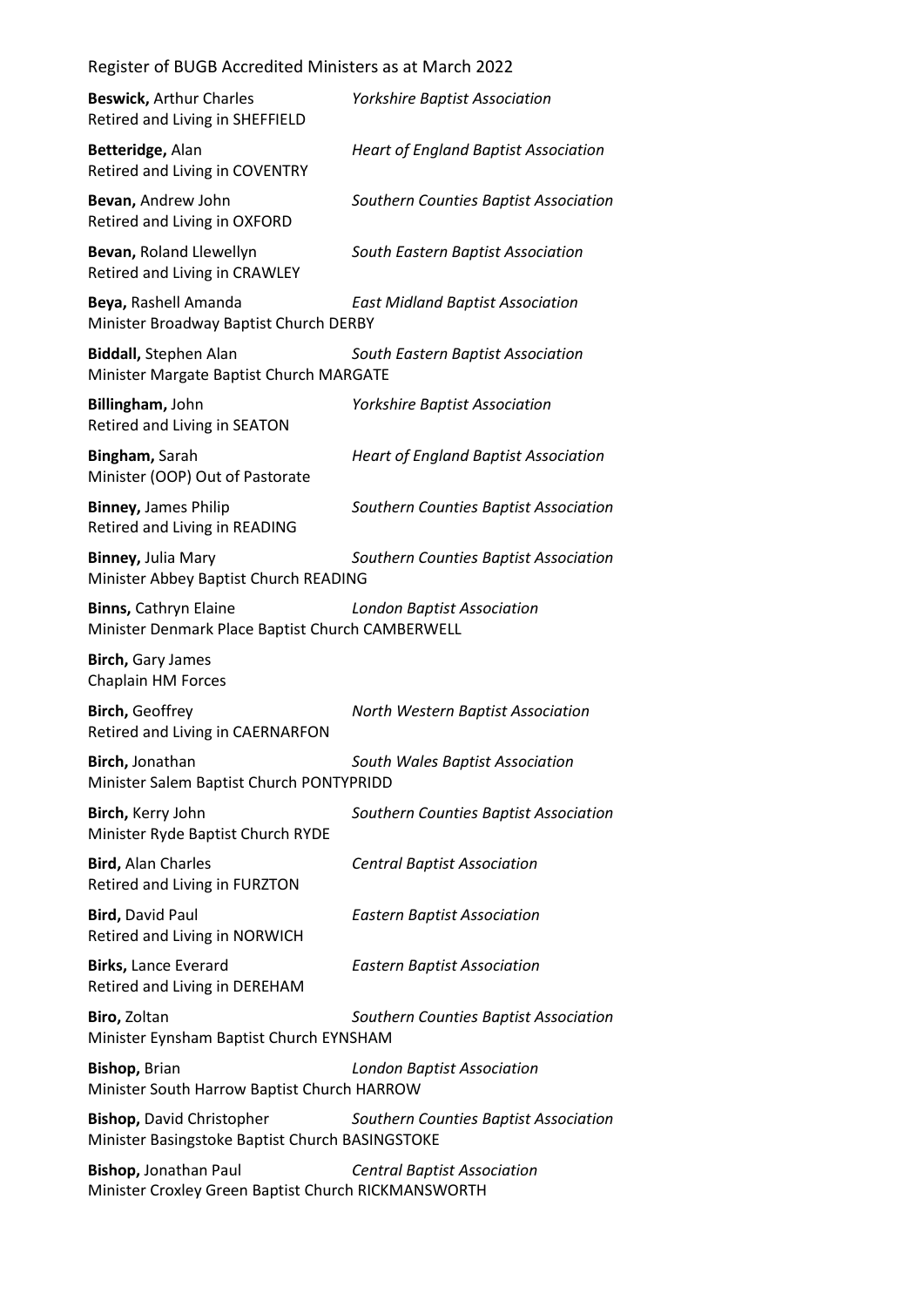**Beswick,** Arthur Charles *Yorkshire Baptist Association*
Retired and Living in SHEFFIELD

**Betteridge,** Alan *Heart of England Baptist Association*
Retired and Living in COVENTRY

**Bevan,** Andrew John *Southern Counties Baptist Association*
Retired and Living in OXFORD

**Bevan,** Roland Llewellyn *South Eastern Baptist Association*
Retired and Living in CRAWLEY

**Beya,** Rashell Amanda *East Midland Baptist Association*
Minister Broadway Baptist Church DERBY

**Biddall,** Stephen Alan *South Eastern Baptist Association*
Minister Margate Baptist Church MARGATE

**Billingham,** John *Yorkshire Baptist Association*
Retired and Living in SEATON

**Bingham,** Sarah *Heart of England Baptist Association*
Minister (OOP) Out of Pastorate

**Binney,** James Philip *Southern Counties Baptist Association*
Retired and Living in READING

**Binney,** Julia Mary *Southern Counties Baptist Association*
Minister Abbey Baptist Church READING

**Binns,** Cathryn Elaine *London Baptist Association*
Minister Denmark Place Baptist Church CAMBERWELL

**Birch,** Gary James
Chaplain HM Forces

**Birch,** Geoffrey *North Western Baptist Association*
Retired and Living in CAERNARFON

**Birch,** Jonathan *South Wales Baptist Association*
Minister Salem Baptist Church PONTYPRIDD

**Birch,** Kerry John *Southern Counties Baptist Association*
Minister Ryde Baptist Church RYDE

**Bird,** Alan Charles *Central Baptist Association*
Retired and Living in FURZTON

**Bird,** David Paul *Eastern Baptist Association*
Retired and Living in NORWICH

**Birks,** Lance Everard *Eastern Baptist Association*
Retired and Living in DEREHAM

**Biro,** Zoltan *Southern Counties Baptist Association*
Minister Eynsham Baptist Church EYNSHAM

**Bishop,** Brian *London Baptist Association*
Minister South Harrow Baptist Church HARROW

**Bishop,** David Christopher *Southern Counties Baptist Association*
Minister Basingstoke Baptist Church BASINGSTOKE

**Bishop,** Jonathan Paul *Central Baptist Association*
Minister Croxley Green Baptist Church RICKMANSWORTH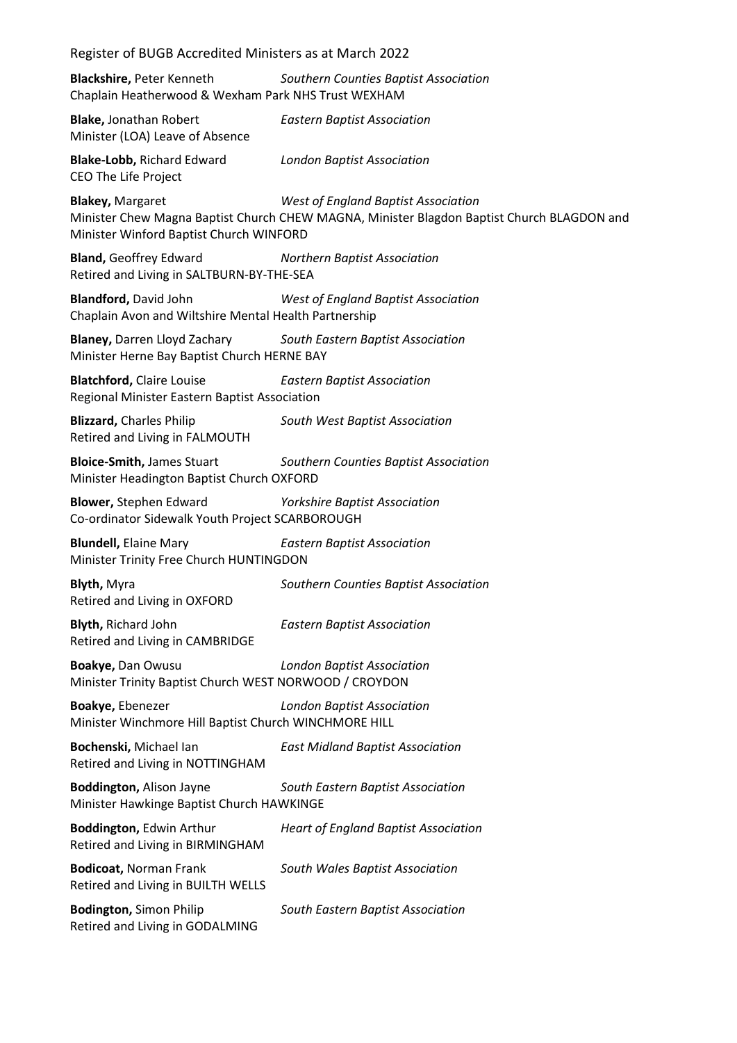**Blackshire,** Peter Kenneth *Southern Counties Baptist Association*
Chaplain Heatherwood & Wexham Park NHS Trust WEXHAM

**Blake,** Jonathan Robert *Eastern Baptist Association*
Minister (LOA) Leave of Absence

**Blake-Lobb,** Richard Edward *London Baptist Association*
CEO The Life Project

**Blakey,** Margaret *West of England Baptist Association*
Minister Chew Magna Baptist Church CHEW MAGNA, Minister Blagdon Baptist Church BLAGDON and Minister Winford Baptist Church WINFORD

**Bland,** Geoffrey Edward *Northern Baptist Association*
Retired and Living in SALTBURN-BY-THE-SEA

**Blandford,** David John *West of England Baptist Association*
Chaplain Avon and Wiltshire Mental Health Partnership

**Blaney,** Darren Lloyd Zachary *South Eastern Baptist Association*
Minister Herne Bay Baptist Church HERNE BAY

**Blatchford,** Claire Louise *Eastern Baptist Association*
Regional Minister Eastern Baptist Association

**Blizzard,** Charles Philip *South West Baptist Association*
Retired and Living in FALMOUTH

**Bloice-Smith,** James Stuart *Southern Counties Baptist Association*
Minister Headington Baptist Church OXFORD

**Blower,** Stephen Edward *Yorkshire Baptist Association*
Co-ordinator Sidewalk Youth Project SCARBOROUGH

**Blundell,** Elaine Mary *Eastern Baptist Association*
Minister Trinity Free Church HUNTINGDON

**Blyth,** Myra *Southern Counties Baptist Association*
Retired and Living in OXFORD

**Blyth,** Richard John *Eastern Baptist Association*
Retired and Living in CAMBRIDGE

**Boakye,** Dan Owusu *London Baptist Association*
Minister Trinity Baptist Church WEST NORWOOD / CROYDON

**Boakye,** Ebenezer *London Baptist Association*
Minister Winchmore Hill Baptist Church WINCHMORE HILL

**Bochenski,** Michael Ian *East Midland Baptist Association*
Retired and Living in NOTTINGHAM

**Boddington,** Alison Jayne *South Eastern Baptist Association*
Minister Hawkinge Baptist Church HAWKINGE

**Boddington,** Edwin Arthur *Heart of England Baptist Association*
Retired and Living in BIRMINGHAM

**Bodicoat,** Norman Frank *South Wales Baptist Association*
Retired and Living in BUILTH WELLS

**Bodington,** Simon Philip *South Eastern Baptist Association*
Retired and Living in GODALMING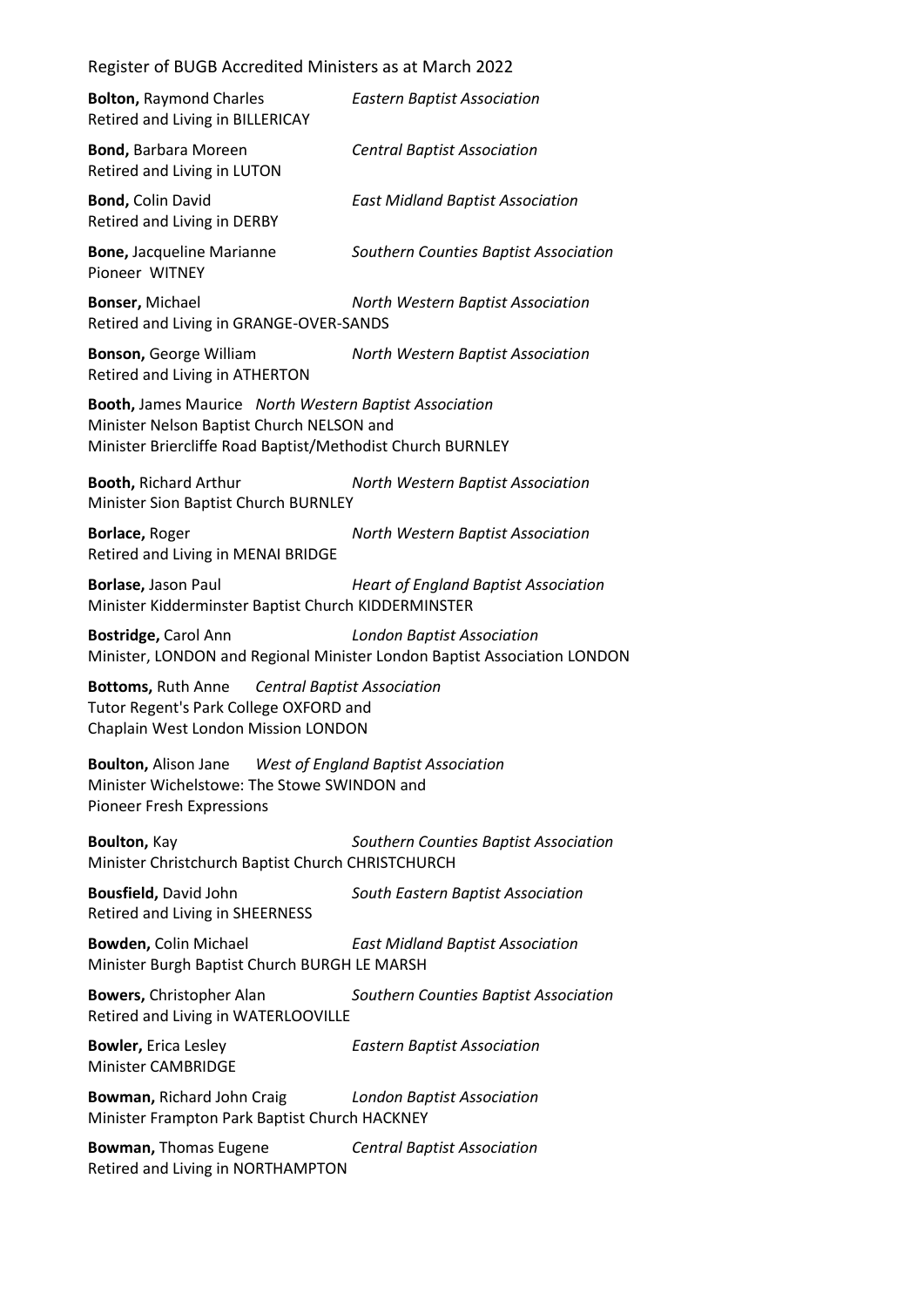**Bolton,** Raymond Charles *Eastern Baptist Association*
Retired and Living in BILLERICAY

**Bond,** Barbara Moreen *Central Baptist Association*
Retired and Living in LUTON

**Bond,** Colin David *East Midland Baptist Association*
Retired and Living in DERBY

**Bone,** Jacqueline Marianne *Southern Counties Baptist Association*
Pioneer WITNEY

**Bonser,** Michael *North Western Baptist Association*
Retired and Living in GRANGE-OVER-SANDS

**Bonson,** George William *North Western Baptist Association*
Retired and Living in ATHERTON

**Booth,** James Maurice *North Western Baptist Association*
Minister Nelson Baptist Church NELSON and
Minister Briercliffe Road Baptist/Methodist Church BURNLEY

**Booth,** Richard Arthur *North Western Baptist Association*
Minister Sion Baptist Church BURNLEY

**Borlace,** Roger *North Western Baptist Association*
Retired and Living in MENAI BRIDGE

**Borlase,** Jason Paul *Heart of England Baptist Association*
Minister Kidderminster Baptist Church KIDDERMINSTER

**Bostridge,** Carol Ann *London Baptist Association*
Minister, LONDON and Regional Minister London Baptist Association LONDON

**Bottoms,** Ruth Anne *Central Baptist Association*
Tutor Regent's Park College OXFORD and
Chaplain West London Mission LONDON

**Boulton,** Alison Jane *West of England Baptist Association*
Minister Wichelstowe: The Stowe SWINDON and
Pioneer Fresh Expressions

**Boulton,** Kay *Southern Counties Baptist Association*
Minister Christchurch Baptist Church CHRISTCHURCH

**Bousfield,** David John *South Eastern Baptist Association*
Retired and Living in SHEERNESS

**Bowden,** Colin Michael *East Midland Baptist Association*
Minister Burgh Baptist Church BURGH LE MARSH

**Bowers,** Christopher Alan *Southern Counties Baptist Association*
Retired and Living in WATERLOOVILLE

**Bowler,** Erica Lesley *Eastern Baptist Association*
Minister CAMBRIDGE

**Bowman,** Richard John Craig *London Baptist Association*
Minister Frampton Park Baptist Church HACKNEY

**Bowman,** Thomas Eugene *Central Baptist Association*
Retired and Living in NORTHAMPTON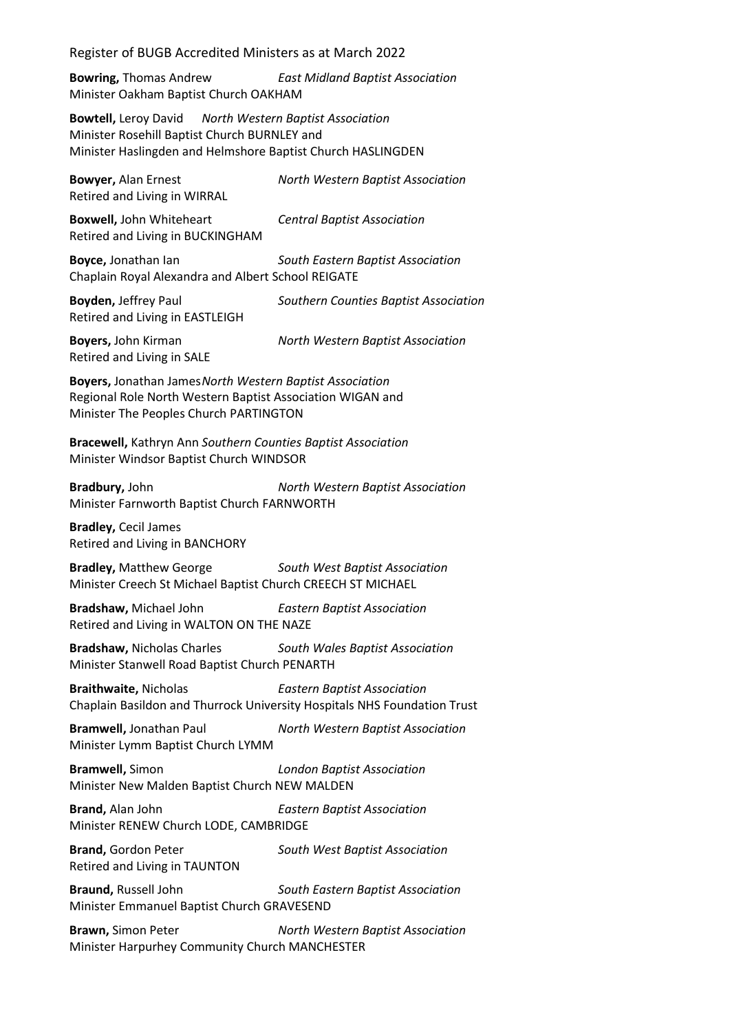**Bowring,** Thomas Andrew *East Midland Baptist Association*
Minister Oakham Baptist Church OAKHAM

**Bowtell,** Leroy David *North Western Baptist Association*
Minister Rosehill Baptist Church BURNLEY and
Minister Haslingden and Helmshore Baptist Church HASLINGDEN

**Bowyer,** Alan Ernest *North Western Baptist Association*
Retired and Living in WIRRAL

**Boxwell,** John Whiteheart *Central Baptist Association*
Retired and Living in BUCKINGHAM

**Boyce,** Jonathan Ian *South Eastern Baptist Association*
Chaplain Royal Alexandra and Albert School REIGATE

**Boyden,** Jeffrey Paul *Southern Counties Baptist Association*
Retired and Living in EASTLEIGH

**Boyers,** John Kirman *North Western Baptist Association*
Retired and Living in SALE

**Boyers,** Jonathan James *North Western Baptist Association*
Regional Role North Western Baptist Association WIGAN and
Minister The Peoples Church PARTINGTON

**Bracewell,** Kathryn Ann *Southern Counties Baptist Association*
Minister Windsor Baptist Church WINDSOR

**Bradbury,** John *North Western Baptist Association*
Minister Farnworth Baptist Church FARNWORTH

**Bradley,** Cecil James
Retired and Living in BANCHORY

**Bradley,** Matthew George *South West Baptist Association*
Minister Creech St Michael Baptist Church CREECH ST MICHAEL

**Bradshaw,** Michael John *Eastern Baptist Association*
Retired and Living in WALTON ON THE NAZE

**Bradshaw,** Nicholas Charles *South Wales Baptist Association*
Minister Stanwell Road Baptist Church PENARTH

**Braithwaite,** Nicholas *Eastern Baptist Association*
Chaplain Basildon and Thurrock University Hospitals NHS Foundation Trust

**Bramwell,** Jonathan Paul *North Western Baptist Association*
Minister Lymm Baptist Church LYMM

**Bramwell,** Simon *London Baptist Association*
Minister New Malden Baptist Church NEW MALDEN

**Brand,** Alan John *Eastern Baptist Association*
Minister RENEW Church LODE, CAMBRIDGE

**Brand,** Gordon Peter *South West Baptist Association*
Retired and Living in TAUNTON

**Braund,** Russell John *South Eastern Baptist Association*
Minister Emmanuel Baptist Church GRAVESEND

**Brawn,** Simon Peter *North Western Baptist Association*
Minister Harpurhey Community Church MANCHESTER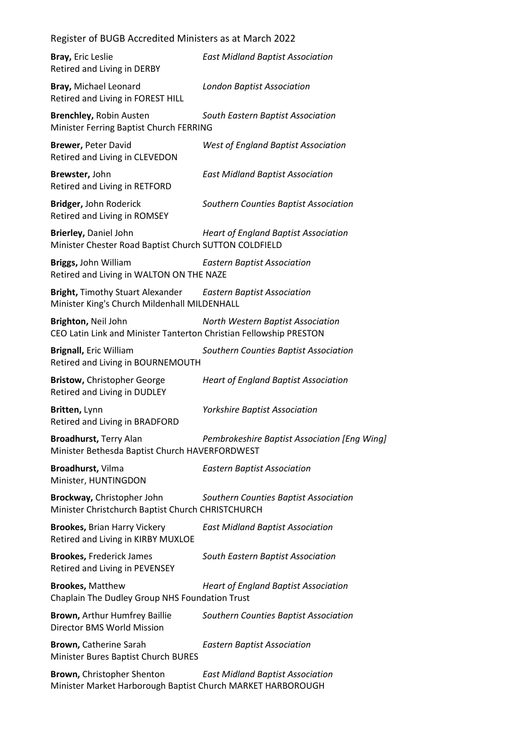**Bray,** Eric Leslie *East Midland Baptist Association*
Retired and Living in DERBY

**Bray,** Michael Leonard *London Baptist Association*
Retired and Living in FOREST HILL

**Brenchley,** Robin Austen *South Eastern Baptist Association*
Minister Ferring Baptist Church FERRING

**Brewer,** Peter David *West of England Baptist Association*
Retired and Living in CLEVEDON

**Brewster,** John *East Midland Baptist Association*
Retired and Living in RETFORD

**Bridger,** John Roderick *Southern Counties Baptist Association*
Retired and Living in ROMSEY

**Brierley,** Daniel John *Heart of England Baptist Association*
Minister Chester Road Baptist Church SUTTON COLDFIELD

**Briggs,** John William *Eastern Baptist Association*
Retired and Living in WALTON ON THE NAZE

**Bright,** Timothy Stuart Alexander *Eastern Baptist Association*
Minister King's Church Mildenhall MILDENHALL

**Brighton,** Neil John *North Western Baptist Association*
CEO Latin Link and Minister Tanterton Christian Fellowship PRESTON

**Brignall,** Eric William *Southern Counties Baptist Association*
Retired and Living in BOURNEMOUTH

**Bristow,** Christopher George *Heart of England Baptist Association*
Retired and Living in DUDLEY

**Britten,** Lynn *Yorkshire Baptist Association*
Retired and Living in BRADFORD

**Broadhurst,** Terry Alan *Pembrokeshire Baptist Association [Eng Wing]*
Minister Bethesda Baptist Church HAVERFORDWEST

**Broadhurst,** Vilma *Eastern Baptist Association*
Minister, HUNTINGDON

**Brockway,** Christopher John *Southern Counties Baptist Association*
Minister Christchurch Baptist Church CHRISTCHURCH

**Brookes,** Brian Harry Vickery *East Midland Baptist Association*
Retired and Living in KIRBY MUXLOE

**Brookes,** Frederick James *South Eastern Baptist Association*
Retired and Living in PEVENSEY

**Brookes,** Matthew *Heart of England Baptist Association*
Chaplain The Dudley Group NHS Foundation Trust

**Brown,** Arthur Humfrey Baillie *Southern Counties Baptist Association*
Director BMS World Mission

**Brown,** Catherine Sarah *Eastern Baptist Association*
Minister Bures Baptist Church BURES

**Brown,** Christopher Shenton *East Midland Baptist Association*
Minister Market Harborough Baptist Church MARKET HARBOROUGH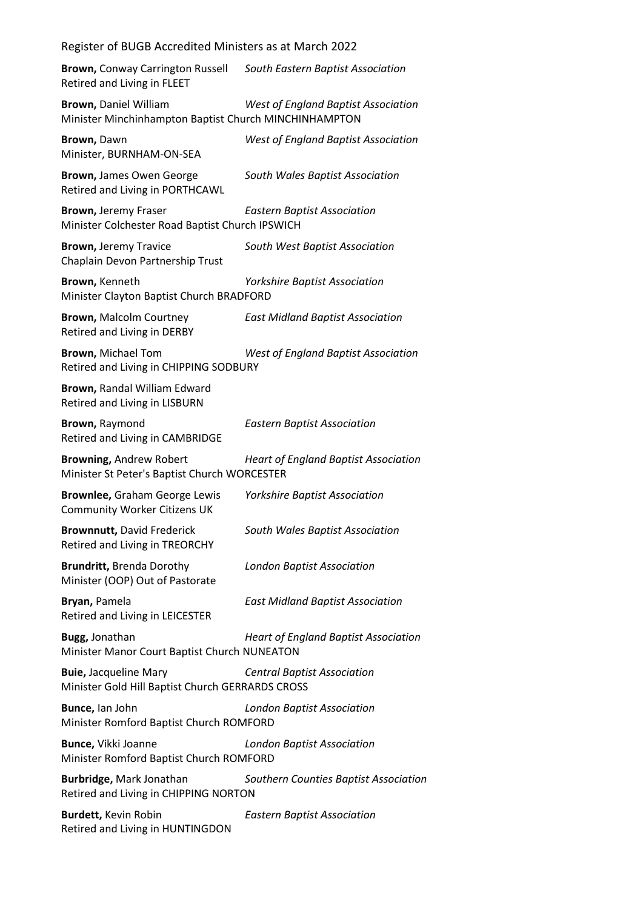**Brown,** Conway Carrington Russell *South Eastern Baptist Association*
Retired and Living in FLEET

**Brown,** Daniel William *West of England Baptist Association*
Minister Minchinhampton Baptist Church MINCHINHAMPTON

**Brown,** Dawn *West of England Baptist Association*
Minister, BURNHAM-ON-SEA

**Brown,** James Owen George *South Wales Baptist Association*
Retired and Living in PORTHCAWL

**Brown,** Jeremy Fraser *Eastern Baptist Association*
Minister Colchester Road Baptist Church IPSWICH

**Brown,** Jeremy Travice *South West Baptist Association*
Chaplain Devon Partnership Trust

**Brown,** Kenneth *Yorkshire Baptist Association*
Minister Clayton Baptist Church BRADFORD

**Brown,** Malcolm Courtney *East Midland Baptist Association*
Retired and Living in DERBY

**Brown,** Michael Tom *West of England Baptist Association*
Retired and Living in CHIPPING SODBURY

**Brown,** Randal William Edward
Retired and Living in LISBURN

**Brown,** Raymond *Eastern Baptist Association*
Retired and Living in CAMBRIDGE

**Browning,** Andrew Robert *Heart of England Baptist Association*
Minister St Peter's Baptist Church WORCESTER

**Brownlee,** Graham George Lewis *Yorkshire Baptist Association*
Community Worker Citizens UK

**Brownnutt,** David Frederick *South Wales Baptist Association*
Retired and Living in TREORCHY

**Brundritt,** Brenda Dorothy *London Baptist Association*
Minister (OOP) Out of Pastorate

**Bryan,** Pamela *East Midland Baptist Association*
Retired and Living in LEICESTER

**Bugg,** Jonathan *Heart of England Baptist Association*
Minister Manor Court Baptist Church NUNEATON

**Buie,** Jacqueline Mary *Central Baptist Association*
Minister Gold Hill Baptist Church GERRARDS CROSS

**Bunce,** Ian John *London Baptist Association*
Minister Romford Baptist Church ROMFORD

**Bunce,** Vikki Joanne *London Baptist Association*
Minister Romford Baptist Church ROMFORD

**Burbridge,** Mark Jonathan *Southern Counties Baptist Association*
Retired and Living in CHIPPING NORTON

**Burdett,** Kevin Robin *Eastern Baptist Association*
Retired and Living in HUNTINGDON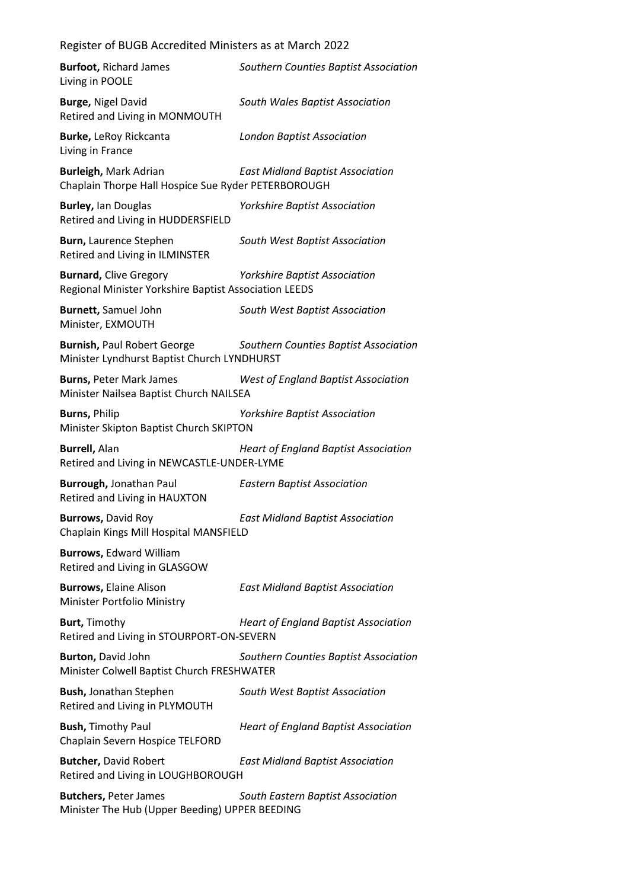**Burfoot,** Richard James *Southern Counties Baptist Association*
Living in POOLE

**Burge,** Nigel David *South Wales Baptist Association*
Retired and Living in MONMOUTH

**Burke,** LeRoy Rickcanta *London Baptist Association*
Living in France

**Burleigh,** Mark Adrian *East Midland Baptist Association*
Chaplain Thorpe Hall Hospice Sue Ryder PETERBOROUGH

**Burley,** Ian Douglas *Yorkshire Baptist Association*
Retired and Living in HUDDERSFIELD

**Burn,** Laurence Stephen *South West Baptist Association*
Retired and Living in ILMINSTER

**Burnard,** Clive Gregory *Yorkshire Baptist Association*
Regional Minister Yorkshire Baptist Association LEEDS

**Burnett,** Samuel John *South West Baptist Association*
Minister, EXMOUTH

**Burnish,** Paul Robert George *Southern Counties Baptist Association*
Minister Lyndhurst Baptist Church LYNDHURST

**Burns,** Peter Mark James *West of England Baptist Association*
Minister Nailsea Baptist Church NAILSEA

**Burns,** Philip *Yorkshire Baptist Association*
Minister Skipton Baptist Church SKIPTON

**Burrell,** Alan *Heart of England Baptist Association*
Retired and Living in NEWCASTLE-UNDER-LYME

**Burrough,** Jonathan Paul *Eastern Baptist Association*
Retired and Living in HAUXTON

**Burrows,** David Roy *East Midland Baptist Association*
Chaplain Kings Mill Hospital MANSFIELD

**Burrows,** Edward William
Retired and Living in GLASGOW

**Burrows,** Elaine Alison *East Midland Baptist Association*
Minister Portfolio Ministry

**Burt,** Timothy *Heart of England Baptist Association*
Retired and Living in STOURPORT-ON-SEVERN

**Burton,** David John *Southern Counties Baptist Association*
Minister Colwell Baptist Church FRESHWATER

**Bush,** Jonathan Stephen *South West Baptist Association*
Retired and Living in PLYMOUTH

**Bush,** Timothy Paul *Heart of England Baptist Association*
Chaplain Severn Hospice TELFORD

**Butcher,** David Robert *East Midland Baptist Association*
Retired and Living in LOUGHBOROUGH

**Butchers,** Peter James *South Eastern Baptist Association*
Minister The Hub (Upper Beeding) UPPER BEEDING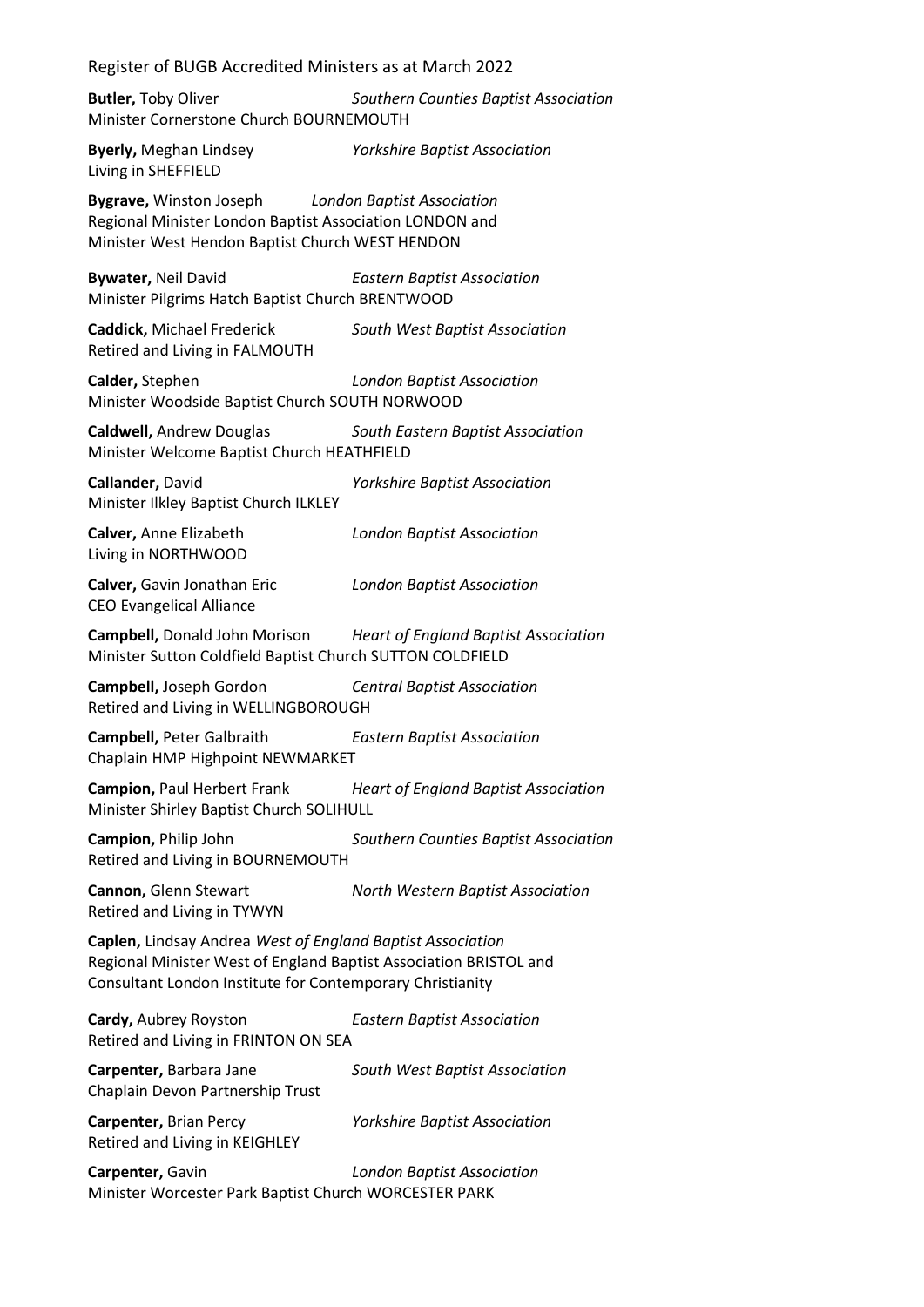**Butler,** Toby Oliver *Southern Counties Baptist Association*
Minister Cornerstone Church BOURNEMOUTH

**Byerly,** Meghan Lindsey *Yorkshire Baptist Association*
Living in SHEFFIELD

**Bygrave,** Winston Joseph *London Baptist Association*
Regional Minister London Baptist Association LONDON and
Minister West Hendon Baptist Church WEST HENDON

**Bywater,** Neil David *Eastern Baptist Association*
Minister Pilgrims Hatch Baptist Church BRENTWOOD

**Caddick,** Michael Frederick *South West Baptist Association*
Retired and Living in FALMOUTH

**Calder,** Stephen *London Baptist Association*
Minister Woodside Baptist Church SOUTH NORWOOD

**Caldwell,** Andrew Douglas *South Eastern Baptist Association*
Minister Welcome Baptist Church HEATHFIELD

**Callander,** David *Yorkshire Baptist Association*
Minister Ilkley Baptist Church ILKLEY

**Calver,** Anne Elizabeth *London Baptist Association*
Living in NORTHWOOD

**Calver,** Gavin Jonathan Eric *London Baptist Association*
CEO Evangelical Alliance

**Campbell,** Donald John Morison *Heart of England Baptist Association*
Minister Sutton Coldfield Baptist Church SUTTON COLDFIELD

**Campbell,** Joseph Gordon *Central Baptist Association*
Retired and Living in WELLINGBOROUGH

**Campbell,** Peter Galbraith *Eastern Baptist Association*
Chaplain HMP Highpoint NEWMARKET

**Campion,** Paul Herbert Frank *Heart of England Baptist Association*
Minister Shirley Baptist Church SOLIHULL

**Campion,** Philip John *Southern Counties Baptist Association*
Retired and Living in BOURNEMOUTH

**Cannon,** Glenn Stewart *North Western Baptist Association*
Retired and Living in TYWYN

**Caplen,** Lindsay Andrea *West of England Baptist Association*
Regional Minister West of England Baptist Association BRISTOL and
Consultant London Institute for Contemporary Christianity

**Cardy,** Aubrey Royston *Eastern Baptist Association*
Retired and Living in FRINTON ON SEA

**Carpenter,** Barbara Jane *South West Baptist Association*
Chaplain Devon Partnership Trust

**Carpenter,** Brian Percy *Yorkshire Baptist Association*
Retired and Living in KEIGHLEY

**Carpenter,** Gavin *London Baptist Association*
Minister Worcester Park Baptist Church WORCESTER PARK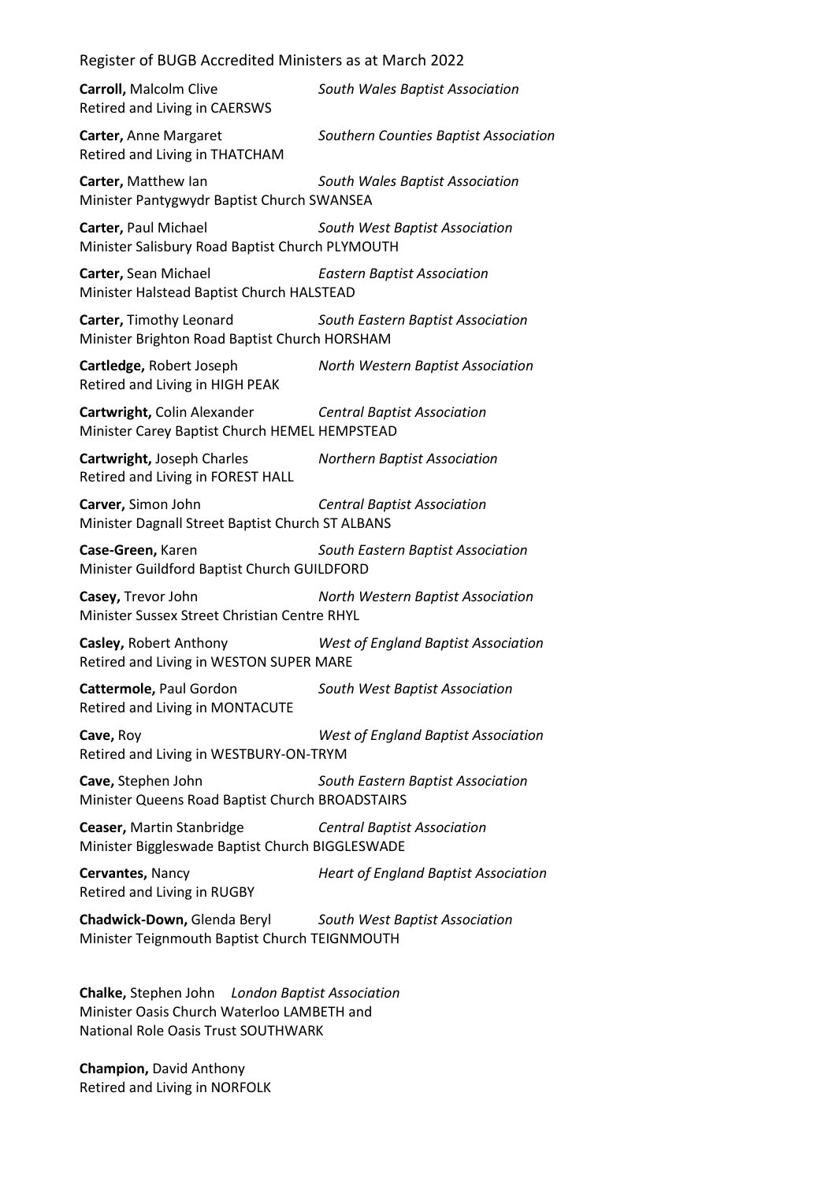**Carroll,** Malcolm Clive *South Wales Baptist Association*
Retired and Living in CAERSWS

**Carter,** Anne Margaret *Southern Counties Baptist Association*
Retired and Living in THATCHAM

**Carter,** Matthew Ian *South Wales Baptist Association*
Minister Pantygwydr Baptist Church SWANSEA

**Carter,** Paul Michael *South West Baptist Association*
Minister Salisbury Road Baptist Church PLYMOUTH

**Carter,** Sean Michael *Eastern Baptist Association*
Minister Halstead Baptist Church HALSTEAD

**Carter,** Timothy Leonard *South Eastern Baptist Association*
Minister Brighton Road Baptist Church HORSHAM

**Cartledge,** Robert Joseph *North Western Baptist Association*
Retired and Living in HIGH PEAK

**Cartwright,** Colin Alexander *Central Baptist Association*
Minister Carey Baptist Church HEMEL HEMPSTEAD

**Cartwright,** Joseph Charles *Northern Baptist Association*
Retired and Living in FOREST HALL

**Carver,** Simon John *Central Baptist Association*
Minister Dagnall Street Baptist Church ST ALBANS

**Case-Green,** Karen *South Eastern Baptist Association*
Minister Guildford Baptist Church GUILDFORD

**Casey,** Trevor John *North Western Baptist Association*
Minister Sussex Street Christian Centre RHYL

**Casley,** Robert Anthony *West of England Baptist Association*
Retired and Living in WESTON SUPER MARE

**Cattermole,** Paul Gordon *South West Baptist Association*
Retired and Living in MONTACUTE

**Cave,** Roy *West of England Baptist Association*
Retired and Living in WESTBURY-ON-TRYM

**Cave,** Stephen John *South Eastern Baptist Association*
Minister Queens Road Baptist Church BROADSTAIRS

**Ceaser,** Martin Stanbridge *Central Baptist Association*
Minister Biggleswade Baptist Church BIGGLESWADE

**Cervantes,** Nancy *Heart of England Baptist Association*
Retired and Living in RUGBY

**Chadwick-Down,** Glenda Beryl *South West Baptist Association*
Minister Teignmouth Baptist Church TEIGNMOUTH

**Chalke,** Stephen John *London Baptist Association*
Minister Oasis Church Waterloo LAMBETH and
National Role Oasis Trust SOUTHWARK

**Champion,** David Anthony
Retired and Living in NORFOLK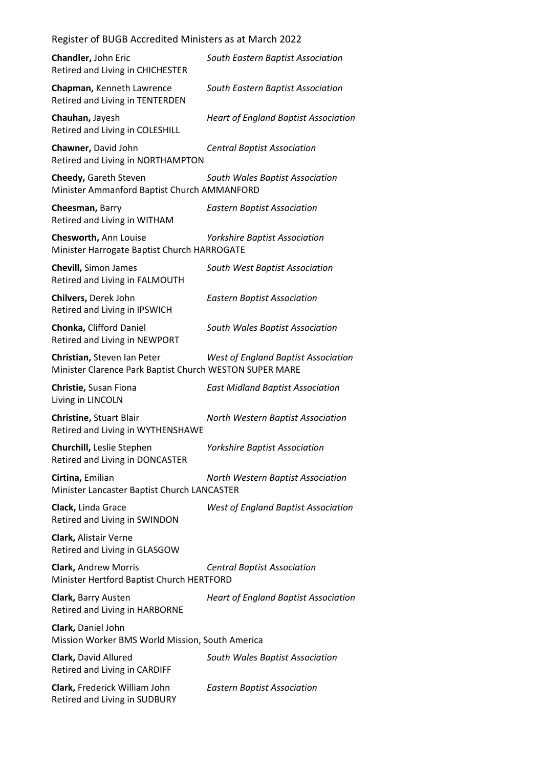**Chandler,** John Eric *South Eastern Baptist Association*
Retired and Living in CHICHESTER

**Chapman,** Kenneth Lawrence *South Eastern Baptist Association*
Retired and Living in TENTERDEN

**Chauhan,** Jayesh *Heart of England Baptist Association*
Retired and Living in COLESHILL

**Chawner,** David John *Central Baptist Association*
Retired and Living in NORTHAMPTON

**Cheedy,** Gareth Steven *South Wales Baptist Association*
Minister Ammanford Baptist Church AMMANFORD

**Cheesman,** Barry *Eastern Baptist Association*
Retired and Living in WITHAM

**Chesworth,** Ann Louise *Yorkshire Baptist Association*
Minister Harrogate Baptist Church HARROGATE

**Chevill,** Simon James *South West Baptist Association*
Retired and Living in FALMOUTH

**Chilvers,** Derek John *Eastern Baptist Association*
Retired and Living in IPSWICH

**Chonka,** Clifford Daniel *South Wales Baptist Association*
Retired and Living in NEWPORT

**Christian,** Steven Ian Peter *West of England Baptist Association*
Minister Clarence Park Baptist Church WESTON SUPER MARE

**Christie,** Susan Fiona *East Midland Baptist Association*
Living in LINCOLN

**Christine,** Stuart Blair *North Western Baptist Association*
Retired and Living in WYTHENSHAWE

**Churchill,** Leslie Stephen *Yorkshire Baptist Association*
Retired and Living in DONCASTER

**Cirtina,** Emilian *North Western Baptist Association*
Minister Lancaster Baptist Church LANCASTER

**Clack,** Linda Grace *West of England Baptist Association*
Retired and Living in SWINDON

**Clark,** Alistair Verne
Retired and Living in GLASGOW

**Clark,** Andrew Morris *Central Baptist Association*
Minister Hertford Baptist Church HERTFORD

**Clark,** Barry Austen *Heart of England Baptist Association*
Retired and Living in HARBORNE

**Clark,** Daniel John
Mission Worker BMS World Mission, South America

**Clark,** David Allured *South Wales Baptist Association*
Retired and Living in CARDIFF

**Clark,** Frederick William John *Eastern Baptist Association*
Retired and Living in SUDBURY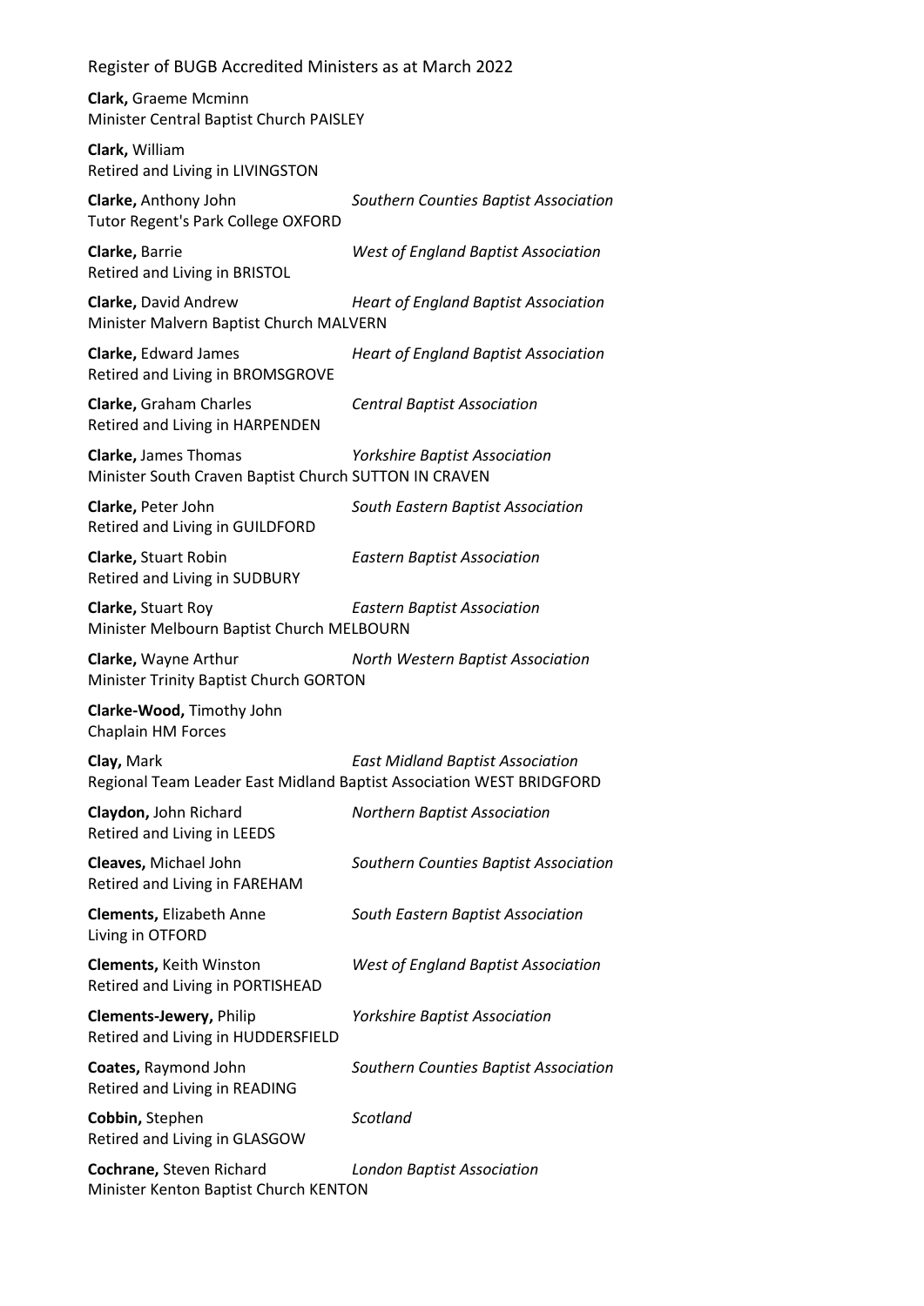**Clark,** Graeme Mcminn
Minister Central Baptist Church PAISLEY

**Clark,** William
Retired and Living in LIVINGSTON

**Clarke,** Anthony John — *Southern Counties Baptist Association*
Tutor Regent's Park College OXFORD

**Clarke,** Barrie — *West of England Baptist Association*
Retired and Living in BRISTOL

**Clarke,** David Andrew — *Heart of England Baptist Association*
Minister Malvern Baptist Church MALVERN

**Clarke,** Edward James — *Heart of England Baptist Association*
Retired and Living in BROMSGROVE

**Clarke,** Graham Charles — *Central Baptist Association*
Retired and Living in HARPENDEN

**Clarke,** James Thomas — *Yorkshire Baptist Association*
Minister South Craven Baptist Church SUTTON IN CRAVEN

**Clarke,** Peter John — *South Eastern Baptist Association*
Retired and Living in GUILDFORD

**Clarke,** Stuart Robin — *Eastern Baptist Association*
Retired and Living in SUDBURY

**Clarke,** Stuart Roy — *Eastern Baptist Association*
Minister Melbourn Baptist Church MELBOURN

**Clarke,** Wayne Arthur — *North Western Baptist Association*
Minister Trinity Baptist Church GORTON

**Clarke-Wood,** Timothy John
Chaplain HM Forces

**Clay,** Mark — *East Midland Baptist Association*
Regional Team Leader East Midland Baptist Association WEST BRIDGFORD

**Claydon,** John Richard — *Northern Baptist Association*
Retired and Living in LEEDS

**Cleaves,** Michael John — *Southern Counties Baptist Association*
Retired and Living in FAREHAM

**Clements,** Elizabeth Anne — *South Eastern Baptist Association*
Living in OTFORD

**Clements,** Keith Winston — *West of England Baptist Association*
Retired and Living in PORTISHEAD

**Clements-Jewery,** Philip — *Yorkshire Baptist Association*
Retired and Living in HUDDERSFIELD

**Coates,** Raymond John — *Southern Counties Baptist Association*
Retired and Living in READING

**Cobbin,** Stephen — *Scotland*
Retired and Living in GLASGOW

**Cochrane,** Steven Richard — *London Baptist Association*
Minister Kenton Baptist Church KENTON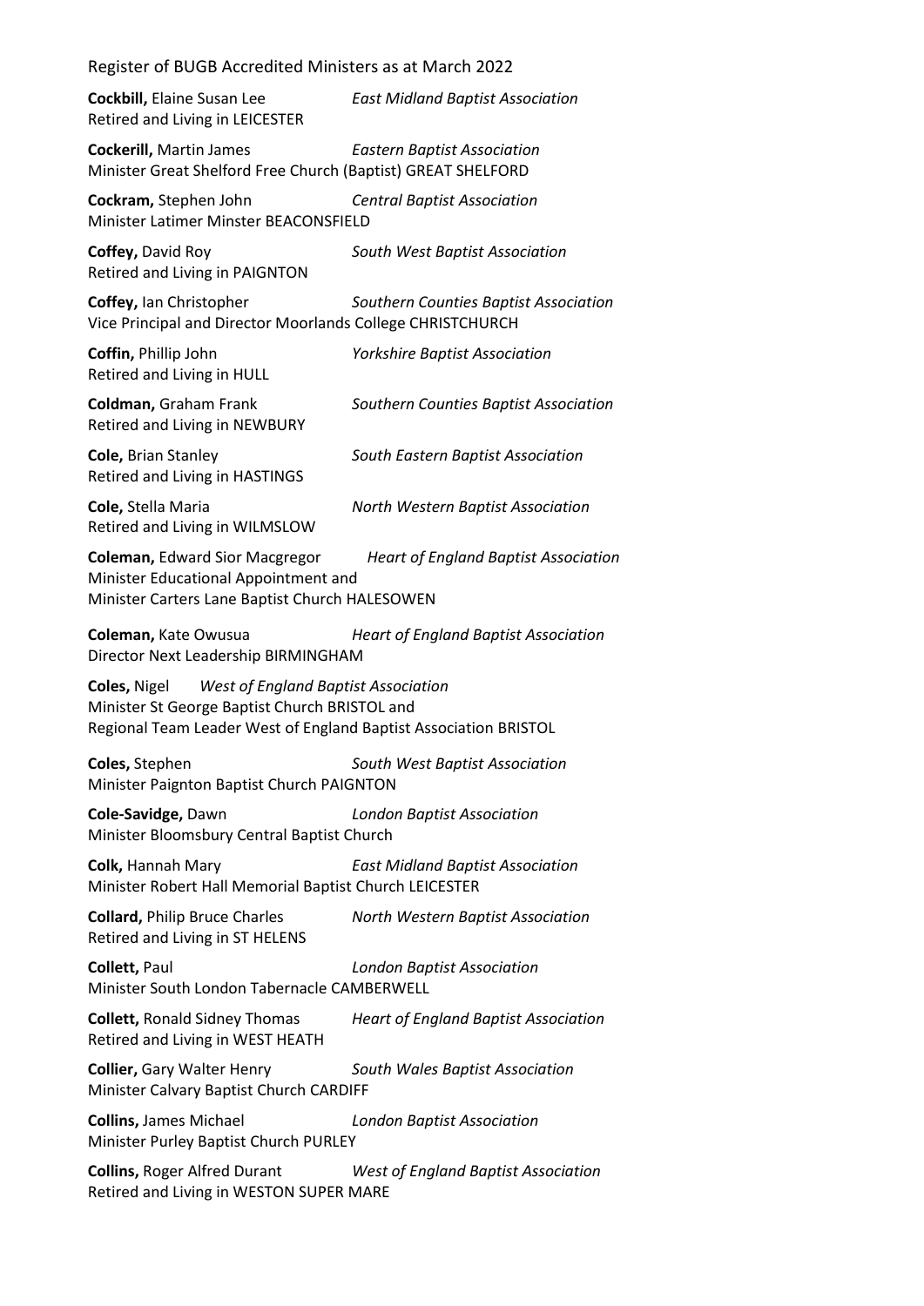Register of BUGB Accredited Ministers as at March 2022

**Cockbill,** Elaine Susan Lee *East Midland Baptist Association*
Retired and Living in LEICESTER

**Cockerill,** Martin James *Eastern Baptist Association*
Minister Great Shelford Free Church (Baptist) GREAT SHELFORD

**Cockram,** Stephen John *Central Baptist Association*
Minister Latimer Minster BEACONSFIELD

**Coffey,** David Roy *South West Baptist Association*
Retired and Living in PAIGNTON

**Coffey,** Ian Christopher *Southern Counties Baptist Association*
Vice Principal and Director Moorlands College CHRISTCHURCH

**Coffin,** Phillip John *Yorkshire Baptist Association*
Retired and Living in HULL

**Coldman,** Graham Frank *Southern Counties Baptist Association*
Retired and Living in NEWBURY

**Cole,** Brian Stanley *South Eastern Baptist Association*
Retired and Living in HASTINGS

**Cole,** Stella Maria *North Western Baptist Association*
Retired and Living in WILMSLOW

**Coleman,** Edward Sior Macgregor *Heart of England Baptist Association*
Minister Educational Appointment and
Minister Carters Lane Baptist Church HALESOWEN

**Coleman,** Kate Owusua *Heart of England Baptist Association*
Director Next Leadership BIRMINGHAM

**Coles,** Nigel *West of England Baptist Association*
Minister St George Baptist Church BRISTOL and
Regional Team Leader West of England Baptist Association BRISTOL

**Coles,** Stephen *South West Baptist Association*
Minister Paignton Baptist Church PAIGNTON

**Cole-Savidge,** Dawn *London Baptist Association*
Minister Bloomsbury Central Baptist Church

**Colk,** Hannah Mary *East Midland Baptist Association*
Minister Robert Hall Memorial Baptist Church LEICESTER

**Collard,** Philip Bruce Charles *North Western Baptist Association*
Retired and Living in ST HELENS

**Collett,** Paul *London Baptist Association*
Minister South London Tabernacle CAMBERWELL

**Collett,** Ronald Sidney Thomas *Heart of England Baptist Association*
Retired and Living in WEST HEATH

**Collier,** Gary Walter Henry *South Wales Baptist Association*
Minister Calvary Baptist Church CARDIFF

**Collins,** James Michael *London Baptist Association*
Minister Purley Baptist Church PURLEY

**Collins,** Roger Alfred Durant *West of England Baptist Association*
Retired and Living in WESTON SUPER MARE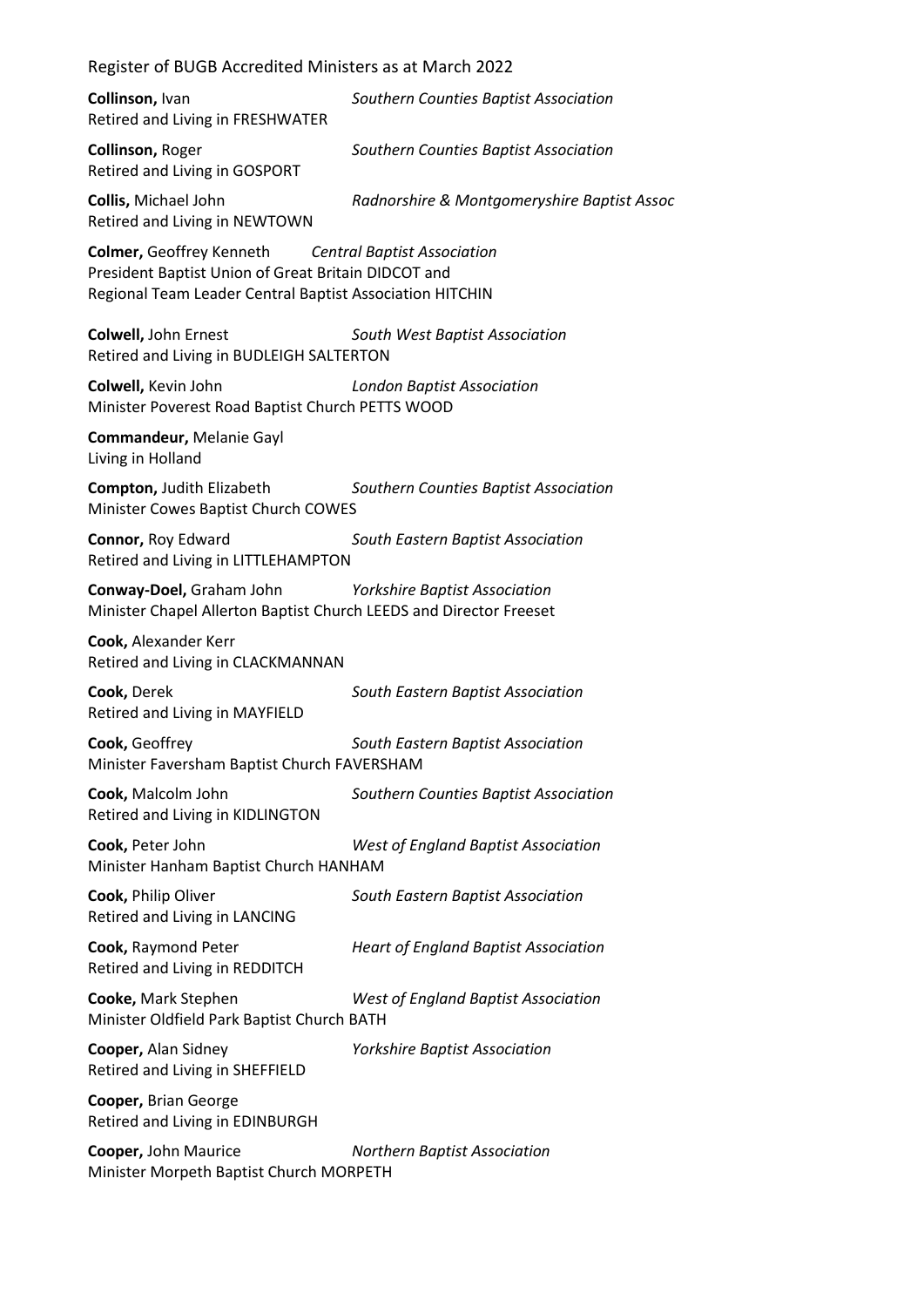**Collinson,** Ivan *Southern Counties Baptist Association*
Retired and Living in FRESHWATER

**Collinson,** Roger *Southern Counties Baptist Association*
Retired and Living in GOSPORT

**Collis,** Michael John *Radnorshire & Montgomeryshire Baptist Assoc*
Retired and Living in NEWTOWN

**Colmer,** Geoffrey Kenneth *Central Baptist Association*
President Baptist Union of Great Britain DIDCOT and
Regional Team Leader Central Baptist Association HITCHIN

**Colwell,** John Ernest *South West Baptist Association*
Retired and Living in BUDLEIGH SALTERTON

**Colwell,** Kevin John *London Baptist Association*
Minister Poverest Road Baptist Church PETTS WOOD

**Commandeur,** Melanie Gayl
Living in Holland

**Compton,** Judith Elizabeth *Southern Counties Baptist Association*
Minister Cowes Baptist Church COWES

**Connor,** Roy Edward *South Eastern Baptist Association*
Retired and Living in LITTLEHAMPTON

**Conway-Doel,** Graham John *Yorkshire Baptist Association*
Minister Chapel Allerton Baptist Church LEEDS and Director Freeset

**Cook,** Alexander Kerr
Retired and Living in CLACKMANNAN

**Cook,** Derek *South Eastern Baptist Association*
Retired and Living in MAYFIELD

**Cook,** Geoffrey *South Eastern Baptist Association*
Minister Faversham Baptist Church FAVERSHAM

**Cook,** Malcolm John *Southern Counties Baptist Association*
Retired and Living in KIDLINGTON

**Cook,** Peter John *West of England Baptist Association*
Minister Hanham Baptist Church HANHAM

**Cook,** Philip Oliver *South Eastern Baptist Association*
Retired and Living in LANCING

**Cook,** Raymond Peter *Heart of England Baptist Association*
Retired and Living in REDDITCH

**Cooke,** Mark Stephen *West of England Baptist Association*
Minister Oldfield Park Baptist Church BATH

**Cooper,** Alan Sidney *Yorkshire Baptist Association*
Retired and Living in SHEFFIELD

**Cooper,** Brian George
Retired and Living in EDINBURGH

**Cooper,** John Maurice *Northern Baptist Association*
Minister Morpeth Baptist Church MORPETH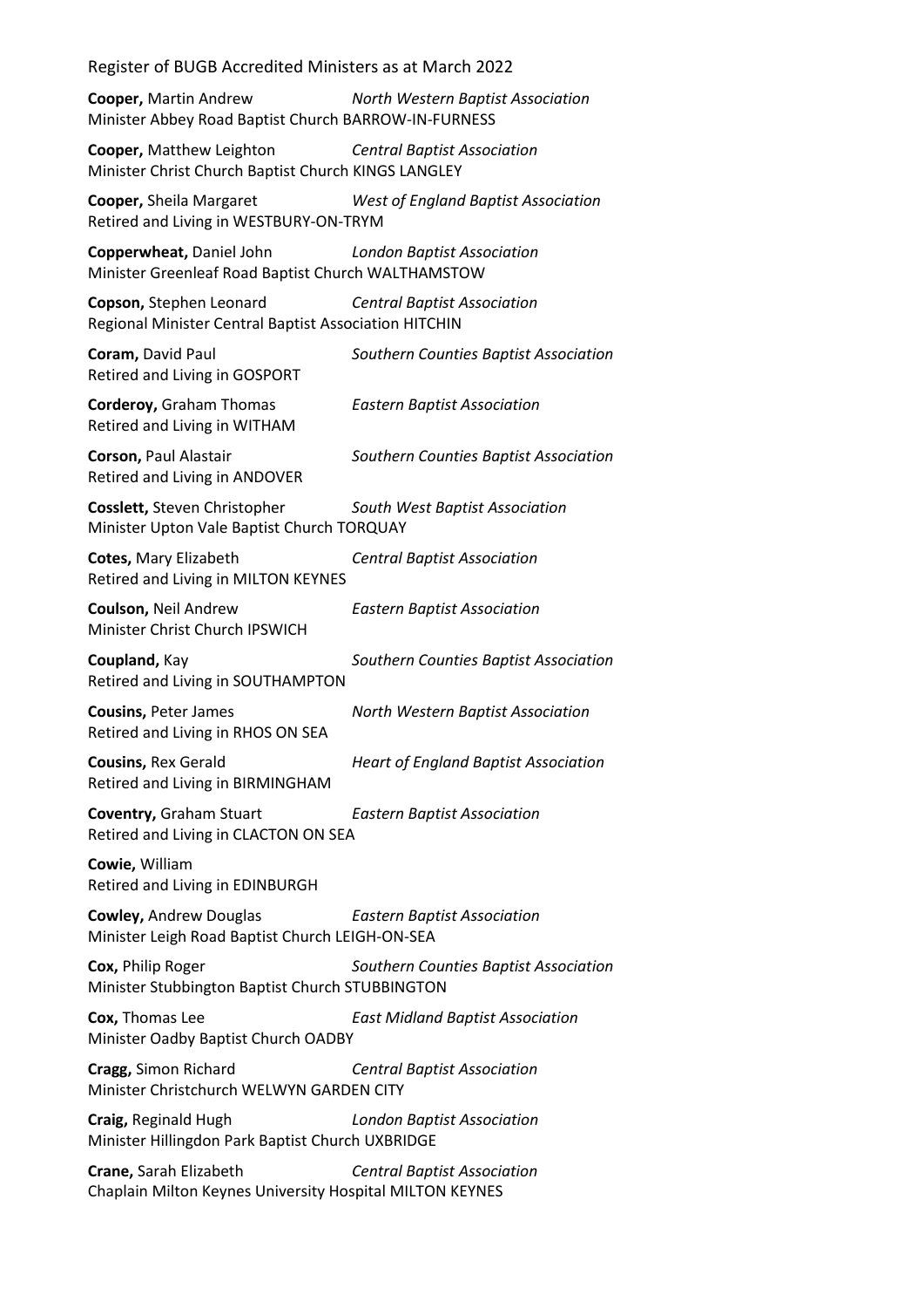**Cooper,** Martin Andrew *North Western Baptist Association*
Minister Abbey Road Baptist Church BARROW-IN-FURNESS

**Cooper,** Matthew Leighton *Central Baptist Association*
Minister Christ Church Baptist Church KINGS LANGLEY

**Cooper,** Sheila Margaret *West of England Baptist Association*
Retired and Living in WESTBURY-ON-TRYM

**Copperwheat,** Daniel John *London Baptist Association*
Minister Greenleaf Road Baptist Church WALTHAMSTOW

**Copson,** Stephen Leonard *Central Baptist Association*
Regional Minister Central Baptist Association HITCHIN

**Coram,** David Paul *Southern Counties Baptist Association*
Retired and Living in GOSPORT

**Corderoy,** Graham Thomas *Eastern Baptist Association*
Retired and Living in WITHAM

**Corson,** Paul Alastair *Southern Counties Baptist Association*
Retired and Living in ANDOVER

**Cosslett,** Steven Christopher *South West Baptist Association*
Minister Upton Vale Baptist Church TORQUAY

**Cotes,** Mary Elizabeth *Central Baptist Association*
Retired and Living in MILTON KEYNES

**Coulson,** Neil Andrew *Eastern Baptist Association*
Minister Christ Church IPSWICH

**Coupland,** Kay *Southern Counties Baptist Association*
Retired and Living in SOUTHAMPTON

**Cousins,** Peter James *North Western Baptist Association*
Retired and Living in RHOS ON SEA

**Cousins,** Rex Gerald *Heart of England Baptist Association*
Retired and Living in BIRMINGHAM

**Coventry,** Graham Stuart *Eastern Baptist Association*
Retired and Living in CLACTON ON SEA

**Cowie,** William
Retired and Living in EDINBURGH

**Cowley,** Andrew Douglas *Eastern Baptist Association*
Minister Leigh Road Baptist Church LEIGH-ON-SEA

**Cox,** Philip Roger *Southern Counties Baptist Association*
Minister Stubbington Baptist Church STUBBINGTON

**Cox,** Thomas Lee *East Midland Baptist Association*
Minister Oadby Baptist Church OADBY

**Cragg,** Simon Richard *Central Baptist Association*
Minister Christchurch WELWYN GARDEN CITY

**Craig,** Reginald Hugh *London Baptist Association*
Minister Hillingdon Park Baptist Church UXBRIDGE

**Crane,** Sarah Elizabeth *Central Baptist Association*
Chaplain Milton Keynes University Hospital MILTON KEYNES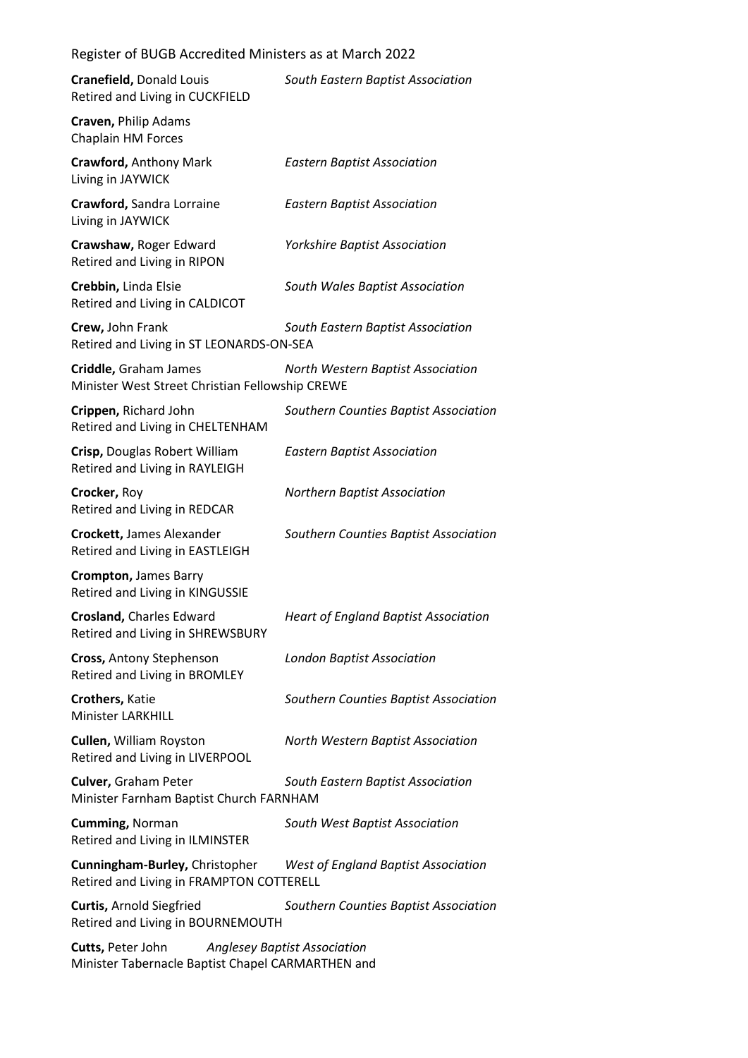**Cranefield,** Donald Louis *South Eastern Baptist Association*
Retired and Living in CUCKFIELD

**Craven,** Philip Adams
Chaplain HM Forces

**Crawford,** Anthony Mark *Eastern Baptist Association*
Living in JAYWICK

**Crawford,** Sandra Lorraine *Eastern Baptist Association*
Living in JAYWICK

**Crawshaw,** Roger Edward *Yorkshire Baptist Association*
Retired and Living in RIPON

**Crebbin,** Linda Elsie *South Wales Baptist Association*
Retired and Living in CALDICOT

**Crew,** John Frank *South Eastern Baptist Association*
Retired and Living in ST LEONARDS-ON-SEA

**Criddle,** Graham James *North Western Baptist Association*
Minister West Street Christian Fellowship CREWE

**Crippen,** Richard John *Southern Counties Baptist Association*
Retired and Living in CHELTENHAM

**Crisp,** Douglas Robert William *Eastern Baptist Association*
Retired and Living in RAYLEIGH

**Crocker,** Roy *Northern Baptist Association*
Retired and Living in REDCAR

**Crockett,** James Alexander *Southern Counties Baptist Association*
Retired and Living in EASTLEIGH

**Crompton,** James Barry
Retired and Living in KINGUSSIE

**Crosland,** Charles Edward *Heart of England Baptist Association*
Retired and Living in SHREWSBURY

**Cross,** Antony Stephenson *London Baptist Association*
Retired and Living in BROMLEY

**Crothers,** Katie *Southern Counties Baptist Association*
Minister LARKHILL

**Cullen,** William Royston *North Western Baptist Association*
Retired and Living in LIVERPOOL

**Culver,** Graham Peter *South Eastern Baptist Association*
Minister Farnham Baptist Church FARNHAM

**Cumming,** Norman *South West Baptist Association*
Retired and Living in ILMINSTER

**Cunningham-Burley,** Christopher *West of England Baptist Association*
Retired and Living in FRAMPTON COTTERELL

**Curtis,** Arnold Siegfried *Southern Counties Baptist Association*
Retired and Living in BOURNEMOUTH

**Cutts,** Peter John *Anglesey Baptist Association*
Minister Tabernacle Baptist Chapel CARMARTHEN and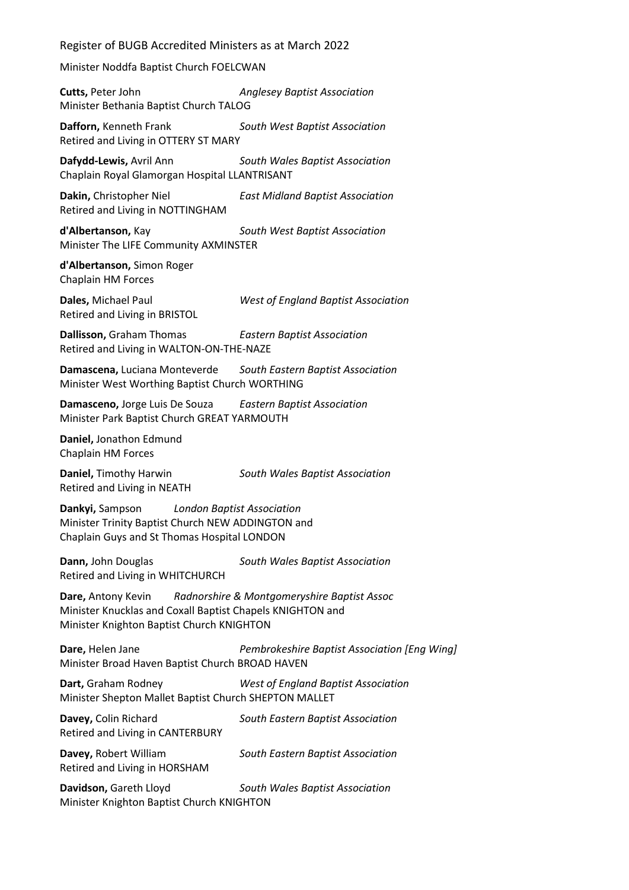Minister Noddfa Baptist Church FOELCWAN

**Cutts,** Peter John *Anglesey Baptist Association*
Minister Bethania Baptist Church TALOG

**Dafforn,** Kenneth Frank *South West Baptist Association*
Retired and Living in OTTERY ST MARY

**Dafydd-Lewis,** Avril Ann *South Wales Baptist Association*
Chaplain Royal Glamorgan Hospital LLANTRISANT

**Dakin,** Christopher Niel *East Midland Baptist Association*
Retired and Living in NOTTINGHAM

**d'Albertanson,** Kay *South West Baptist Association*
Minister The LIFE Community AXMINSTER

**d'Albertanson,** Simon Roger
Chaplain HM Forces

**Dales,** Michael Paul *West of England Baptist Association*
Retired and Living in BRISTOL

**Dallisson,** Graham Thomas *Eastern Baptist Association*
Retired and Living in WALTON-ON-THE-NAZE

**Damascena,** Luciana Monteverde *South Eastern Baptist Association*
Minister West Worthing Baptist Church WORTHING

**Damasceno,** Jorge Luis De Souza *Eastern Baptist Association*
Minister Park Baptist Church GREAT YARMOUTH

**Daniel,** Jonathon Edmund
Chaplain HM Forces

**Daniel,** Timothy Harwin *South Wales Baptist Association*
Retired and Living in NEATH

**Dankyi,** Sampson *London Baptist Association*
Minister Trinity Baptist Church NEW ADDINGTON and
Chaplain Guys and St Thomas Hospital LONDON

**Dann,** John Douglas *South Wales Baptist Association*
Retired and Living in WHITCHURCH

**Dare,** Antony Kevin *Radnorshire & Montgomeryshire Baptist Assoc*
Minister Knucklas and Coxall Baptist Chapels KNIGHTON and
Minister Knighton Baptist Church KNIGHTON

**Dare,** Helen Jane *Pembrokeshire Baptist Association [Eng Wing]*
Minister Broad Haven Baptist Church BROAD HAVEN

**Dart,** Graham Rodney *West of England Baptist Association*
Minister Shepton Mallet Baptist Church SHEPTON MALLET

**Davey,** Colin Richard *South Eastern Baptist Association*
Retired and Living in CANTERBURY

**Davey,** Robert William *South Eastern Baptist Association*
Retired and Living in HORSHAM

**Davidson,** Gareth Lloyd *South Wales Baptist Association*
Minister Knighton Baptist Church KNIGHTON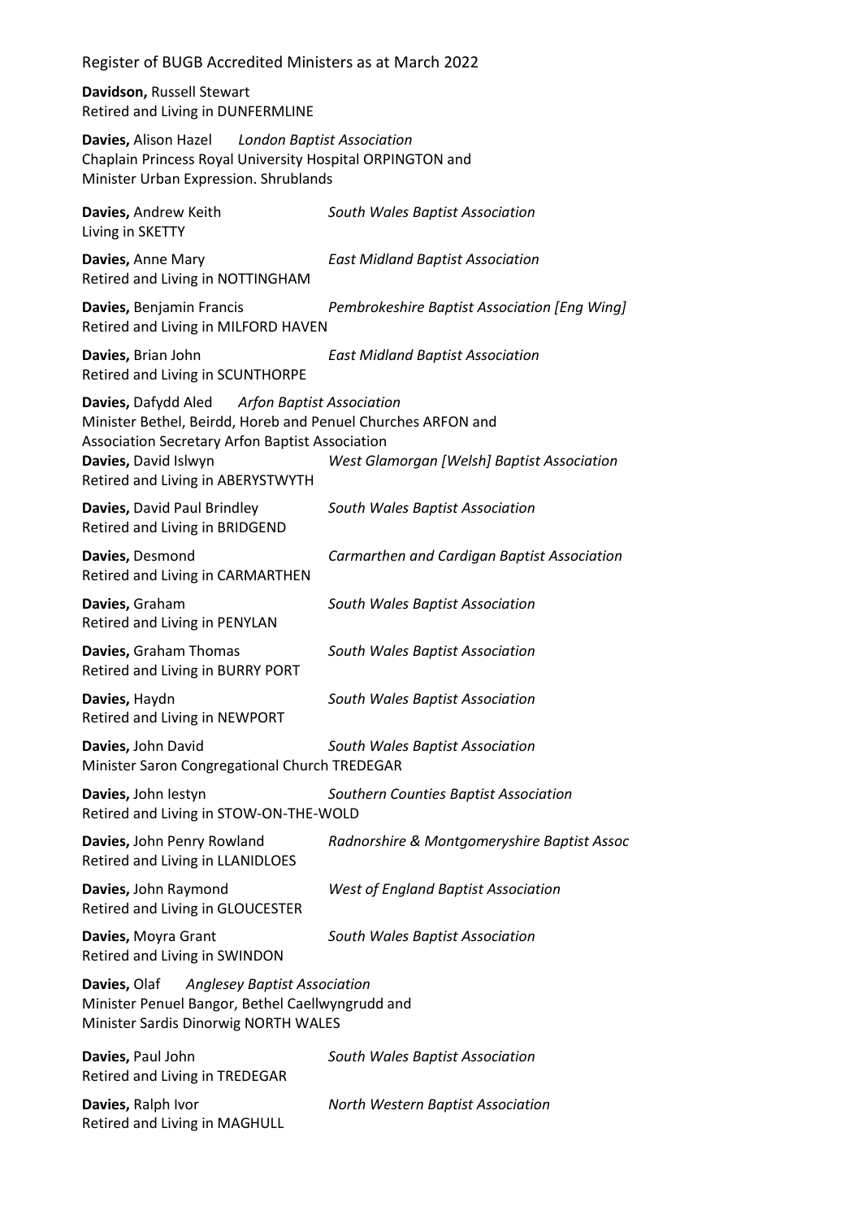**Davidson,** Russell Stewart
Retired and Living in DUNFERMLINE

**Davies,** Alison Hazel *London Baptist Association*
Chaplain Princess Royal University Hospital ORPINGTON and
Minister Urban Expression. Shrublands

**Davies,** Andrew Keith *South Wales Baptist Association*
Living in SKETTY

**Davies,** Anne Mary *East Midland Baptist Association*
Retired and Living in NOTTINGHAM

**Davies,** Benjamin Francis *Pembrokeshire Baptist Association [Eng Wing]*
Retired and Living in MILFORD HAVEN

**Davies,** Brian John *East Midland Baptist Association*
Retired and Living in SCUNTHORPE

**Davies,** Dafydd Aled *Arfon Baptist Association*
Minister Bethel, Beirdd, Horeb and Penuel Churches ARFON and
Association Secretary Arfon Baptist Association

**Davies,** David Islwyn *West Glamorgan [Welsh] Baptist Association*
Retired and Living in ABERYSTWYTH

**Davies,** David Paul Brindley *South Wales Baptist Association*
Retired and Living in BRIDGEND

**Davies,** Desmond *Carmarthen and Cardigan Baptist Association*
Retired and Living in CARMARTHEN

**Davies,** Graham *South Wales Baptist Association*
Retired and Living in PENYLAN

**Davies,** Graham Thomas *South Wales Baptist Association*
Retired and Living in BURRY PORT

**Davies,** Haydn *South Wales Baptist Association*
Retired and Living in NEWPORT

**Davies,** John David *South Wales Baptist Association*
Minister Saron Congregational Church TREDEGAR

**Davies,** John Iestyn *Southern Counties Baptist Association*
Retired and Living in STOW-ON-THE-WOLD

**Davies,** John Penry Rowland *Radnorshire & Montgomeryshire Baptist Assoc*
Retired and Living in LLANIDLOES

**Davies,** John Raymond *West of England Baptist Association*
Retired and Living in GLOUCESTER

**Davies,** Moyra Grant *South Wales Baptist Association*
Retired and Living in SWINDON

**Davies,** Olaf *Anglesey Baptist Association*
Minister Penuel Bangor, Bethel Caellwyngrudd and
Minister Sardis Dinorwig NORTH WALES

**Davies,** Paul John *South Wales Baptist Association*
Retired and Living in TREDEGAR

**Davies,** Ralph Ivor *North Western Baptist Association*
Retired and Living in MAGHULL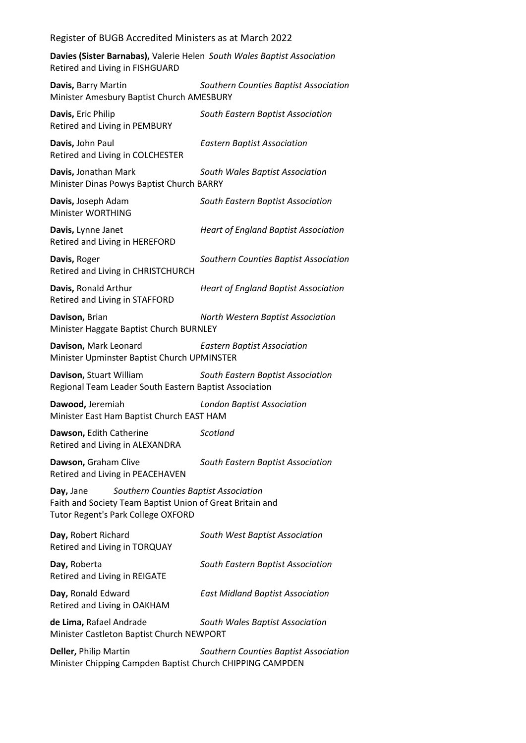**Davies (Sister Barnabas),** Valerie Helen *South Wales Baptist Association*
Retired and Living in FISHGUARD

**Davis,** Barry Martin *Southern Counties Baptist Association*
Minister Amesbury Baptist Church AMESBURY

**Davis,** Eric Philip *South Eastern Baptist Association*
Retired and Living in PEMBURY

**Davis,** John Paul *Eastern Baptist Association*
Retired and Living in COLCHESTER

**Davis,** Jonathan Mark *South Wales Baptist Association*
Minister Dinas Powys Baptist Church BARRY

**Davis,** Joseph Adam *South Eastern Baptist Association*
Minister WORTHING

**Davis,** Lynne Janet *Heart of England Baptist Association*
Retired and Living in HEREFORD

**Davis,** Roger *Southern Counties Baptist Association*
Retired and Living in CHRISTCHURCH

**Davis,** Ronald Arthur *Heart of England Baptist Association*
Retired and Living in STAFFORD

**Davison,** Brian *North Western Baptist Association*
Minister Haggate Baptist Church BURNLEY

**Davison,** Mark Leonard *Eastern Baptist Association*
Minister Upminster Baptist Church UPMINSTER

**Davison,** Stuart William *South Eastern Baptist Association*
Regional Team Leader South Eastern Baptist Association

**Dawood,** Jeremiah *London Baptist Association*
Minister East Ham Baptist Church EAST HAM

**Dawson,** Edith Catherine *Scotland*
Retired and Living in ALEXANDRA

**Dawson,** Graham Clive *South Eastern Baptist Association*
Retired and Living in PEACEHAVEN

**Day,** Jane *Southern Counties Baptist Association*
Faith and Society Team Baptist Union of Great Britain and
Tutor Regent's Park College OXFORD

**Day,** Robert Richard *South West Baptist Association*
Retired and Living in TORQUAY

**Day,** Roberta *South Eastern Baptist Association*
Retired and Living in REIGATE

**Day,** Ronald Edward *East Midland Baptist Association*
Retired and Living in OAKHAM

**de Lima,** Rafael Andrade *South Wales Baptist Association*
Minister Castleton Baptist Church NEWPORT

**Deller,** Philip Martin *Southern Counties Baptist Association*
Minister Chipping Campden Baptist Church CHIPPING CAMPDEN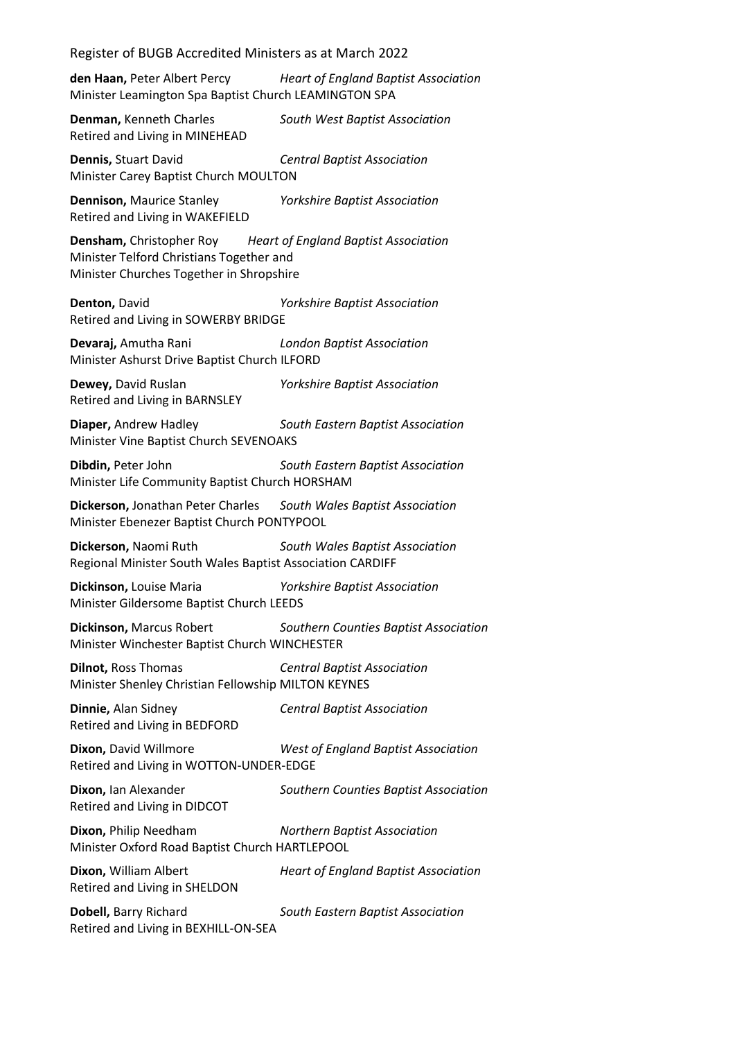**den Haan,** Peter Albert Percy *Heart of England Baptist Association*
Minister Leamington Spa Baptist Church LEAMINGTON SPA

**Denman,** Kenneth Charles *South West Baptist Association*
Retired and Living in MINEHEAD

**Dennis,** Stuart David *Central Baptist Association*
Minister Carey Baptist Church MOULTON

**Dennison,** Maurice Stanley *Yorkshire Baptist Association*
Retired and Living in WAKEFIELD

**Densham,** Christopher Roy *Heart of England Baptist Association*
Minister Telford Christians Together and
Minister Churches Together in Shropshire

**Denton,** David *Yorkshire Baptist Association*
Retired and Living in SOWERBY BRIDGE

**Devaraj,** Amutha Rani *London Baptist Association*
Minister Ashurst Drive Baptist Church ILFORD

**Dewey,** David Ruslan *Yorkshire Baptist Association*
Retired and Living in BARNSLEY

**Diaper,** Andrew Hadley *South Eastern Baptist Association*
Minister Vine Baptist Church SEVENOAKS

**Dibdin,** Peter John *South Eastern Baptist Association*
Minister Life Community Baptist Church HORSHAM

**Dickerson,** Jonathan Peter Charles *South Wales Baptist Association*
Minister Ebenezer Baptist Church PONTYPOOL

**Dickerson,** Naomi Ruth *South Wales Baptist Association*
Regional Minister South Wales Baptist Association CARDIFF

**Dickinson,** Louise Maria *Yorkshire Baptist Association*
Minister Gildersome Baptist Church LEEDS

**Dickinson,** Marcus Robert *Southern Counties Baptist Association*
Minister Winchester Baptist Church WINCHESTER

**Dilnot,** Ross Thomas *Central Baptist Association*
Minister Shenley Christian Fellowship MILTON KEYNES

**Dinnie,** Alan Sidney *Central Baptist Association*
Retired and Living in BEDFORD

**Dixon,** David Willmore *West of England Baptist Association*
Retired and Living in WOTTON-UNDER-EDGE

**Dixon,** Ian Alexander *Southern Counties Baptist Association*
Retired and Living in DIDCOT

**Dixon,** Philip Needham *Northern Baptist Association*
Minister Oxford Road Baptist Church HARTLEPOOL

**Dixon,** William Albert *Heart of England Baptist Association*
Retired and Living in SHELDON

**Dobell,** Barry Richard *South Eastern Baptist Association*
Retired and Living in BEXHILL-ON-SEA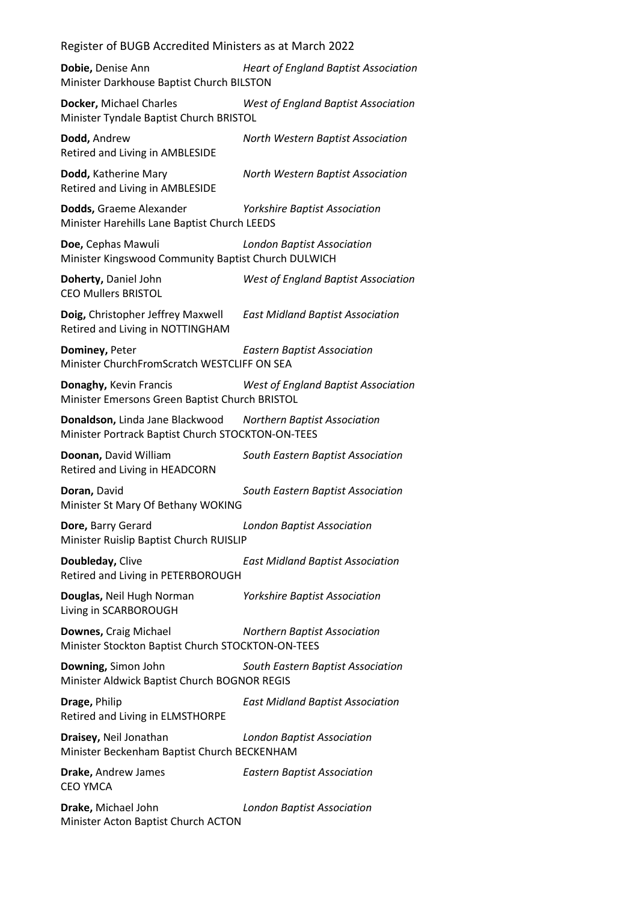**Dobie,** Denise Ann *Heart of England Baptist Association*
Minister Darkhouse Baptist Church BILSTON

**Docker,** Michael Charles *West of England Baptist Association*
Minister Tyndale Baptist Church BRISTOL

**Dodd,** Andrew *North Western Baptist Association*
Retired and Living in AMBLESIDE

**Dodd,** Katherine Mary *North Western Baptist Association*
Retired and Living in AMBLESIDE

**Dodds,** Graeme Alexander *Yorkshire Baptist Association*
Minister Harehills Lane Baptist Church LEEDS

**Doe,** Cephas Mawuli *London Baptist Association*
Minister Kingswood Community Baptist Church DULWICH

**Doherty,** Daniel John *West of England Baptist Association*
CEO Mullers BRISTOL

**Doig,** Christopher Jeffrey Maxwell *East Midland Baptist Association*
Retired and Living in NOTTINGHAM

**Dominey,** Peter *Eastern Baptist Association*
Minister ChurchFromScratch WESTCLIFF ON SEA

**Donaghy,** Kevin Francis *West of England Baptist Association*
Minister Emersons Green Baptist Church BRISTOL

**Donaldson,** Linda Jane Blackwood *Northern Baptist Association*
Minister Portrack Baptist Church STOCKTON-ON-TEES

**Doonan,** David William *South Eastern Baptist Association*
Retired and Living in HEADCORN

**Doran,** David *South Eastern Baptist Association*
Minister St Mary Of Bethany WOKING

**Dore,** Barry Gerard *London Baptist Association*
Minister Ruislip Baptist Church RUISLIP

**Doubleday,** Clive *East Midland Baptist Association*
Retired and Living in PETERBOROUGH

**Douglas,** Neil Hugh Norman *Yorkshire Baptist Association*
Living in SCARBOROUGH

**Downes,** Craig Michael *Northern Baptist Association*
Minister Stockton Baptist Church STOCKTON-ON-TEES

**Downing,** Simon John *South Eastern Baptist Association*
Minister Aldwick Baptist Church BOGNOR REGIS

**Drage,** Philip *East Midland Baptist Association*
Retired and Living in ELMSTHORPE

**Draisey,** Neil Jonathan *London Baptist Association*
Minister Beckenham Baptist Church BECKENHAM

**Drake,** Andrew James *Eastern Baptist Association*
CEO YMCA

**Drake,** Michael John *London Baptist Association*
Minister Acton Baptist Church ACTON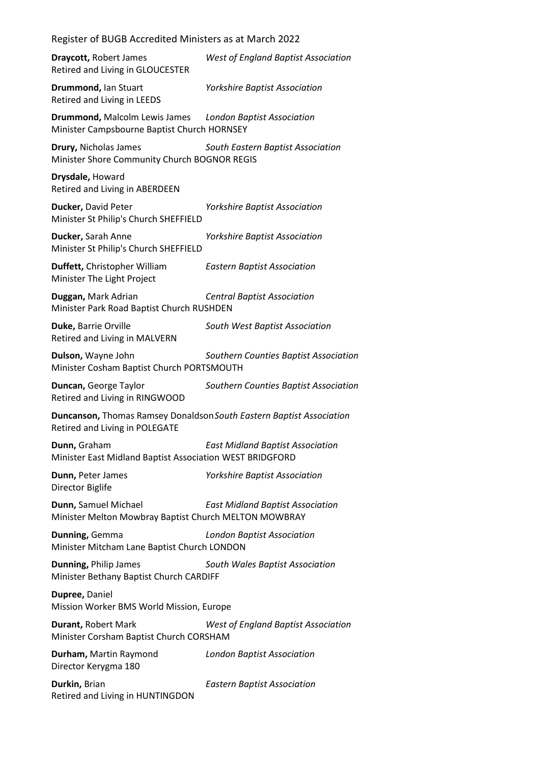**Draycott,** Robert James *West of England Baptist Association*
Retired and Living in GLOUCESTER

**Drummond,** Ian Stuart *Yorkshire Baptist Association*
Retired and Living in LEEDS

**Drummond,** Malcolm Lewis James *London Baptist Association*
Minister Campsbourne Baptist Church HORNSEY

**Drury,** Nicholas James *South Eastern Baptist Association*
Minister Shore Community Church BOGNOR REGIS

**Drysdale,** Howard
Retired and Living in ABERDEEN

**Ducker,** David Peter *Yorkshire Baptist Association*
Minister St Philip's Church SHEFFIELD

**Ducker,** Sarah Anne *Yorkshire Baptist Association*
Minister St Philip's Church SHEFFIELD

**Duffett,** Christopher William *Eastern Baptist Association*
Minister The Light Project

**Duggan,** Mark Adrian *Central Baptist Association*
Minister Park Road Baptist Church RUSHDEN

**Duke,** Barrie Orville *South West Baptist Association*
Retired and Living in MALVERN

**Dulson,** Wayne John *Southern Counties Baptist Association*
Minister Cosham Baptist Church PORTSMOUTH

**Duncan,** George Taylor *Southern Counties Baptist Association*
Retired and Living in RINGWOOD

**Duncanson,** Thomas Ramsey Donaldson *South Eastern Baptist Association*
Retired and Living in POLEGATE

**Dunn,** Graham *East Midland Baptist Association*
Minister East Midland Baptist Association WEST BRIDGFORD

**Dunn,** Peter James *Yorkshire Baptist Association*
Director Biglife

**Dunn,** Samuel Michael *East Midland Baptist Association*
Minister Melton Mowbray Baptist Church MELTON MOWBRAY

**Dunning,** Gemma *London Baptist Association*
Minister Mitcham Lane Baptist Church LONDON

**Dunning,** Philip James *South Wales Baptist Association*
Minister Bethany Baptist Church CARDIFF

**Dupree,** Daniel
Mission Worker BMS World Mission, Europe

**Durant,** Robert Mark *West of England Baptist Association*
Minister Corsham Baptist Church CORSHAM

**Durham,** Martin Raymond *London Baptist Association*
Director Kerygma 180

**Durkin,** Brian *Eastern Baptist Association*
Retired and Living in HUNTINGDON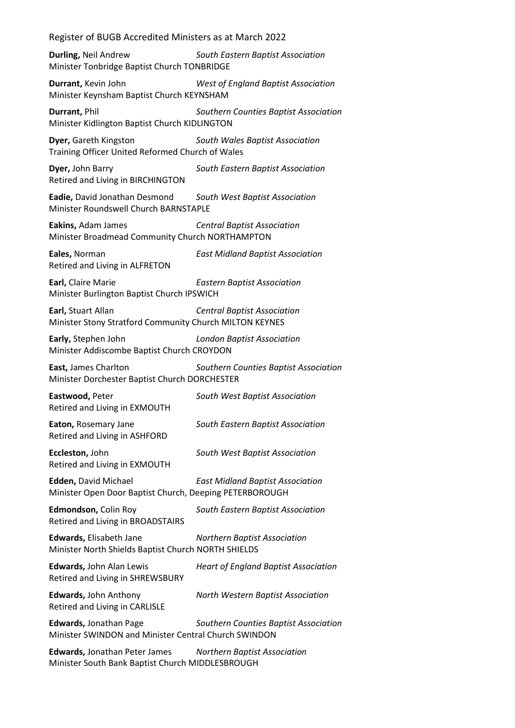**Durling,** Neil Andrew *South Eastern Baptist Association*
Minister Tonbridge Baptist Church TONBRIDGE

**Durrant,** Kevin John *West of England Baptist Association*
Minister Keynsham Baptist Church KEYNSHAM

**Durrant,** Phil *Southern Counties Baptist Association*
Minister Kidlington Baptist Church KIDLINGTON

**Dyer,** Gareth Kingston *South Wales Baptist Association*
Training Officer United Reformed Church of Wales

**Dyer,** John Barry *South Eastern Baptist Association*
Retired and Living in BIRCHINGTON

**Eadie,** David Jonathan Desmond *South West Baptist Association*
Minister Roundswell Church BARNSTAPLE

**Eakins,** Adam James *Central Baptist Association*
Minister Broadmead Community Church NORTHAMPTON

**Eales,** Norman *East Midland Baptist Association*
Retired and Living in ALFRETON

**Earl,** Claire Marie *Eastern Baptist Association*
Minister Burlington Baptist Church IPSWICH

**Earl,** Stuart Allan *Central Baptist Association*
Minister Stony Stratford Community Church MILTON KEYNES

**Early,** Stephen John *London Baptist Association*
Minister Addiscombe Baptist Church CROYDON

**East,** James Charlton *Southern Counties Baptist Association*
Minister Dorchester Baptist Church DORCHESTER

**Eastwood,** Peter *South West Baptist Association*
Retired and Living in EXMOUTH

**Eaton,** Rosemary Jane *South Eastern Baptist Association*
Retired and Living in ASHFORD

**Eccleston,** John *South West Baptist Association*
Retired and Living in EXMOUTH

**Edden,** David Michael *East Midland Baptist Association*
Minister Open Door Baptist Church, Deeping PETERBOROUGH

**Edmondson,** Colin Roy *South Eastern Baptist Association*
Retired and Living in BROADSTAIRS

**Edwards,** Elisabeth Jane *Northern Baptist Association*
Minister North Shields Baptist Church NORTH SHIELDS

**Edwards,** John Alan Lewis *Heart of England Baptist Association*
Retired and Living in SHREWSBURY

**Edwards,** John Anthony *North Western Baptist Association*
Retired and Living in CARLISLE

**Edwards,** Jonathan Page *Southern Counties Baptist Association*
Minister SWINDON and Minister Central Church SWINDON

**Edwards,** Jonathan Peter James *Northern Baptist Association*
Minister South Bank Baptist Church MIDDLESBROUGH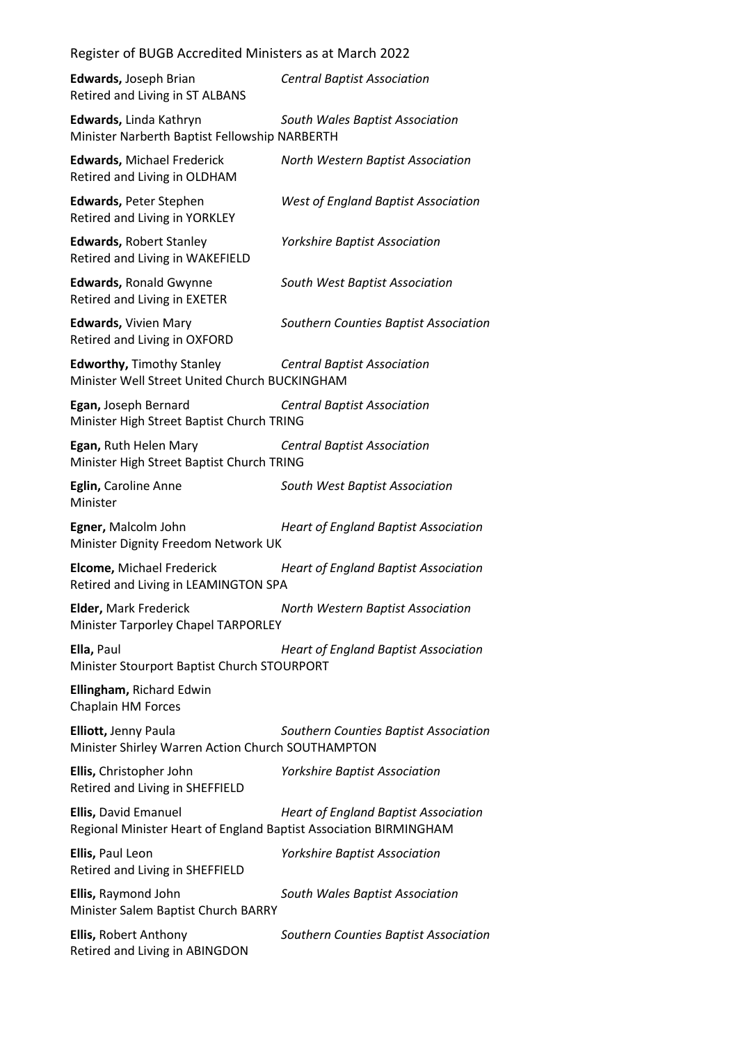**Edwards,** Joseph Brian *Central Baptist Association*
Retired and Living in ST ALBANS

**Edwards,** Linda Kathryn *South Wales Baptist Association*
Minister Narberth Baptist Fellowship NARBERTH

**Edwards,** Michael Frederick *North Western Baptist Association*
Retired and Living in OLDHAM

**Edwards,** Peter Stephen *West of England Baptist Association*
Retired and Living in YORKLEY

**Edwards,** Robert Stanley *Yorkshire Baptist Association*
Retired and Living in WAKEFIELD

**Edwards,** Ronald Gwynne *South West Baptist Association*
Retired and Living in EXETER

**Edwards,** Vivien Mary *Southern Counties Baptist Association*
Retired and Living in OXFORD

**Edworthy,** Timothy Stanley *Central Baptist Association*
Minister Well Street United Church BUCKINGHAM

**Egan,** Joseph Bernard *Central Baptist Association*
Minister High Street Baptist Church TRING

**Egan,** Ruth Helen Mary *Central Baptist Association*
Minister High Street Baptist Church TRING

**Eglin,** Caroline Anne *South West Baptist Association*
Minister

**Egner,** Malcolm John *Heart of England Baptist Association*
Minister Dignity Freedom Network UK

**Elcome,** Michael Frederick *Heart of England Baptist Association*
Retired and Living in LEAMINGTON SPA

**Elder,** Mark Frederick *North Western Baptist Association*
Minister Tarporley Chapel TARPORLEY

**Ella,** Paul *Heart of England Baptist Association*
Minister Stourport Baptist Church STOURPORT

**Ellingham,** Richard Edwin
Chaplain HM Forces

**Elliott,** Jenny Paula *Southern Counties Baptist Association*
Minister Shirley Warren Action Church SOUTHAMPTON

**Ellis,** Christopher John *Yorkshire Baptist Association*
Retired and Living in SHEFFIELD

**Ellis,** David Emanuel *Heart of England Baptist Association*
Regional Minister Heart of England Baptist Association BIRMINGHAM

**Ellis,** Paul Leon *Yorkshire Baptist Association*
Retired and Living in SHEFFIELD

**Ellis,** Raymond John *South Wales Baptist Association*
Minister Salem Baptist Church BARRY

**Ellis,** Robert Anthony *Southern Counties Baptist Association*
Retired and Living in ABINGDON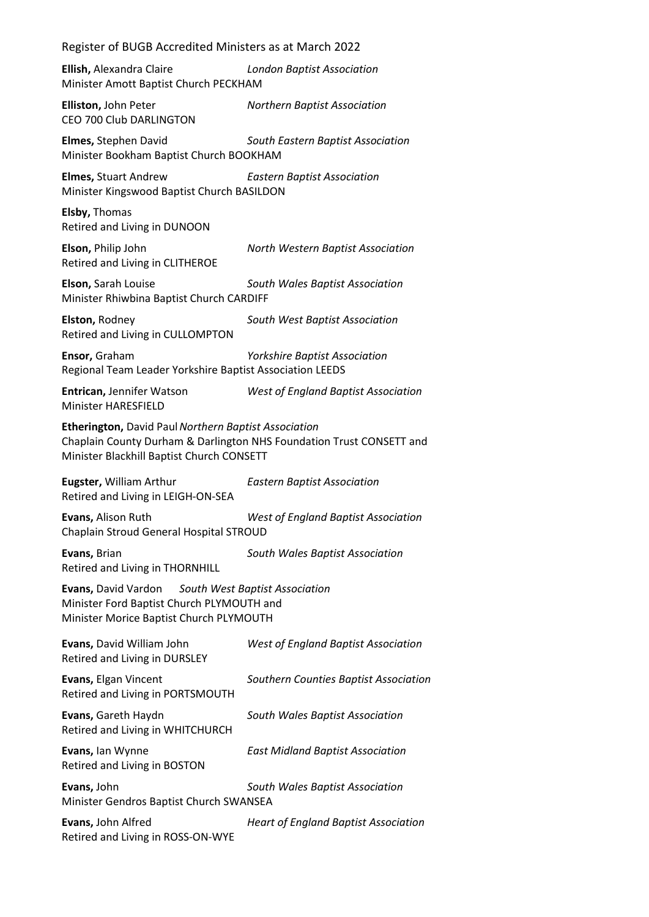Register of BUGB Accredited Ministers as at March 2022

**Ellish,** Alexandra Claire *London Baptist Association*
Minister Amott Baptist Church PECKHAM

**Elliston,** John Peter *Northern Baptist Association*
CEO 700 Club DARLINGTON

**Elmes,** Stephen David *South Eastern Baptist Association*
Minister Bookham Baptist Church BOOKHAM

**Elmes,** Stuart Andrew *Eastern Baptist Association*
Minister Kingswood Baptist Church BASILDON

**Elsby,** Thomas
Retired and Living in DUNOON

**Elson,** Philip John *North Western Baptist Association*
Retired and Living in CLITHEROE

**Elson,** Sarah Louise *South Wales Baptist Association*
Minister Rhiwbina Baptist Church CARDIFF

**Elston,** Rodney *South West Baptist Association*
Retired and Living in CULLOMPTON

**Ensor,** Graham *Yorkshire Baptist Association*
Regional Team Leader Yorkshire Baptist Association LEEDS

**Entrican,** Jennifer Watson *West of England Baptist Association*
Minister HARESFIELD

**Etherington,** David Paul *Northern Baptist Association*
Chaplain County Durham & Darlington NHS Foundation Trust CONSETT and
Minister Blackhill Baptist Church CONSETT

**Eugster,** William Arthur *Eastern Baptist Association*
Retired and Living in LEIGH-ON-SEA

**Evans,** Alison Ruth *West of England Baptist Association*
Chaplain Stroud General Hospital STROUD

**Evans,** Brian *South Wales Baptist Association*
Retired and Living in THORNHILL

**Evans,** David Vardon *South West Baptist Association*
Minister Ford Baptist Church PLYMOUTH and
Minister Morice Baptist Church PLYMOUTH

**Evans,** David William John *West of England Baptist Association*
Retired and Living in DURSLEY

**Evans,** Elgan Vincent *Southern Counties Baptist Association*
Retired and Living in PORTSMOUTH

**Evans,** Gareth Haydn *South Wales Baptist Association*
Retired and Living in WHITCHURCH

**Evans,** Ian Wynne *East Midland Baptist Association*
Retired and Living in BOSTON

**Evans,** John *South Wales Baptist Association*
Minister Gendros Baptist Church SWANSEA

**Evans,** John Alfred *Heart of England Baptist Association*
Retired and Living in ROSS-ON-WYE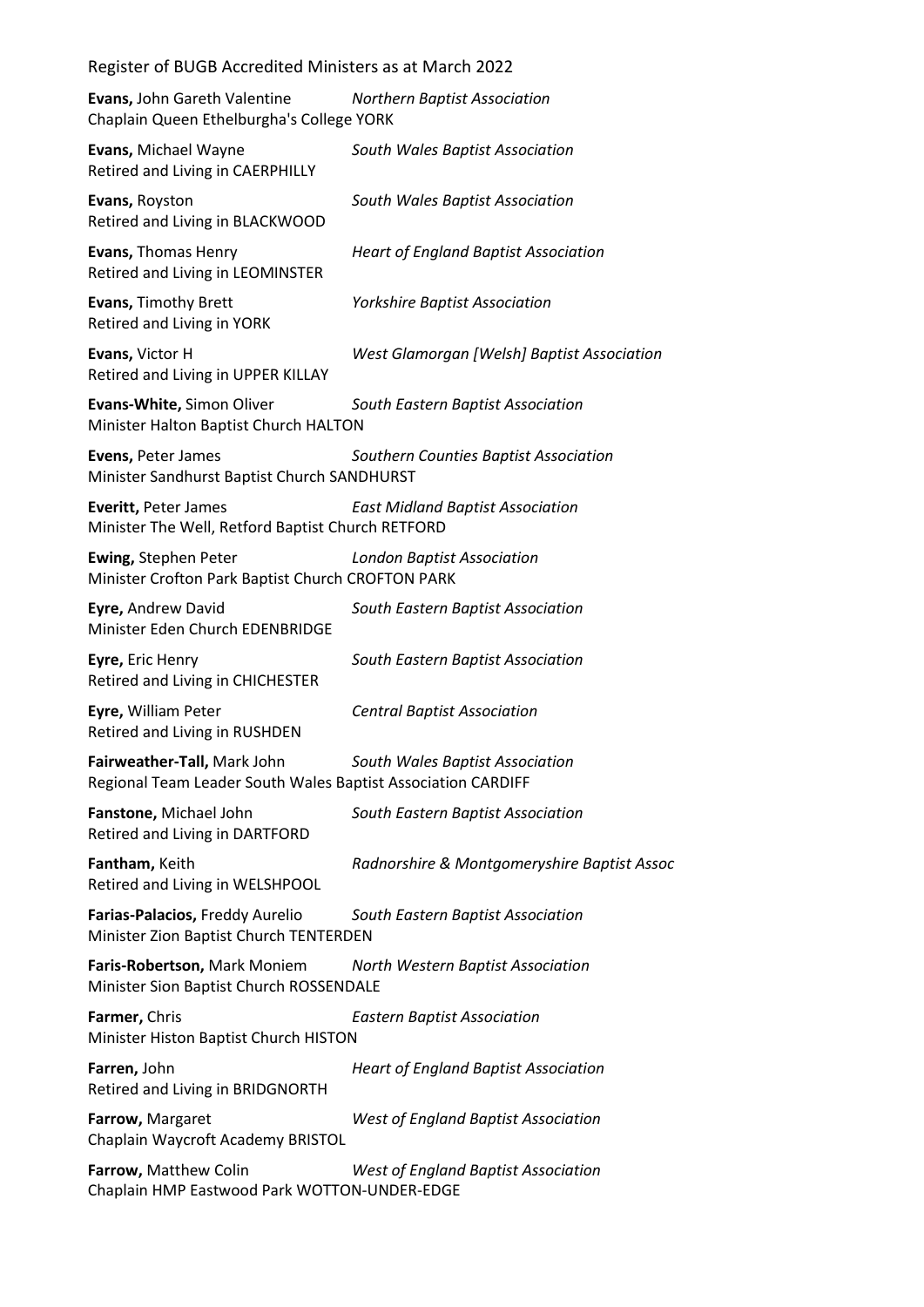Register of BUGB Accredited Ministers as at March 2022

**Evans,** John Gareth Valentine *Northern Baptist Association*
Chaplain Queen Ethelburgha's College YORK

**Evans,** Michael Wayne *South Wales Baptist Association*
Retired and Living in CAERPHILLY

**Evans,** Royston *South Wales Baptist Association*
Retired and Living in BLACKWOOD

**Evans,** Thomas Henry *Heart of England Baptist Association*
Retired and Living in LEOMINSTER

**Evans,** Timothy Brett *Yorkshire Baptist Association*
Retired and Living in YORK

**Evans,** Victor H *West Glamorgan [Welsh] Baptist Association*
Retired and Living in UPPER KILLAY

**Evans-White,** Simon Oliver *South Eastern Baptist Association*
Minister Halton Baptist Church HALTON

**Evens,** Peter James *Southern Counties Baptist Association*
Minister Sandhurst Baptist Church SANDHURST

**Everitt,** Peter James *East Midland Baptist Association*
Minister The Well, Retford Baptist Church RETFORD

**Ewing,** Stephen Peter *London Baptist Association*
Minister Crofton Park Baptist Church CROFTON PARK

**Eyre,** Andrew David *South Eastern Baptist Association*
Minister Eden Church EDENBRIDGE

**Eyre,** Eric Henry *South Eastern Baptist Association*
Retired and Living in CHICHESTER

**Eyre,** William Peter *Central Baptist Association*
Retired and Living in RUSHDEN

**Fairweather-Tall,** Mark John *South Wales Baptist Association*
Regional Team Leader South Wales Baptist Association CARDIFF

**Fanstone,** Michael John *South Eastern Baptist Association*
Retired and Living in DARTFORD

**Fantham,** Keith *Radnorshire & Montgomeryshire Baptist Assoc*
Retired and Living in WELSHPOOL

**Farias-Palacios,** Freddy Aurelio *South Eastern Baptist Association*
Minister Zion Baptist Church TENTERDEN

**Faris-Robertson,** Mark Moniem *North Western Baptist Association*
Minister Sion Baptist Church ROSSENDALE

**Farmer,** Chris *Eastern Baptist Association*
Minister Histon Baptist Church HISTON

**Farren,** John *Heart of England Baptist Association*
Retired and Living in BRIDGNORTH

**Farrow,** Margaret *West of England Baptist Association*
Chaplain Waycroft Academy BRISTOL

**Farrow,** Matthew Colin *West of England Baptist Association*
Chaplain HMP Eastwood Park WOTTON-UNDER-EDGE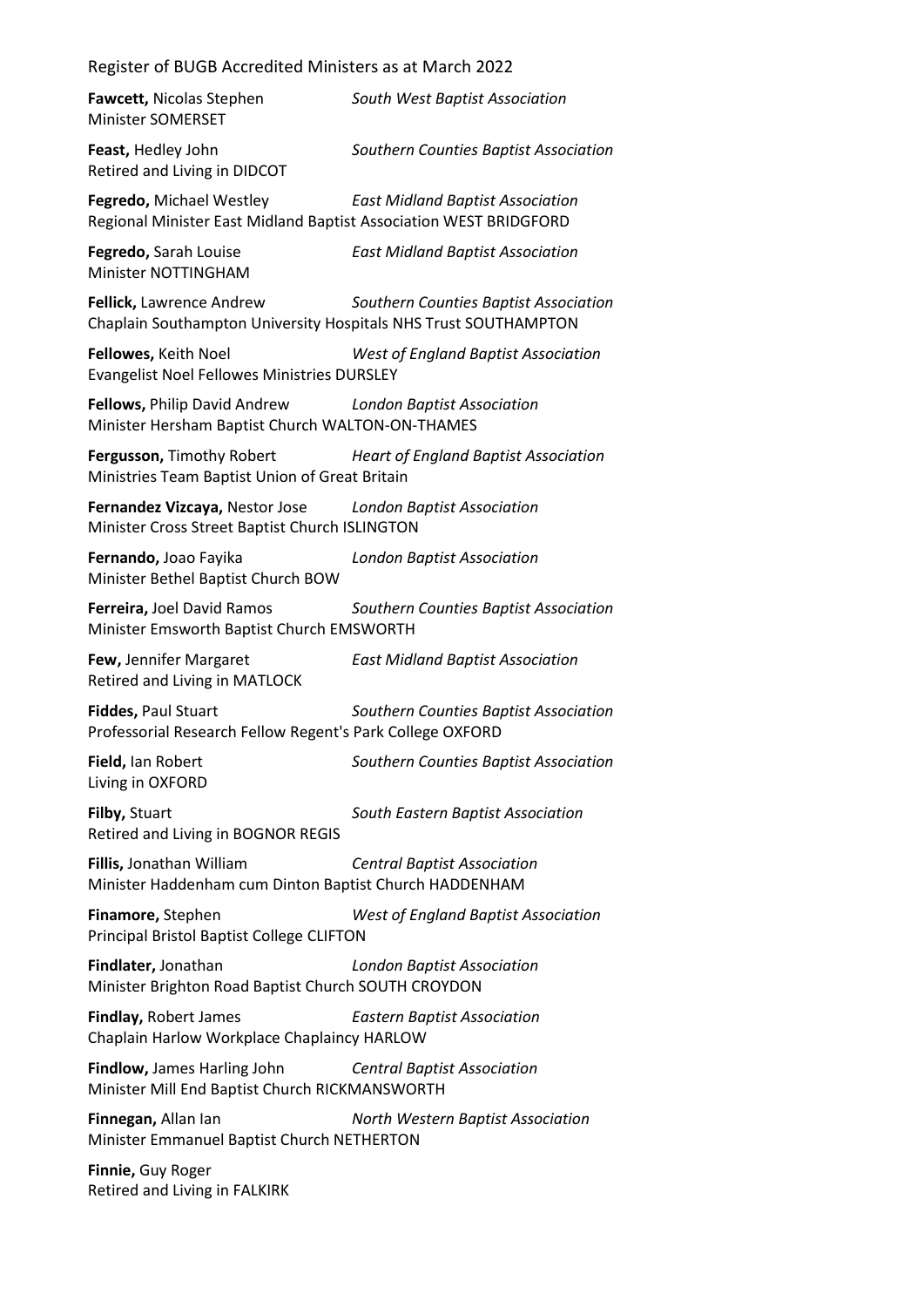**Fawcett,** Nicolas Stephen *South West Baptist Association*
Minister SOMERSET

**Feast,** Hedley John *Southern Counties Baptist Association*
Retired and Living in DIDCOT

**Fegredo,** Michael Westley *East Midland Baptist Association*
Regional Minister East Midland Baptist Association WEST BRIDGFORD

**Fegredo,** Sarah Louise *East Midland Baptist Association*
Minister NOTTINGHAM

**Fellick,** Lawrence Andrew *Southern Counties Baptist Association*
Chaplain Southampton University Hospitals NHS Trust SOUTHAMPTON

**Fellowes,** Keith Noel *West of England Baptist Association*
Evangelist Noel Fellowes Ministries DURSLEY

**Fellows,** Philip David Andrew *London Baptist Association*
Minister Hersham Baptist Church WALTON-ON-THAMES

**Fergusson,** Timothy Robert *Heart of England Baptist Association*
Ministries Team Baptist Union of Great Britain

**Fernandez Vizcaya,** Nestor Jose *London Baptist Association*
Minister Cross Street Baptist Church ISLINGTON

**Fernando,** Joao Fayika *London Baptist Association*
Minister Bethel Baptist Church BOW

**Ferreira,** Joel David Ramos *Southern Counties Baptist Association*
Minister Emsworth Baptist Church EMSWORTH

**Few,** Jennifer Margaret *East Midland Baptist Association*
Retired and Living in MATLOCK

**Fiddes,** Paul Stuart *Southern Counties Baptist Association*
Professorial Research Fellow Regent's Park College OXFORD

**Field,** Ian Robert *Southern Counties Baptist Association*
Living in OXFORD

**Filby,** Stuart *South Eastern Baptist Association*
Retired and Living in BOGNOR REGIS

**Fillis,** Jonathan William *Central Baptist Association*
Minister Haddenham cum Dinton Baptist Church HADDENHAM

**Finamore,** Stephen *West of England Baptist Association*
Principal Bristol Baptist College CLIFTON

**Findlater,** Jonathan *London Baptist Association*
Minister Brighton Road Baptist Church SOUTH CROYDON

**Findlay,** Robert James *Eastern Baptist Association*
Chaplain Harlow Workplace Chaplaincy HARLOW

**Findlow,** James Harling John *Central Baptist Association*
Minister Mill End Baptist Church RICKMANSWORTH

**Finnegan,** Allan Ian *North Western Baptist Association*
Minister Emmanuel Baptist Church NETHERTON

**Finnie,** Guy Roger
Retired and Living in FALKIRK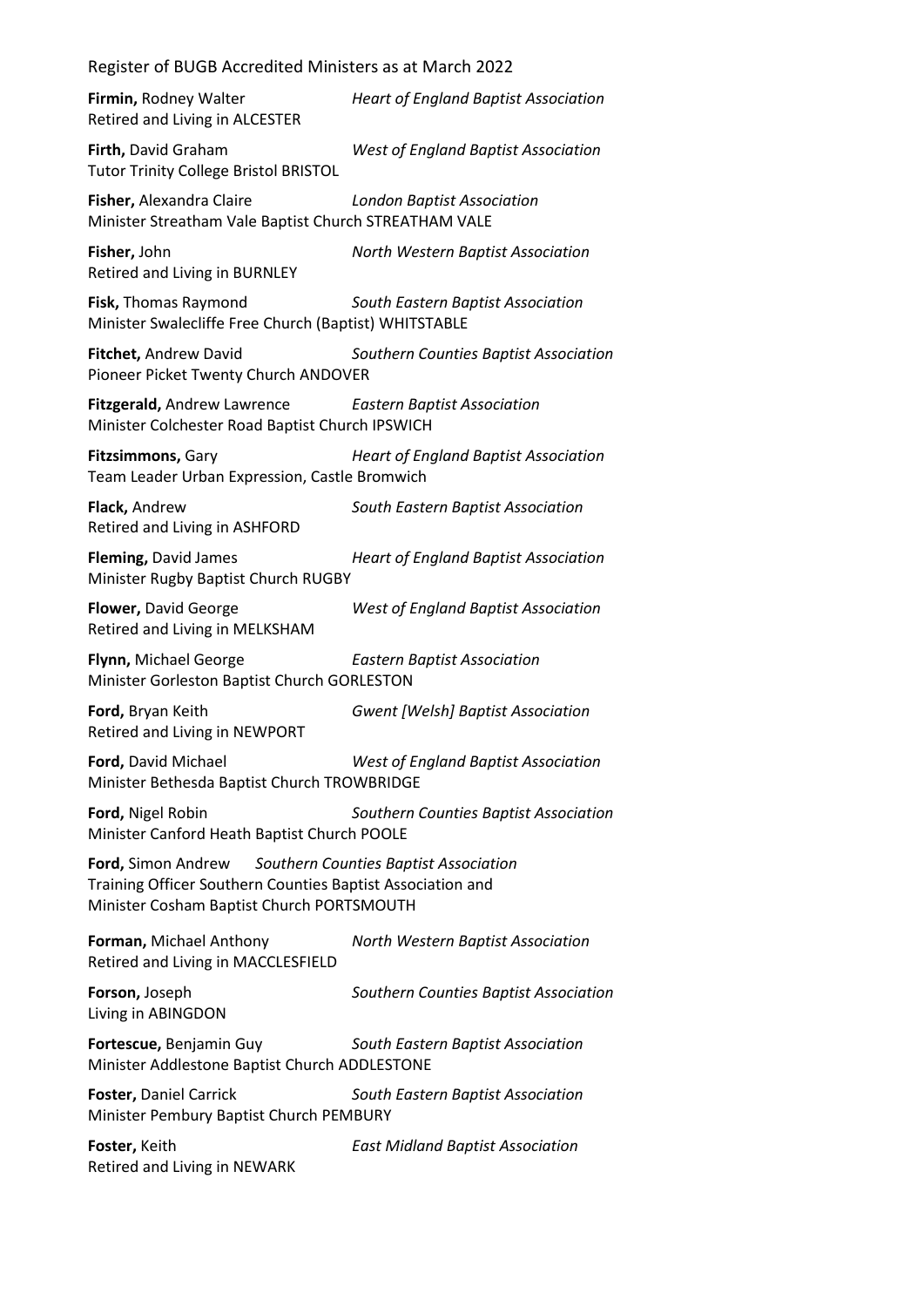**Firmin,** Rodney Walter *Heart of England Baptist Association*
Retired and Living in ALCESTER

**Firth,** David Graham *West of England Baptist Association*
Tutor Trinity College Bristol BRISTOL

**Fisher,** Alexandra Claire *London Baptist Association*
Minister Streatham Vale Baptist Church STREATHAM VALE

**Fisher,** John *North Western Baptist Association*
Retired and Living in BURNLEY

**Fisk,** Thomas Raymond *South Eastern Baptist Association*
Minister Swalecliffe Free Church (Baptist) WHITSTABLE

**Fitchet,** Andrew David *Southern Counties Baptist Association*
Pioneer Picket Twenty Church ANDOVER

**Fitzgerald,** Andrew Lawrence *Eastern Baptist Association*
Minister Colchester Road Baptist Church IPSWICH

**Fitzsimmons,** Gary *Heart of England Baptist Association*
Team Leader Urban Expression, Castle Bromwich

**Flack,** Andrew *South Eastern Baptist Association*
Retired and Living in ASHFORD

**Fleming,** David James *Heart of England Baptist Association*
Minister Rugby Baptist Church RUGBY

**Flower,** David George *West of England Baptist Association*
Retired and Living in MELKSHAM

**Flynn,** Michael George *Eastern Baptist Association*
Minister Gorleston Baptist Church GORLESTON

**Ford,** Bryan Keith *Gwent [Welsh] Baptist Association*
Retired and Living in NEWPORT

**Ford,** David Michael *West of England Baptist Association*
Minister Bethesda Baptist Church TROWBRIDGE

**Ford,** Nigel Robin *Southern Counties Baptist Association*
Minister Canford Heath Baptist Church POOLE

**Ford,** Simon Andrew *Southern Counties Baptist Association*
Training Officer Southern Counties Baptist Association and
Minister Cosham Baptist Church PORTSMOUTH

**Forman,** Michael Anthony *North Western Baptist Association*
Retired and Living in MACCLESFIELD

**Forson,** Joseph *Southern Counties Baptist Association*
Living in ABINGDON

**Fortescue,** Benjamin Guy *South Eastern Baptist Association*
Minister Addlestone Baptist Church ADDLESTONE

**Foster,** Daniel Carrick *South Eastern Baptist Association*
Minister Pembury Baptist Church PEMBURY

**Foster,** Keith *East Midland Baptist Association*
Retired and Living in NEWARK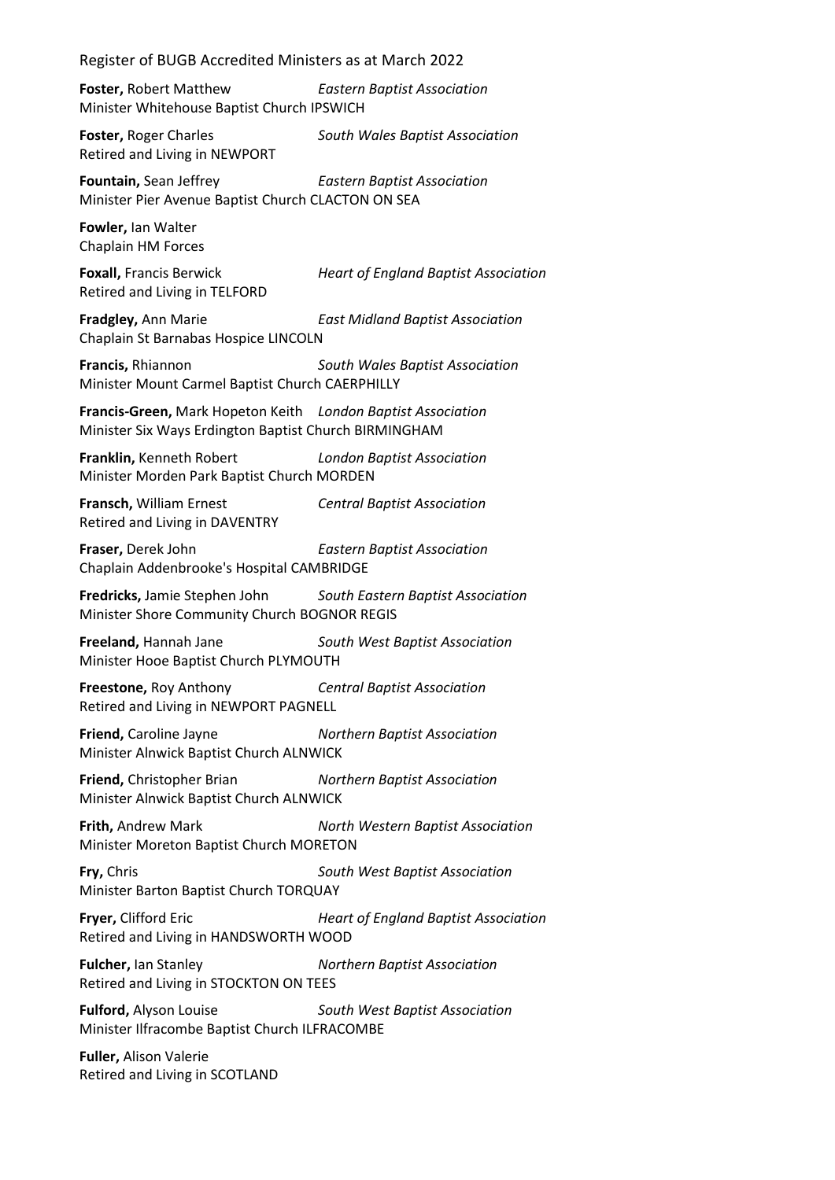**Foster,** Robert Matthew *Eastern Baptist Association*
Minister Whitehouse Baptist Church IPSWICH

**Foster,** Roger Charles *South Wales Baptist Association*
Retired and Living in NEWPORT

**Fountain,** Sean Jeffrey *Eastern Baptist Association*
Minister Pier Avenue Baptist Church CLACTON ON SEA

**Fowler,** Ian Walter
Chaplain HM Forces

**Foxall,** Francis Berwick *Heart of England Baptist Association*
Retired and Living in TELFORD

**Fradgley,** Ann Marie *East Midland Baptist Association*
Chaplain St Barnabas Hospice LINCOLN

**Francis,** Rhiannon *South Wales Baptist Association*
Minister Mount Carmel Baptist Church CAERPHILLY

**Francis-Green,** Mark Hopeton Keith *London Baptist Association*
Minister Six Ways Erdington Baptist Church BIRMINGHAM

**Franklin,** Kenneth Robert *London Baptist Association*
Minister Morden Park Baptist Church MORDEN

**Fransch,** William Ernest *Central Baptist Association*
Retired and Living in DAVENTRY

**Fraser,** Derek John *Eastern Baptist Association*
Chaplain Addenbrooke's Hospital CAMBRIDGE

**Fredricks,** Jamie Stephen John *South Eastern Baptist Association*
Minister Shore Community Church BOGNOR REGIS

**Freeland,** Hannah Jane *South West Baptist Association*
Minister Hooe Baptist Church PLYMOUTH

**Freestone,** Roy Anthony *Central Baptist Association*
Retired and Living in NEWPORT PAGNELL

**Friend,** Caroline Jayne *Northern Baptist Association*
Minister Alnwick Baptist Church ALNWICK

**Friend,** Christopher Brian *Northern Baptist Association*
Minister Alnwick Baptist Church ALNWICK

**Frith,** Andrew Mark *North Western Baptist Association*
Minister Moreton Baptist Church MORETON

**Fry,** Chris *South West Baptist Association*
Minister Barton Baptist Church TORQUAY

**Fryer,** Clifford Eric *Heart of England Baptist Association*
Retired and Living in HANDSWORTH WOOD

**Fulcher,** Ian Stanley *Northern Baptist Association*
Retired and Living in STOCKTON ON TEES

**Fulford,** Alyson Louise *South West Baptist Association*
Minister Ilfracombe Baptist Church ILFRACOMBE

**Fuller,** Alison Valerie
Retired and Living in SCOTLAND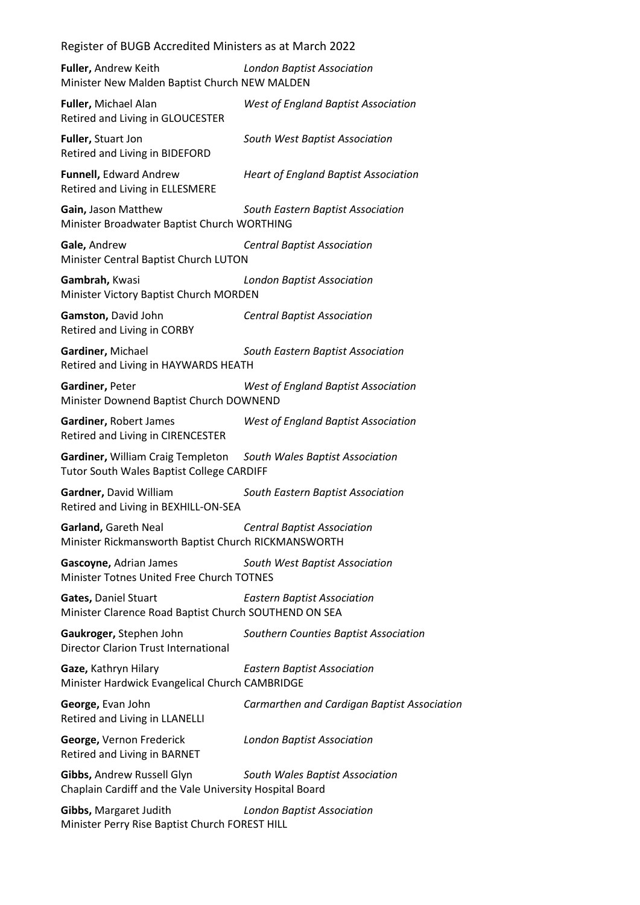**Fuller,** Andrew Keith *London Baptist Association*
Minister New Malden Baptist Church NEW MALDEN

**Fuller,** Michael Alan *West of England Baptist Association*
Retired and Living in GLOUCESTER

**Fuller,** Stuart Jon *South West Baptist Association*
Retired and Living in BIDEFORD

**Funnell,** Edward Andrew *Heart of England Baptist Association*
Retired and Living in ELLESMERE

**Gain,** Jason Matthew *South Eastern Baptist Association*
Minister Broadwater Baptist Church WORTHING

**Gale,** Andrew *Central Baptist Association*
Minister Central Baptist Church LUTON

**Gambrah,** Kwasi *London Baptist Association*
Minister Victory Baptist Church MORDEN

**Gamston,** David John *Central Baptist Association*
Retired and Living in CORBY

**Gardiner,** Michael *South Eastern Baptist Association*
Retired and Living in HAYWARDS HEATH

**Gardiner,** Peter *West of England Baptist Association*
Minister Downend Baptist Church DOWNEND

**Gardiner,** Robert James *West of England Baptist Association*
Retired and Living in CIRENCESTER

**Gardiner,** William Craig Templeton *South Wales Baptist Association*
Tutor South Wales Baptist College CARDIFF

**Gardner,** David William *South Eastern Baptist Association*
Retired and Living in BEXHILL-ON-SEA

**Garland,** Gareth Neal *Central Baptist Association*
Minister Rickmansworth Baptist Church RICKMANSWORTH

**Gascoyne,** Adrian James *South West Baptist Association*
Minister Totnes United Free Church TOTNES

**Gates,** Daniel Stuart *Eastern Baptist Association*
Minister Clarence Road Baptist Church SOUTHEND ON SEA

**Gaukroger,** Stephen John *Southern Counties Baptist Association*
Director Clarion Trust International

**Gaze,** Kathryn Hilary *Eastern Baptist Association*
Minister Hardwick Evangelical Church CAMBRIDGE

**George,** Evan John *Carmarthen and Cardigan Baptist Association*
Retired and Living in LLANELLI

**George,** Vernon Frederick *London Baptist Association*
Retired and Living in BARNET

**Gibbs,** Andrew Russell Glyn *South Wales Baptist Association*
Chaplain Cardiff and the Vale University Hospital Board

**Gibbs,** Margaret Judith *London Baptist Association*
Minister Perry Rise Baptist Church FOREST HILL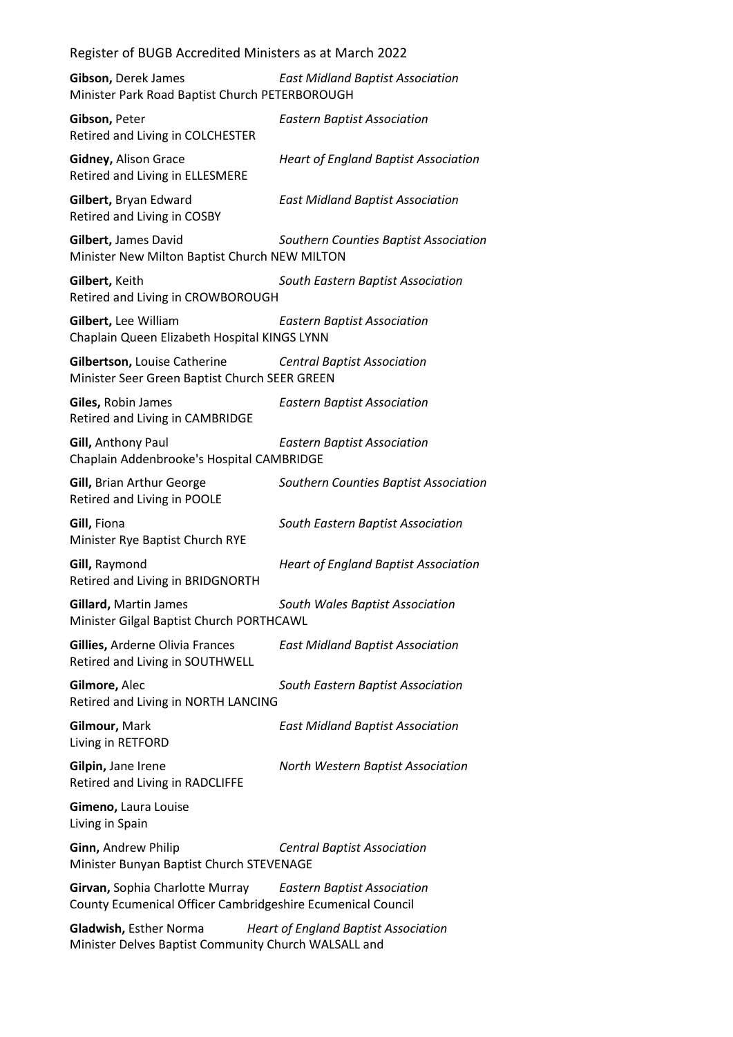**Gibson,** Derek James *East Midland Baptist Association*
Minister Park Road Baptist Church PETERBOROUGH

**Gibson,** Peter *Eastern Baptist Association*
Retired and Living in COLCHESTER

**Gidney,** Alison Grace *Heart of England Baptist Association*
Retired and Living in ELLESMERE

**Gilbert,** Bryan Edward *East Midland Baptist Association*
Retired and Living in COSBY

**Gilbert,** James David *Southern Counties Baptist Association*
Minister New Milton Baptist Church NEW MILTON

**Gilbert,** Keith *South Eastern Baptist Association*
Retired and Living in CROWBOROUGH

**Gilbert,** Lee William *Eastern Baptist Association*
Chaplain Queen Elizabeth Hospital KINGS LYNN

**Gilbertson,** Louise Catherine *Central Baptist Association*
Minister Seer Green Baptist Church SEER GREEN

**Giles,** Robin James *Eastern Baptist Association*
Retired and Living in CAMBRIDGE

**Gill,** Anthony Paul *Eastern Baptist Association*
Chaplain Addenbrooke's Hospital CAMBRIDGE

**Gill,** Brian Arthur George *Southern Counties Baptist Association*
Retired and Living in POOLE

**Gill,** Fiona *South Eastern Baptist Association*
Minister Rye Baptist Church RYE

**Gill,** Raymond *Heart of England Baptist Association*
Retired and Living in BRIDGNORTH

**Gillard,** Martin James *South Wales Baptist Association*
Minister Gilgal Baptist Church PORTHCAWL

**Gillies,** Arderne Olivia Frances *East Midland Baptist Association*
Retired and Living in SOUTHWELL

**Gilmore,** Alec *South Eastern Baptist Association*
Retired and Living in NORTH LANCING

**Gilmour,** Mark *East Midland Baptist Association*
Living in RETFORD

**Gilpin,** Jane Irene *North Western Baptist Association*
Retired and Living in RADCLIFFE

**Gimeno,** Laura Louise
Living in Spain

**Ginn,** Andrew Philip *Central Baptist Association*
Minister Bunyan Baptist Church STEVENAGE

**Girvan,** Sophia Charlotte Murray *Eastern Baptist Association*
County Ecumenical Officer Cambridgeshire Ecumenical Council

**Gladwish,** Esther Norma *Heart of England Baptist Association*
Minister Delves Baptist Community Church WALSALL and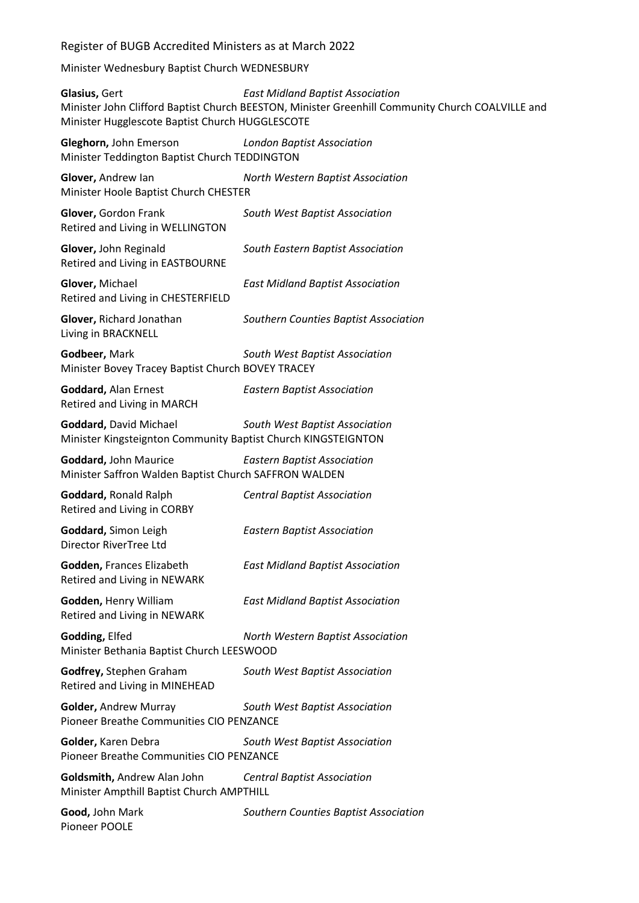Minister Wednesbury Baptist Church WEDNESBURY

**Glasius,** Gert *East Midland Baptist Association*
Minister John Clifford Baptist Church BEESTON, Minister Greenhill Community Church COALVILLE and Minister Hugglescote Baptist Church HUGGLESCOTE

**Gleghorn,** John Emerson *London Baptist Association*
Minister Teddington Baptist Church TEDDINGTON

**Glover,** Andrew Ian *North Western Baptist Association*
Minister Hoole Baptist Church CHESTER

**Glover,** Gordon Frank *South West Baptist Association*
Retired and Living in WELLINGTON

**Glover,** John Reginald *South Eastern Baptist Association*
Retired and Living in EASTBOURNE

**Glover,** Michael *East Midland Baptist Association*
Retired and Living in CHESTERFIELD

**Glover,** Richard Jonathan *Southern Counties Baptist Association*
Living in BRACKNELL

**Godbeer,** Mark *South West Baptist Association*
Minister Bovey Tracey Baptist Church BOVEY TRACEY

**Goddard,** Alan Ernest *Eastern Baptist Association*
Retired and Living in MARCH

**Goddard,** David Michael *South West Baptist Association*
Minister Kingsteignton Community Baptist Church KINGSTEIGNTON

**Goddard,** John Maurice *Eastern Baptist Association*
Minister Saffron Walden Baptist Church SAFFRON WALDEN

**Goddard,** Ronald Ralph *Central Baptist Association*
Retired and Living in CORBY

**Goddard,** Simon Leigh *Eastern Baptist Association*
Director RiverTree Ltd

**Godden,** Frances Elizabeth *East Midland Baptist Association*
Retired and Living in NEWARK

**Godden,** Henry William *East Midland Baptist Association*
Retired and Living in NEWARK

**Godding,** Elfed *North Western Baptist Association*
Minister Bethania Baptist Church LEESWOOD

**Godfrey,** Stephen Graham *South West Baptist Association*
Retired and Living in MINEHEAD

**Golder,** Andrew Murray *South West Baptist Association*
Pioneer Breathe Communities CIO PENZANCE

**Golder,** Karen Debra *South West Baptist Association*
Pioneer Breathe Communities CIO PENZANCE

**Goldsmith,** Andrew Alan John *Central Baptist Association*
Minister Ampthill Baptist Church AMPTHILL

**Good,** John Mark *Southern Counties Baptist Association*
Pioneer POOLE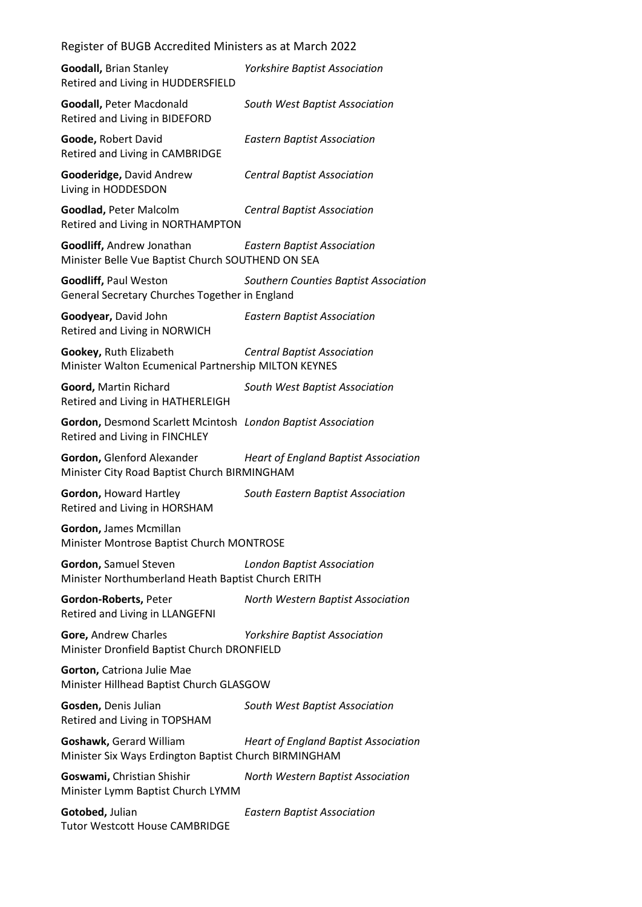**Goodall,** Brian Stanley *Yorkshire Baptist Association*
Retired and Living in HUDDERSFIELD

**Goodall,** Peter Macdonald *South West Baptist Association*
Retired and Living in BIDEFORD

**Goode,** Robert David *Eastern Baptist Association*
Retired and Living in CAMBRIDGE

**Gooderidge,** David Andrew *Central Baptist Association*
Living in HODDESDON

**Goodlad,** Peter Malcolm *Central Baptist Association*
Retired and Living in NORTHAMPTON

**Goodliff,** Andrew Jonathan *Eastern Baptist Association*
Minister Belle Vue Baptist Church SOUTHEND ON SEA

**Goodliff,** Paul Weston *Southern Counties Baptist Association*
General Secretary Churches Together in England

**Goodyear,** David John *Eastern Baptist Association*
Retired and Living in NORWICH

**Gookey,** Ruth Elizabeth *Central Baptist Association*
Minister Walton Ecumenical Partnership MILTON KEYNES

**Goord,** Martin Richard *South West Baptist Association*
Retired and Living in HATHERLEIGH

**Gordon,** Desmond Scarlett Mcintosh *London Baptist Association*
Retired and Living in FINCHLEY

**Gordon,** Glenford Alexander *Heart of England Baptist Association*
Minister City Road Baptist Church BIRMINGHAM

**Gordon,** Howard Hartley *South Eastern Baptist Association*
Retired and Living in HORSHAM

**Gordon,** James Mcmillan
Minister Montrose Baptist Church MONTROSE

**Gordon,** Samuel Steven *London Baptist Association*
Minister Northumberland Heath Baptist Church ERITH

**Gordon-Roberts,** Peter *North Western Baptist Association*
Retired and Living in LLANGEFNI

**Gore,** Andrew Charles *Yorkshire Baptist Association*
Minister Dronfield Baptist Church DRONFIELD

**Gorton,** Catriona Julie Mae
Minister Hillhead Baptist Church GLASGOW

**Gosden,** Denis Julian *South West Baptist Association*
Retired and Living in TOPSHAM

**Goshawk,** Gerard William *Heart of England Baptist Association*
Minister Six Ways Erdington Baptist Church BIRMINGHAM

**Goswami,** Christian Shishir *North Western Baptist Association*
Minister Lymm Baptist Church LYMM

**Gotobed,** Julian *Eastern Baptist Association*
Tutor Westcott House CAMBRIDGE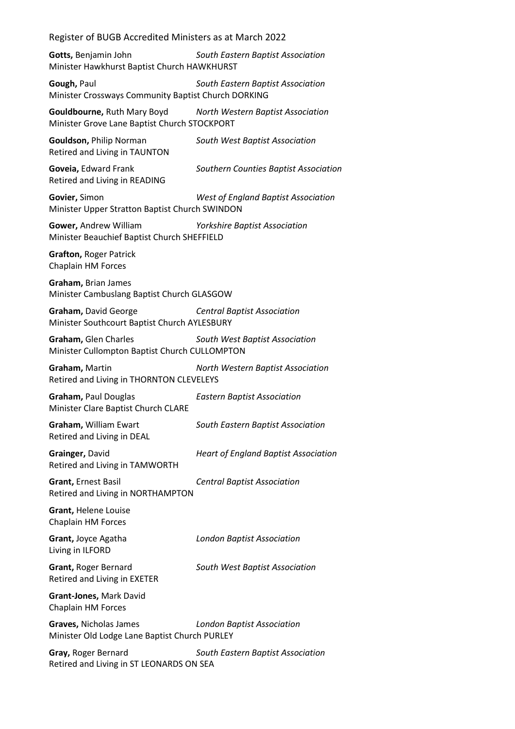**Gotts,** Benjamin John *South Eastern Baptist Association*
Minister Hawkhurst Baptist Church HAWKHURST

**Gough,** Paul *South Eastern Baptist Association*
Minister Crossways Community Baptist Church DORKING

**Gouldbourne,** Ruth Mary Boyd *North Western Baptist Association*
Minister Grove Lane Baptist Church STOCKPORT

**Gouldson,** Philip Norman *South West Baptist Association*
Retired and Living in TAUNTON

**Goveia,** Edward Frank *Southern Counties Baptist Association*
Retired and Living in READING

**Govier,** Simon *West of England Baptist Association*
Minister Upper Stratton Baptist Church SWINDON

**Gower,** Andrew William *Yorkshire Baptist Association*
Minister Beauchief Baptist Church SHEFFIELD

**Grafton,** Roger Patrick
Chaplain HM Forces

**Graham,** Brian James
Minister Cambuslang Baptist Church GLASGOW

**Graham,** David George *Central Baptist Association*
Minister Southcourt Baptist Church AYLESBURY

**Graham,** Glen Charles *South West Baptist Association*
Minister Cullompton Baptist Church CULLOMPTON

**Graham,** Martin *North Western Baptist Association*
Retired and Living in THORNTON CLEVELEYS

**Graham,** Paul Douglas *Eastern Baptist Association*
Minister Clare Baptist Church CLARE

**Graham,** William Ewart *South Eastern Baptist Association*
Retired and Living in DEAL

**Grainger,** David *Heart of England Baptist Association*
Retired and Living in TAMWORTH

**Grant,** Ernest Basil *Central Baptist Association*
Retired and Living in NORTHAMPTON

**Grant,** Helene Louise
Chaplain HM Forces

**Grant,** Joyce Agatha *London Baptist Association*
Living in ILFORD

**Grant,** Roger Bernard *South West Baptist Association*
Retired and Living in EXETER

**Grant-Jones,** Mark David
Chaplain HM Forces

**Graves,** Nicholas James *London Baptist Association*
Minister Old Lodge Lane Baptist Church PURLEY

**Gray,** Roger Bernard *South Eastern Baptist Association*
Retired and Living in ST LEONARDS ON SEA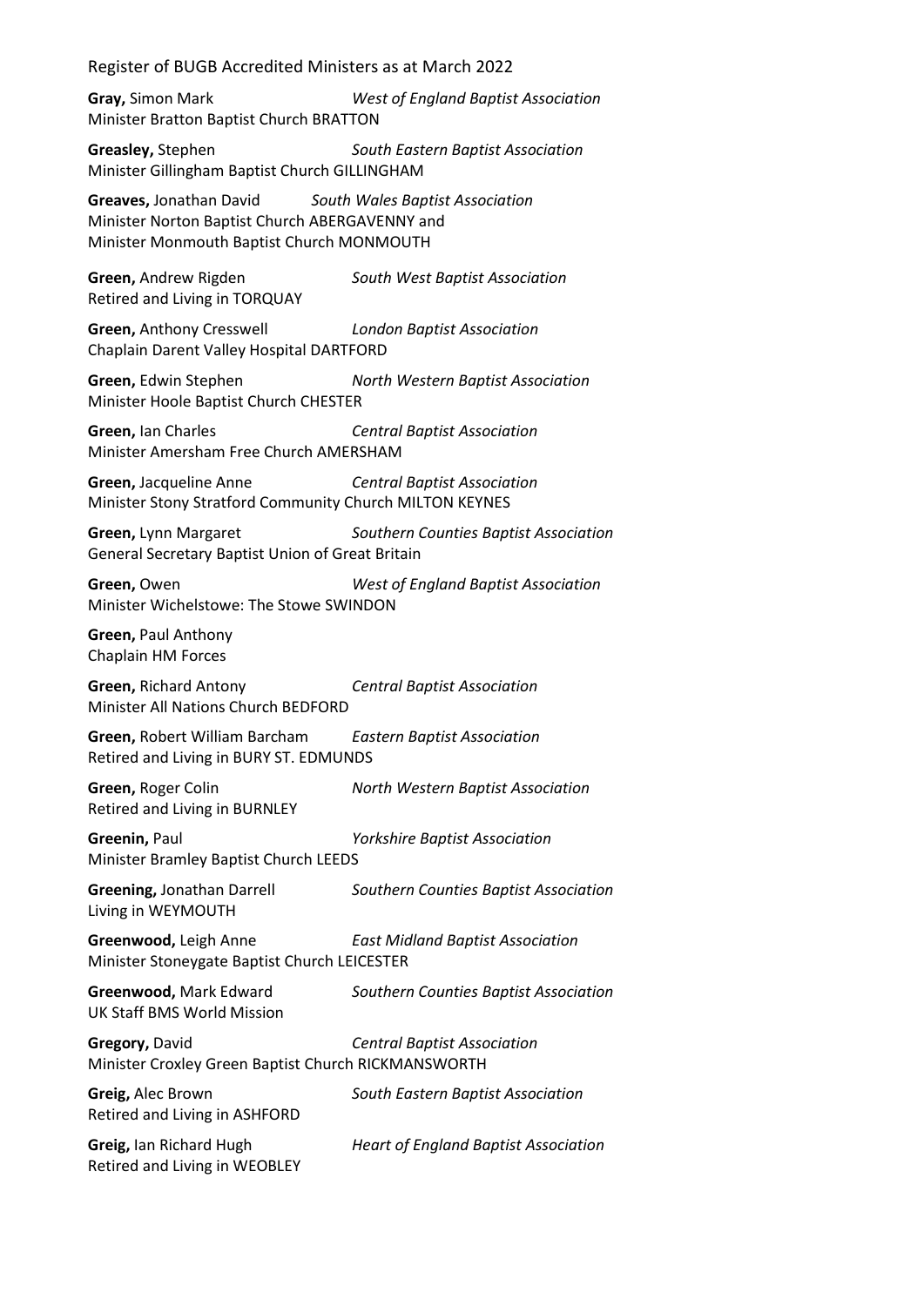**Gray,** Simon Mark *West of England Baptist Association*
Minister Bratton Baptist Church BRATTON

**Greasley,** Stephen *South Eastern Baptist Association*
Minister Gillingham Baptist Church GILLINGHAM

**Greaves,** Jonathan David *South Wales Baptist Association*
Minister Norton Baptist Church ABERGAVENNY and
Minister Monmouth Baptist Church MONMOUTH

**Green,** Andrew Rigden *South West Baptist Association*
Retired and Living in TORQUAY

**Green,** Anthony Cresswell *London Baptist Association*
Chaplain Darent Valley Hospital DARTFORD

**Green,** Edwin Stephen *North Western Baptist Association*
Minister Hoole Baptist Church CHESTER

**Green,** Ian Charles *Central Baptist Association*
Minister Amersham Free Church AMERSHAM

**Green,** Jacqueline Anne *Central Baptist Association*
Minister Stony Stratford Community Church MILTON KEYNES

**Green,** Lynn Margaret *Southern Counties Baptist Association*
General Secretary Baptist Union of Great Britain

**Green,** Owen *West of England Baptist Association*
Minister Wichelstowe: The Stowe SWINDON

**Green,** Paul Anthony
Chaplain HM Forces

**Green,** Richard Antony *Central Baptist Association*
Minister All Nations Church BEDFORD

**Green,** Robert William Barcham *Eastern Baptist Association*
Retired and Living in BURY ST. EDMUNDS

**Green,** Roger Colin *North Western Baptist Association*
Retired and Living in BURNLEY

**Greenin,** Paul *Yorkshire Baptist Association*
Minister Bramley Baptist Church LEEDS

**Greening,** Jonathan Darrell *Southern Counties Baptist Association*
Living in WEYMOUTH

**Greenwood,** Leigh Anne *East Midland Baptist Association*
Minister Stoneygate Baptist Church LEICESTER

**Greenwood,** Mark Edward *Southern Counties Baptist Association*
UK Staff BMS World Mission

**Gregory,** David *Central Baptist Association*
Minister Croxley Green Baptist Church RICKMANSWORTH

**Greig,** Alec Brown *South Eastern Baptist Association*
Retired and Living in ASHFORD

**Greig,** Ian Richard Hugh *Heart of England Baptist Association*
Retired and Living in WEOBLEY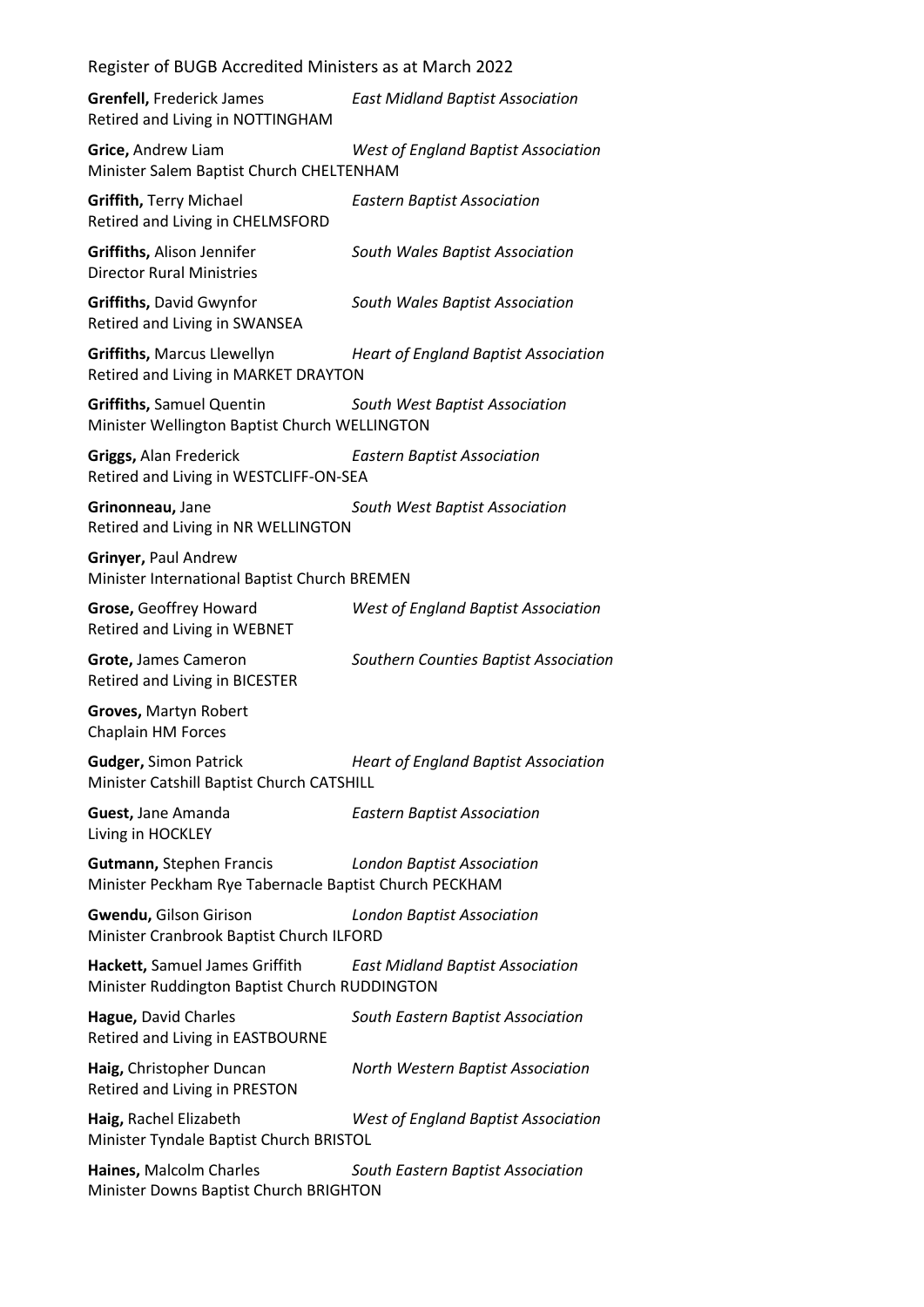**Grenfell,** Frederick James *East Midland Baptist Association*
Retired and Living in NOTTINGHAM

**Grice,** Andrew Liam *West of England Baptist Association*
Minister Salem Baptist Church CHELTENHAM

**Griffith,** Terry Michael *Eastern Baptist Association*
Retired and Living in CHELMSFORD

**Griffiths,** Alison Jennifer *South Wales Baptist Association*
Director Rural Ministries

**Griffiths,** David Gwynfor *South Wales Baptist Association*
Retired and Living in SWANSEA

**Griffiths,** Marcus Llewellyn *Heart of England Baptist Association*
Retired and Living in MARKET DRAYTON

**Griffiths,** Samuel Quentin *South West Baptist Association*
Minister Wellington Baptist Church WELLINGTON

**Griggs,** Alan Frederick *Eastern Baptist Association*
Retired and Living in WESTCLIFF-ON-SEA

**Grinonneau,** Jane *South West Baptist Association*
Retired and Living in NR WELLINGTON

**Grinyer,** Paul Andrew
Minister International Baptist Church BREMEN

**Grose,** Geoffrey Howard *West of England Baptist Association*
Retired and Living in WEBNET

**Grote,** James Cameron *Southern Counties Baptist Association*
Retired and Living in BICESTER

**Groves,** Martyn Robert
Chaplain HM Forces

**Gudger,** Simon Patrick *Heart of England Baptist Association*
Minister Catshill Baptist Church CATSHILL

**Guest,** Jane Amanda *Eastern Baptist Association*
Living in HOCKLEY

**Gutmann,** Stephen Francis *London Baptist Association*
Minister Peckham Rye Tabernacle Baptist Church PECKHAM

**Gwendu,** Gilson Girison *London Baptist Association*
Minister Cranbrook Baptist Church ILFORD

**Hackett,** Samuel James Griffith *East Midland Baptist Association*
Minister Ruddington Baptist Church RUDDINGTON

**Hague,** David Charles *South Eastern Baptist Association*
Retired and Living in EASTBOURNE

**Haig,** Christopher Duncan *North Western Baptist Association*
Retired and Living in PRESTON

**Haig,** Rachel Elizabeth *West of England Baptist Association*
Minister Tyndale Baptist Church BRISTOL

**Haines,** Malcolm Charles *South Eastern Baptist Association*
Minister Downs Baptist Church BRIGHTON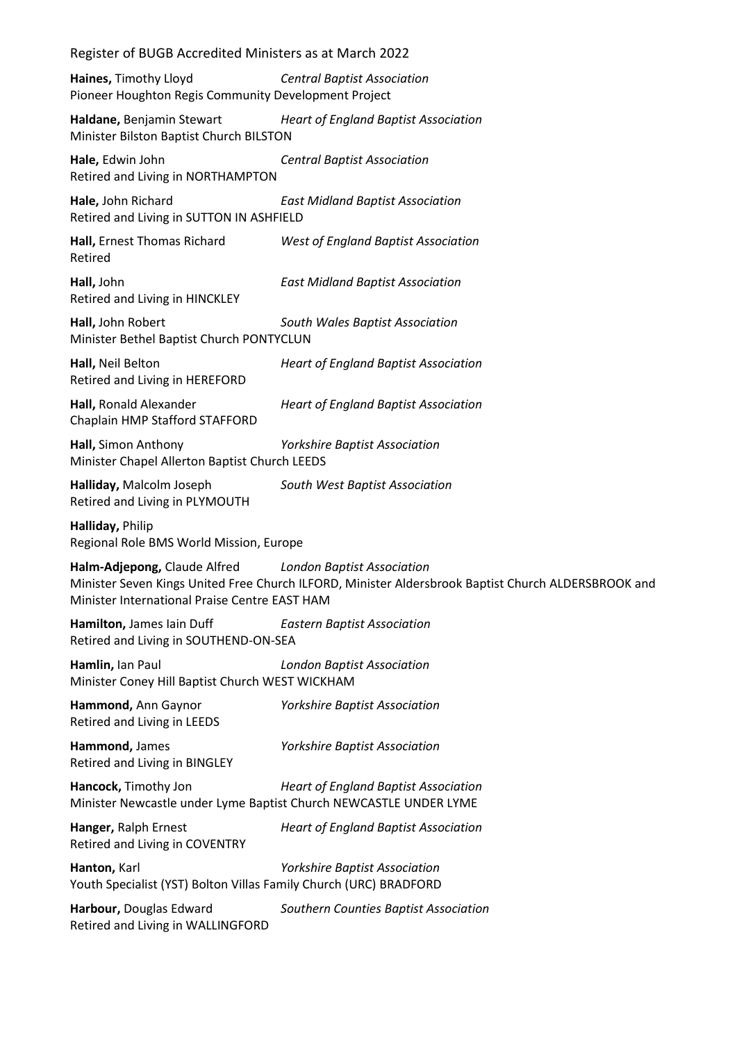**Haines,** Timothy Lloyd *Central Baptist Association*
Pioneer Houghton Regis Community Development Project

**Haldane,** Benjamin Stewart *Heart of England Baptist Association*
Minister Bilston Baptist Church BILSTON

**Hale,** Edwin John *Central Baptist Association*
Retired and Living in NORTHAMPTON

**Hale,** John Richard *East Midland Baptist Association*
Retired and Living in SUTTON IN ASHFIELD

**Hall,** Ernest Thomas Richard *West of England Baptist Association*
Retired

**Hall,** John *East Midland Baptist Association*
Retired and Living in HINCKLEY

**Hall,** John Robert *South Wales Baptist Association*
Minister Bethel Baptist Church PONTYCLUN

**Hall,** Neil Belton *Heart of England Baptist Association*
Retired and Living in HEREFORD

**Hall,** Ronald Alexander *Heart of England Baptist Association*
Chaplain HMP Stafford STAFFORD

**Hall,** Simon Anthony *Yorkshire Baptist Association*
Minister Chapel Allerton Baptist Church LEEDS

**Halliday,** Malcolm Joseph *South West Baptist Association*
Retired and Living in PLYMOUTH

**Halliday,** Philip
Regional Role BMS World Mission, Europe

**Halm-Adjepong,** Claude Alfred *London Baptist Association*
Minister Seven Kings United Free Church ILFORD, Minister Aldersbrook Baptist Church ALDERSBROOK and Minister International Praise Centre EAST HAM

**Hamilton,** James Iain Duff *Eastern Baptist Association*
Retired and Living in SOUTHEND-ON-SEA

**Hamlin,** Ian Paul *London Baptist Association*
Minister Coney Hill Baptist Church WEST WICKHAM

**Hammond,** Ann Gaynor *Yorkshire Baptist Association*
Retired and Living in LEEDS

**Hammond,** James *Yorkshire Baptist Association*
Retired and Living in BINGLEY

**Hancock,** Timothy Jon *Heart of England Baptist Association*
Minister Newcastle under Lyme Baptist Church NEWCASTLE UNDER LYME

**Hanger,** Ralph Ernest *Heart of England Baptist Association*
Retired and Living in COVENTRY

**Hanton,** Karl *Yorkshire Baptist Association*
Youth Specialist (YST) Bolton Villas Family Church (URC) BRADFORD

**Harbour,** Douglas Edward *Southern Counties Baptist Association*
Retired and Living in WALLINGFORD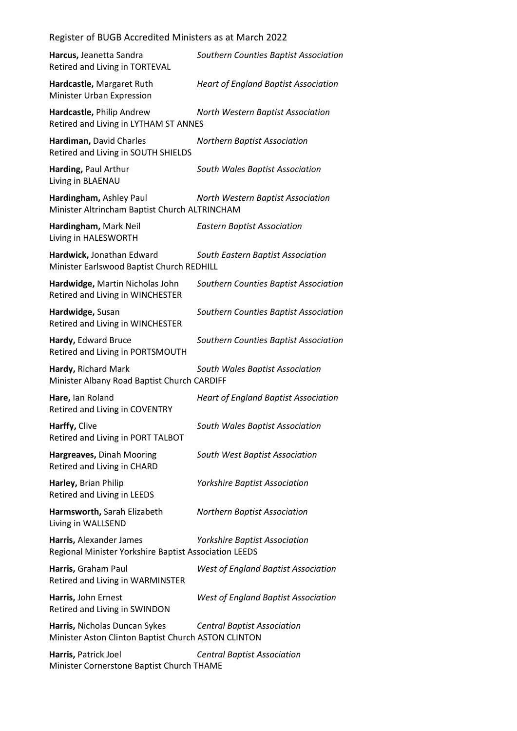**Harcus,** Jeanetta Sandra *Southern Counties Baptist Association*
Retired and Living in TORTEVAL

**Hardcastle,** Margaret Ruth *Heart of England Baptist Association*
Minister Urban Expression

**Hardcastle,** Philip Andrew *North Western Baptist Association*
Retired and Living in LYTHAM ST ANNES

**Hardiman,** David Charles *Northern Baptist Association*
Retired and Living in SOUTH SHIELDS

**Harding,** Paul Arthur *South Wales Baptist Association*
Living in BLAENAU

**Hardingham,** Ashley Paul *North Western Baptist Association*
Minister Altrincham Baptist Church ALTRINCHAM

**Hardingham,** Mark Neil *Eastern Baptist Association*
Living in HALESWORTH

**Hardwick,** Jonathan Edward *South Eastern Baptist Association*
Minister Earlswood Baptist Church REDHILL

**Hardwidge,** Martin Nicholas John *Southern Counties Baptist Association*
Retired and Living in WINCHESTER

**Hardwidge,** Susan *Southern Counties Baptist Association*
Retired and Living in WINCHESTER

**Hardy,** Edward Bruce *Southern Counties Baptist Association*
Retired and Living in PORTSMOUTH

**Hardy,** Richard Mark *South Wales Baptist Association*
Minister Albany Road Baptist Church CARDIFF

**Hare,** Ian Roland *Heart of England Baptist Association*
Retired and Living in COVENTRY

**Harffy,** Clive *South Wales Baptist Association*
Retired and Living in PORT TALBOT

**Hargreaves,** Dinah Mooring *South West Baptist Association*
Retired and Living in CHARD

**Harley,** Brian Philip *Yorkshire Baptist Association*
Retired and Living in LEEDS

**Harmsworth,** Sarah Elizabeth *Northern Baptist Association*
Living in WALLSEND

**Harris,** Alexander James *Yorkshire Baptist Association*
Regional Minister Yorkshire Baptist Association LEEDS

**Harris,** Graham Paul *West of England Baptist Association*
Retired and Living in WARMINSTER

**Harris,** John Ernest *West of England Baptist Association*
Retired and Living in SWINDON

**Harris,** Nicholas Duncan Sykes *Central Baptist Association*
Minister Aston Clinton Baptist Church ASTON CLINTON

**Harris,** Patrick Joel *Central Baptist Association*
Minister Cornerstone Baptist Church THAME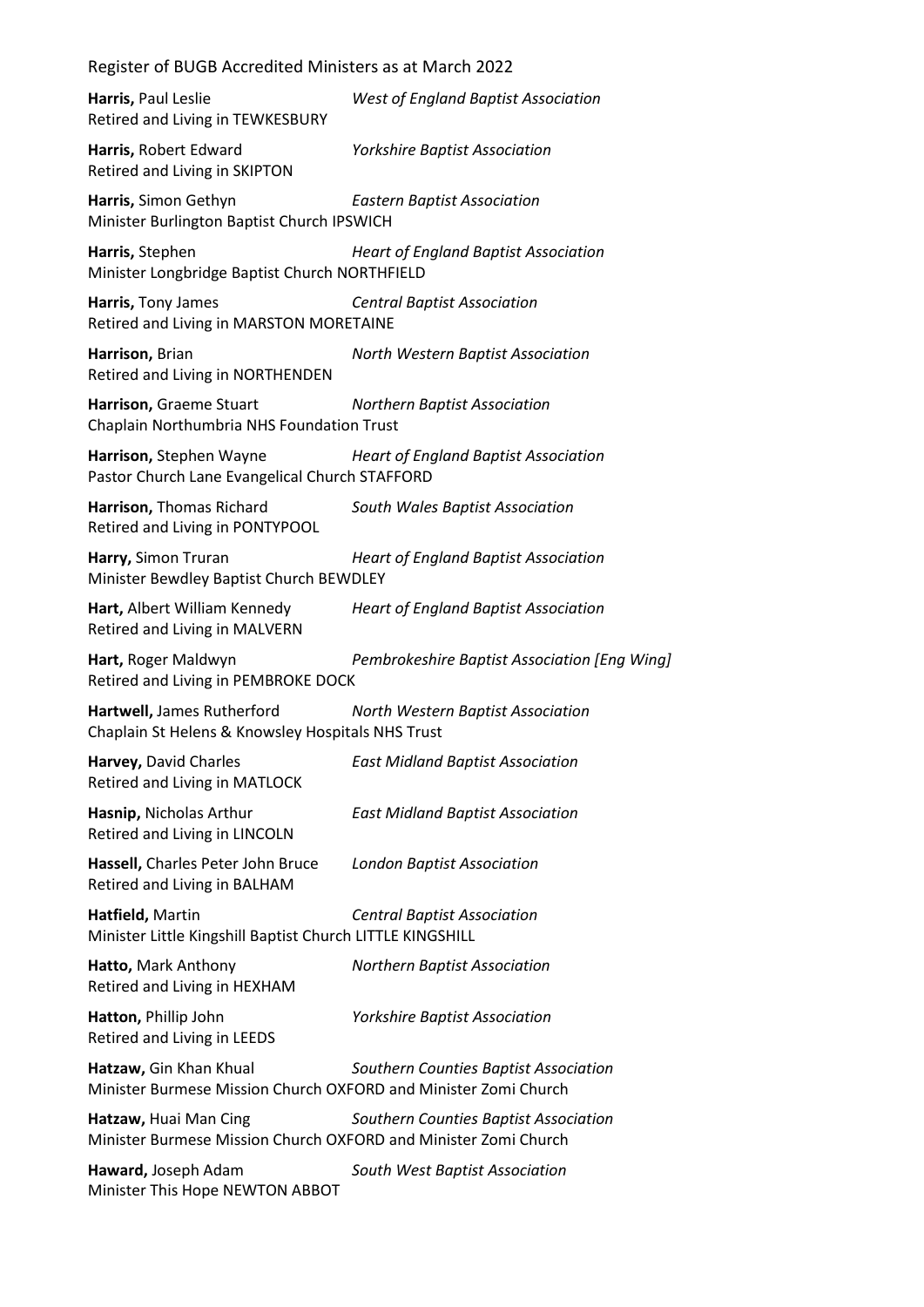**Harris,** Paul Leslie *West of England Baptist Association*
Retired and Living in TEWKESBURY

**Harris,** Robert Edward *Yorkshire Baptist Association*
Retired and Living in SKIPTON

**Harris,** Simon Gethyn *Eastern Baptist Association*
Minister Burlington Baptist Church IPSWICH

**Harris,** Stephen *Heart of England Baptist Association*
Minister Longbridge Baptist Church NORTHFIELD

**Harris,** Tony James *Central Baptist Association*
Retired and Living in MARSTON MORETAINE

**Harrison,** Brian *North Western Baptist Association*
Retired and Living in NORTHENDEN

**Harrison,** Graeme Stuart *Northern Baptist Association*
Chaplain Northumbria NHS Foundation Trust

**Harrison,** Stephen Wayne *Heart of England Baptist Association*
Pastor Church Lane Evangelical Church STAFFORD

**Harrison,** Thomas Richard *South Wales Baptist Association*
Retired and Living in PONTYPOOL

**Harry,** Simon Truran *Heart of England Baptist Association*
Minister Bewdley Baptist Church BEWDLEY

**Hart,** Albert William Kennedy *Heart of England Baptist Association*
Retired and Living in MALVERN

**Hart,** Roger Maldwyn *Pembrokeshire Baptist Association [Eng Wing]*
Retired and Living in PEMBROKE DOCK

**Hartwell,** James Rutherford *North Western Baptist Association*
Chaplain St Helens & Knowsley Hospitals NHS Trust

**Harvey,** David Charles *East Midland Baptist Association*
Retired and Living in MATLOCK

**Hasnip,** Nicholas Arthur *East Midland Baptist Association*
Retired and Living in LINCOLN

**Hassell,** Charles Peter John Bruce *London Baptist Association*
Retired and Living in BALHAM

**Hatfield,** Martin *Central Baptist Association*
Minister Little Kingshill Baptist Church LITTLE KINGSHILL

**Hatto,** Mark Anthony *Northern Baptist Association*
Retired and Living in HEXHAM

**Hatton,** Phillip John *Yorkshire Baptist Association*
Retired and Living in LEEDS

**Hatzaw,** Gin Khan Khual *Southern Counties Baptist Association*
Minister Burmese Mission Church OXFORD and Minister Zomi Church

**Hatzaw,** Huai Man Cing *Southern Counties Baptist Association*
Minister Burmese Mission Church OXFORD and Minister Zomi Church

**Haward,** Joseph Adam *South West Baptist Association*
Minister This Hope NEWTON ABBOT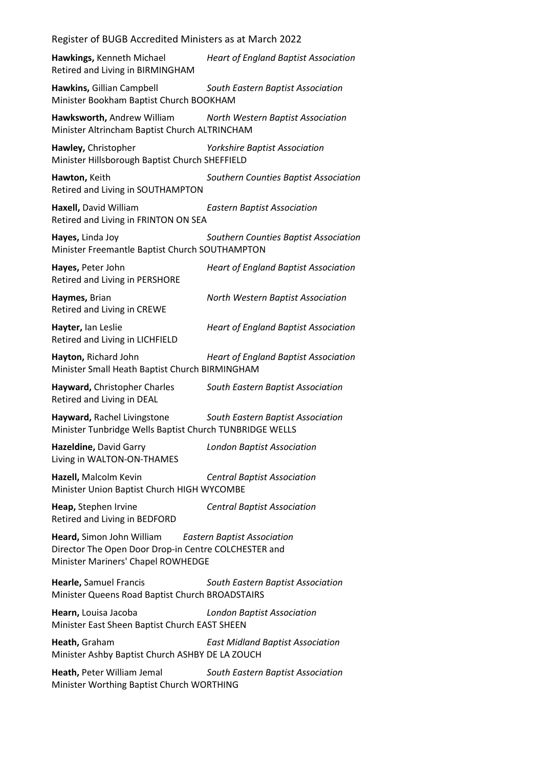**Hawkings,** Kenneth Michael *Heart of England Baptist Association*
Retired and Living in BIRMINGHAM

**Hawkins,** Gillian Campbell *South Eastern Baptist Association*
Minister Bookham Baptist Church BOOKHAM

**Hawksworth,** Andrew William *North Western Baptist Association*
Minister Altrincham Baptist Church ALTRINCHAM

**Hawley,** Christopher *Yorkshire Baptist Association*
Minister Hillsborough Baptist Church SHEFFIELD

**Hawton,** Keith *Southern Counties Baptist Association*
Retired and Living in SOUTHAMPTON

**Haxell,** David William *Eastern Baptist Association*
Retired and Living in FRINTON ON SEA

**Hayes,** Linda Joy *Southern Counties Baptist Association*
Minister Freemantle Baptist Church SOUTHAMPTON

**Hayes,** Peter John *Heart of England Baptist Association*
Retired and Living in PERSHORE

**Haymes,** Brian *North Western Baptist Association*
Retired and Living in CREWE

**Hayter,** Ian Leslie *Heart of England Baptist Association*
Retired and Living in LICHFIELD

**Hayton,** Richard John *Heart of England Baptist Association*
Minister Small Heath Baptist Church BIRMINGHAM

**Hayward,** Christopher Charles *South Eastern Baptist Association*
Retired and Living in DEAL

**Hayward,** Rachel Livingstone *South Eastern Baptist Association*
Minister Tunbridge Wells Baptist Church TUNBRIDGE WELLS

**Hazeldine,** David Garry *London Baptist Association*
Living in WALTON-ON-THAMES

**Hazell,** Malcolm Kevin *Central Baptist Association*
Minister Union Baptist Church HIGH WYCOMBE

**Heap,** Stephen Irvine *Central Baptist Association*
Retired and Living in BEDFORD

**Heard,** Simon John William *Eastern Baptist Association*
Director The Open Door Drop-in Centre COLCHESTER and
Minister Mariners' Chapel ROWHEDGE

**Hearle,** Samuel Francis *South Eastern Baptist Association*
Minister Queens Road Baptist Church BROADSTAIRS

**Hearn,** Louisa Jacoba *London Baptist Association*
Minister East Sheen Baptist Church EAST SHEEN

**Heath,** Graham *East Midland Baptist Association*
Minister Ashby Baptist Church ASHBY DE LA ZOUCH

**Heath,** Peter William Jemal *South Eastern Baptist Association*
Minister Worthing Baptist Church WORTHING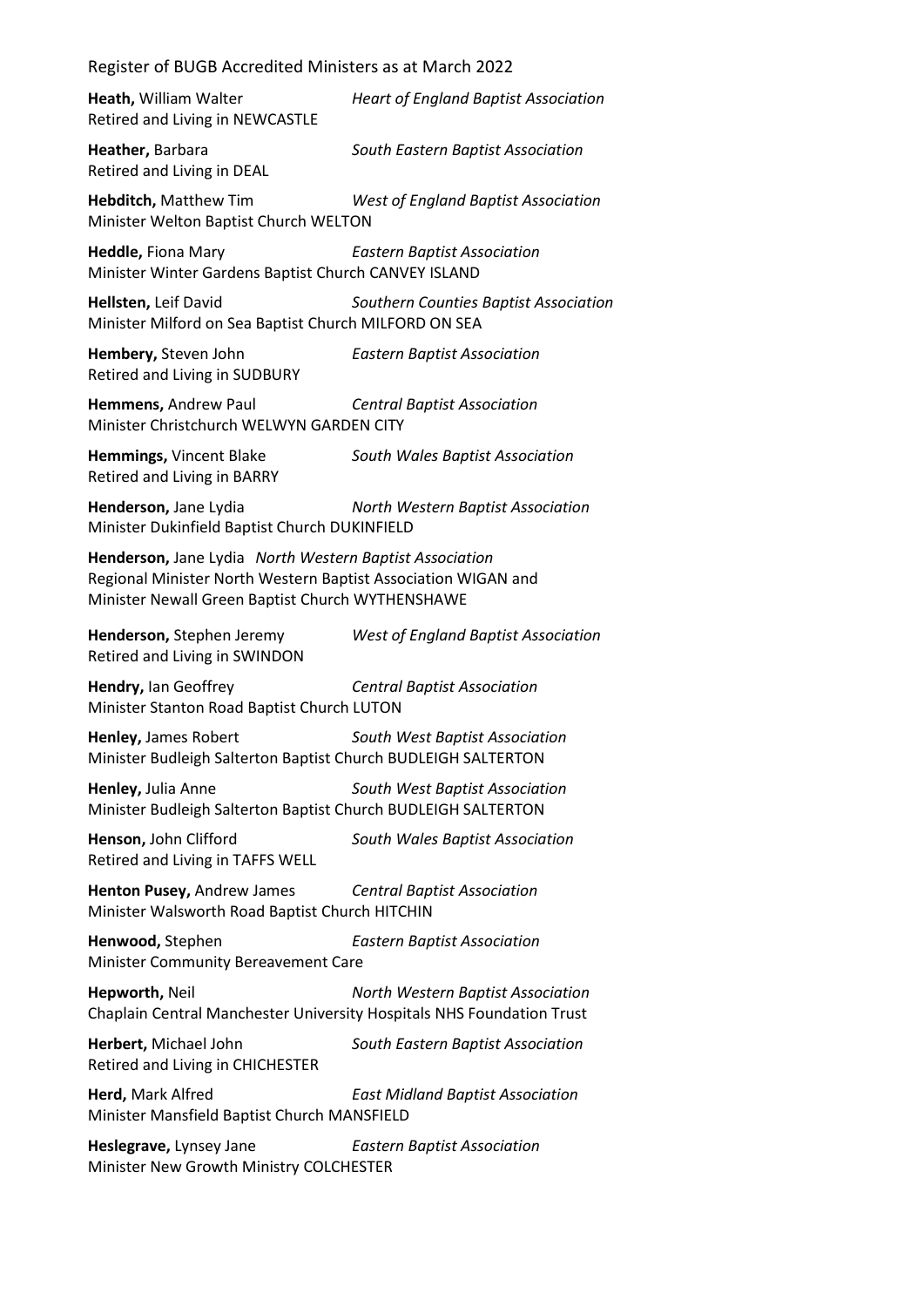**Heath,** William Walter *Heart of England Baptist Association*
Retired and Living in NEWCASTLE

**Heather,** Barbara *South Eastern Baptist Association*
Retired and Living in DEAL

**Hebditch,** Matthew Tim *West of England Baptist Association*
Minister Welton Baptist Church WELTON

**Heddle,** Fiona Mary *Eastern Baptist Association*
Minister Winter Gardens Baptist Church CANVEY ISLAND

**Hellsten,** Leif David *Southern Counties Baptist Association*
Minister Milford on Sea Baptist Church MILFORD ON SEA

**Hembery,** Steven John *Eastern Baptist Association*
Retired and Living in SUDBURY

**Hemmens,** Andrew Paul *Central Baptist Association*
Minister Christchurch WELWYN GARDEN CITY

**Hemmings,** Vincent Blake *South Wales Baptist Association*
Retired and Living in BARRY

**Henderson,** Jane Lydia *North Western Baptist Association*
Minister Dukinfield Baptist Church DUKINFIELD

**Henderson,** Jane Lydia *North Western Baptist Association*
Regional Minister North Western Baptist Association WIGAN and
Minister Newall Green Baptist Church WYTHENSHAWE

**Henderson,** Stephen Jeremy *West of England Baptist Association*
Retired and Living in SWINDON

**Hendry,** Ian Geoffrey *Central Baptist Association*
Minister Stanton Road Baptist Church LUTON

**Henley,** James Robert *South West Baptist Association*
Minister Budleigh Salterton Baptist Church BUDLEIGH SALTERTON

**Henley,** Julia Anne *South West Baptist Association*
Minister Budleigh Salterton Baptist Church BUDLEIGH SALTERTON

**Henson,** John Clifford *South Wales Baptist Association*
Retired and Living in TAFFS WELL

**Henton Pusey,** Andrew James *Central Baptist Association*
Minister Walsworth Road Baptist Church HITCHIN

**Henwood,** Stephen *Eastern Baptist Association*
Minister Community Bereavement Care

**Hepworth,** Neil *North Western Baptist Association*
Chaplain Central Manchester University Hospitals NHS Foundation Trust

**Herbert,** Michael John *South Eastern Baptist Association*
Retired and Living in CHICHESTER

**Herd,** Mark Alfred *East Midland Baptist Association*
Minister Mansfield Baptist Church MANSFIELD

**Heslegrave,** Lynsey Jane *Eastern Baptist Association*
Minister New Growth Ministry COLCHESTER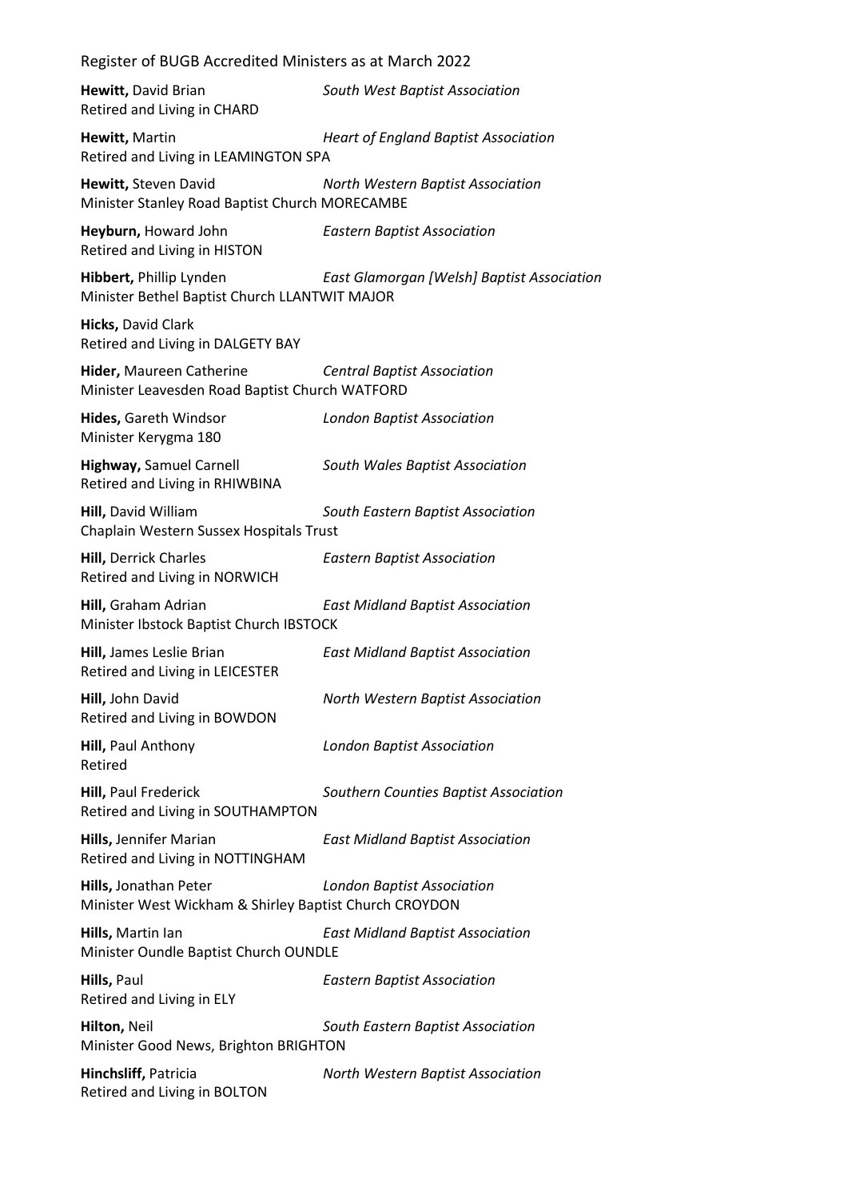**Hewitt,** David Brian *South West Baptist Association*
Retired and Living in CHARD

**Hewitt,** Martin *Heart of England Baptist Association*
Retired and Living in LEAMINGTON SPA

**Hewitt,** Steven David *North Western Baptist Association*
Minister Stanley Road Baptist Church MORECAMBE

**Heyburn,** Howard John *Eastern Baptist Association*
Retired and Living in HISTON

**Hibbert,** Phillip Lynden *East Glamorgan [Welsh] Baptist Association*
Minister Bethel Baptist Church LLANTWIT MAJOR

**Hicks,** David Clark
Retired and Living in DALGETY BAY

**Hider,** Maureen Catherine *Central Baptist Association*
Minister Leavesden Road Baptist Church WATFORD

**Hides,** Gareth Windsor *London Baptist Association*
Minister Kerygma 180

**Highway,** Samuel Carnell *South Wales Baptist Association*
Retired and Living in RHIWBINA

**Hill,** David William *South Eastern Baptist Association*
Chaplain Western Sussex Hospitals Trust

**Hill,** Derrick Charles *Eastern Baptist Association*
Retired and Living in NORWICH

**Hill,** Graham Adrian *East Midland Baptist Association*
Minister Ibstock Baptist Church IBSTOCK

**Hill,** James Leslie Brian *East Midland Baptist Association*
Retired and Living in LEICESTER

**Hill,** John David *North Western Baptist Association*
Retired and Living in BOWDON

**Hill,** Paul Anthony *London Baptist Association*
Retired

**Hill,** Paul Frederick *Southern Counties Baptist Association*
Retired and Living in SOUTHAMPTON

**Hills,** Jennifer Marian *East Midland Baptist Association*
Retired and Living in NOTTINGHAM

**Hills,** Jonathan Peter *London Baptist Association*
Minister West Wickham & Shirley Baptist Church CROYDON

**Hills,** Martin Ian *East Midland Baptist Association*
Minister Oundle Baptist Church OUNDLE

**Hills,** Paul *Eastern Baptist Association*
Retired and Living in ELY

**Hilton,** Neil *South Eastern Baptist Association*
Minister Good News, Brighton BRIGHTON

**Hinchsliff,** Patricia *North Western Baptist Association*
Retired and Living in BOLTON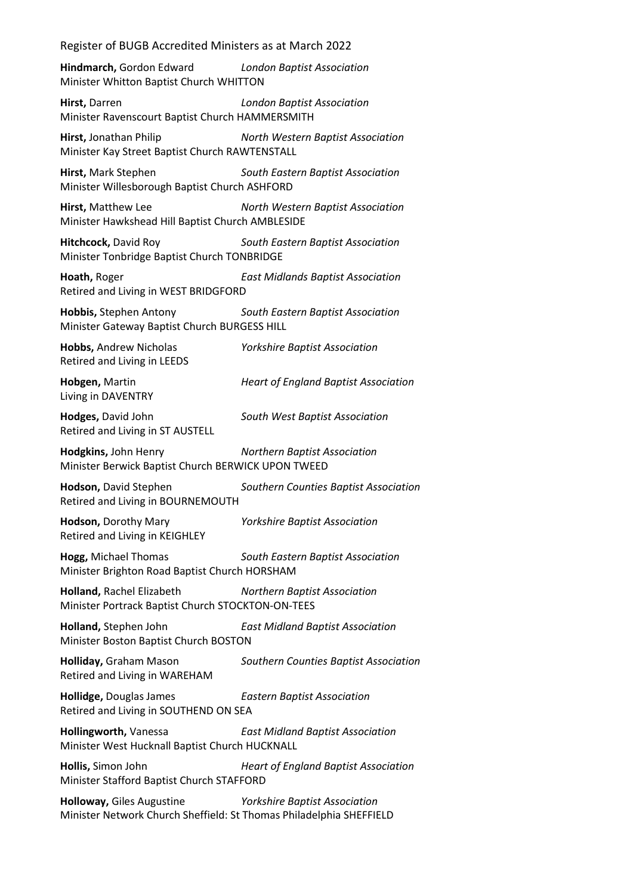**Hindmarch,** Gordon Edward *London Baptist Association*
Minister Whitton Baptist Church WHITTON

**Hirst,** Darren *London Baptist Association*
Minister Ravenscourt Baptist Church HAMMERSMITH

**Hirst,** Jonathan Philip *North Western Baptist Association*
Minister Kay Street Baptist Church RAWTENSTALL

**Hirst,** Mark Stephen *South Eastern Baptist Association*
Minister Willesborough Baptist Church ASHFORD

**Hirst,** Matthew Lee *North Western Baptist Association*
Minister Hawkshead Hill Baptist Church AMBLESIDE

**Hitchcock,** David Roy *South Eastern Baptist Association*
Minister Tonbridge Baptist Church TONBRIDGE

**Hoath,** Roger *East Midlands Baptist Association*
Retired and Living in WEST BRIDGFORD

**Hobbis,** Stephen Antony *South Eastern Baptist Association*
Minister Gateway Baptist Church BURGESS HILL

**Hobbs,** Andrew Nicholas *Yorkshire Baptist Association*
Retired and Living in LEEDS

**Hobgen,** Martin *Heart of England Baptist Association*
Living in DAVENTRY

**Hodges,** David John *South West Baptist Association*
Retired and Living in ST AUSTELL

**Hodgkins,** John Henry *Northern Baptist Association*
Minister Berwick Baptist Church BERWICK UPON TWEED

**Hodson,** David Stephen *Southern Counties Baptist Association*
Retired and Living in BOURNEMOUTH

**Hodson,** Dorothy Mary *Yorkshire Baptist Association*
Retired and Living in KEIGHLEY

**Hogg,** Michael Thomas *South Eastern Baptist Association*
Minister Brighton Road Baptist Church HORSHAM

**Holland,** Rachel Elizabeth *Northern Baptist Association*
Minister Portrack Baptist Church STOCKTON-ON-TEES

**Holland,** Stephen John *East Midland Baptist Association*
Minister Boston Baptist Church BOSTON

**Holliday,** Graham Mason *Southern Counties Baptist Association*
Retired and Living in WAREHAM

**Hollidge,** Douglas James *Eastern Baptist Association*
Retired and Living in SOUTHEND ON SEA

**Hollingworth,** Vanessa *East Midland Baptist Association*
Minister West Hucknall Baptist Church HUCKNALL

**Hollis,** Simon John *Heart of England Baptist Association*
Minister Stafford Baptist Church STAFFORD

**Holloway,** Giles Augustine *Yorkshire Baptist Association*
Minister Network Church Sheffield: St Thomas Philadelphia SHEFFIELD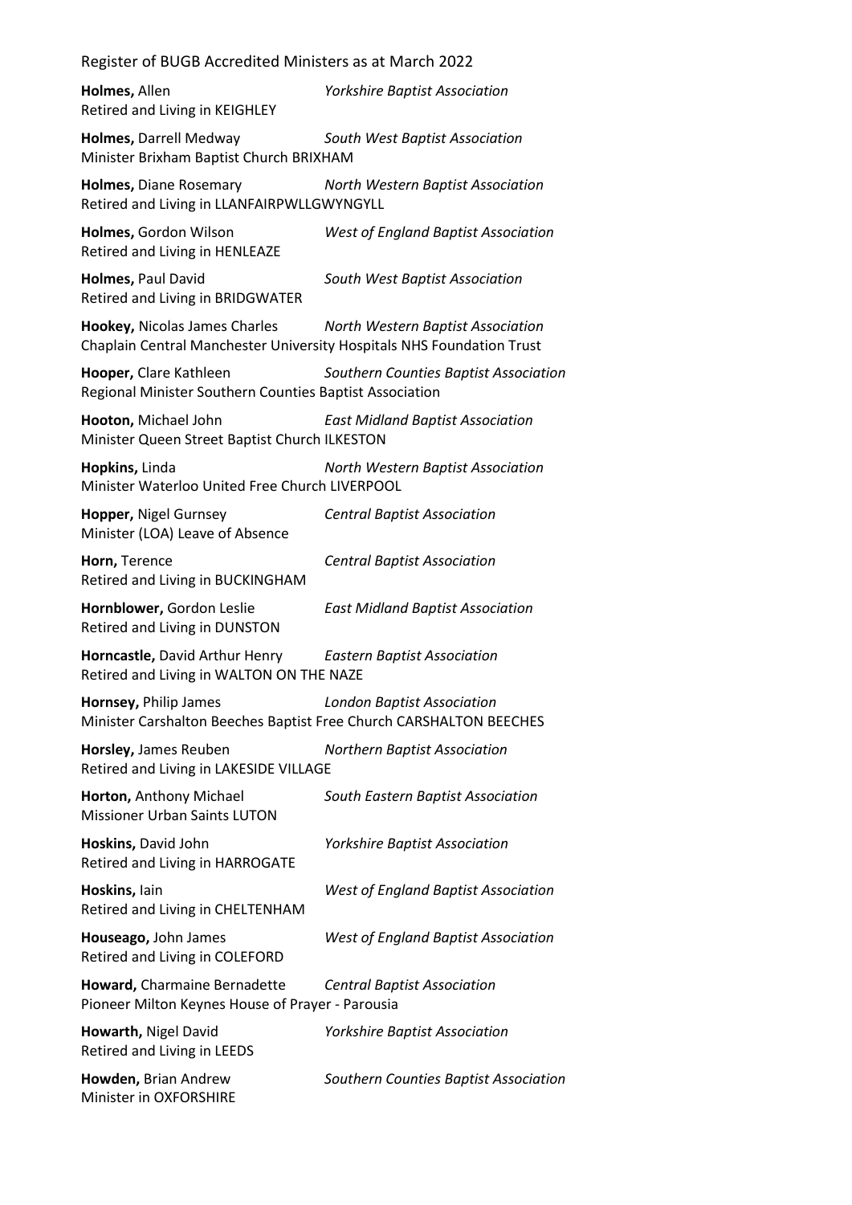**Holmes,** Allen *Yorkshire Baptist Association*
Retired and Living in KEIGHLEY

**Holmes,** Darrell Medway *South West Baptist Association*
Minister Brixham Baptist Church BRIXHAM

**Holmes,** Diane Rosemary *North Western Baptist Association*
Retired and Living in LLANFAIRPWLLGWYNGYLL

**Holmes,** Gordon Wilson *West of England Baptist Association*
Retired and Living in HENLEAZE

**Holmes,** Paul David *South West Baptist Association*
Retired and Living in BRIDGWATER

**Hookey,** Nicolas James Charles *North Western Baptist Association*
Chaplain Central Manchester University Hospitals NHS Foundation Trust

**Hooper,** Clare Kathleen *Southern Counties Baptist Association*
Regional Minister Southern Counties Baptist Association

**Hooton,** Michael John *East Midland Baptist Association*
Minister Queen Street Baptist Church ILKESTON

**Hopkins,** Linda *North Western Baptist Association*
Minister Waterloo United Free Church LIVERPOOL

**Hopper,** Nigel Gurnsey *Central Baptist Association*
Minister (LOA) Leave of Absence

**Horn,** Terence *Central Baptist Association*
Retired and Living in BUCKINGHAM

**Hornblower,** Gordon Leslie *East Midland Baptist Association*
Retired and Living in DUNSTON

**Horncastle,** David Arthur Henry *Eastern Baptist Association*
Retired and Living in WALTON ON THE NAZE

**Hornsey,** Philip James *London Baptist Association*
Minister Carshalton Beeches Baptist Free Church CARSHALTON BEECHES

**Horsley,** James Reuben *Northern Baptist Association*
Retired and Living in LAKESIDE VILLAGE

**Horton,** Anthony Michael *South Eastern Baptist Association*
Missioner Urban Saints LUTON

**Hoskins,** David John *Yorkshire Baptist Association*
Retired and Living in HARROGATE

**Hoskins,** Iain *West of England Baptist Association*
Retired and Living in CHELTENHAM

**Houseago,** John James *West of England Baptist Association*
Retired and Living in COLEFORD

**Howard,** Charmaine Bernadette *Central Baptist Association*
Pioneer Milton Keynes House of Prayer - Parousia

**Howarth,** Nigel David *Yorkshire Baptist Association*
Retired and Living in LEEDS

**Howden,** Brian Andrew *Southern Counties Baptist Association*
Minister in OXFORSHIRE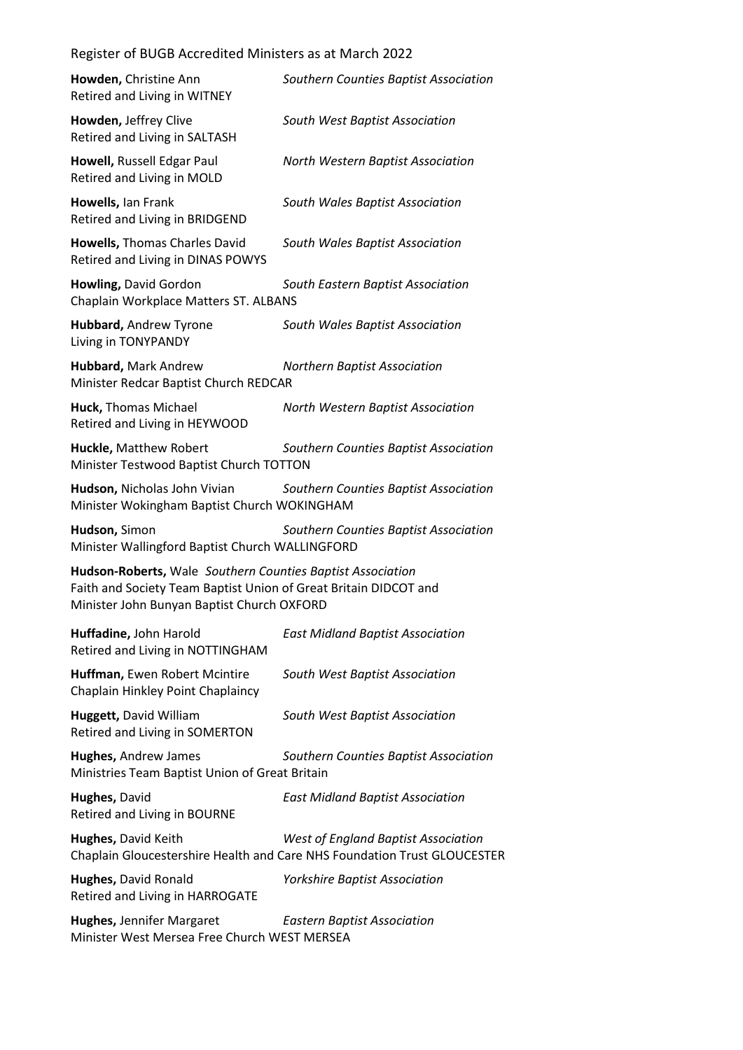**Howden,** Christine Ann *Southern Counties Baptist Association*
Retired and Living in WITNEY

**Howden,** Jeffrey Clive *South West Baptist Association*
Retired and Living in SALTASH

**Howell,** Russell Edgar Paul *North Western Baptist Association*
Retired and Living in MOLD

**Howells,** Ian Frank *South Wales Baptist Association*
Retired and Living in BRIDGEND

**Howells,** Thomas Charles David *South Wales Baptist Association*
Retired and Living in DINAS POWYS

**Howling,** David Gordon *South Eastern Baptist Association*
Chaplain Workplace Matters ST. ALBANS

**Hubbard,** Andrew Tyrone *South Wales Baptist Association*
Living in TONYPANDY

**Hubbard,** Mark Andrew *Northern Baptist Association*
Minister Redcar Baptist Church REDCAR

**Huck,** Thomas Michael *North Western Baptist Association*
Retired and Living in HEYWOOD

**Huckle,** Matthew Robert *Southern Counties Baptist Association*
Minister Testwood Baptist Church TOTTON

**Hudson,** Nicholas John Vivian *Southern Counties Baptist Association*
Minister Wokingham Baptist Church WOKINGHAM

**Hudson,** Simon *Southern Counties Baptist Association*
Minister Wallingford Baptist Church WALLINGFORD

**Hudson-Roberts,** Wale *Southern Counties Baptist Association*
Faith and Society Team Baptist Union of Great Britain DIDCOT and
Minister John Bunyan Baptist Church OXFORD

**Huffadine,** John Harold *East Midland Baptist Association*
Retired and Living in NOTTINGHAM

**Huffman,** Ewen Robert Mcintire *South West Baptist Association*
Chaplain Hinkley Point Chaplaincy

**Huggett,** David William *South West Baptist Association*
Retired and Living in SOMERTON

**Hughes,** Andrew James *Southern Counties Baptist Association*
Ministries Team Baptist Union of Great Britain

**Hughes,** David *East Midland Baptist Association*
Retired and Living in BOURNE

**Hughes,** David Keith *West of England Baptist Association*
Chaplain Gloucestershire Health and Care NHS Foundation Trust GLOUCESTER

**Hughes,** David Ronald *Yorkshire Baptist Association*
Retired and Living in HARROGATE

**Hughes,** Jennifer Margaret *Eastern Baptist Association*
Minister West Mersea Free Church WEST MERSEA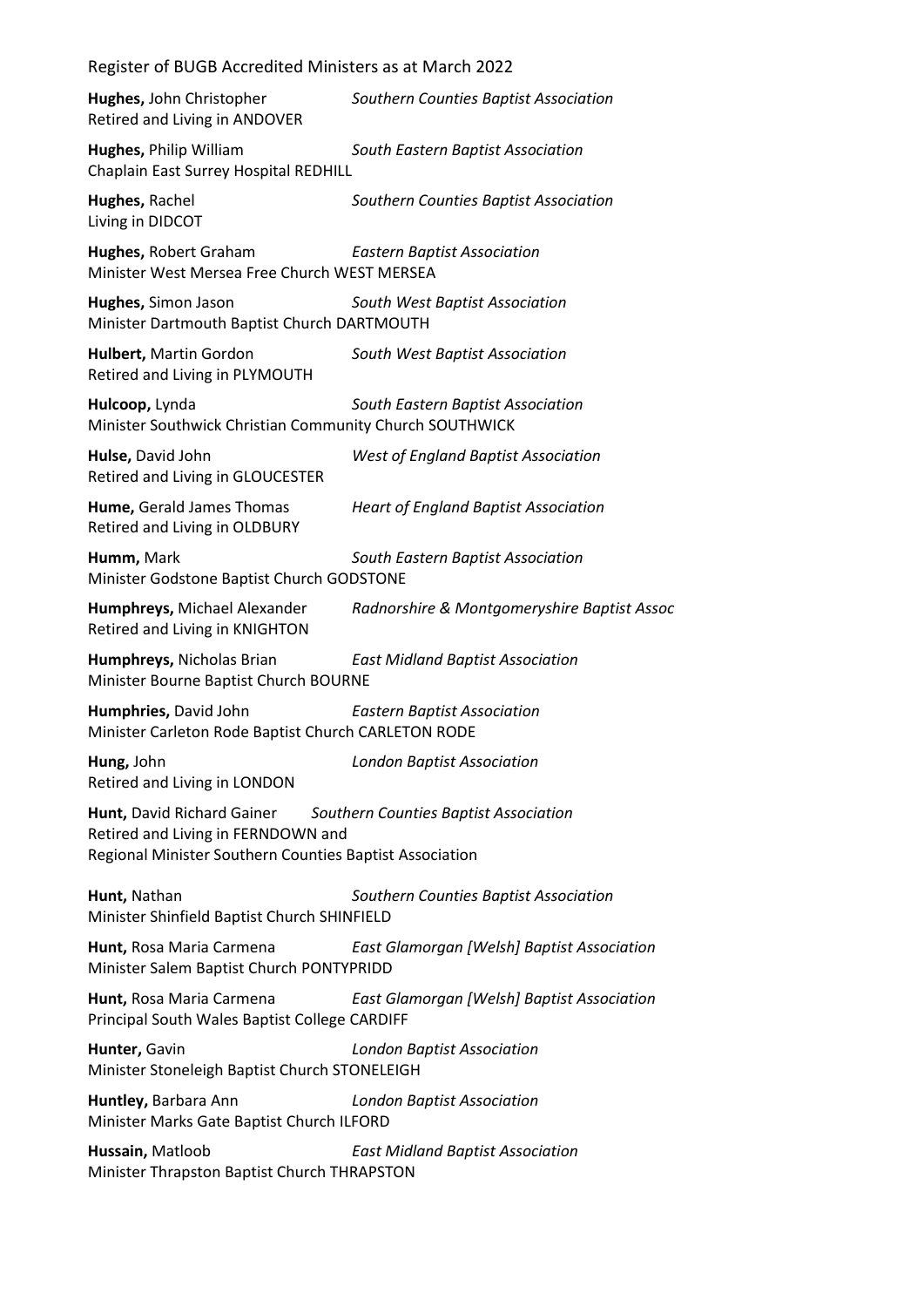**Hughes,** John Christopher *Southern Counties Baptist Association*
Retired and Living in ANDOVER

**Hughes,** Philip William *South Eastern Baptist Association*
Chaplain East Surrey Hospital REDHILL

**Hughes,** Rachel *Southern Counties Baptist Association*
Living in DIDCOT

**Hughes,** Robert Graham *Eastern Baptist Association*
Minister West Mersea Free Church WEST MERSEA

**Hughes,** Simon Jason *South West Baptist Association*
Minister Dartmouth Baptist Church DARTMOUTH

**Hulbert,** Martin Gordon *South West Baptist Association*
Retired and Living in PLYMOUTH

**Hulcoop,** Lynda *South Eastern Baptist Association*
Minister Southwick Christian Community Church SOUTHWICK

**Hulse,** David John *West of England Baptist Association*
Retired and Living in GLOUCESTER

**Hume,** Gerald James Thomas *Heart of England Baptist Association*
Retired and Living in OLDBURY

**Humm,** Mark *South Eastern Baptist Association*
Minister Godstone Baptist Church GODSTONE

**Humphreys,** Michael Alexander *Radnorshire & Montgomeryshire Baptist Assoc*
Retired and Living in KNIGHTON

**Humphreys,** Nicholas Brian *East Midland Baptist Association*
Minister Bourne Baptist Church BOURNE

**Humphries,** David John *Eastern Baptist Association*
Minister Carleton Rode Baptist Church CARLETON RODE

**Hung,** John *London Baptist Association*
Retired and Living in LONDON

**Hunt,** David Richard Gainer *Southern Counties Baptist Association*
Retired and Living in FERNDOWN and
Regional Minister Southern Counties Baptist Association

**Hunt,** Nathan *Southern Counties Baptist Association*
Minister Shinfield Baptist Church SHINFIELD

**Hunt,** Rosa Maria Carmena *East Glamorgan [Welsh] Baptist Association*
Minister Salem Baptist Church PONTYPRIDD

**Hunt,** Rosa Maria Carmena *East Glamorgan [Welsh] Baptist Association*
Principal South Wales Baptist College CARDIFF

**Hunter,** Gavin *London Baptist Association*
Minister Stoneleigh Baptist Church STONELEIGH

**Huntley,** Barbara Ann *London Baptist Association*
Minister Marks Gate Baptist Church ILFORD

**Hussain,** Matloob *East Midland Baptist Association*
Minister Thrapston Baptist Church THRAPSTON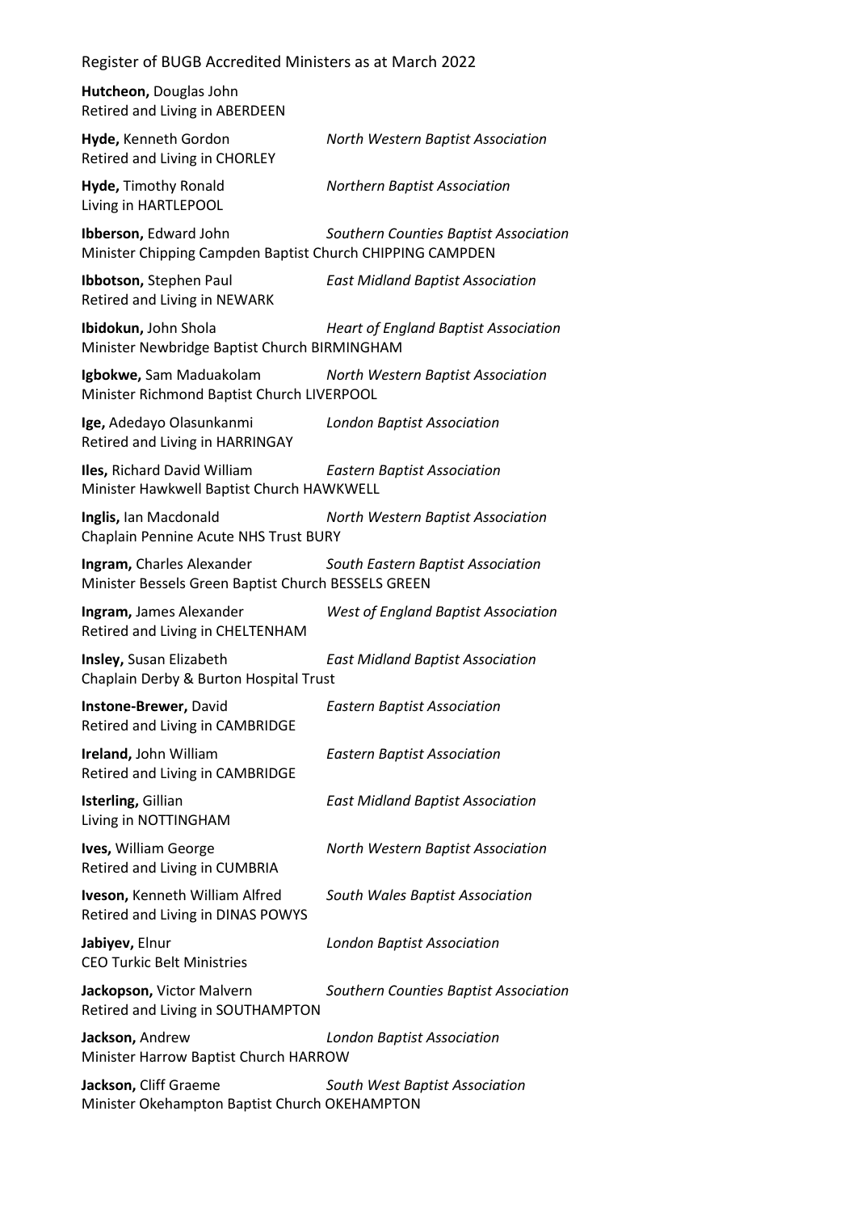**Hutcheon,** Douglas John
Retired and Living in ABERDEEN

**Hyde,** Kenneth Gordon — *North Western Baptist Association*
Retired and Living in CHORLEY

**Hyde,** Timothy Ronald — *Northern Baptist Association*
Living in HARTLEPOOL

**Ibberson,** Edward John — *Southern Counties Baptist Association*
Minister Chipping Campden Baptist Church CHIPPING CAMPDEN

**Ibbotson,** Stephen Paul — *East Midland Baptist Association*
Retired and Living in NEWARK

**Ibidokun,** John Shola — *Heart of England Baptist Association*
Minister Newbridge Baptist Church BIRMINGHAM

**Igbokwe,** Sam Maduakolam — *North Western Baptist Association*
Minister Richmond Baptist Church LIVERPOOL

**Ige,** Adedayo Olasunkanmi — *London Baptist Association*
Retired and Living in HARRINGAY

**Iles,** Richard David William — *Eastern Baptist Association*
Minister Hawkwell Baptist Church HAWKWELL

**Inglis,** Ian Macdonald — *North Western Baptist Association*
Chaplain Pennine Acute NHS Trust BURY

**Ingram,** Charles Alexander — *South Eastern Baptist Association*
Minister Bessels Green Baptist Church BESSELS GREEN

**Ingram,** James Alexander — *West of England Baptist Association*
Retired and Living in CHELTENHAM

**Insley,** Susan Elizabeth — *East Midland Baptist Association*
Chaplain Derby & Burton Hospital Trust

**Instone-Brewer,** David — *Eastern Baptist Association*
Retired and Living in CAMBRIDGE

**Ireland,** John William — *Eastern Baptist Association*
Retired and Living in CAMBRIDGE

**Isterling,** Gillian — *East Midland Baptist Association*
Living in NOTTINGHAM

**Ives,** William George — *North Western Baptist Association*
Retired and Living in CUMBRIA

**Iveson,** Kenneth William Alfred — *South Wales Baptist Association*
Retired and Living in DINAS POWYS

**Jabiyev,** Elnur — *London Baptist Association*
CEO Turkic Belt Ministries

**Jackopson,** Victor Malvern — *Southern Counties Baptist Association*
Retired and Living in SOUTHAMPTON

**Jackson,** Andrew — *London Baptist Association*
Minister Harrow Baptist Church HARROW

**Jackson,** Cliff Graeme — *South West Baptist Association*
Minister Okehampton Baptist Church OKEHAMPTON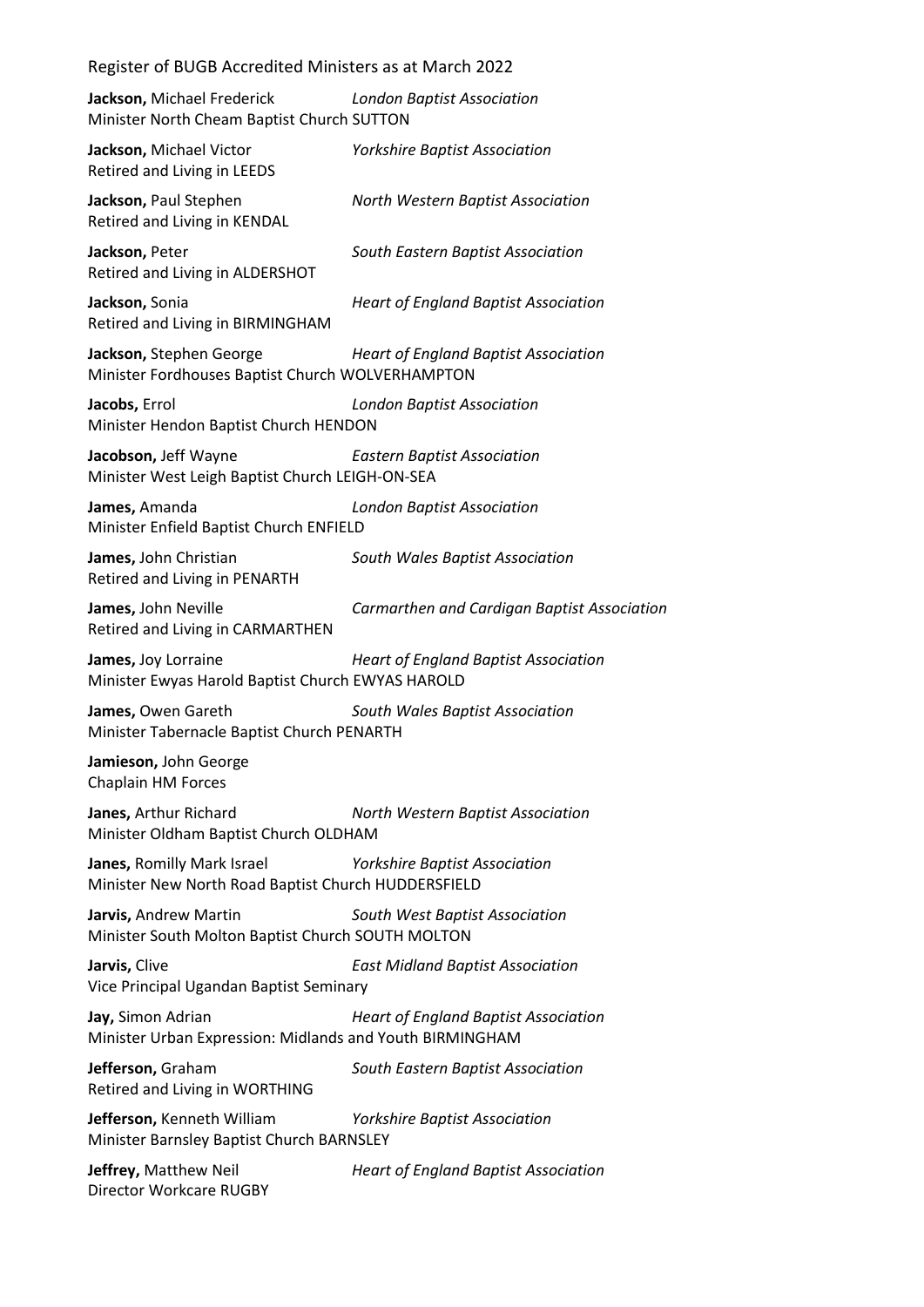**Jackson,** Michael Frederick *London Baptist Association*
Minister North Cheam Baptist Church SUTTON

**Jackson,** Michael Victor *Yorkshire Baptist Association*
Retired and Living in LEEDS

**Jackson,** Paul Stephen *North Western Baptist Association*
Retired and Living in KENDAL

**Jackson,** Peter *South Eastern Baptist Association*
Retired and Living in ALDERSHOT

**Jackson,** Sonia *Heart of England Baptist Association*
Retired and Living in BIRMINGHAM

**Jackson,** Stephen George *Heart of England Baptist Association*
Minister Fordhouses Baptist Church WOLVERHAMPTON

**Jacobs,** Errol *London Baptist Association*
Minister Hendon Baptist Church HENDON

**Jacobson,** Jeff Wayne *Eastern Baptist Association*
Minister West Leigh Baptist Church LEIGH-ON-SEA

**James,** Amanda *London Baptist Association*
Minister Enfield Baptist Church ENFIELD

**James,** John Christian *South Wales Baptist Association*
Retired and Living in PENARTH

**James,** John Neville *Carmarthen and Cardigan Baptist Association*
Retired and Living in CARMARTHEN

**James,** Joy Lorraine *Heart of England Baptist Association*
Minister Ewyas Harold Baptist Church EWYAS HAROLD

**James,** Owen Gareth *South Wales Baptist Association*
Minister Tabernacle Baptist Church PENARTH

**Jamieson,** John George
Chaplain HM Forces

**Janes,** Arthur Richard *North Western Baptist Association*
Minister Oldham Baptist Church OLDHAM

**Janes,** Romilly Mark Israel *Yorkshire Baptist Association*
Minister New North Road Baptist Church HUDDERSFIELD

**Jarvis,** Andrew Martin *South West Baptist Association*
Minister South Molton Baptist Church SOUTH MOLTON

**Jarvis,** Clive *East Midland Baptist Association*
Vice Principal Ugandan Baptist Seminary

**Jay,** Simon Adrian *Heart of England Baptist Association*
Minister Urban Expression: Midlands and Youth BIRMINGHAM

**Jefferson,** Graham *South Eastern Baptist Association*
Retired and Living in WORTHING

**Jefferson,** Kenneth William *Yorkshire Baptist Association*
Minister Barnsley Baptist Church BARNSLEY

**Jeffrey,** Matthew Neil *Heart of England Baptist Association*
Director Workcare RUGBY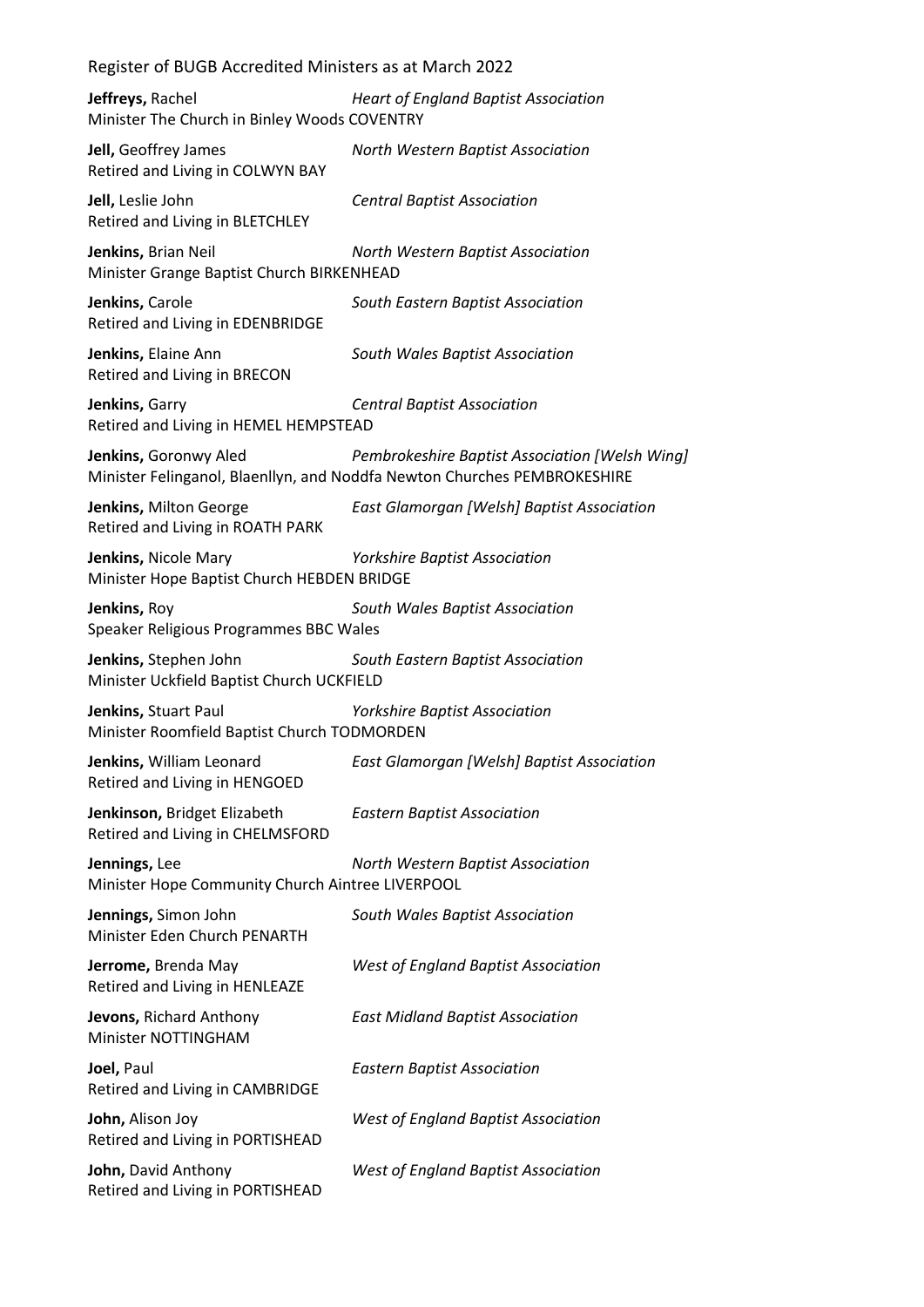**Jeffreys,** Rachel *Heart of England Baptist Association*
Minister The Church in Binley Woods COVENTRY

**Jell,** Geoffrey James *North Western Baptist Association*
Retired and Living in COLWYN BAY

**Jell,** Leslie John *Central Baptist Association*
Retired and Living in BLETCHLEY

**Jenkins,** Brian Neil *North Western Baptist Association*
Minister Grange Baptist Church BIRKENHEAD

**Jenkins,** Carole *South Eastern Baptist Association*
Retired and Living in EDENBRIDGE

**Jenkins,** Elaine Ann *South Wales Baptist Association*
Retired and Living in BRECON

**Jenkins,** Garry *Central Baptist Association*
Retired and Living in HEMEL HEMPSTEAD

**Jenkins,** Goronwy Aled *Pembrokeshire Baptist Association [Welsh Wing]*
Minister Felinganol, Blaenllyn, and Noddfa Newton Churches PEMBROKESHIRE

**Jenkins,** Milton George *East Glamorgan [Welsh] Baptist Association*
Retired and Living in ROATH PARK

**Jenkins,** Nicole Mary *Yorkshire Baptist Association*
Minister Hope Baptist Church HEBDEN BRIDGE

**Jenkins,** Roy *South Wales Baptist Association*
Speaker Religious Programmes BBC Wales

**Jenkins,** Stephen John *South Eastern Baptist Association*
Minister Uckfield Baptist Church UCKFIELD

**Jenkins,** Stuart Paul *Yorkshire Baptist Association*
Minister Roomfield Baptist Church TODMORDEN

**Jenkins,** William Leonard *East Glamorgan [Welsh] Baptist Association*
Retired and Living in HENGOED

**Jenkinson,** Bridget Elizabeth *Eastern Baptist Association*
Retired and Living in CHELMSFORD

**Jennings,** Lee *North Western Baptist Association*
Minister Hope Community Church Aintree LIVERPOOL

**Jennings,** Simon John *South Wales Baptist Association*
Minister Eden Church PENARTH

**Jerrome,** Brenda May *West of England Baptist Association*
Retired and Living in HENLEAZE

**Jevons,** Richard Anthony *East Midland Baptist Association*
Minister NOTTINGHAM

**Joel,** Paul *Eastern Baptist Association*
Retired and Living in CAMBRIDGE

**John,** Alison Joy *West of England Baptist Association*
Retired and Living in PORTISHEAD

**John,** David Anthony *West of England Baptist Association*
Retired and Living in PORTISHEAD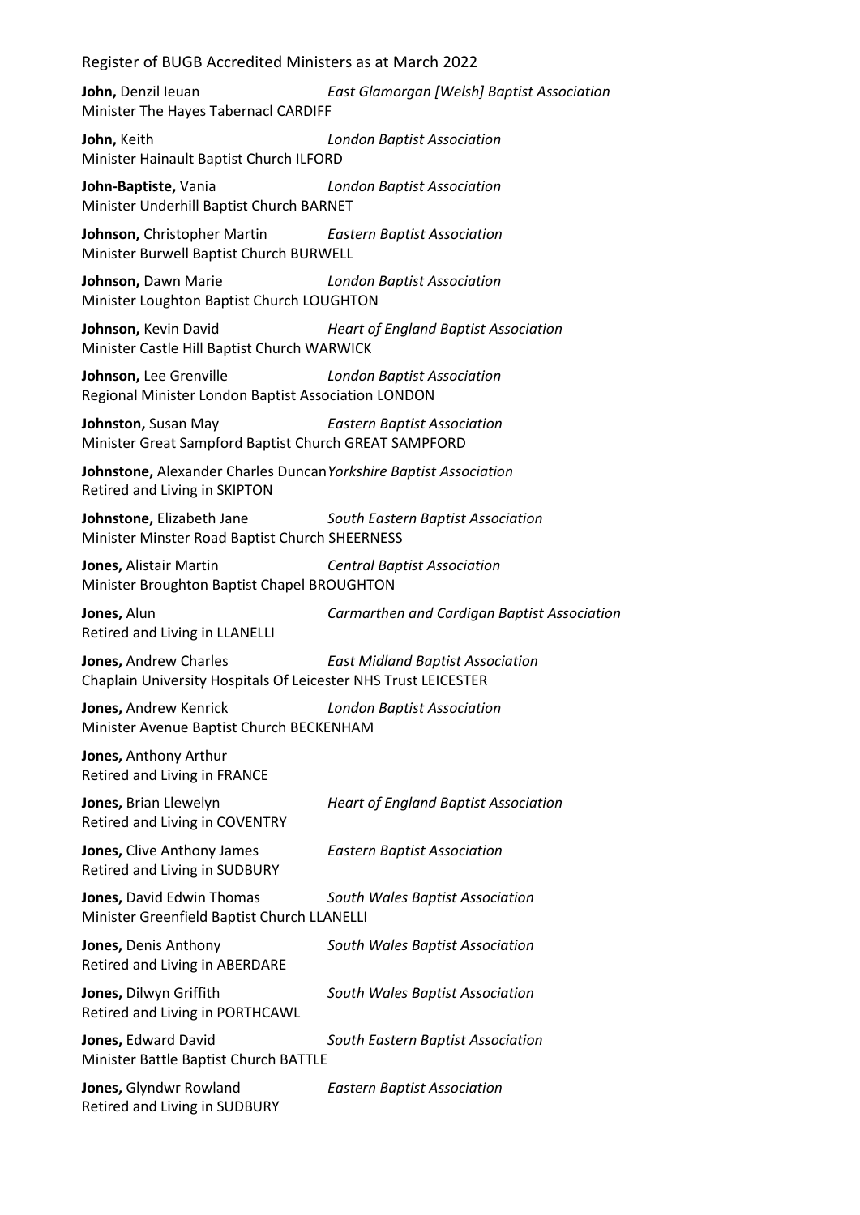**John,** Denzil Ieuan *East Glamorgan [Welsh] Baptist Association*
Minister The Hayes Tabernacl CARDIFF

**John,** Keith *London Baptist Association*
Minister Hainault Baptist Church ILFORD

**John-Baptiste,** Vania *London Baptist Association*
Minister Underhill Baptist Church BARNET

**Johnson,** Christopher Martin *Eastern Baptist Association*
Minister Burwell Baptist Church BURWELL

**Johnson,** Dawn Marie *London Baptist Association*
Minister Loughton Baptist Church LOUGHTON

**Johnson,** Kevin David *Heart of England Baptist Association*
Minister Castle Hill Baptist Church WARWICK

**Johnson,** Lee Grenville *London Baptist Association*
Regional Minister London Baptist Association LONDON

**Johnston,** Susan May *Eastern Baptist Association*
Minister Great Sampford Baptist Church GREAT SAMPFORD

**Johnstone,** Alexander Charles Duncan *Yorkshire Baptist Association*
Retired and Living in SKIPTON

**Johnstone,** Elizabeth Jane *South Eastern Baptist Association*
Minister Minster Road Baptist Church SHEERNESS

**Jones,** Alistair Martin *Central Baptist Association*
Minister Broughton Baptist Chapel BROUGHTON

**Jones,** Alun *Carmarthen and Cardigan Baptist Association*
Retired and Living in LLANELLI

**Jones,** Andrew Charles *East Midland Baptist Association*
Chaplain University Hospitals Of Leicester NHS Trust LEICESTER

**Jones,** Andrew Kenrick *London Baptist Association*
Minister Avenue Baptist Church BECKENHAM

**Jones,** Anthony Arthur
Retired and Living in FRANCE

**Jones,** Brian Llewelyn *Heart of England Baptist Association*
Retired and Living in COVENTRY

**Jones,** Clive Anthony James *Eastern Baptist Association*
Retired and Living in SUDBURY

**Jones,** David Edwin Thomas *South Wales Baptist Association*
Minister Greenfield Baptist Church LLANELLI

**Jones,** Denis Anthony *South Wales Baptist Association*
Retired and Living in ABERDARE

**Jones,** Dilwyn Griffith *South Wales Baptist Association*
Retired and Living in PORTHCAWL

**Jones,** Edward David *South Eastern Baptist Association*
Minister Battle Baptist Church BATTLE

**Jones,** Glyndwr Rowland *Eastern Baptist Association*
Retired and Living in SUDBURY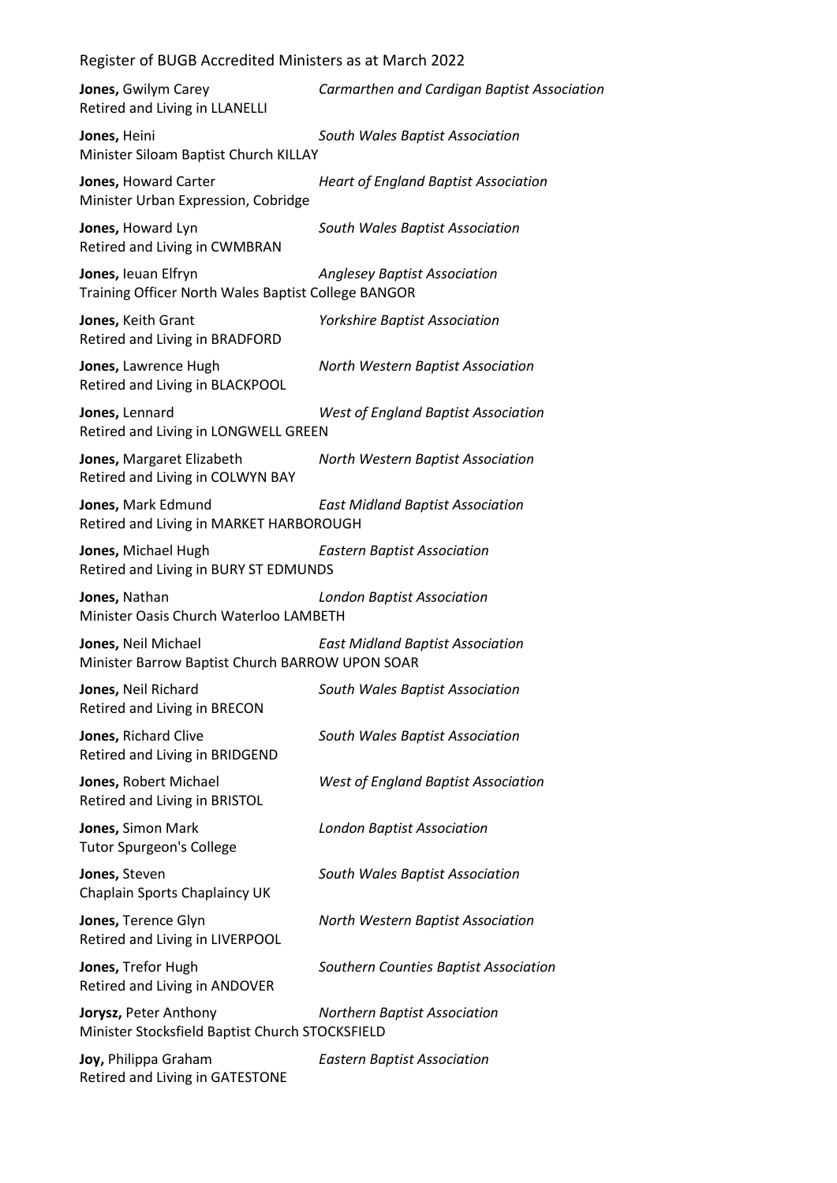**Jones,** Gwilym Carey *Carmarthen and Cardigan Baptist Association*
Retired and Living in LLANELLI

**Jones,** Heini *South Wales Baptist Association*
Minister Siloam Baptist Church KILLAY

**Jones,** Howard Carter *Heart of England Baptist Association*
Minister Urban Expression, Cobridge

**Jones,** Howard Lyn *South Wales Baptist Association*
Retired and Living in CWMBRAN

**Jones,** Ieuan Elfryn *Anglesey Baptist Association*
Training Officer North Wales Baptist College BANGOR

**Jones,** Keith Grant *Yorkshire Baptist Association*
Retired and Living in BRADFORD

**Jones,** Lawrence Hugh *North Western Baptist Association*
Retired and Living in BLACKPOOL

**Jones,** Lennard *West of England Baptist Association*
Retired and Living in LONGWELL GREEN

**Jones,** Margaret Elizabeth *North Western Baptist Association*
Retired and Living in COLWYN BAY

**Jones,** Mark Edmund *East Midland Baptist Association*
Retired and Living in MARKET HARBOROUGH

**Jones,** Michael Hugh *Eastern Baptist Association*
Retired and Living in BURY ST EDMUNDS

**Jones,** Nathan *London Baptist Association*
Minister Oasis Church Waterloo LAMBETH

**Jones,** Neil Michael *East Midland Baptist Association*
Minister Barrow Baptist Church BARROW UPON SOAR

**Jones,** Neil Richard *South Wales Baptist Association*
Retired and Living in BRECON

**Jones,** Richard Clive *South Wales Baptist Association*
Retired and Living in BRIDGEND

**Jones,** Robert Michael *West of England Baptist Association*
Retired and Living in BRISTOL

**Jones,** Simon Mark *London Baptist Association*
Tutor Spurgeon's College

**Jones,** Steven *South Wales Baptist Association*
Chaplain Sports Chaplaincy UK

**Jones,** Terence Glyn *North Western Baptist Association*
Retired and Living in LIVERPOOL

**Jones,** Trefor Hugh *Southern Counties Baptist Association*
Retired and Living in ANDOVER

**Jorysz,** Peter Anthony *Northern Baptist Association*
Minister Stocksfield Baptist Church STOCKSFIELD

**Joy,** Philippa Graham *Eastern Baptist Association*
Retired and Living in GATESTONE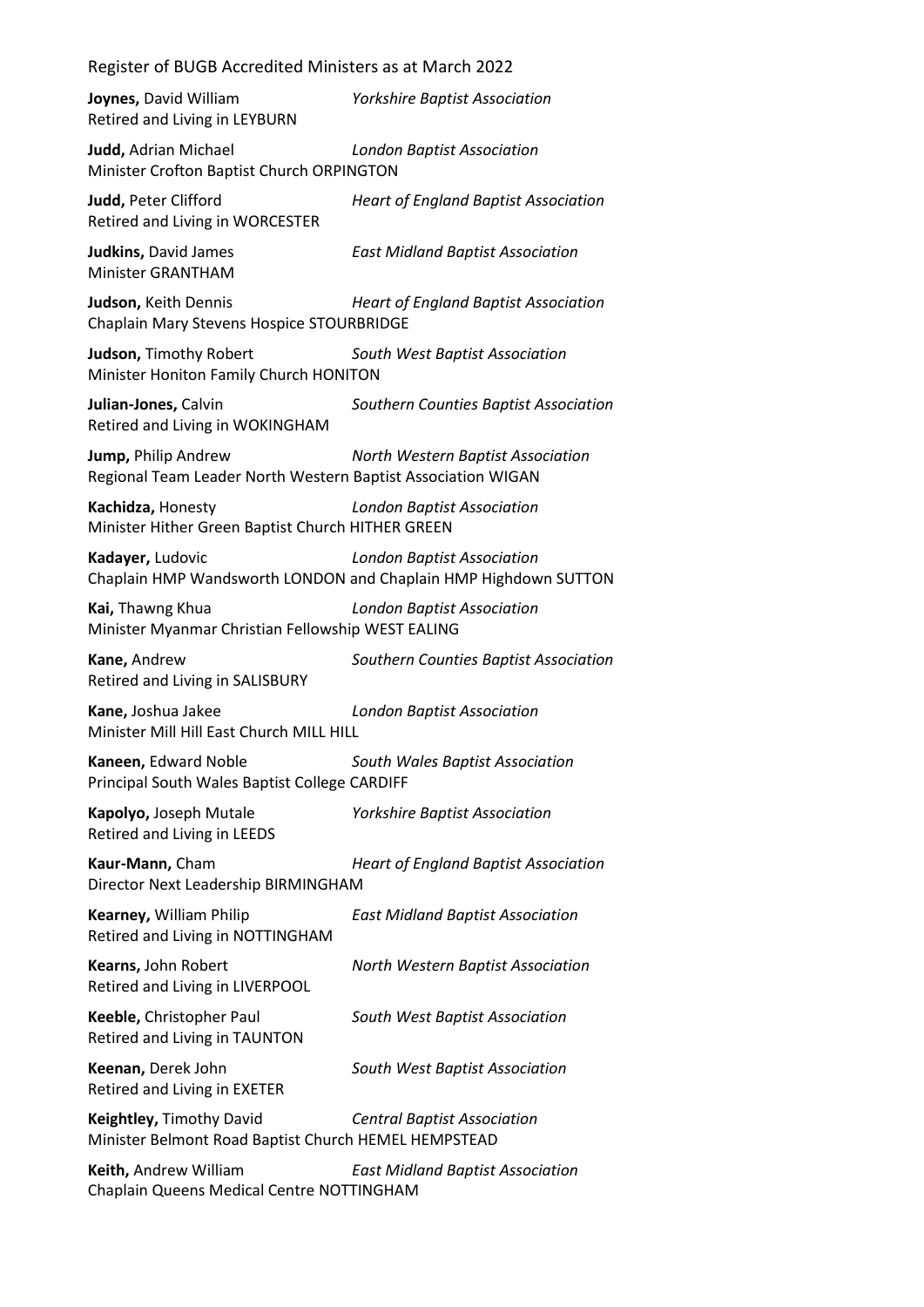**Joynes,** David William *Yorkshire Baptist Association*
Retired and Living in LEYBURN

**Judd,** Adrian Michael *London Baptist Association*
Minister Crofton Baptist Church ORPINGTON

**Judd,** Peter Clifford *Heart of England Baptist Association*
Retired and Living in WORCESTER

**Judkins,** David James *East Midland Baptist Association*
Minister GRANTHAM

**Judson,** Keith Dennis *Heart of England Baptist Association*
Chaplain Mary Stevens Hospice STOURBRIDGE

**Judson,** Timothy Robert *South West Baptist Association*
Minister Honiton Family Church HONITON

**Julian-Jones,** Calvin *Southern Counties Baptist Association*
Retired and Living in WOKINGHAM

**Jump,** Philip Andrew *North Western Baptist Association*
Regional Team Leader North Western Baptist Association WIGAN

**Kachidza,** Honesty *London Baptist Association*
Minister Hither Green Baptist Church HITHER GREEN

**Kadayer,** Ludovic *London Baptist Association*
Chaplain HMP Wandsworth LONDON and Chaplain HMP Highdown SUTTON

**Kai,** Thawng Khua *London Baptist Association*
Minister Myanmar Christian Fellowship WEST EALING

**Kane,** Andrew *Southern Counties Baptist Association*
Retired and Living in SALISBURY

**Kane,** Joshua Jakee *London Baptist Association*
Minister Mill Hill East Church MILL HILL

**Kaneen,** Edward Noble *South Wales Baptist Association*
Principal South Wales Baptist College CARDIFF

**Kapolyo,** Joseph Mutale *Yorkshire Baptist Association*
Retired and Living in LEEDS

**Kaur-Mann,** Cham *Heart of England Baptist Association*
Director Next Leadership BIRMINGHAM

**Kearney,** William Philip *East Midland Baptist Association*
Retired and Living in NOTTINGHAM

**Kearns,** John Robert *North Western Baptist Association*
Retired and Living in LIVERPOOL

**Keeble,** Christopher Paul *South West Baptist Association*
Retired and Living in TAUNTON

**Keenan,** Derek John *South West Baptist Association*
Retired and Living in EXETER

**Keightley,** Timothy David *Central Baptist Association*
Minister Belmont Road Baptist Church HEMEL HEMPSTEAD

**Keith,** Andrew William *East Midland Baptist Association*
Chaplain Queens Medical Centre NOTTINGHAM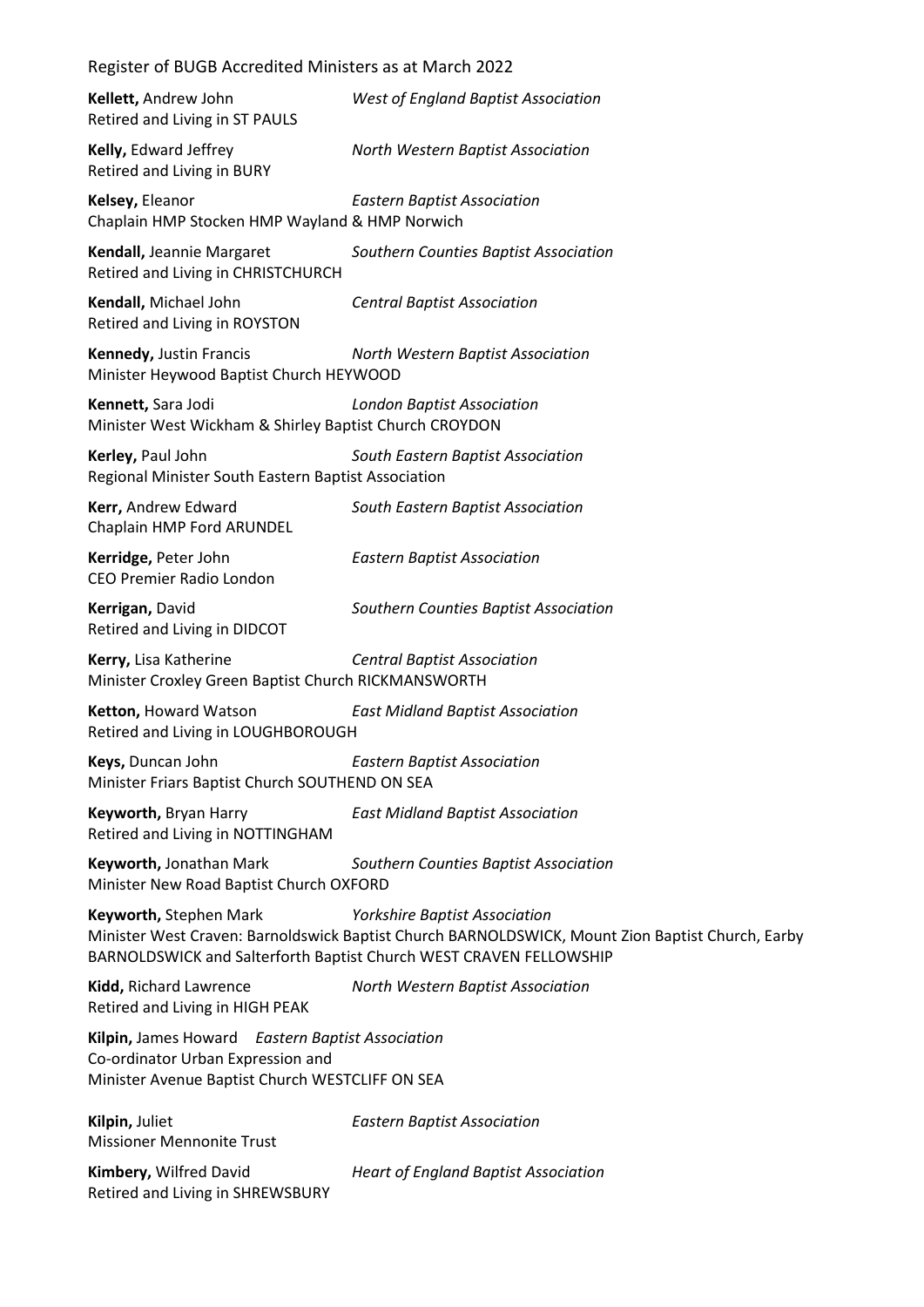**Kellett,** Andrew John *West of England Baptist Association*
Retired and Living in ST PAULS

**Kelly,** Edward Jeffrey *North Western Baptist Association*
Retired and Living in BURY

**Kelsey,** Eleanor *Eastern Baptist Association*
Chaplain HMP Stocken HMP Wayland & HMP Norwich

**Kendall,** Jeannie Margaret *Southern Counties Baptist Association*
Retired and Living in CHRISTCHURCH

**Kendall,** Michael John *Central Baptist Association*
Retired and Living in ROYSTON

**Kennedy,** Justin Francis *North Western Baptist Association*
Minister Heywood Baptist Church HEYWOOD

**Kennett,** Sara Jodi *London Baptist Association*
Minister West Wickham & Shirley Baptist Church CROYDON

**Kerley,** Paul John *South Eastern Baptist Association*
Regional Minister South Eastern Baptist Association

**Kerr,** Andrew Edward *South Eastern Baptist Association*
Chaplain HMP Ford ARUNDEL

**Kerridge,** Peter John *Eastern Baptist Association*
CEO Premier Radio London

**Kerrigan,** David *Southern Counties Baptist Association*
Retired and Living in DIDCOT

**Kerry,** Lisa Katherine *Central Baptist Association*
Minister Croxley Green Baptist Church RICKMANSWORTH

**Ketton,** Howard Watson *East Midland Baptist Association*
Retired and Living in LOUGHBOROUGH

**Keys,** Duncan John *Eastern Baptist Association*
Minister Friars Baptist Church SOUTHEND ON SEA

**Keyworth,** Bryan Harry *East Midland Baptist Association*
Retired and Living in NOTTINGHAM

**Keyworth,** Jonathan Mark *Southern Counties Baptist Association*
Minister New Road Baptist Church OXFORD

**Keyworth,** Stephen Mark *Yorkshire Baptist Association*
Minister West Craven: Barnoldswick Baptist Church BARNOLDSWICK, Mount Zion Baptist Church, Earby BARNOLDSWICK and Salterforth Baptist Church WEST CRAVEN FELLOWSHIP

**Kidd,** Richard Lawrence *North Western Baptist Association*
Retired and Living in HIGH PEAK

**Kilpin,** James Howard *Eastern Baptist Association*
Co-ordinator Urban Expression and
Minister Avenue Baptist Church WESTCLIFF ON SEA

**Kilpin,** Juliet *Eastern Baptist Association*
Missioner Mennonite Trust

**Kimbery,** Wilfred David *Heart of England Baptist Association*
Retired and Living in SHREWSBURY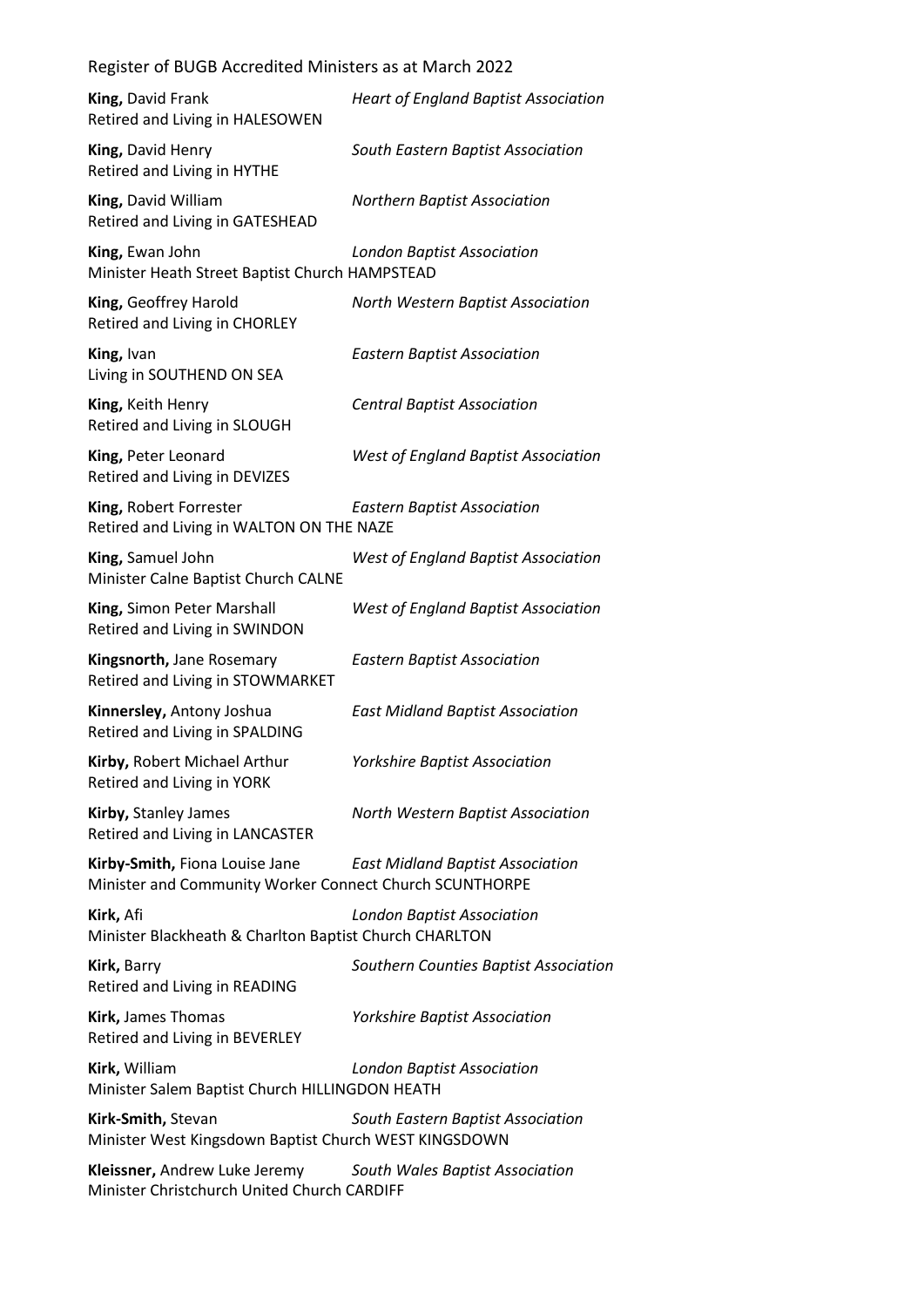**King,** David Frank *Heart of England Baptist Association*
Retired and Living in HALESOWEN

**King,** David Henry *South Eastern Baptist Association*
Retired and Living in HYTHE

**King,** David William *Northern Baptist Association*
Retired and Living in GATESHEAD

**King,** Ewan John *London Baptist Association*
Minister Heath Street Baptist Church HAMPSTEAD

**King,** Geoffrey Harold *North Western Baptist Association*
Retired and Living in CHORLEY

**King,** Ivan *Eastern Baptist Association*
Living in SOUTHEND ON SEA

**King,** Keith Henry *Central Baptist Association*
Retired and Living in SLOUGH

**King,** Peter Leonard *West of England Baptist Association*
Retired and Living in DEVIZES

**King,** Robert Forrester *Eastern Baptist Association*
Retired and Living in WALTON ON THE NAZE

**King,** Samuel John *West of England Baptist Association*
Minister Calne Baptist Church CALNE

**King,** Simon Peter Marshall *West of England Baptist Association*
Retired and Living in SWINDON

**Kingsnorth,** Jane Rosemary *Eastern Baptist Association*
Retired and Living in STOWMARKET

**Kinnersley,** Antony Joshua *East Midland Baptist Association*
Retired and Living in SPALDING

**Kirby,** Robert Michael Arthur *Yorkshire Baptist Association*
Retired and Living in YORK

**Kirby,** Stanley James *North Western Baptist Association*
Retired and Living in LANCASTER

**Kirby-Smith,** Fiona Louise Jane *East Midland Baptist Association*
Minister and Community Worker Connect Church SCUNTHORPE

**Kirk,** Afi *London Baptist Association*
Minister Blackheath & Charlton Baptist Church CHARLTON

**Kirk,** Barry *Southern Counties Baptist Association*
Retired and Living in READING

**Kirk,** James Thomas *Yorkshire Baptist Association*
Retired and Living in BEVERLEY

**Kirk,** William *London Baptist Association*
Minister Salem Baptist Church HILLINGDON HEATH

**Kirk-Smith,** Stevan *South Eastern Baptist Association*
Minister West Kingsdown Baptist Church WEST KINGSDOWN

**Kleissner,** Andrew Luke Jeremy *South Wales Baptist Association*
Minister Christchurch United Church CARDIFF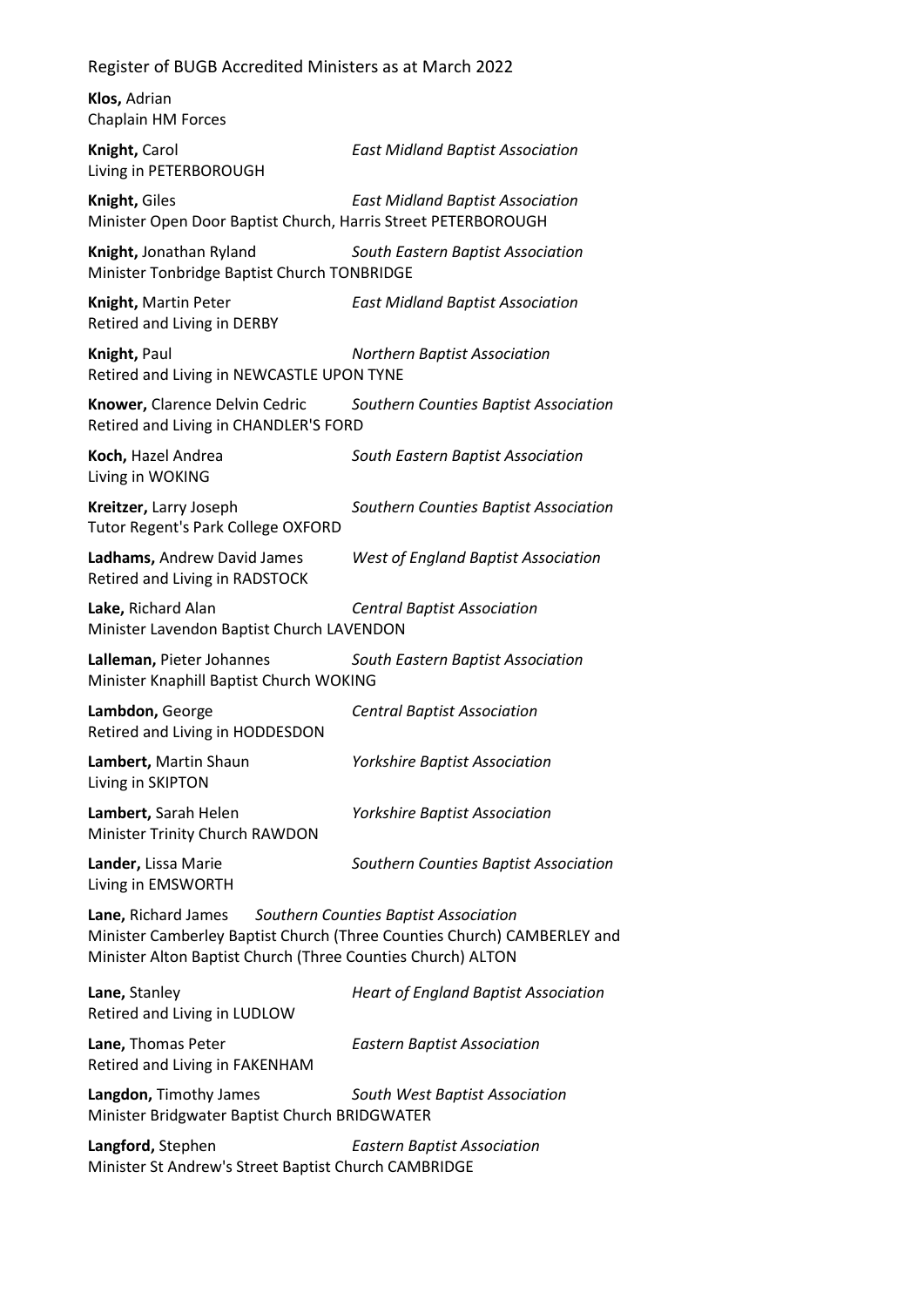**Klos,** Adrian
Chaplain HM Forces

**Knight,** Carol *East Midland Baptist Association*
Living in PETERBOROUGH

**Knight,** Giles *East Midland Baptist Association*
Minister Open Door Baptist Church, Harris Street PETERBOROUGH

**Knight,** Jonathan Ryland *South Eastern Baptist Association*
Minister Tonbridge Baptist Church TONBRIDGE

**Knight,** Martin Peter *East Midland Baptist Association*
Retired and Living in DERBY

**Knight,** Paul *Northern Baptist Association*
Retired and Living in NEWCASTLE UPON TYNE

**Knower,** Clarence Delvin Cedric *Southern Counties Baptist Association*
Retired and Living in CHANDLER'S FORD

**Koch,** Hazel Andrea *South Eastern Baptist Association*
Living in WOKING

**Kreitzer,** Larry Joseph *Southern Counties Baptist Association*
Tutor Regent's Park College OXFORD

**Ladhams,** Andrew David James *West of England Baptist Association*
Retired and Living in RADSTOCK

**Lake,** Richard Alan *Central Baptist Association*
Minister Lavendon Baptist Church LAVENDON

**Lalleman,** Pieter Johannes *South Eastern Baptist Association*
Minister Knaphill Baptist Church WOKING

**Lambdon,** George *Central Baptist Association*
Retired and Living in HODDESDON

**Lambert,** Martin Shaun *Yorkshire Baptist Association*
Living in SKIPTON

**Lambert,** Sarah Helen *Yorkshire Baptist Association*
Minister Trinity Church RAWDON

**Lander,** Lissa Marie *Southern Counties Baptist Association*
Living in EMSWORTH

**Lane,** Richard James *Southern Counties Baptist Association*
Minister Camberley Baptist Church (Three Counties Church) CAMBERLEY and Minister Alton Baptist Church (Three Counties Church) ALTON

**Lane,** Stanley *Heart of England Baptist Association*
Retired and Living in LUDLOW

**Lane,** Thomas Peter *Eastern Baptist Association*
Retired and Living in FAKENHAM

**Langdon,** Timothy James *South West Baptist Association*
Minister Bridgwater Baptist Church BRIDGWATER

**Langford,** Stephen *Eastern Baptist Association*
Minister St Andrew's Street Baptist Church CAMBRIDGE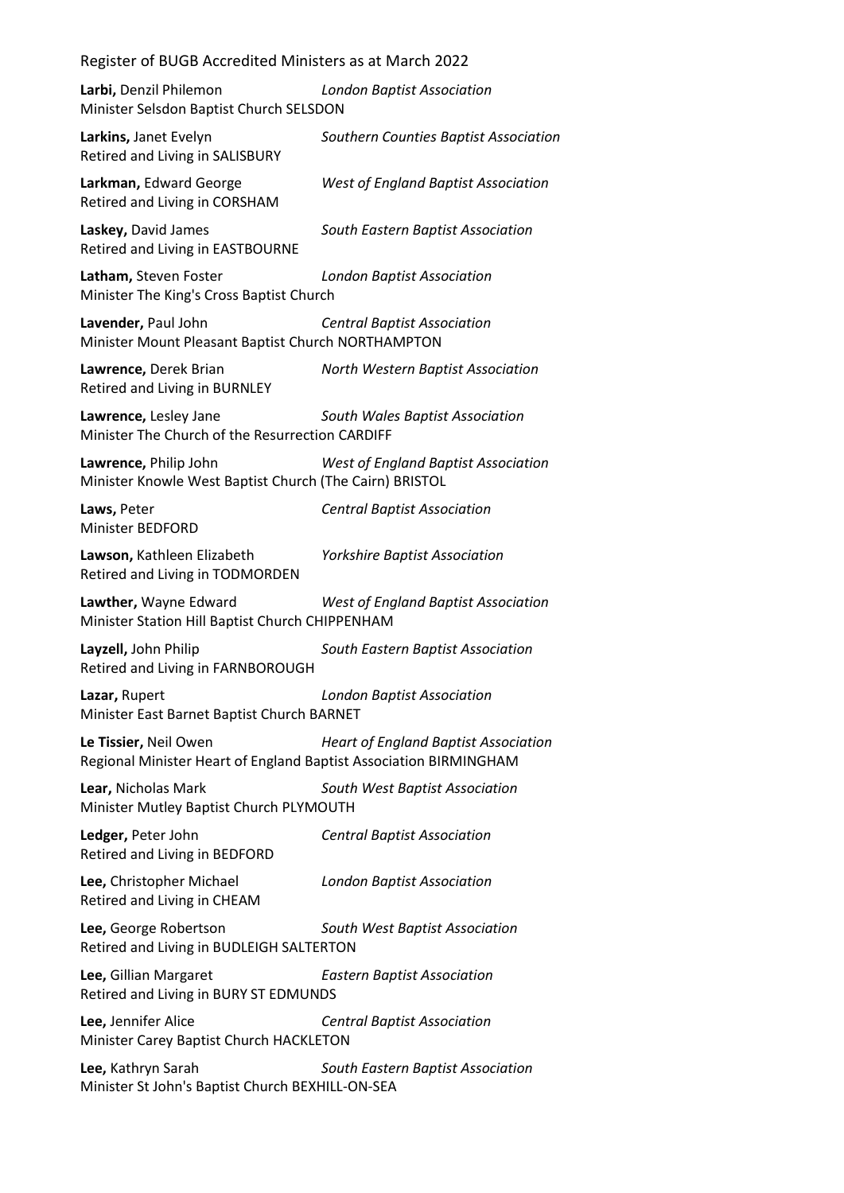**Larbi,** Denzil Philemon *London Baptist Association*
Minister Selsdon Baptist Church SELSDON

**Larkins,** Janet Evelyn *Southern Counties Baptist Association*
Retired and Living in SALISBURY

**Larkman,** Edward George *West of England Baptist Association*
Retired and Living in CORSHAM

**Laskey,** David James *South Eastern Baptist Association*
Retired and Living in EASTBOURNE

**Latham,** Steven Foster *London Baptist Association*
Minister The King's Cross Baptist Church

**Lavender,** Paul John *Central Baptist Association*
Minister Mount Pleasant Baptist Church NORTHAMPTON

**Lawrence,** Derek Brian *North Western Baptist Association*
Retired and Living in BURNLEY

**Lawrence,** Lesley Jane *South Wales Baptist Association*
Minister The Church of the Resurrection CARDIFF

**Lawrence,** Philip John *West of England Baptist Association*
Minister Knowle West Baptist Church (The Cairn) BRISTOL

**Laws,** Peter *Central Baptist Association*
Minister BEDFORD

**Lawson,** Kathleen Elizabeth *Yorkshire Baptist Association*
Retired and Living in TODMORDEN

**Lawther,** Wayne Edward *West of England Baptist Association*
Minister Station Hill Baptist Church CHIPPENHAM

**Layzell,** John Philip *South Eastern Baptist Association*
Retired and Living in FARNBOROUGH

**Lazar,** Rupert *London Baptist Association*
Minister East Barnet Baptist Church BARNET

**Le Tissier,** Neil Owen *Heart of England Baptist Association*
Regional Minister Heart of England Baptist Association BIRMINGHAM

**Lear,** Nicholas Mark *South West Baptist Association*
Minister Mutley Baptist Church PLYMOUTH

**Ledger,** Peter John *Central Baptist Association*
Retired and Living in BEDFORD

**Lee,** Christopher Michael *London Baptist Association*
Retired and Living in CHEAM

**Lee,** George Robertson *South West Baptist Association*
Retired and Living in BUDLEIGH SALTERTON

**Lee,** Gillian Margaret *Eastern Baptist Association*
Retired and Living in BURY ST EDMUNDS

**Lee,** Jennifer Alice *Central Baptist Association*
Minister Carey Baptist Church HACKLETON

**Lee,** Kathryn Sarah *South Eastern Baptist Association*
Minister St John's Baptist Church BEXHILL-ON-SEA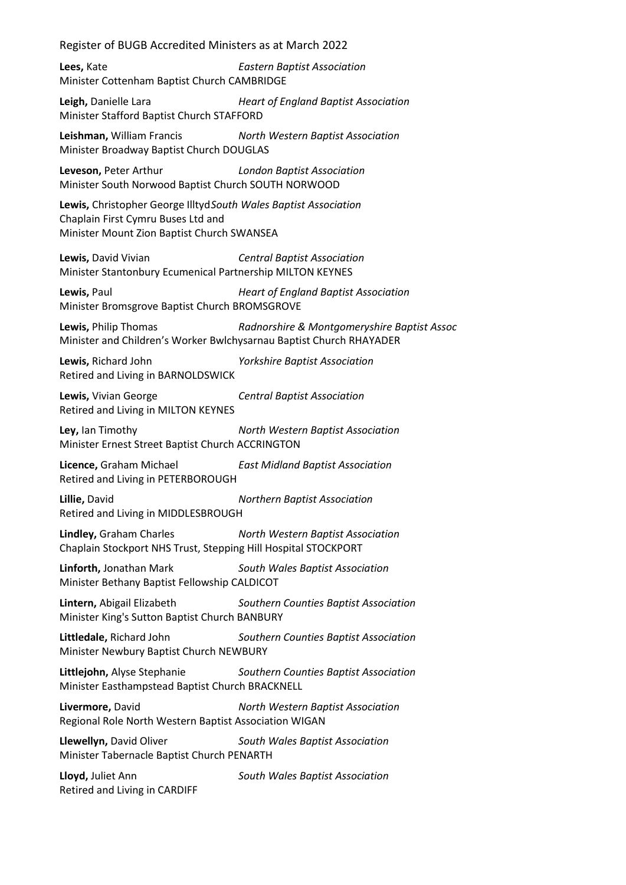**Lees,** Kate *Eastern Baptist Association*
Minister Cottenham Baptist Church CAMBRIDGE

**Leigh,** Danielle Lara *Heart of England Baptist Association*
Minister Stafford Baptist Church STAFFORD

**Leishman,** William Francis *North Western Baptist Association*
Minister Broadway Baptist Church DOUGLAS

**Leveson,** Peter Arthur *London Baptist Association*
Minister South Norwood Baptist Church SOUTH NORWOOD

**Lewis,** Christopher George Illtyd *South Wales Baptist Association*
Chaplain First Cymru Buses Ltd and
Minister Mount Zion Baptist Church SWANSEA

**Lewis,** David Vivian *Central Baptist Association*
Minister Stantonbury Ecumenical Partnership MILTON KEYNES

**Lewis,** Paul *Heart of England Baptist Association*
Minister Bromsgrove Baptist Church BROMSGROVE

**Lewis,** Philip Thomas *Radnorshire & Montgomeryshire Baptist Assoc*
Minister and Children's Worker Bwlchysarnau Baptist Church RHAYADER

**Lewis,** Richard John *Yorkshire Baptist Association*
Retired and Living in BARNOLDSWICK

**Lewis,** Vivian George *Central Baptist Association*
Retired and Living in MILTON KEYNES

**Ley,** Ian Timothy *North Western Baptist Association*
Minister Ernest Street Baptist Church ACCRINGTON

**Licence,** Graham Michael *East Midland Baptist Association*
Retired and Living in PETERBOROUGH

**Lillie,** David *Northern Baptist Association*
Retired and Living in MIDDLESBROUGH

**Lindley,** Graham Charles *North Western Baptist Association*
Chaplain Stockport NHS Trust, Stepping Hill Hospital STOCKPORT

**Linforth,** Jonathan Mark *South Wales Baptist Association*
Minister Bethany Baptist Fellowship CALDICOT

**Lintern,** Abigail Elizabeth *Southern Counties Baptist Association*
Minister King's Sutton Baptist Church BANBURY

**Littledale,** Richard John *Southern Counties Baptist Association*
Minister Newbury Baptist Church NEWBURY

**Littlejohn,** Alyse Stephanie *Southern Counties Baptist Association*
Minister Easthampstead Baptist Church BRACKNELL

**Livermore,** David *North Western Baptist Association*
Regional Role North Western Baptist Association WIGAN

**Llewellyn,** David Oliver *South Wales Baptist Association*
Minister Tabernacle Baptist Church PENARTH

**Lloyd,** Juliet Ann *South Wales Baptist Association*
Retired and Living in CARDIFF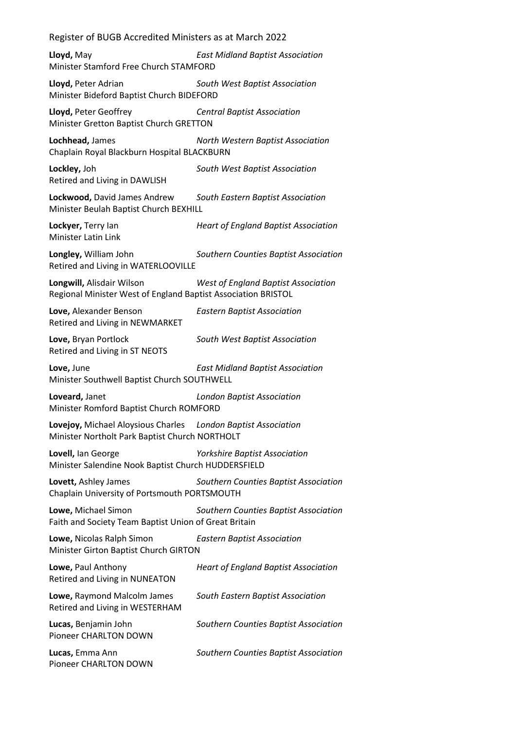**Lloyd,** May *East Midland Baptist Association*
Minister Stamford Free Church STAMFORD

**Lloyd,** Peter Adrian *South West Baptist Association*
Minister Bideford Baptist Church BIDEFORD

**Lloyd,** Peter Geoffrey *Central Baptist Association*
Minister Gretton Baptist Church GRETTON

**Lochhead,** James *North Western Baptist Association*
Chaplain Royal Blackburn Hospital BLACKBURN

**Lockley,** Joh *South West Baptist Association*
Retired and Living in DAWLISH

**Lockwood,** David James Andrew *South Eastern Baptist Association*
Minister Beulah Baptist Church BEXHILL

**Lockyer,** Terry Ian *Heart of England Baptist Association*
Minister Latin Link

**Longley,** William John *Southern Counties Baptist Association*
Retired and Living in WATERLOOVILLE

**Longwill,** Alisdair Wilson *West of England Baptist Association*
Regional Minister West of England Baptist Association BRISTOL

**Love,** Alexander Benson *Eastern Baptist Association*
Retired and Living in NEWMARKET

**Love,** Bryan Portlock *South West Baptist Association*
Retired and Living in ST NEOTS

**Love,** June *East Midland Baptist Association*
Minister Southwell Baptist Church SOUTHWELL

**Loveard,** Janet *London Baptist Association*
Minister Romford Baptist Church ROMFORD

**Lovejoy,** Michael Aloysious Charles *London Baptist Association*
Minister Northolt Park Baptist Church NORTHOLT

**Lovell,** Ian George *Yorkshire Baptist Association*
Minister Salendine Nook Baptist Church HUDDERSFIELD

**Lovett,** Ashley James *Southern Counties Baptist Association*
Chaplain University of Portsmouth PORTSMOUTH

**Lowe,** Michael Simon *Southern Counties Baptist Association*
Faith and Society Team Baptist Union of Great Britain

**Lowe,** Nicolas Ralph Simon *Eastern Baptist Association*
Minister Girton Baptist Church GIRTON

**Lowe,** Paul Anthony *Heart of England Baptist Association*
Retired and Living in NUNEATON

**Lowe,** Raymond Malcolm James *South Eastern Baptist Association*
Retired and Living in WESTERHAM

**Lucas,** Benjamin John *Southern Counties Baptist Association*
Pioneer CHARLTON DOWN

**Lucas,** Emma Ann *Southern Counties Baptist Association*
Pioneer CHARLTON DOWN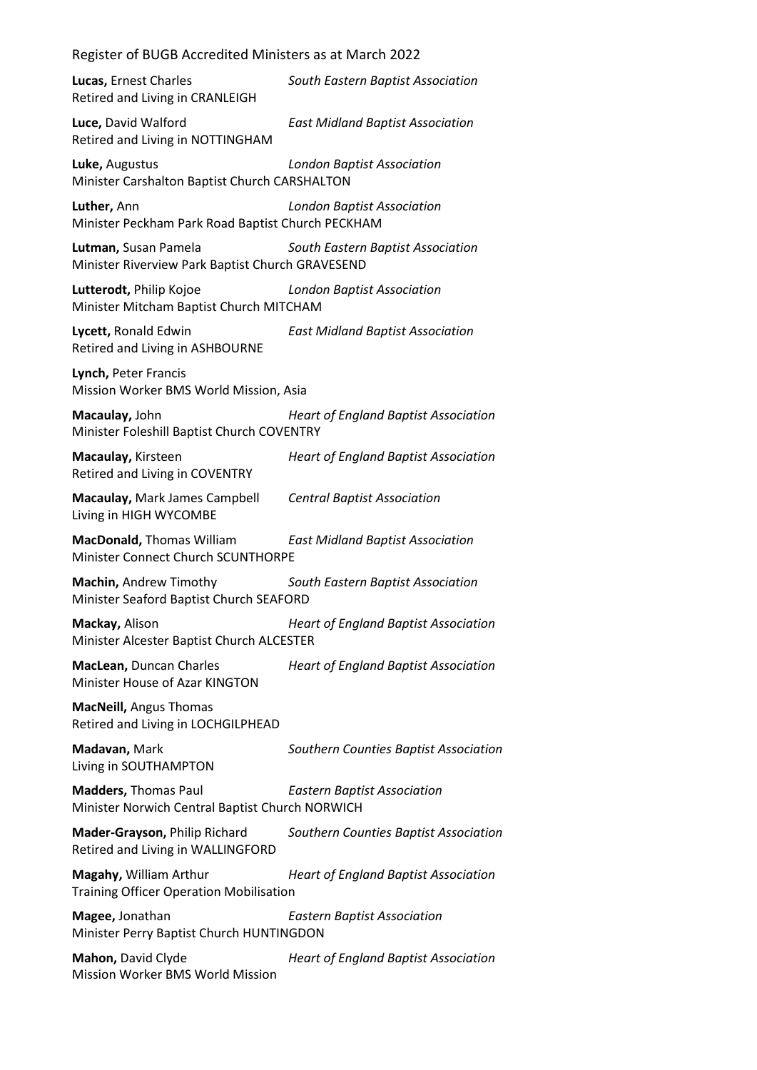**Lucas,** Ernest Charles *South Eastern Baptist Association*
Retired and Living in CRANLEIGH

**Luce,** David Walford *East Midland Baptist Association*
Retired and Living in NOTTINGHAM

**Luke,** Augustus *London Baptist Association*
Minister Carshalton Baptist Church CARSHALTON

**Luther,** Ann *London Baptist Association*
Minister Peckham Park Road Baptist Church PECKHAM

**Lutman,** Susan Pamela *South Eastern Baptist Association*
Minister Riverview Park Baptist Church GRAVESEND

**Lutterodt,** Philip Kojoe *London Baptist Association*
Minister Mitcham Baptist Church MITCHAM

**Lycett,** Ronald Edwin *East Midland Baptist Association*
Retired and Living in ASHBOURNE

**Lynch,** Peter Francis
Mission Worker BMS World Mission, Asia

**Macaulay,** John *Heart of England Baptist Association*
Minister Foleshill Baptist Church COVENTRY

**Macaulay,** Kirsteen *Heart of England Baptist Association*
Retired and Living in COVENTRY

**Macaulay,** Mark James Campbell *Central Baptist Association*
Living in HIGH WYCOMBE

**MacDonald,** Thomas William *East Midland Baptist Association*
Minister Connect Church SCUNTHORPE

**Machin,** Andrew Timothy *South Eastern Baptist Association*
Minister Seaford Baptist Church SEAFORD

**Mackay,** Alison *Heart of England Baptist Association*
Minister Alcester Baptist Church ALCESTER

**MacLean,** Duncan Charles *Heart of England Baptist Association*
Minister House of Azar KINGTON

**MacNeill,** Angus Thomas
Retired and Living in LOCHGILPHEAD

**Madavan,** Mark *Southern Counties Baptist Association*
Living in SOUTHAMPTON

**Madders,** Thomas Paul *Eastern Baptist Association*
Minister Norwich Central Baptist Church NORWICH

**Mader-Grayson,** Philip Richard *Southern Counties Baptist Association*
Retired and Living in WALLINGFORD

**Magahy,** William Arthur *Heart of England Baptist Association*
Training Officer Operation Mobilisation

**Magee,** Jonathan *Eastern Baptist Association*
Minister Perry Baptist Church HUNTINGDON

**Mahon,** David Clyde *Heart of England Baptist Association*
Mission Worker BMS World Mission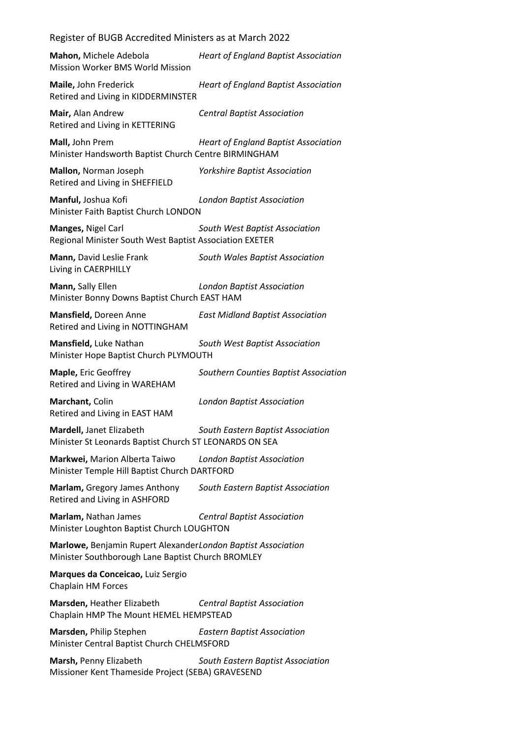**Mahon,** Michele Adebola *Heart of England Baptist Association*
Mission Worker BMS World Mission

**Maile,** John Frederick *Heart of England Baptist Association*
Retired and Living in KIDDERMINSTER

**Mair,** Alan Andrew *Central Baptist Association*
Retired and Living in KETTERING

**Mall,** John Prem *Heart of England Baptist Association*
Minister Handsworth Baptist Church Centre BIRMINGHAM

**Mallon,** Norman Joseph *Yorkshire Baptist Association*
Retired and Living in SHEFFIELD

**Manful,** Joshua Kofi *London Baptist Association*
Minister Faith Baptist Church LONDON

**Manges,** Nigel Carl *South West Baptist Association*
Regional Minister South West Baptist Association EXETER

**Mann,** David Leslie Frank *South Wales Baptist Association*
Living in CAERPHILLY

**Mann,** Sally Ellen *London Baptist Association*
Minister Bonny Downs Baptist Church EAST HAM

**Mansfield,** Doreen Anne *East Midland Baptist Association*
Retired and Living in NOTTINGHAM

**Mansfield,** Luke Nathan *South West Baptist Association*
Minister Hope Baptist Church PLYMOUTH

**Maple,** Eric Geoffrey *Southern Counties Baptist Association*
Retired and Living in WAREHAM

**Marchant,** Colin *London Baptist Association*
Retired and Living in EAST HAM

**Mardell,** Janet Elizabeth *South Eastern Baptist Association*
Minister St Leonards Baptist Church ST LEONARDS ON SEA

**Markwei,** Marion Alberta Taiwo *London Baptist Association*
Minister Temple Hill Baptist Church DARTFORD

**Marlam,** Gregory James Anthony *South Eastern Baptist Association*
Retired and Living in ASHFORD

**Marlam,** Nathan James *Central Baptist Association*
Minister Loughton Baptist Church LOUGHTON

**Marlowe,** Benjamin Rupert Alexander *London Baptist Association*
Minister Southborough Lane Baptist Church BROMLEY

**Marques da Conceicao,** Luiz Sergio
Chaplain HM Forces

**Marsden,** Heather Elizabeth *Central Baptist Association*
Chaplain HMP The Mount HEMEL HEMPSTEAD

**Marsden,** Philip Stephen *Eastern Baptist Association*
Minister Central Baptist Church CHELMSFORD

**Marsh,** Penny Elizabeth *South Eastern Baptist Association*
Missioner Kent Thameside Project (SEBA) GRAVESEND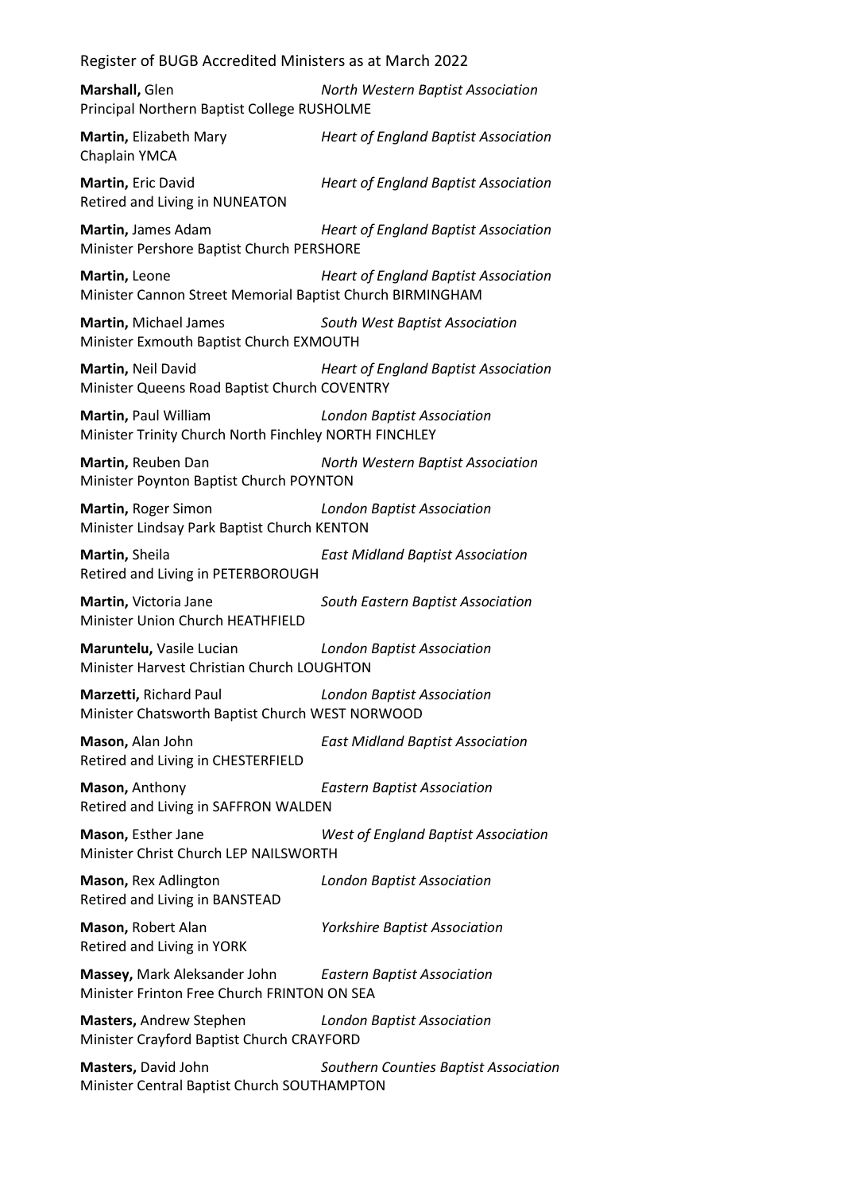**Marshall,** Glen *North Western Baptist Association*
Principal Northern Baptist College RUSHOLME

**Martin,** Elizabeth Mary *Heart of England Baptist Association*
Chaplain YMCA

**Martin,** Eric David *Heart of England Baptist Association*
Retired and Living in NUNEATON

**Martin,** James Adam *Heart of England Baptist Association*
Minister Pershore Baptist Church PERSHORE

**Martin,** Leone *Heart of England Baptist Association*
Minister Cannon Street Memorial Baptist Church BIRMINGHAM

**Martin,** Michael James *South West Baptist Association*
Minister Exmouth Baptist Church EXMOUTH

**Martin,** Neil David *Heart of England Baptist Association*
Minister Queens Road Baptist Church COVENTRY

**Martin,** Paul William *London Baptist Association*
Minister Trinity Church North Finchley NORTH FINCHLEY

**Martin,** Reuben Dan *North Western Baptist Association*
Minister Poynton Baptist Church POYNTON

**Martin,** Roger Simon *London Baptist Association*
Minister Lindsay Park Baptist Church KENTON

**Martin,** Sheila *East Midland Baptist Association*
Retired and Living in PETERBOROUGH

**Martin,** Victoria Jane *South Eastern Baptist Association*
Minister Union Church HEATHFIELD

**Maruntelu,** Vasile Lucian *London Baptist Association*
Minister Harvest Christian Church LOUGHTON

**Marzetti,** Richard Paul *London Baptist Association*
Minister Chatsworth Baptist Church WEST NORWOOD

**Mason,** Alan John *East Midland Baptist Association*
Retired and Living in CHESTERFIELD

**Mason,** Anthony *Eastern Baptist Association*
Retired and Living in SAFFRON WALDEN

**Mason,** Esther Jane *West of England Baptist Association*
Minister Christ Church LEP NAILSWORTH

**Mason,** Rex Adlington *London Baptist Association*
Retired and Living in BANSTEAD

**Mason,** Robert Alan *Yorkshire Baptist Association*
Retired and Living in YORK

**Massey,** Mark Aleksander John *Eastern Baptist Association*
Minister Frinton Free Church FRINTON ON SEA

**Masters,** Andrew Stephen *London Baptist Association*
Minister Crayford Baptist Church CRAYFORD

**Masters,** David John *Southern Counties Baptist Association*
Minister Central Baptist Church SOUTHAMPTON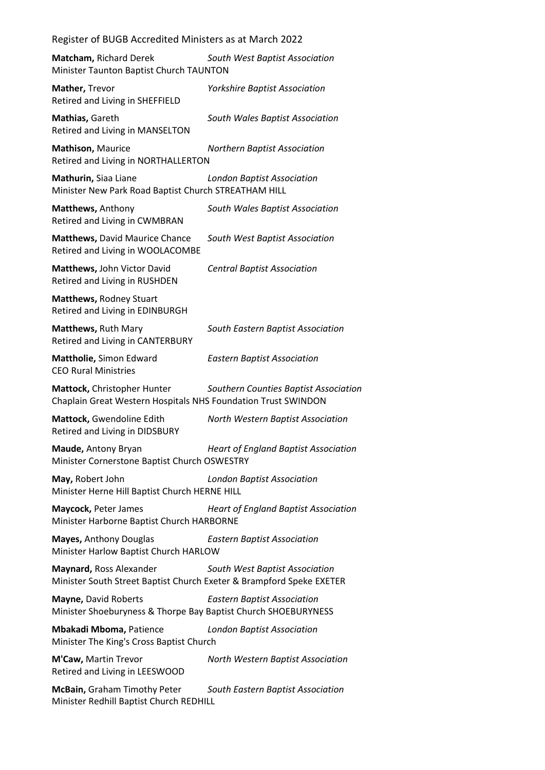**Matcham,** Richard Derek *South West Baptist Association*
Minister Taunton Baptist Church TAUNTON

**Mather,** Trevor *Yorkshire Baptist Association*
Retired and Living in SHEFFIELD

**Mathias,** Gareth *South Wales Baptist Association*
Retired and Living in MANSELTON

**Mathison,** Maurice *Northern Baptist Association*
Retired and Living in NORTHALLERTON

**Mathurin,** Siaa Liane *London Baptist Association*
Minister New Park Road Baptist Church STREATHAM HILL

**Matthews,** Anthony *South Wales Baptist Association*
Retired and Living in CWMBRAN

**Matthews,** David Maurice Chance *South West Baptist Association*
Retired and Living in WOOLACOMBE

**Matthews,** John Victor David *Central Baptist Association*
Retired and Living in RUSHDEN

**Matthews,** Rodney Stuart
Retired and Living in EDINBURGH

**Matthews,** Ruth Mary *South Eastern Baptist Association*
Retired and Living in CANTERBURY

**Mattholie,** Simon Edward *Eastern Baptist Association*
CEO Rural Ministries

**Mattock,** Christopher Hunter *Southern Counties Baptist Association*
Chaplain Great Western Hospitals NHS Foundation Trust SWINDON

**Mattock,** Gwendoline Edith *North Western Baptist Association*
Retired and Living in DIDSBURY

**Maude,** Antony Bryan *Heart of England Baptist Association*
Minister Cornerstone Baptist Church OSWESTRY

**May,** Robert John *London Baptist Association*
Minister Herne Hill Baptist Church HERNE HILL

**Maycock,** Peter James *Heart of England Baptist Association*
Minister Harborne Baptist Church HARBORNE

**Mayes,** Anthony Douglas *Eastern Baptist Association*
Minister Harlow Baptist Church HARLOW

**Maynard,** Ross Alexander *South West Baptist Association*
Minister South Street Baptist Church Exeter & Brampford Speke EXETER

**Mayne,** David Roberts *Eastern Baptist Association*
Minister Shoeburyness & Thorpe Bay Baptist Church SHOEBURYNESS

**Mbakadi Mboma,** Patience *London Baptist Association*
Minister The King's Cross Baptist Church

**M'Caw,** Martin Trevor *North Western Baptist Association*
Retired and Living in LEESWOOD

**McBain,** Graham Timothy Peter *South Eastern Baptist Association*
Minister Redhill Baptist Church REDHILL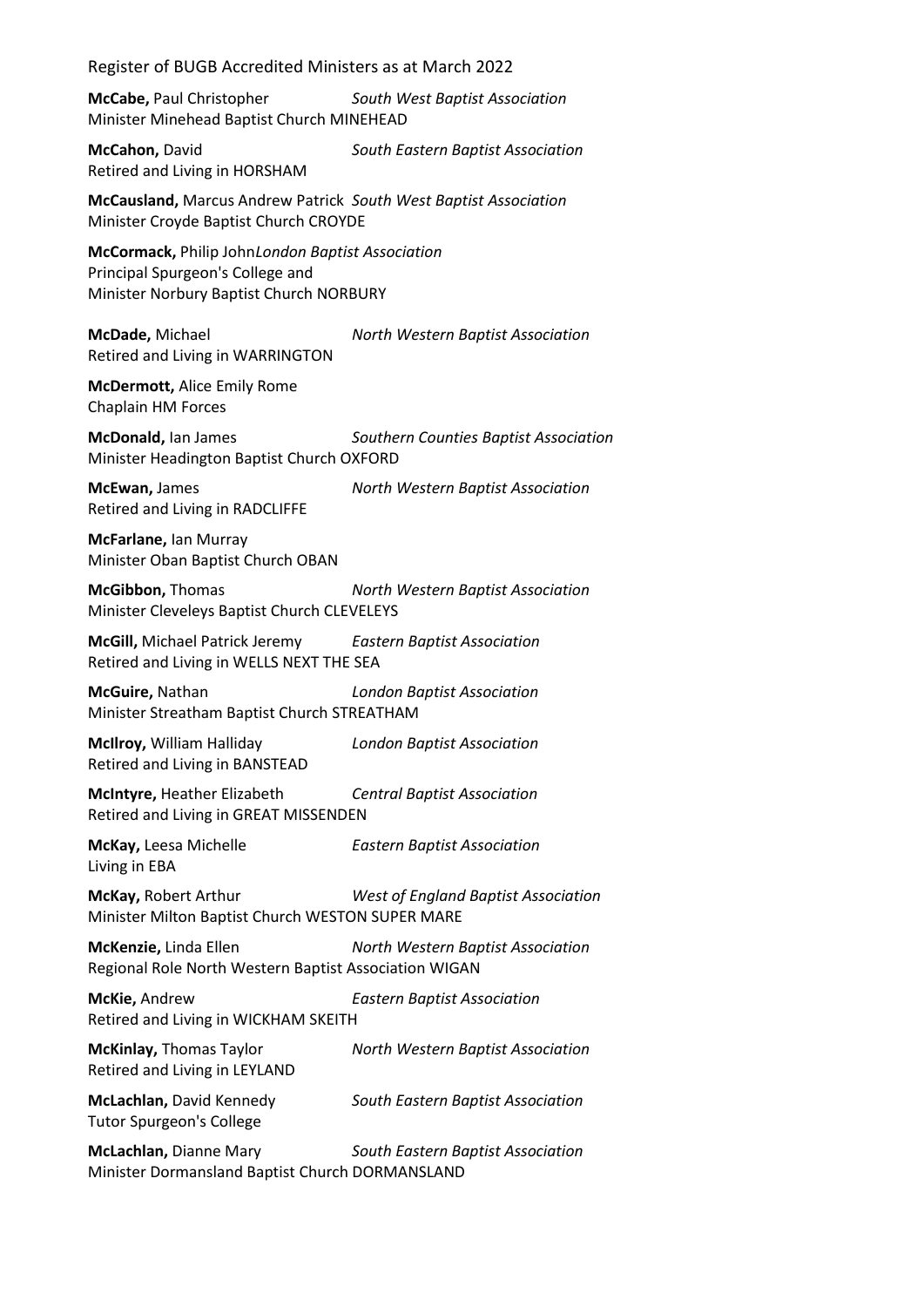**McCabe,** Paul Christopher *South West Baptist Association*
Minister Minehead Baptist Church MINEHEAD

**McCahon,** David *South Eastern Baptist Association*
Retired and Living in HORSHAM

**McCausland,** Marcus Andrew Patrick *South West Baptist Association*
Minister Croyde Baptist Church CROYDE

**McCormack,** Philip John *London Baptist Association*
Principal Spurgeon's College and
Minister Norbury Baptist Church NORBURY

**McDade,** Michael *North Western Baptist Association*
Retired and Living in WARRINGTON

**McDermott,** Alice Emily Rome
Chaplain HM Forces

**McDonald,** Ian James *Southern Counties Baptist Association*
Minister Headington Baptist Church OXFORD

**McEwan,** James *North Western Baptist Association*
Retired and Living in RADCLIFFE

**McFarlane,** Ian Murray
Minister Oban Baptist Church OBAN

**McGibbon,** Thomas *North Western Baptist Association*
Minister Cleveleys Baptist Church CLEVELEYS

**McGill,** Michael Patrick Jeremy *Eastern Baptist Association*
Retired and Living in WELLS NEXT THE SEA

**McGuire,** Nathan *London Baptist Association*
Minister Streatham Baptist Church STREATHAM

**McIlroy,** William Halliday *London Baptist Association*
Retired and Living in BANSTEAD

**McIntyre,** Heather Elizabeth *Central Baptist Association*
Retired and Living in GREAT MISSENDEN

**McKay,** Leesa Michelle *Eastern Baptist Association*
Living in EBA

**McKay,** Robert Arthur *West of England Baptist Association*
Minister Milton Baptist Church WESTON SUPER MARE

**McKenzie,** Linda Ellen *North Western Baptist Association*
Regional Role North Western Baptist Association WIGAN

**McKie,** Andrew *Eastern Baptist Association*
Retired and Living in WICKHAM SKEITH

**McKinlay,** Thomas Taylor *North Western Baptist Association*
Retired and Living in LEYLAND

**McLachlan,** David Kennedy *South Eastern Baptist Association*
Tutor Spurgeon's College

**McLachlan,** Dianne Mary *South Eastern Baptist Association*
Minister Dormansland Baptist Church DORMANSLAND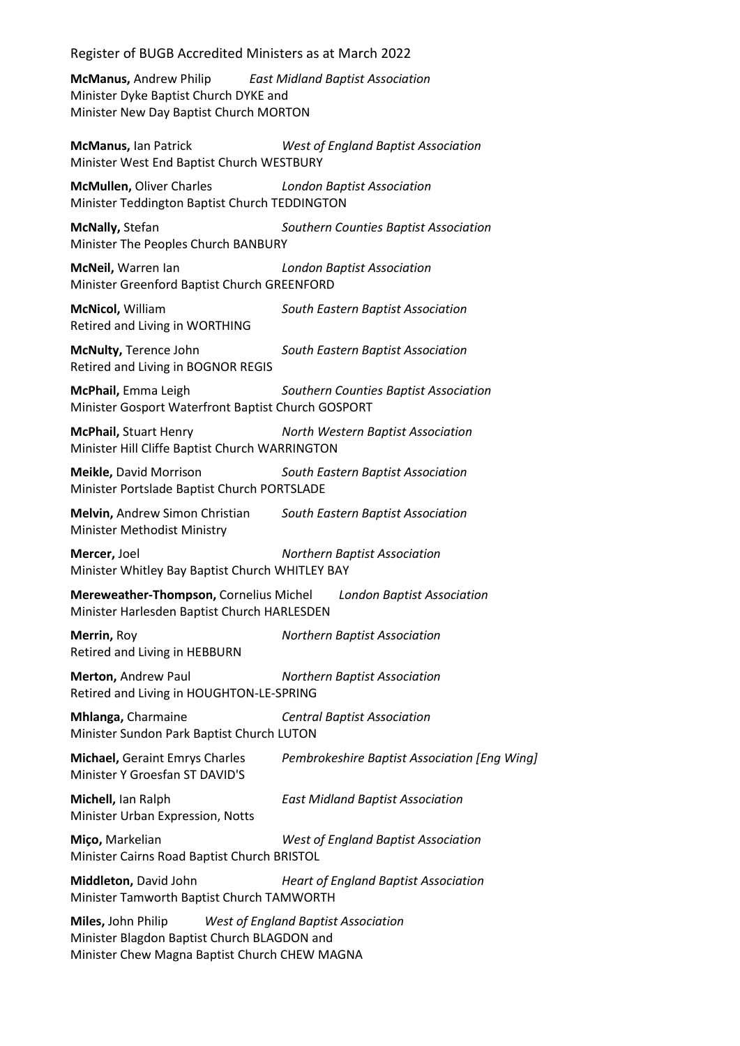**McManus,** Andrew Philip *East Midland Baptist Association*
Minister Dyke Baptist Church DYKE and
Minister New Day Baptist Church MORTON

**McManus,** Ian Patrick *West of England Baptist Association*
Minister West End Baptist Church WESTBURY

**McMullen,** Oliver Charles *London Baptist Association*
Minister Teddington Baptist Church TEDDINGTON

**McNally,** Stefan *Southern Counties Baptist Association*
Minister The Peoples Church BANBURY

**McNeil,** Warren Ian *London Baptist Association*
Minister Greenford Baptist Church GREENFORD

**McNicol,** William *South Eastern Baptist Association*
Retired and Living in WORTHING

**McNulty,** Terence John *South Eastern Baptist Association*
Retired and Living in BOGNOR REGIS

**McPhail,** Emma Leigh *Southern Counties Baptist Association*
Minister Gosport Waterfront Baptist Church GOSPORT

**McPhail,** Stuart Henry *North Western Baptist Association*
Minister Hill Cliffe Baptist Church WARRINGTON

**Meikle,** David Morrison *South Eastern Baptist Association*
Minister Portslade Baptist Church PORTSLADE

**Melvin,** Andrew Simon Christian *South Eastern Baptist Association*
Minister Methodist Ministry

**Mercer,** Joel *Northern Baptist Association*
Minister Whitley Bay Baptist Church WHITLEY BAY

**Mereweather-Thompson,** Cornelius Michel *London Baptist Association*
Minister Harlesden Baptist Church HARLESDEN

**Merrin,** Roy *Northern Baptist Association*
Retired and Living in HEBBURN

**Merton,** Andrew Paul *Northern Baptist Association*
Retired and Living in HOUGHTON-LE-SPRING

**Mhlanga,** Charmaine *Central Baptist Association*
Minister Sundon Park Baptist Church LUTON

**Michael,** Geraint Emrys Charles *Pembrokeshire Baptist Association [Eng Wing]*
Minister Y Groesfan ST DAVID'S

**Michell,** Ian Ralph *East Midland Baptist Association*
Minister Urban Expression, Notts

**Miço,** Markelian *West of England Baptist Association*
Minister Cairns Road Baptist Church BRISTOL

**Middleton,** David John *Heart of England Baptist Association*
Minister Tamworth Baptist Church TAMWORTH

**Miles,** John Philip *West of England Baptist Association*
Minister Blagdon Baptist Church BLAGDON and
Minister Chew Magna Baptist Church CHEW MAGNA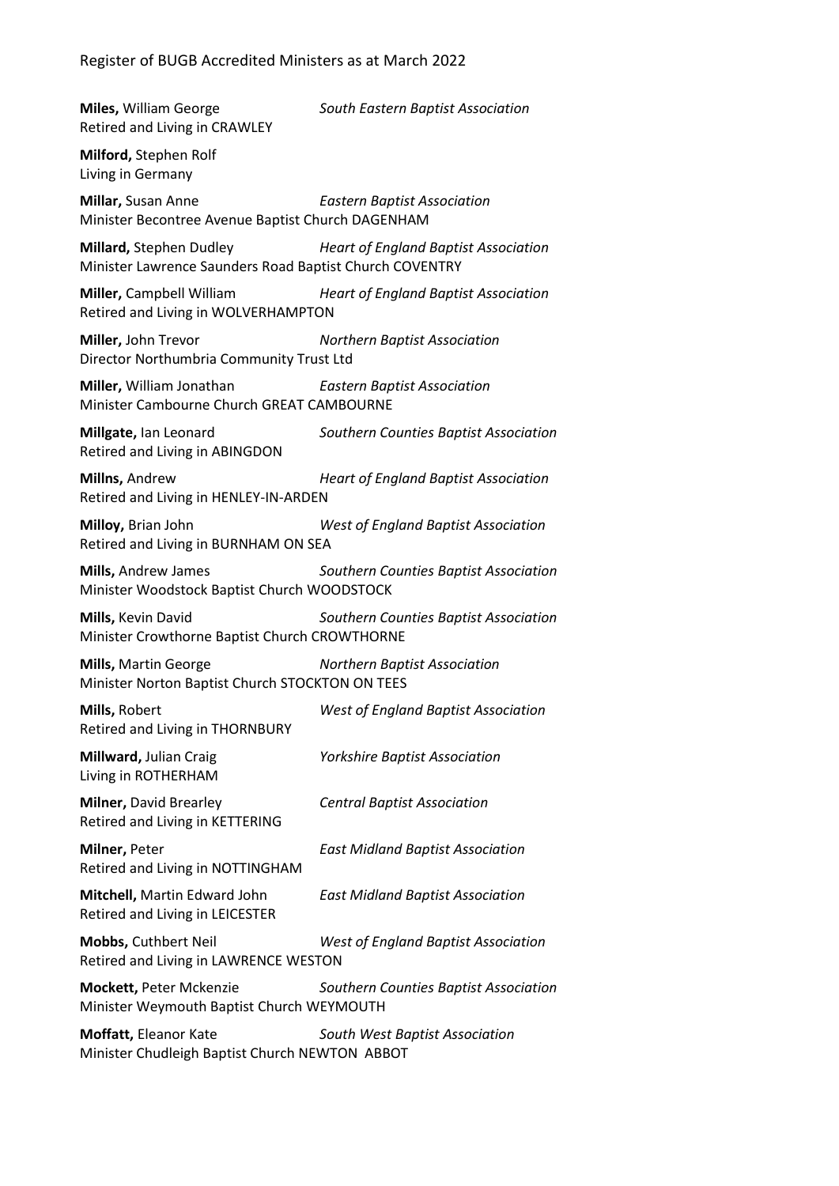**Miles,** William George *South Eastern Baptist Association*
Retired and Living in CRAWLEY

**Milford,** Stephen Rolf
Living in Germany

**Millar,** Susan Anne *Eastern Baptist Association*
Minister Becontree Avenue Baptist Church DAGENHAM

**Millard,** Stephen Dudley *Heart of England Baptist Association*
Minister Lawrence Saunders Road Baptist Church COVENTRY

**Miller,** Campbell William *Heart of England Baptist Association*
Retired and Living in WOLVERHAMPTON

**Miller,** John Trevor *Northern Baptist Association*
Director Northumbria Community Trust Ltd

**Miller,** William Jonathan *Eastern Baptist Association*
Minister Cambourne Church GREAT CAMBOURNE

**Millgate,** Ian Leonard *Southern Counties Baptist Association*
Retired and Living in ABINGDON

**Millns,** Andrew *Heart of England Baptist Association*
Retired and Living in HENLEY-IN-ARDEN

**Milloy,** Brian John *West of England Baptist Association*
Retired and Living in BURNHAM ON SEA

**Mills,** Andrew James *Southern Counties Baptist Association*
Minister Woodstock Baptist Church WOODSTOCK

**Mills,** Kevin David *Southern Counties Baptist Association*
Minister Crowthorne Baptist Church CROWTHORNE

**Mills,** Martin George *Northern Baptist Association*
Minister Norton Baptist Church STOCKTON ON TEES

**Mills,** Robert *West of England Baptist Association*
Retired and Living in THORNBURY

**Millward,** Julian Craig *Yorkshire Baptist Association*
Living in ROTHERHAM

**Milner,** David Brearley *Central Baptist Association*
Retired and Living in KETTERING

**Milner,** Peter *East Midland Baptist Association*
Retired and Living in NOTTINGHAM

**Mitchell,** Martin Edward John *East Midland Baptist Association*
Retired and Living in LEICESTER

**Mobbs,** Cuthbert Neil *West of England Baptist Association*
Retired and Living in LAWRENCE WESTON

**Mockett,** Peter Mckenzie *Southern Counties Baptist Association*
Minister Weymouth Baptist Church WEYMOUTH

**Moffatt,** Eleanor Kate *South West Baptist Association*
Minister Chudleigh Baptist Church NEWTON ABBOT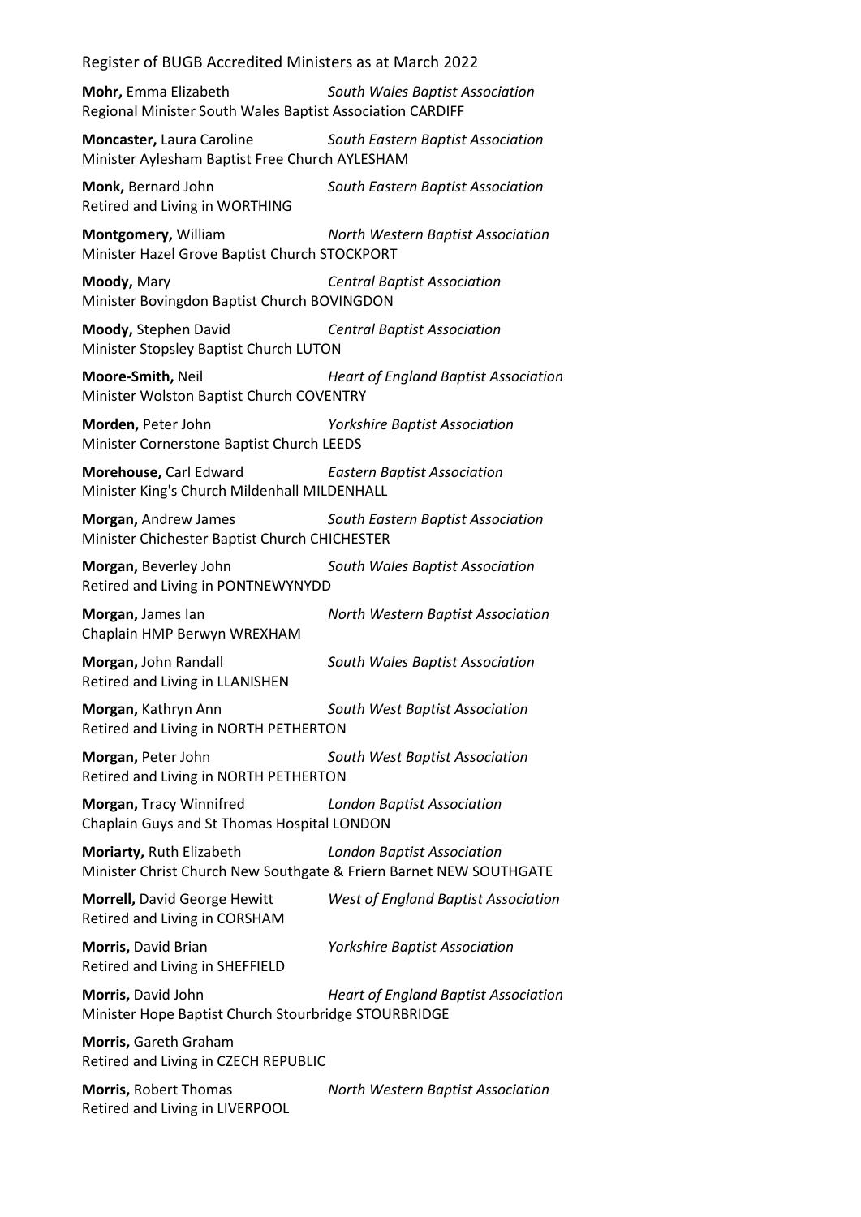**Mohr,** Emma Elizabeth *South Wales Baptist Association*
Regional Minister South Wales Baptist Association CARDIFF

**Moncaster,** Laura Caroline *South Eastern Baptist Association*
Minister Aylesham Baptist Free Church AYLESHAM

**Monk,** Bernard John *South Eastern Baptist Association*
Retired and Living in WORTHING

**Montgomery,** William *North Western Baptist Association*
Minister Hazel Grove Baptist Church STOCKPORT

**Moody,** Mary *Central Baptist Association*
Minister Bovingdon Baptist Church BOVINGDON

**Moody,** Stephen David *Central Baptist Association*
Minister Stopsley Baptist Church LUTON

**Moore-Smith,** Neil *Heart of England Baptist Association*
Minister Wolston Baptist Church COVENTRY

**Morden,** Peter John *Yorkshire Baptist Association*
Minister Cornerstone Baptist Church LEEDS

**Morehouse,** Carl Edward *Eastern Baptist Association*
Minister King's Church Mildenhall MILDENHALL

**Morgan,** Andrew James *South Eastern Baptist Association*
Minister Chichester Baptist Church CHICHESTER

**Morgan,** Beverley John *South Wales Baptist Association*
Retired and Living in PONTNEWYNYDD

**Morgan,** James Ian *North Western Baptist Association*
Chaplain HMP Berwyn WREXHAM

**Morgan,** John Randall *South Wales Baptist Association*
Retired and Living in LLANISHEN

**Morgan,** Kathryn Ann *South West Baptist Association*
Retired and Living in NORTH PETHERTON

**Morgan,** Peter John *South West Baptist Association*
Retired and Living in NORTH PETHERTON

**Morgan,** Tracy Winnifred *London Baptist Association*
Chaplain Guys and St Thomas Hospital LONDON

**Moriarty,** Ruth Elizabeth *London Baptist Association*
Minister Christ Church New Southgate & Friern Barnet NEW SOUTHGATE

**Morrell,** David George Hewitt *West of England Baptist Association*
Retired and Living in CORSHAM

**Morris,** David Brian *Yorkshire Baptist Association*
Retired and Living in SHEFFIELD

**Morris,** David John *Heart of England Baptist Association*
Minister Hope Baptist Church Stourbridge STOURBRIDGE

**Morris,** Gareth Graham
Retired and Living in CZECH REPUBLIC

**Morris,** Robert Thomas *North Western Baptist Association*
Retired and Living in LIVERPOOL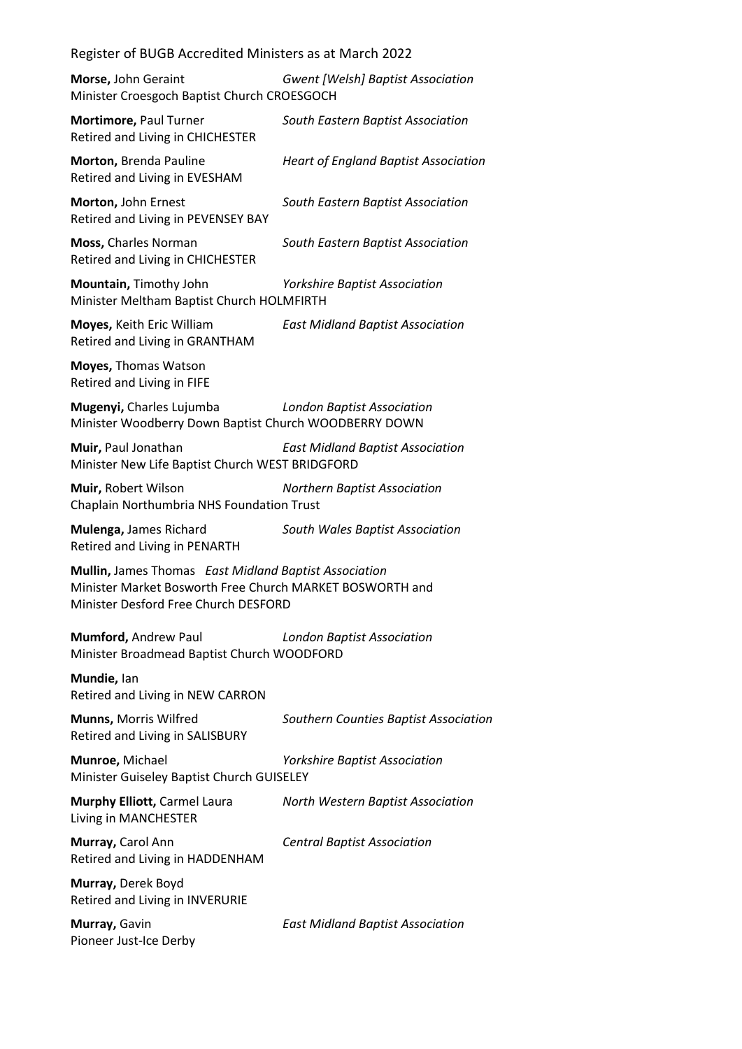**Morse,** John Geraint *Gwent [Welsh] Baptist Association*
Minister Croesgoch Baptist Church CROESGOCH

**Mortimore,** Paul Turner *South Eastern Baptist Association*
Retired and Living in CHICHESTER

**Morton,** Brenda Pauline *Heart of England Baptist Association*
Retired and Living in EVESHAM

**Morton,** John Ernest *South Eastern Baptist Association*
Retired and Living in PEVENSEY BAY

**Moss,** Charles Norman *South Eastern Baptist Association*
Retired and Living in CHICHESTER

**Mountain,** Timothy John *Yorkshire Baptist Association*
Minister Meltham Baptist Church HOLMFIRTH

**Moyes,** Keith Eric William *East Midland Baptist Association*
Retired and Living in GRANTHAM

**Moyes,** Thomas Watson
Retired and Living in FIFE

**Mugenyi,** Charles Lujumba *London Baptist Association*
Minister Woodberry Down Baptist Church WOODBERRY DOWN

**Muir,** Paul Jonathan *East Midland Baptist Association*
Minister New Life Baptist Church WEST BRIDGFORD

**Muir,** Robert Wilson *Northern Baptist Association*
Chaplain Northumbria NHS Foundation Trust

**Mulenga,** James Richard *South Wales Baptist Association*
Retired and Living in PENARTH

**Mullin,** James Thomas *East Midland Baptist Association*
Minister Market Bosworth Free Church MARKET BOSWORTH and
Minister Desford Free Church DESFORD

**Mumford,** Andrew Paul *London Baptist Association*
Minister Broadmead Baptist Church WOODFORD

**Mundie,** Ian
Retired and Living in NEW CARRON

**Munns,** Morris Wilfred *Southern Counties Baptist Association*
Retired and Living in SALISBURY

**Munroe,** Michael *Yorkshire Baptist Association*
Minister Guiseley Baptist Church GUISELEY

**Murphy Elliott,** Carmel Laura *North Western Baptist Association*
Living in MANCHESTER

**Murray,** Carol Ann *Central Baptist Association*
Retired and Living in HADDENHAM

**Murray,** Derek Boyd
Retired and Living in INVERURIE

**Murray,** Gavin *East Midland Baptist Association*
Pioneer Just-Ice Derby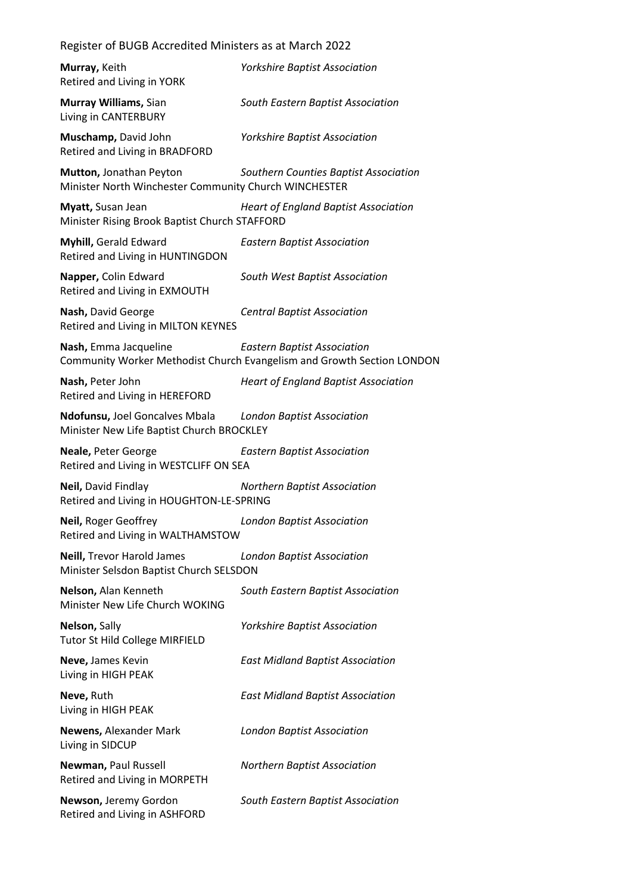Register of BUGB Accredited Ministers as at March 2022

**Murray,** Keith *Yorkshire Baptist Association*
Retired and Living in YORK

**Murray Williams,** Sian *South Eastern Baptist Association*
Living in CANTERBURY

**Muschamp,** David John *Yorkshire Baptist Association*
Retired and Living in BRADFORD

**Mutton,** Jonathan Peyton *Southern Counties Baptist Association*
Minister North Winchester Community Church WINCHESTER

**Myatt,** Susan Jean *Heart of England Baptist Association*
Minister Rising Brook Baptist Church STAFFORD

**Myhill,** Gerald Edward *Eastern Baptist Association*
Retired and Living in HUNTINGDON

**Napper,** Colin Edward *South West Baptist Association*
Retired and Living in EXMOUTH

**Nash,** David George *Central Baptist Association*
Retired and Living in MILTON KEYNES

**Nash,** Emma Jacqueline *Eastern Baptist Association*
Community Worker Methodist Church Evangelism and Growth Section LONDON

**Nash,** Peter John *Heart of England Baptist Association*
Retired and Living in HEREFORD

**Ndofunsu,** Joel Goncalves Mbala *London Baptist Association*
Minister New Life Baptist Church BROCKLEY

**Neale,** Peter George *Eastern Baptist Association*
Retired and Living in WESTCLIFF ON SEA

**Neil,** David Findlay *Northern Baptist Association*
Retired and Living in HOUGHTON-LE-SPRING

**Neil,** Roger Geoffrey *London Baptist Association*
Retired and Living in WALTHAMSTOW

**Neill,** Trevor Harold James *London Baptist Association*
Minister Selsdon Baptist Church SELSDON

**Nelson,** Alan Kenneth *South Eastern Baptist Association*
Minister New Life Church WOKING

**Nelson,** Sally *Yorkshire Baptist Association*
Tutor St Hild College MIRFIELD

**Neve,** James Kevin *East Midland Baptist Association*
Living in HIGH PEAK

**Neve,** Ruth *East Midland Baptist Association*
Living in HIGH PEAK

**Newens,** Alexander Mark *London Baptist Association*
Living in SIDCUP

**Newman,** Paul Russell *Northern Baptist Association*
Retired and Living in MORPETH

**Newson,** Jeremy Gordon *South Eastern Baptist Association*
Retired and Living in ASHFORD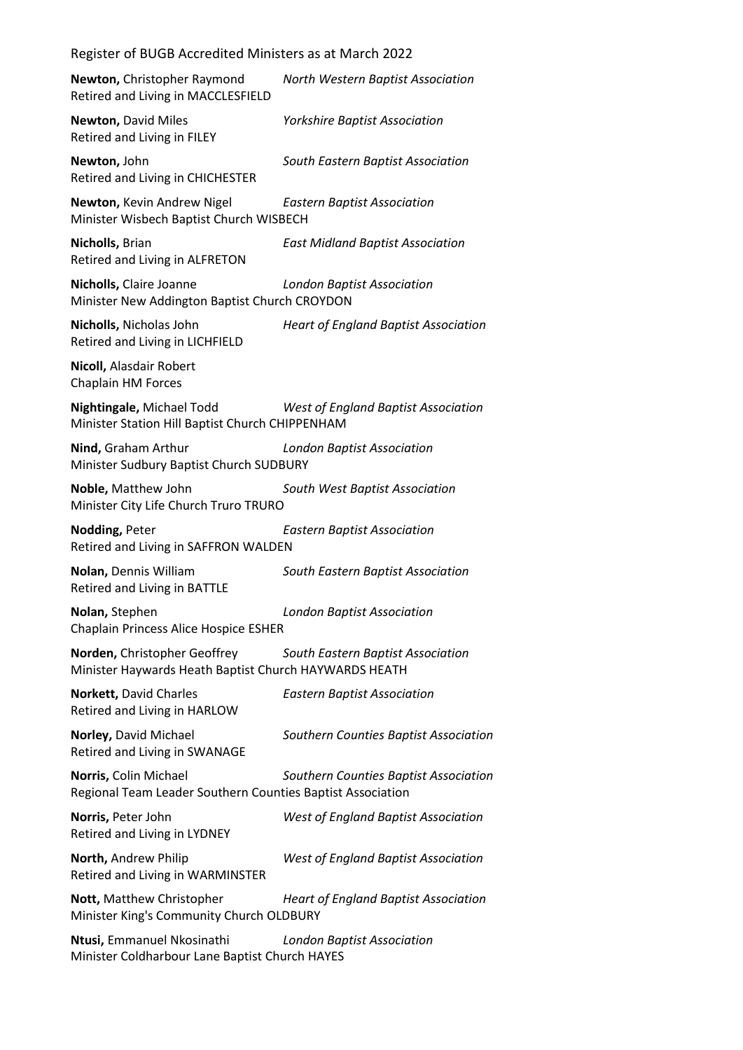**Newton,** Christopher Raymond *North Western Baptist Association*
Retired and Living in MACCLESFIELD

**Newton,** David Miles *Yorkshire Baptist Association*
Retired and Living in FILEY

**Newton,** John *South Eastern Baptist Association*
Retired and Living in CHICHESTER

**Newton,** Kevin Andrew Nigel *Eastern Baptist Association*
Minister Wisbech Baptist Church WISBECH

**Nicholls,** Brian *East Midland Baptist Association*
Retired and Living in ALFRETON

**Nicholls,** Claire Joanne *London Baptist Association*
Minister New Addington Baptist Church CROYDON

**Nicholls,** Nicholas John *Heart of England Baptist Association*
Retired and Living in LICHFIELD

**Nicoll,** Alasdair Robert
Chaplain HM Forces

**Nightingale,** Michael Todd *West of England Baptist Association*
Minister Station Hill Baptist Church CHIPPENHAM

**Nind,** Graham Arthur *London Baptist Association*
Minister Sudbury Baptist Church SUDBURY

**Noble,** Matthew John *South West Baptist Association*
Minister City Life Church Truro TRURO

**Nodding,** Peter *Eastern Baptist Association*
Retired and Living in SAFFRON WALDEN

**Nolan,** Dennis William *South Eastern Baptist Association*
Retired and Living in BATTLE

**Nolan,** Stephen *London Baptist Association*
Chaplain Princess Alice Hospice ESHER

**Norden,** Christopher Geoffrey *South Eastern Baptist Association*
Minister Haywards Heath Baptist Church HAYWARDS HEATH

**Norkett,** David Charles *Eastern Baptist Association*
Retired and Living in HARLOW

**Norley,** David Michael *Southern Counties Baptist Association*
Retired and Living in SWANAGE

**Norris,** Colin Michael *Southern Counties Baptist Association*
Regional Team Leader Southern Counties Baptist Association

**Norris,** Peter John *West of England Baptist Association*
Retired and Living in LYDNEY

**North,** Andrew Philip *West of England Baptist Association*
Retired and Living in WARMINSTER

**Nott,** Matthew Christopher *Heart of England Baptist Association*
Minister King's Community Church OLDBURY

**Ntusi,** Emmanuel Nkosinathi *London Baptist Association*
Minister Coldharbour Lane Baptist Church HAYES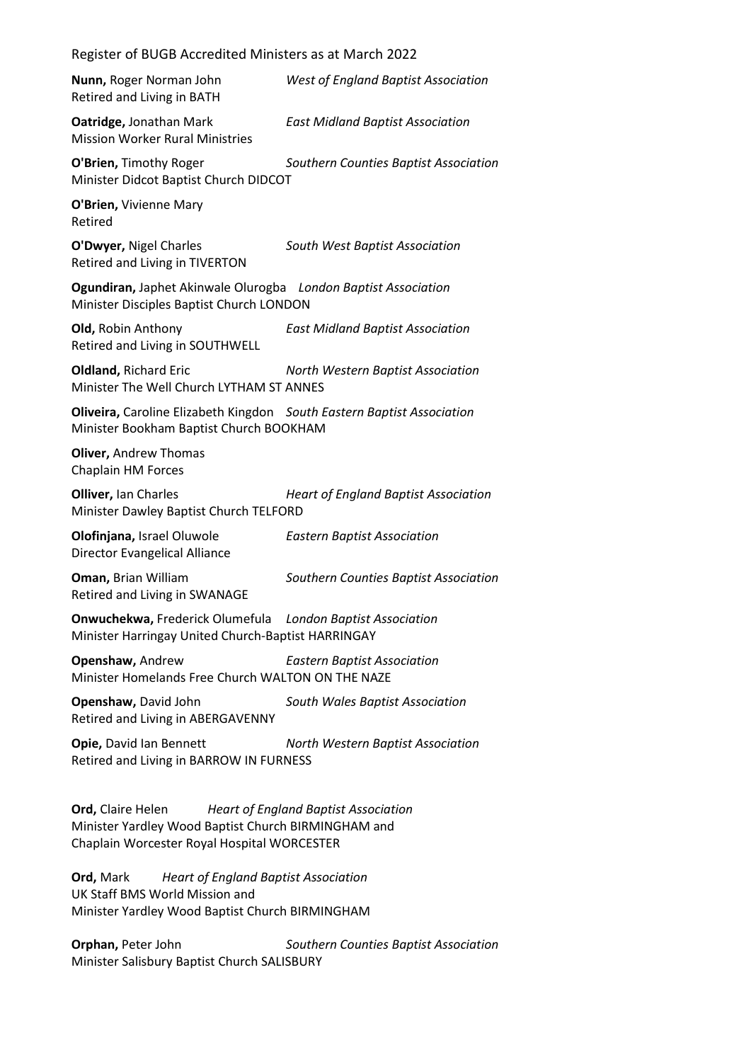**Nunn,** Roger Norman John *West of England Baptist Association*
Retired and Living in BATH

**Oatridge,** Jonathan Mark *East Midland Baptist Association*
Mission Worker Rural Ministries

**O'Brien,** Timothy Roger *Southern Counties Baptist Association*
Minister Didcot Baptist Church DIDCOT

**O'Brien,** Vivienne Mary
Retired

**O'Dwyer,** Nigel Charles *South West Baptist Association*
Retired and Living in TIVERTON

**Ogundiran,** Japhet Akinwale Olurogba *London Baptist Association*
Minister Disciples Baptist Church LONDON

**Old,** Robin Anthony *East Midland Baptist Association*
Retired and Living in SOUTHWELL

**Oldland,** Richard Eric *North Western Baptist Association*
Minister The Well Church LYTHAM ST ANNES

**Oliveira,** Caroline Elizabeth Kingdon *South Eastern Baptist Association*
Minister Bookham Baptist Church BOOKHAM

**Oliver,** Andrew Thomas
Chaplain HM Forces

**Olliver,** Ian Charles *Heart of England Baptist Association*
Minister Dawley Baptist Church TELFORD

**Olofinjana,** Israel Oluwole *Eastern Baptist Association*
Director Evangelical Alliance

**Oman,** Brian William *Southern Counties Baptist Association*
Retired and Living in SWANAGE

**Onwuchekwa,** Frederick Olumefula *London Baptist Association*
Minister Harringay United Church-Baptist HARRINGAY

**Openshaw,** Andrew *Eastern Baptist Association*
Minister Homelands Free Church WALTON ON THE NAZE

**Openshaw,** David John *South Wales Baptist Association*
Retired and Living in ABERGAVENNY

**Opie,** David Ian Bennett *North Western Baptist Association*
Retired and Living in BARROW IN FURNESS

**Ord,** Claire Helen *Heart of England Baptist Association*
Minister Yardley Wood Baptist Church BIRMINGHAM and
Chaplain Worcester Royal Hospital WORCESTER

**Ord,** Mark *Heart of England Baptist Association*
UK Staff BMS World Mission and
Minister Yardley Wood Baptist Church BIRMINGHAM

**Orphan,** Peter John *Southern Counties Baptist Association*
Minister Salisbury Baptist Church SALISBURY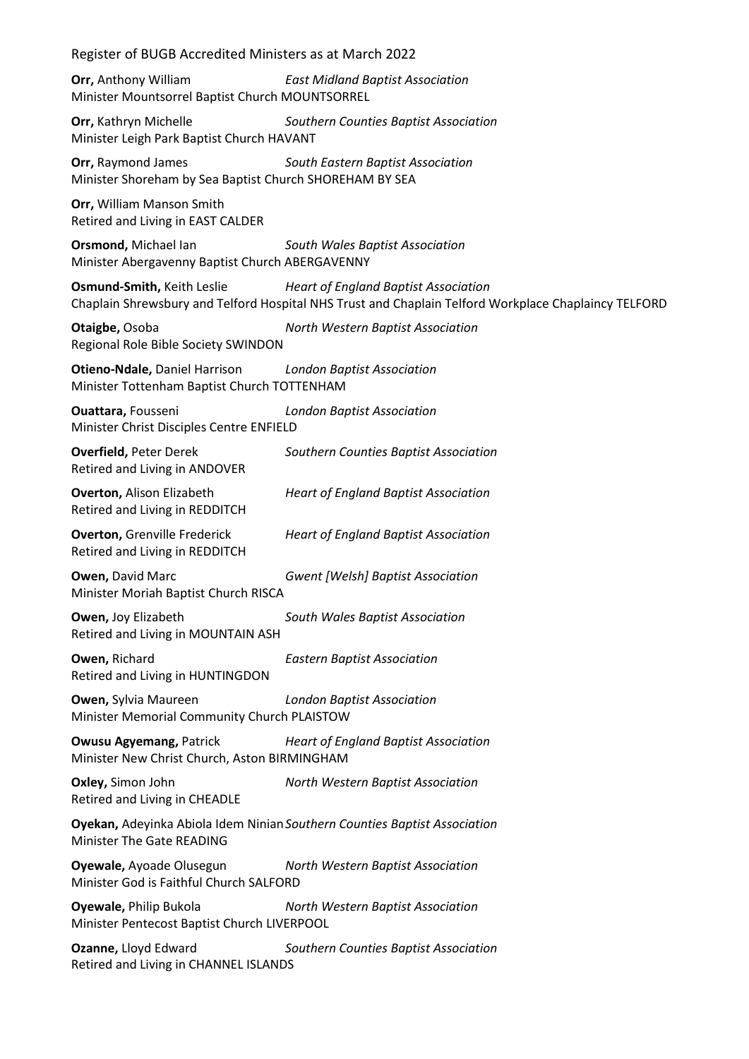**Orr,** Anthony William *East Midland Baptist Association*
Minister Mountsorrel Baptist Church MOUNTSORREL

**Orr,** Kathryn Michelle *Southern Counties Baptist Association*
Minister Leigh Park Baptist Church HAVANT

**Orr,** Raymond James *South Eastern Baptist Association*
Minister Shoreham by Sea Baptist Church SHOREHAM BY SEA

**Orr,** William Manson Smith
Retired and Living in EAST CALDER

**Orsmond,** Michael Ian *South Wales Baptist Association*
Minister Abergavenny Baptist Church ABERGAVENNY

**Osmund-Smith,** Keith Leslie *Heart of England Baptist Association*
Chaplain Shrewsbury and Telford Hospital NHS Trust and Chaplain Telford Workplace Chaplaincy TELFORD

**Otaigbe,** Osoba *North Western Baptist Association*
Regional Role Bible Society SWINDON

**Otieno-Ndale,** Daniel Harrison *London Baptist Association*
Minister Tottenham Baptist Church TOTTENHAM

**Ouattara,** Fousseni *London Baptist Association*
Minister Christ Disciples Centre ENFIELD

**Overfield,** Peter Derek *Southern Counties Baptist Association*
Retired and Living in ANDOVER

**Overton,** Alison Elizabeth *Heart of England Baptist Association*
Retired and Living in REDDITCH

**Overton,** Grenville Frederick *Heart of England Baptist Association*
Retired and Living in REDDITCH

**Owen,** David Marc *Gwent [Welsh] Baptist Association*
Minister Moriah Baptist Church RISCA

**Owen,** Joy Elizabeth *South Wales Baptist Association*
Retired and Living in MOUNTAIN ASH

**Owen,** Richard *Eastern Baptist Association*
Retired and Living in HUNTINGDON

**Owen,** Sylvia Maureen *London Baptist Association*
Minister Memorial Community Church PLAISTOW

**Owusu Agyemang,** Patrick *Heart of England Baptist Association*
Minister New Christ Church, Aston BIRMINGHAM

**Oxley,** Simon John *North Western Baptist Association*
Retired and Living in CHEADLE

**Oyekan,** Adeyinka Abiola Idem Ninian *Southern Counties Baptist Association*
Minister The Gate READING

**Oyewale,** Ayoade Olusegun *North Western Baptist Association*
Minister God is Faithful Church SALFORD

**Oyewale,** Philip Bukola *North Western Baptist Association*
Minister Pentecost Baptist Church LIVERPOOL

**Ozanne,** Lloyd Edward *Southern Counties Baptist Association*
Retired and Living in CHANNEL ISLANDS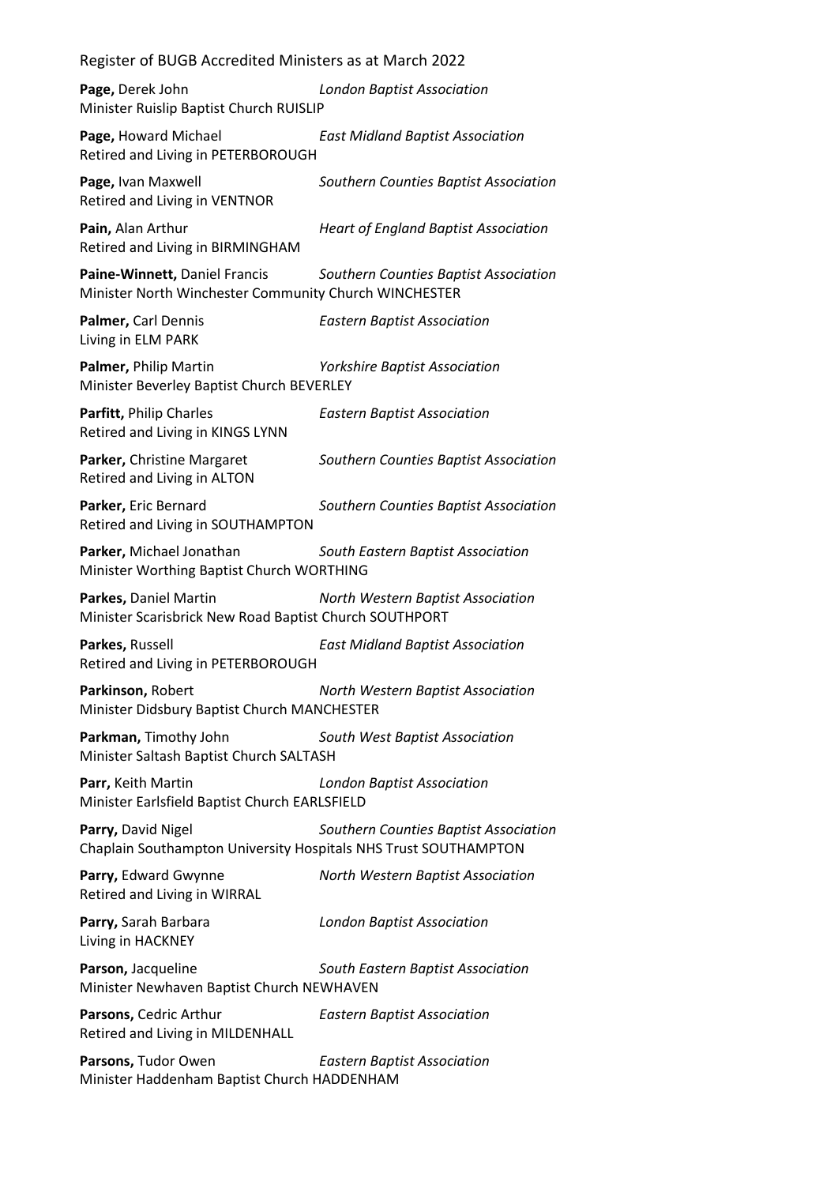**Page,** Derek John *London Baptist Association*
Minister Ruislip Baptist Church RUISLIP

**Page,** Howard Michael *East Midland Baptist Association*
Retired and Living in PETERBOROUGH

**Page,** Ivan Maxwell *Southern Counties Baptist Association*
Retired and Living in VENTNOR

**Pain,** Alan Arthur *Heart of England Baptist Association*
Retired and Living in BIRMINGHAM

**Paine-Winnett,** Daniel Francis *Southern Counties Baptist Association*
Minister North Winchester Community Church WINCHESTER

**Palmer,** Carl Dennis *Eastern Baptist Association*
Living in ELM PARK

**Palmer,** Philip Martin *Yorkshire Baptist Association*
Minister Beverley Baptist Church BEVERLEY

**Parfitt,** Philip Charles *Eastern Baptist Association*
Retired and Living in KINGS LYNN

**Parker,** Christine Margaret *Southern Counties Baptist Association*
Retired and Living in ALTON

**Parker,** Eric Bernard *Southern Counties Baptist Association*
Retired and Living in SOUTHAMPTON

**Parker,** Michael Jonathan *South Eastern Baptist Association*
Minister Worthing Baptist Church WORTHING

**Parkes,** Daniel Martin *North Western Baptist Association*
Minister Scarisbrick New Road Baptist Church SOUTHPORT

**Parkes,** Russell *East Midland Baptist Association*
Retired and Living in PETERBOROUGH

**Parkinson,** Robert *North Western Baptist Association*
Minister Didsbury Baptist Church MANCHESTER

**Parkman,** Timothy John *South West Baptist Association*
Minister Saltash Baptist Church SALTASH

**Parr,** Keith Martin *London Baptist Association*
Minister Earlsfield Baptist Church EARLSFIELD

**Parry,** David Nigel *Southern Counties Baptist Association*
Chaplain Southampton University Hospitals NHS Trust SOUTHAMPTON

**Parry,** Edward Gwynne *North Western Baptist Association*
Retired and Living in WIRRAL

**Parry,** Sarah Barbara *London Baptist Association*
Living in HACKNEY

**Parson,** Jacqueline *South Eastern Baptist Association*
Minister Newhaven Baptist Church NEWHAVEN

**Parsons,** Cedric Arthur *Eastern Baptist Association*
Retired and Living in MILDENHALL

**Parsons,** Tudor Owen *Eastern Baptist Association*
Minister Haddenham Baptist Church HADDENHAM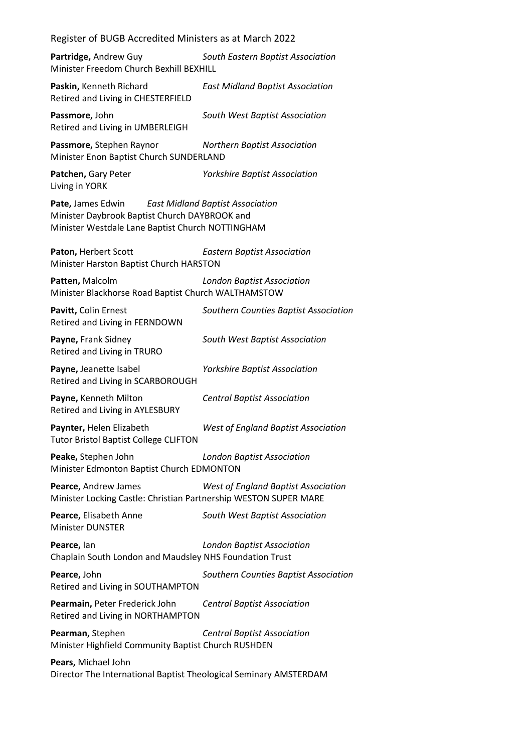**Partridge,** Andrew Guy *South Eastern Baptist Association*
Minister Freedom Church Bexhill BEXHILL

**Paskin,** Kenneth Richard *East Midland Baptist Association*
Retired and Living in CHESTERFIELD

**Passmore,** John *South West Baptist Association*
Retired and Living in UMBERLEIGH

**Passmore,** Stephen Raynor *Northern Baptist Association*
Minister Enon Baptist Church SUNDERLAND

**Patchen,** Gary Peter *Yorkshire Baptist Association*
Living in YORK

**Pate,** James Edwin *East Midland Baptist Association*
Minister Daybrook Baptist Church DAYBROOK and
Minister Westdale Lane Baptist Church NOTTINGHAM

**Paton,** Herbert Scott *Eastern Baptist Association*
Minister Harston Baptist Church HARSTON

**Patten,** Malcolm *London Baptist Association*
Minister Blackhorse Road Baptist Church WALTHAMSTOW

**Pavitt,** Colin Ernest *Southern Counties Baptist Association*
Retired and Living in FERNDOWN

**Payne,** Frank Sidney *South West Baptist Association*
Retired and Living in TRURO

**Payne,** Jeanette Isabel *Yorkshire Baptist Association*
Retired and Living in SCARBOROUGH

**Payne,** Kenneth Milton *Central Baptist Association*
Retired and Living in AYLESBURY

**Paynter,** Helen Elizabeth *West of England Baptist Association*
Tutor Bristol Baptist College CLIFTON

**Peake,** Stephen John *London Baptist Association*
Minister Edmonton Baptist Church EDMONTON

**Pearce,** Andrew James *West of England Baptist Association*
Minister Locking Castle: Christian Partnership WESTON SUPER MARE

**Pearce,** Elisabeth Anne *South West Baptist Association*
Minister DUNSTER

**Pearce,** Ian *London Baptist Association*
Chaplain South London and Maudsley NHS Foundation Trust

**Pearce,** John *Southern Counties Baptist Association*
Retired and Living in SOUTHAMPTON

**Pearmain,** Peter Frederick John *Central Baptist Association*
Retired and Living in NORTHAMPTON

**Pearman,** Stephen *Central Baptist Association*
Minister Highfield Community Baptist Church RUSHDEN

**Pears,** Michael John
Director The International Baptist Theological Seminary AMSTERDAM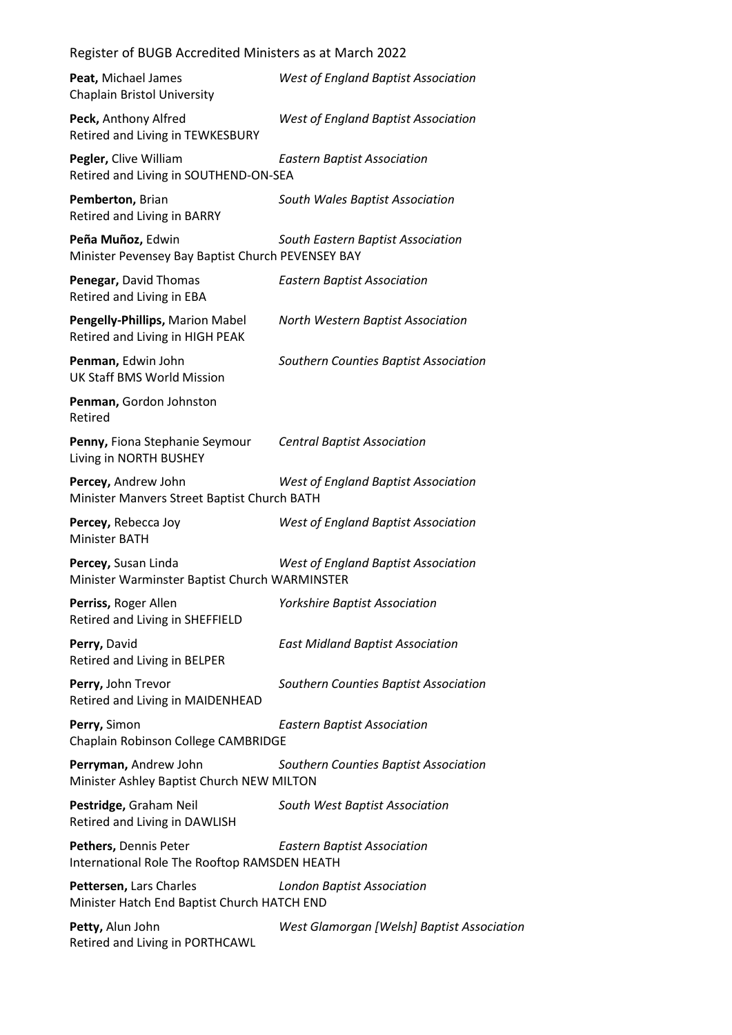**Peat,** Michael James — *West of England Baptist Association*
Chaplain Bristol University

**Peck,** Anthony Alfred — *West of England Baptist Association*
Retired and Living in TEWKESBURY

**Pegler,** Clive William — *Eastern Baptist Association*
Retired and Living in SOUTHEND-ON-SEA

**Pemberton,** Brian — *South Wales Baptist Association*
Retired and Living in BARRY

**Peña Muñoz,** Edwin — *South Eastern Baptist Association*
Minister Pevensey Bay Baptist Church PEVENSEY BAY

**Penegar,** David Thomas — *Eastern Baptist Association*
Retired and Living in EBA

**Pengelly-Phillips,** Marion Mabel — *North Western Baptist Association*
Retired and Living in HIGH PEAK

**Penman,** Edwin John — *Southern Counties Baptist Association*
UK Staff BMS World Mission

**Penman,** Gordon Johnston
Retired

**Penny,** Fiona Stephanie Seymour — *Central Baptist Association*
Living in NORTH BUSHEY

**Percey,** Andrew John — *West of England Baptist Association*
Minister Manvers Street Baptist Church BATH

**Percey,** Rebecca Joy — *West of England Baptist Association*
Minister BATH

**Percey,** Susan Linda — *West of England Baptist Association*
Minister Warminster Baptist Church WARMINSTER

**Perriss,** Roger Allen — *Yorkshire Baptist Association*
Retired and Living in SHEFFIELD

**Perry,** David — *East Midland Baptist Association*
Retired and Living in BELPER

**Perry,** John Trevor — *Southern Counties Baptist Association*
Retired and Living in MAIDENHEAD

**Perry,** Simon — *Eastern Baptist Association*
Chaplain Robinson College CAMBRIDGE

**Perryman,** Andrew John — *Southern Counties Baptist Association*
Minister Ashley Baptist Church NEW MILTON

**Pestridge,** Graham Neil — *South West Baptist Association*
Retired and Living in DAWLISH

**Pethers,** Dennis Peter — *Eastern Baptist Association*
International Role The Rooftop RAMSDEN HEATH

**Pettersen,** Lars Charles — *London Baptist Association*
Minister Hatch End Baptist Church HATCH END

**Petty,** Alun John — *West Glamorgan [Welsh] Baptist Association*
Retired and Living in PORTHCAWL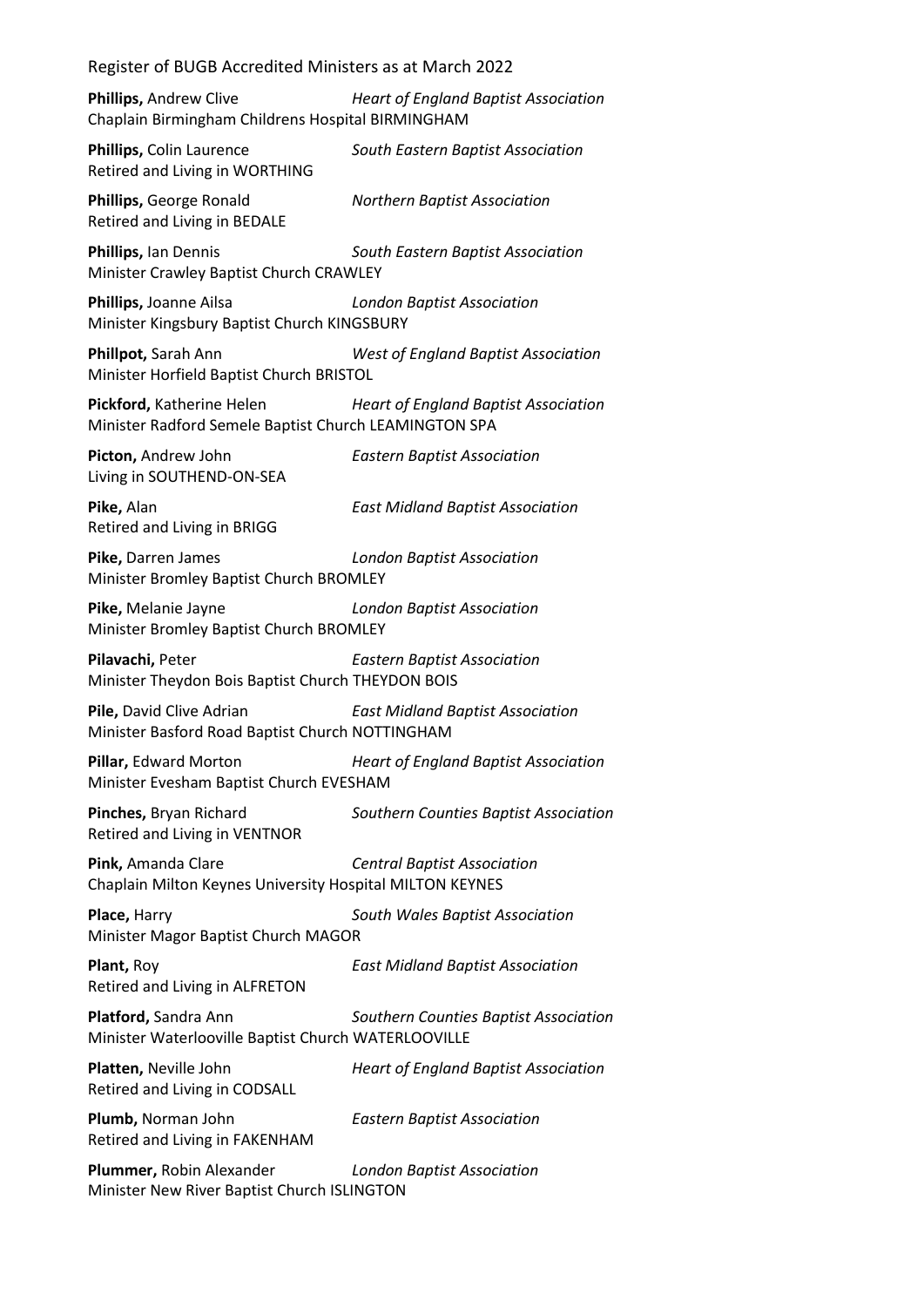**Phillips,** Andrew Clive *Heart of England Baptist Association*
Chaplain Birmingham Childrens Hospital BIRMINGHAM

**Phillips,** Colin Laurence *South Eastern Baptist Association*
Retired and Living in WORTHING

**Phillips,** George Ronald *Northern Baptist Association*
Retired and Living in BEDALE

**Phillips,** Ian Dennis *South Eastern Baptist Association*
Minister Crawley Baptist Church CRAWLEY

**Phillips,** Joanne Ailsa *London Baptist Association*
Minister Kingsbury Baptist Church KINGSBURY

**Phillpot,** Sarah Ann *West of England Baptist Association*
Minister Horfield Baptist Church BRISTOL

**Pickford,** Katherine Helen *Heart of England Baptist Association*
Minister Radford Semele Baptist Church LEAMINGTON SPA

**Picton,** Andrew John *Eastern Baptist Association*
Living in SOUTHEND-ON-SEA

**Pike,** Alan *East Midland Baptist Association*
Retired and Living in BRIGG

**Pike,** Darren James *London Baptist Association*
Minister Bromley Baptist Church BROMLEY

**Pike,** Melanie Jayne *London Baptist Association*
Minister Bromley Baptist Church BROMLEY

**Pilavachi,** Peter *Eastern Baptist Association*
Minister Theydon Bois Baptist Church THEYDON BOIS

**Pile,** David Clive Adrian *East Midland Baptist Association*
Minister Basford Road Baptist Church NOTTINGHAM

**Pillar,** Edward Morton *Heart of England Baptist Association*
Minister Evesham Baptist Church EVESHAM

**Pinches,** Bryan Richard *Southern Counties Baptist Association*
Retired and Living in VENTNOR

**Pink,** Amanda Clare *Central Baptist Association*
Chaplain Milton Keynes University Hospital MILTON KEYNES

**Place,** Harry *South Wales Baptist Association*
Minister Magor Baptist Church MAGOR

**Plant,** Roy *East Midland Baptist Association*
Retired and Living in ALFRETON

**Platford,** Sandra Ann *Southern Counties Baptist Association*
Minister Waterlooville Baptist Church WATERLOOVILLE

**Platten,** Neville John *Heart of England Baptist Association*
Retired and Living in CODSALL

**Plumb,** Norman John *Eastern Baptist Association*
Retired and Living in FAKENHAM

**Plummer,** Robin Alexander *London Baptist Association*
Minister New River Baptist Church ISLINGTON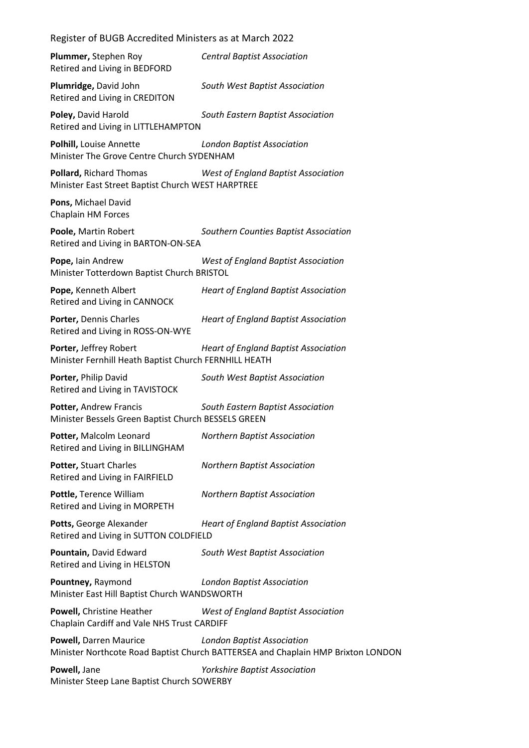**Plummer,** Stephen Roy *Central Baptist Association*
Retired and Living in BEDFORD

**Plumridge,** David John *South West Baptist Association*
Retired and Living in CREDITON

**Poley,** David Harold *South Eastern Baptist Association*
Retired and Living in LITTLEHAMPTON

**Polhill,** Louise Annette *London Baptist Association*
Minister The Grove Centre Church SYDENHAM

**Pollard,** Richard Thomas *West of England Baptist Association*
Minister East Street Baptist Church WEST HARPTREE

**Pons,** Michael David
Chaplain HM Forces

**Poole,** Martin Robert *Southern Counties Baptist Association*
Retired and Living in BARTON-ON-SEA

**Pope,** Iain Andrew *West of England Baptist Association*
Minister Totterdown Baptist Church BRISTOL

**Pope,** Kenneth Albert *Heart of England Baptist Association*
Retired and Living in CANNOCK

**Porter,** Dennis Charles *Heart of England Baptist Association*
Retired and Living in ROSS-ON-WYE

**Porter,** Jeffrey Robert *Heart of England Baptist Association*
Minister Fernhill Heath Baptist Church FERNHILL HEATH

**Porter,** Philip David *South West Baptist Association*
Retired and Living in TAVISTOCK

**Potter,** Andrew Francis *South Eastern Baptist Association*
Minister Bessels Green Baptist Church BESSELS GREEN

**Potter,** Malcolm Leonard *Northern Baptist Association*
Retired and Living in BILLINGHAM

**Potter,** Stuart Charles *Northern Baptist Association*
Retired and Living in FAIRFIELD

**Pottle,** Terence William *Northern Baptist Association*
Retired and Living in MORPETH

**Potts,** George Alexander *Heart of England Baptist Association*
Retired and Living in SUTTON COLDFIELD

**Pountain,** David Edward *South West Baptist Association*
Retired and Living in HELSTON

**Pountney,** Raymond *London Baptist Association*
Minister East Hill Baptist Church WANDSWORTH

**Powell,** Christine Heather *West of England Baptist Association*
Chaplain Cardiff and Vale NHS Trust CARDIFF

**Powell,** Darren Maurice *London Baptist Association*
Minister Northcote Road Baptist Church BATTERSEA and Chaplain HMP Brixton LONDON

**Powell,** Jane *Yorkshire Baptist Association*
Minister Steep Lane Baptist Church SOWERBY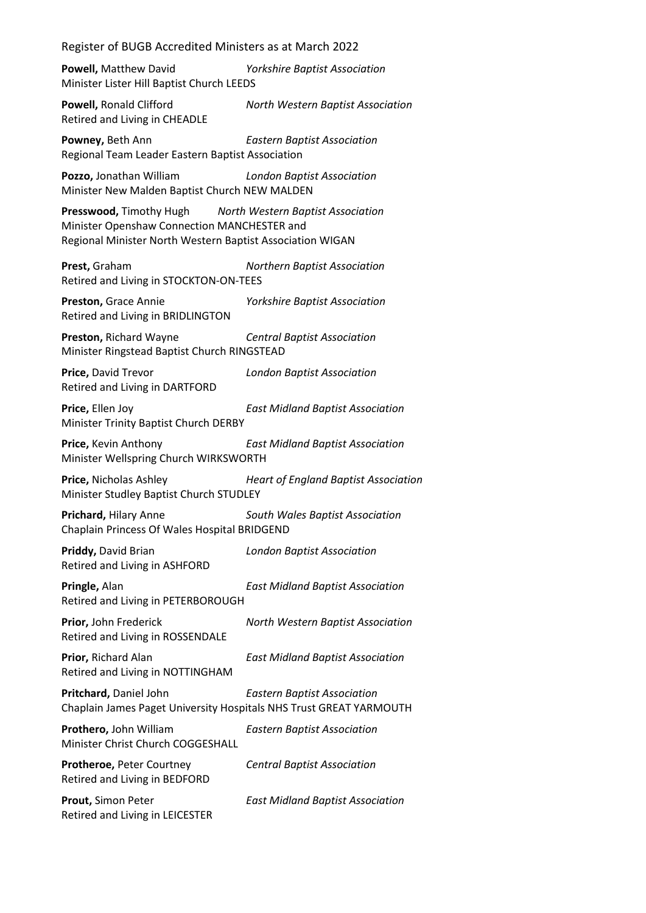**Powell,** Matthew David *Yorkshire Baptist Association*
Minister Lister Hill Baptist Church LEEDS

**Powell,** Ronald Clifford *North Western Baptist Association*
Retired and Living in CHEADLE

**Powney,** Beth Ann *Eastern Baptist Association*
Regional Team Leader Eastern Baptist Association

**Pozzo,** Jonathan William *London Baptist Association*
Minister New Malden Baptist Church NEW MALDEN

**Presswood,** Timothy Hugh *North Western Baptist Association*
Minister Openshaw Connection MANCHESTER and
Regional Minister North Western Baptist Association WIGAN

**Prest,** Graham *Northern Baptist Association*
Retired and Living in STOCKTON-ON-TEES

**Preston,** Grace Annie *Yorkshire Baptist Association*
Retired and Living in BRIDLINGTON

**Preston,** Richard Wayne *Central Baptist Association*
Minister Ringstead Baptist Church RINGSTEAD

**Price,** David Trevor *London Baptist Association*
Retired and Living in DARTFORD

**Price,** Ellen Joy *East Midland Baptist Association*
Minister Trinity Baptist Church DERBY

**Price,** Kevin Anthony *East Midland Baptist Association*
Minister Wellspring Church WIRKSWORTH

**Price,** Nicholas Ashley *Heart of England Baptist Association*
Minister Studley Baptist Church STUDLEY

**Prichard,** Hilary Anne *South Wales Baptist Association*
Chaplain Princess Of Wales Hospital BRIDGEND

**Priddy,** David Brian *London Baptist Association*
Retired and Living in ASHFORD

**Pringle,** Alan *East Midland Baptist Association*
Retired and Living in PETERBOROUGH

**Prior,** John Frederick *North Western Baptist Association*
Retired and Living in ROSSENDALE

**Prior,** Richard Alan *East Midland Baptist Association*
Retired and Living in NOTTINGHAM

**Pritchard,** Daniel John *Eastern Baptist Association*
Chaplain James Paget University Hospitals NHS Trust GREAT YARMOUTH

**Prothero,** John William *Eastern Baptist Association*
Minister Christ Church COGGESHALL

**Protheroe,** Peter Courtney *Central Baptist Association*
Retired and Living in BEDFORD

**Prout,** Simon Peter *East Midland Baptist Association*
Retired and Living in LEICESTER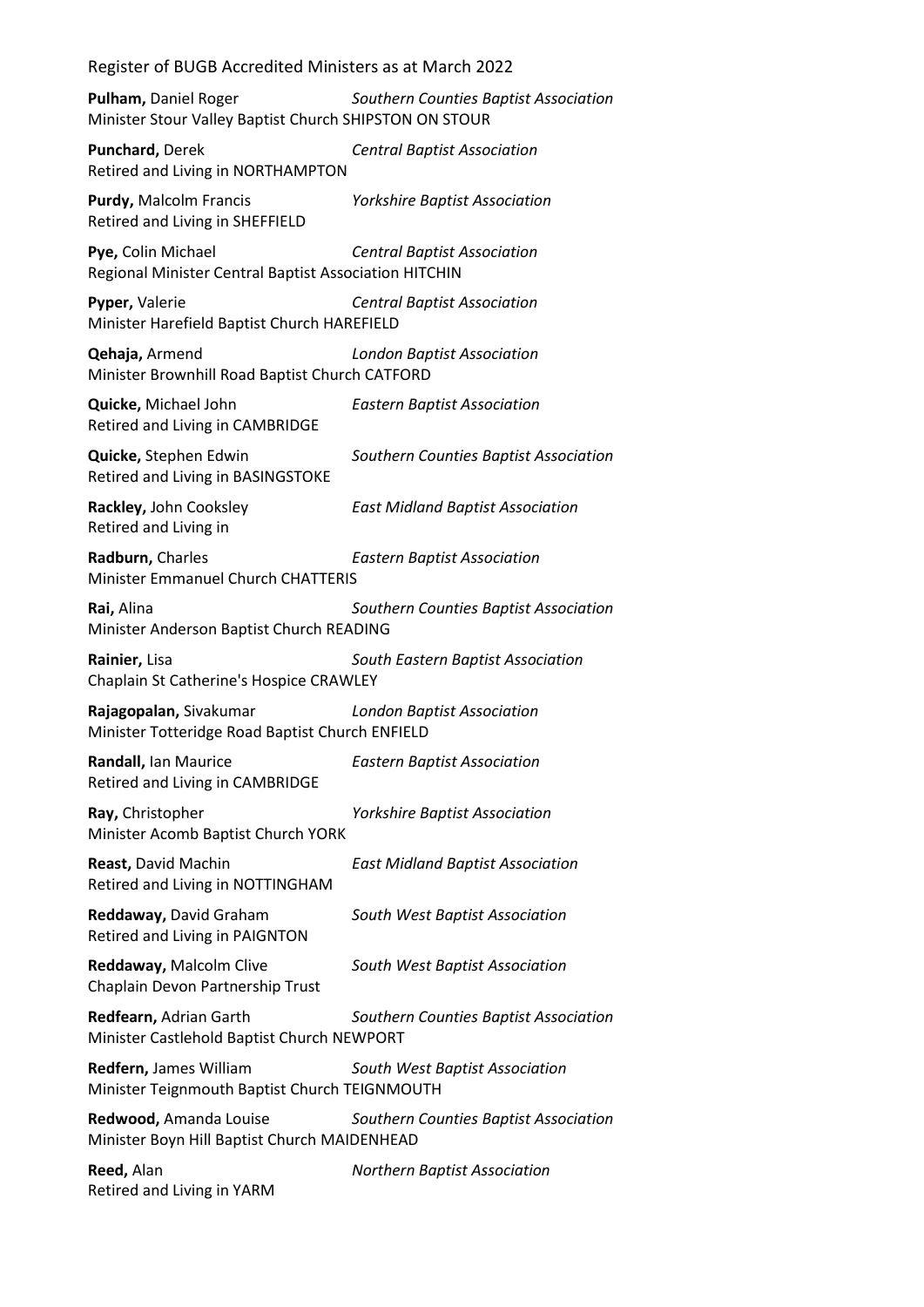**Pulham,** Daniel Roger *Southern Counties Baptist Association*
Minister Stour Valley Baptist Church SHIPSTON ON STOUR

**Punchard,** Derek *Central Baptist Association*
Retired and Living in NORTHAMPTON

**Purdy,** Malcolm Francis *Yorkshire Baptist Association*
Retired and Living in SHEFFIELD

**Pye,** Colin Michael *Central Baptist Association*
Regional Minister Central Baptist Association HITCHIN

**Pyper,** Valerie *Central Baptist Association*
Minister Harefield Baptist Church HAREFIELD

**Qehaja,** Armend *London Baptist Association*
Minister Brownhill Road Baptist Church CATFORD

**Quicke,** Michael John *Eastern Baptist Association*
Retired and Living in CAMBRIDGE

**Quicke,** Stephen Edwin *Southern Counties Baptist Association*
Retired and Living in BASINGSTOKE

**Rackley,** John Cooksley *East Midland Baptist Association*
Retired and Living in

**Radburn,** Charles *Eastern Baptist Association*
Minister Emmanuel Church CHATTERIS

**Rai,** Alina *Southern Counties Baptist Association*
Minister Anderson Baptist Church READING

**Rainier,** Lisa *South Eastern Baptist Association*
Chaplain St Catherine's Hospice CRAWLEY

**Rajagopalan,** Sivakumar *London Baptist Association*
Minister Totteridge Road Baptist Church ENFIELD

**Randall,** Ian Maurice *Eastern Baptist Association*
Retired and Living in CAMBRIDGE

**Ray,** Christopher *Yorkshire Baptist Association*
Minister Acomb Baptist Church YORK

**Reast,** David Machin *East Midland Baptist Association*
Retired and Living in NOTTINGHAM

**Reddaway,** David Graham *South West Baptist Association*
Retired and Living in PAIGNTON

**Reddaway,** Malcolm Clive *South West Baptist Association*
Chaplain Devon Partnership Trust

**Redfearn,** Adrian Garth *Southern Counties Baptist Association*
Minister Castlehold Baptist Church NEWPORT

**Redfern,** James William *South West Baptist Association*
Minister Teignmouth Baptist Church TEIGNMOUTH

**Redwood,** Amanda Louise *Southern Counties Baptist Association*
Minister Boyn Hill Baptist Church MAIDENHEAD

**Reed,** Alan *Northern Baptist Association*
Retired and Living in YARM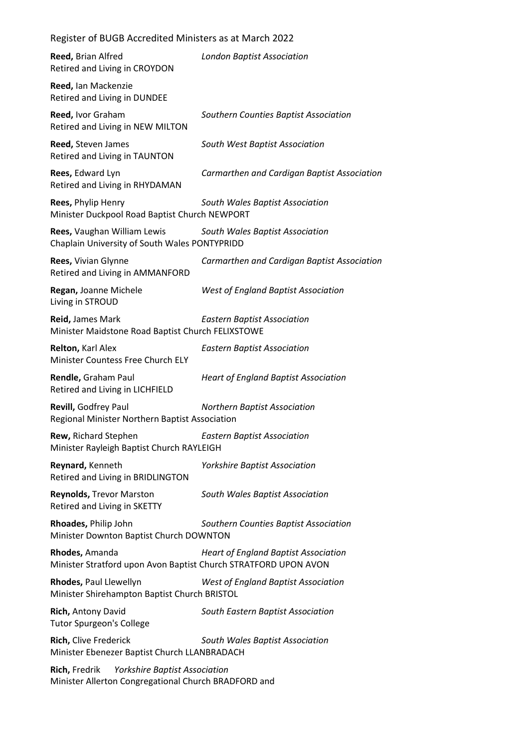**Reed,** Brian Alfred *London Baptist Association*
Retired and Living in CROYDON

**Reed,** Ian Mackenzie
Retired and Living in DUNDEE

**Reed,** Ivor Graham *Southern Counties Baptist Association*
Retired and Living in NEW MILTON

**Reed,** Steven James *South West Baptist Association*
Retired and Living in TAUNTON

**Rees,** Edward Lyn *Carmarthen and Cardigan Baptist Association*
Retired and Living in RHYDAMAN

**Rees,** Phylip Henry *South Wales Baptist Association*
Minister Duckpool Road Baptist Church NEWPORT

**Rees,** Vaughan William Lewis *South Wales Baptist Association*
Chaplain University of South Wales PONTYPRIDD

**Rees,** Vivian Glynne *Carmarthen and Cardigan Baptist Association*
Retired and Living in AMMANFORD

**Regan,** Joanne Michele *West of England Baptist Association*
Living in STROUD

**Reid,** James Mark *Eastern Baptist Association*
Minister Maidstone Road Baptist Church FELIXSTOWE

**Relton,** Karl Alex *Eastern Baptist Association*
Minister Countess Free Church ELY

**Rendle,** Graham Paul *Heart of England Baptist Association*
Retired and Living in LICHFIELD

**Revill,** Godfrey Paul *Northern Baptist Association*
Regional Minister Northern Baptist Association

**Rew,** Richard Stephen *Eastern Baptist Association*
Minister Rayleigh Baptist Church RAYLEIGH

**Reynard,** Kenneth *Yorkshire Baptist Association*
Retired and Living in BRIDLINGTON

**Reynolds,** Trevor Marston *South Wales Baptist Association*
Retired and Living in SKETTY

**Rhoades,** Philip John *Southern Counties Baptist Association*
Minister Downton Baptist Church DOWNTON

**Rhodes,** Amanda *Heart of England Baptist Association*
Minister Stratford upon Avon Baptist Church STRATFORD UPON AVON

**Rhodes,** Paul Llewellyn *West of England Baptist Association*
Minister Shirehampton Baptist Church BRISTOL

**Rich,** Antony David *South Eastern Baptist Association*
Tutor Spurgeon's College

**Rich,** Clive Frederick *South Wales Baptist Association*
Minister Ebenezer Baptist Church LLANBRADACH

**Rich,** Fredrik *Yorkshire Baptist Association*
Minister Allerton Congregational Church BRADFORD and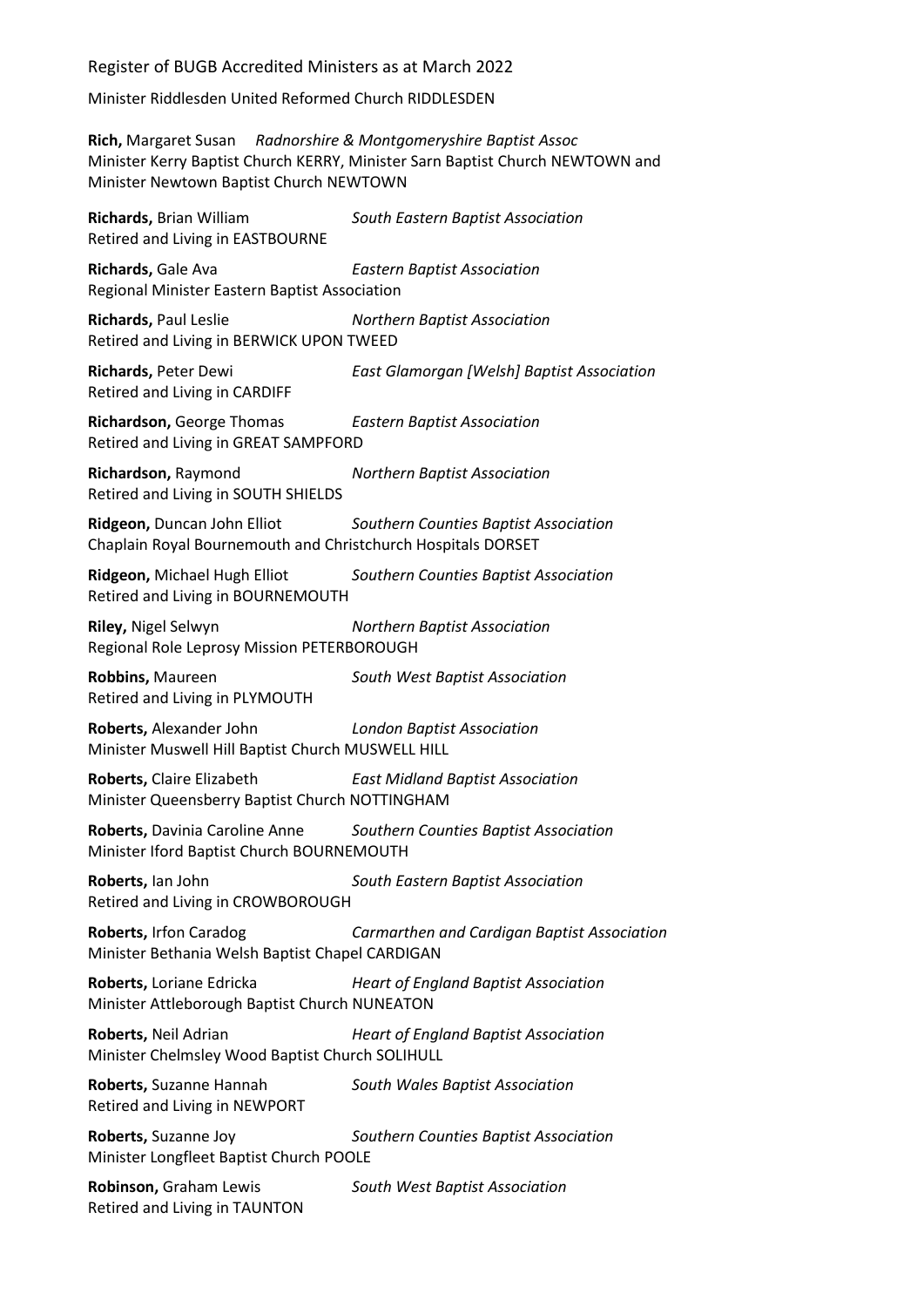Minister Riddlesden United Reformed Church RIDDLESDEN

**Rich,** Margaret Susan *Radnorshire & Montgomeryshire Baptist Assoc*
Minister Kerry Baptist Church KERRY, Minister Sarn Baptist Church NEWTOWN and Minister Newtown Baptist Church NEWTOWN

**Richards,** Brian William *South Eastern Baptist Association*
Retired and Living in EASTBOURNE

**Richards,** Gale Ava *Eastern Baptist Association*
Regional Minister Eastern Baptist Association

**Richards,** Paul Leslie *Northern Baptist Association*
Retired and Living in BERWICK UPON TWEED

**Richards,** Peter Dewi *East Glamorgan [Welsh] Baptist Association*
Retired and Living in CARDIFF

**Richardson,** George Thomas *Eastern Baptist Association*
Retired and Living in GREAT SAMPFORD

**Richardson,** Raymond *Northern Baptist Association*
Retired and Living in SOUTH SHIELDS

**Ridgeon,** Duncan John Elliot *Southern Counties Baptist Association*
Chaplain Royal Bournemouth and Christchurch Hospitals DORSET

**Ridgeon,** Michael Hugh Elliot *Southern Counties Baptist Association*
Retired and Living in BOURNEMOUTH

**Riley,** Nigel Selwyn *Northern Baptist Association*
Regional Role Leprosy Mission PETERBOROUGH

**Robbins,** Maureen *South West Baptist Association*
Retired and Living in PLYMOUTH

**Roberts,** Alexander John *London Baptist Association*
Minister Muswell Hill Baptist Church MUSWELL HILL

**Roberts,** Claire Elizabeth *East Midland Baptist Association*
Minister Queensberry Baptist Church NOTTINGHAM

**Roberts,** Davinia Caroline Anne *Southern Counties Baptist Association*
Minister Iford Baptist Church BOURNEMOUTH

**Roberts,** Ian John *South Eastern Baptist Association*
Retired and Living in CROWBOROUGH

**Roberts,** Irfon Caradog *Carmarthen and Cardigan Baptist Association*
Minister Bethania Welsh Baptist Chapel CARDIGAN

**Roberts,** Loriane Edricka *Heart of England Baptist Association*
Minister Attleborough Baptist Church NUNEATON

**Roberts,** Neil Adrian *Heart of England Baptist Association*
Minister Chelmsley Wood Baptist Church SOLIHULL

**Roberts,** Suzanne Hannah *South Wales Baptist Association*
Retired and Living in NEWPORT

**Roberts,** Suzanne Joy *Southern Counties Baptist Association*
Minister Longfleet Baptist Church POOLE

**Robinson,** Graham Lewis *South West Baptist Association*
Retired and Living in TAUNTON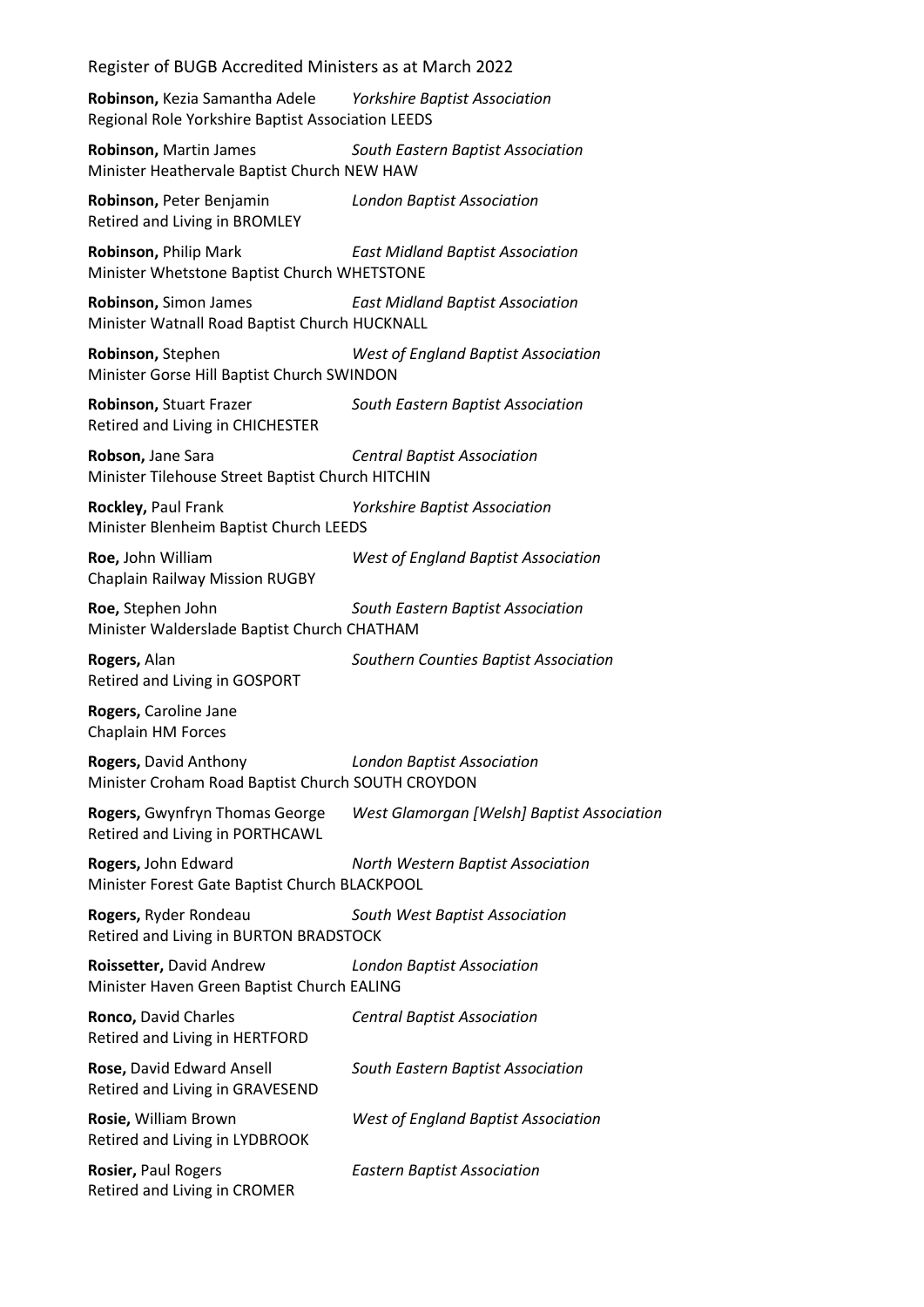**Robinson,** Kezia Samantha Adele *Yorkshire Baptist Association*
Regional Role Yorkshire Baptist Association LEEDS

**Robinson,** Martin James *South Eastern Baptist Association*
Minister Heathervale Baptist Church NEW HAW

**Robinson,** Peter Benjamin *London Baptist Association*
Retired and Living in BROMLEY

**Robinson,** Philip Mark *East Midland Baptist Association*
Minister Whetstone Baptist Church WHETSTONE

**Robinson,** Simon James *East Midland Baptist Association*
Minister Watnall Road Baptist Church HUCKNALL

**Robinson,** Stephen *West of England Baptist Association*
Minister Gorse Hill Baptist Church SWINDON

**Robinson,** Stuart Frazer *South Eastern Baptist Association*
Retired and Living in CHICHESTER

**Robson,** Jane Sara *Central Baptist Association*
Minister Tilehouse Street Baptist Church HITCHIN

**Rockley,** Paul Frank *Yorkshire Baptist Association*
Minister Blenheim Baptist Church LEEDS

**Roe,** John William *West of England Baptist Association*
Chaplain Railway Mission RUGBY

**Roe,** Stephen John *South Eastern Baptist Association*
Minister Walderslade Baptist Church CHATHAM

**Rogers,** Alan *Southern Counties Baptist Association*
Retired and Living in GOSPORT

**Rogers,** Caroline Jane
Chaplain HM Forces

**Rogers,** David Anthony *London Baptist Association*
Minister Croham Road Baptist Church SOUTH CROYDON

**Rogers,** Gwynfryn Thomas George *West Glamorgan [Welsh] Baptist Association*
Retired and Living in PORTHCAWL

**Rogers,** John Edward *North Western Baptist Association*
Minister Forest Gate Baptist Church BLACKPOOL

**Rogers,** Ryder Rondeau *South West Baptist Association*
Retired and Living in BURTON BRADSTOCK

**Roissetter,** David Andrew *London Baptist Association*
Minister Haven Green Baptist Church EALING

**Ronco,** David Charles *Central Baptist Association*
Retired and Living in HERTFORD

**Rose,** David Edward Ansell *South Eastern Baptist Association*
Retired and Living in GRAVESEND

**Rosie,** William Brown *West of England Baptist Association*
Retired and Living in LYDBROOK

**Rosier,** Paul Rogers *Eastern Baptist Association*
Retired and Living in CROMER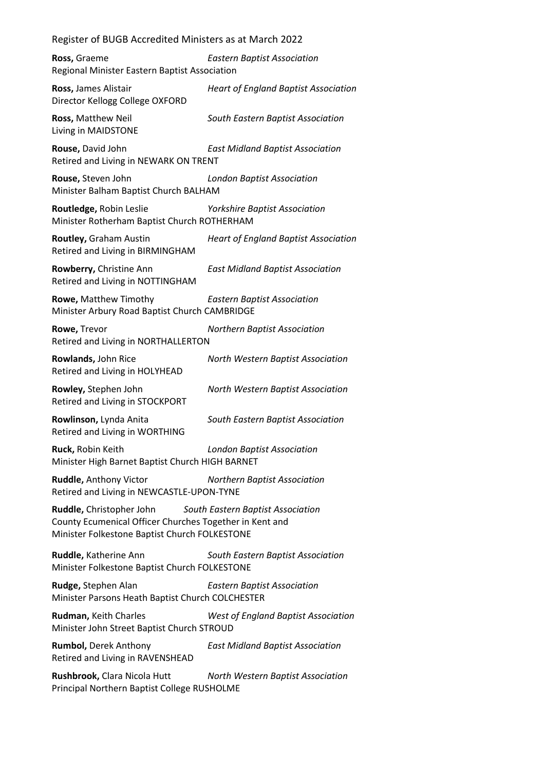**Ross,** Graeme *Eastern Baptist Association*
Regional Minister Eastern Baptist Association

**Ross,** James Alistair *Heart of England Baptist Association*
Director Kellogg College OXFORD

**Ross,** Matthew Neil *South Eastern Baptist Association*
Living in MAIDSTONE

**Rouse,** David John *East Midland Baptist Association*
Retired and Living in NEWARK ON TRENT

**Rouse,** Steven John *London Baptist Association*
Minister Balham Baptist Church BALHAM

**Routledge,** Robin Leslie *Yorkshire Baptist Association*
Minister Rotherham Baptist Church ROTHERHAM

**Routley,** Graham Austin *Heart of England Baptist Association*
Retired and Living in BIRMINGHAM

**Rowberry,** Christine Ann *East Midland Baptist Association*
Retired and Living in NOTTINGHAM

**Rowe,** Matthew Timothy *Eastern Baptist Association*
Minister Arbury Road Baptist Church CAMBRIDGE

**Rowe,** Trevor *Northern Baptist Association*
Retired and Living in NORTHALLERTON

**Rowlands,** John Rice *North Western Baptist Association*
Retired and Living in HOLYHEAD

**Rowley,** Stephen John *North Western Baptist Association*
Retired and Living in STOCKPORT

**Rowlinson,** Lynda Anita *South Eastern Baptist Association*
Retired and Living in WORTHING

**Ruck,** Robin Keith *London Baptist Association*
Minister High Barnet Baptist Church HIGH BARNET

**Ruddle,** Anthony Victor *Northern Baptist Association*
Retired and Living in NEWCASTLE-UPON-TYNE

**Ruddle,** Christopher John *South Eastern Baptist Association*
County Ecumenical Officer Churches Together in Kent and
Minister Folkestone Baptist Church FOLKESTONE

**Ruddle,** Katherine Ann *South Eastern Baptist Association*
Minister Folkestone Baptist Church FOLKESTONE

**Rudge,** Stephen Alan *Eastern Baptist Association*
Minister Parsons Heath Baptist Church COLCHESTER

**Rudman,** Keith Charles *West of England Baptist Association*
Minister John Street Baptist Church STROUD

**Rumbol,** Derek Anthony *East Midland Baptist Association*
Retired and Living in RAVENSHEAD

**Rushbrook,** Clara Nicola Hutt *North Western Baptist Association*
Principal Northern Baptist College RUSHOLME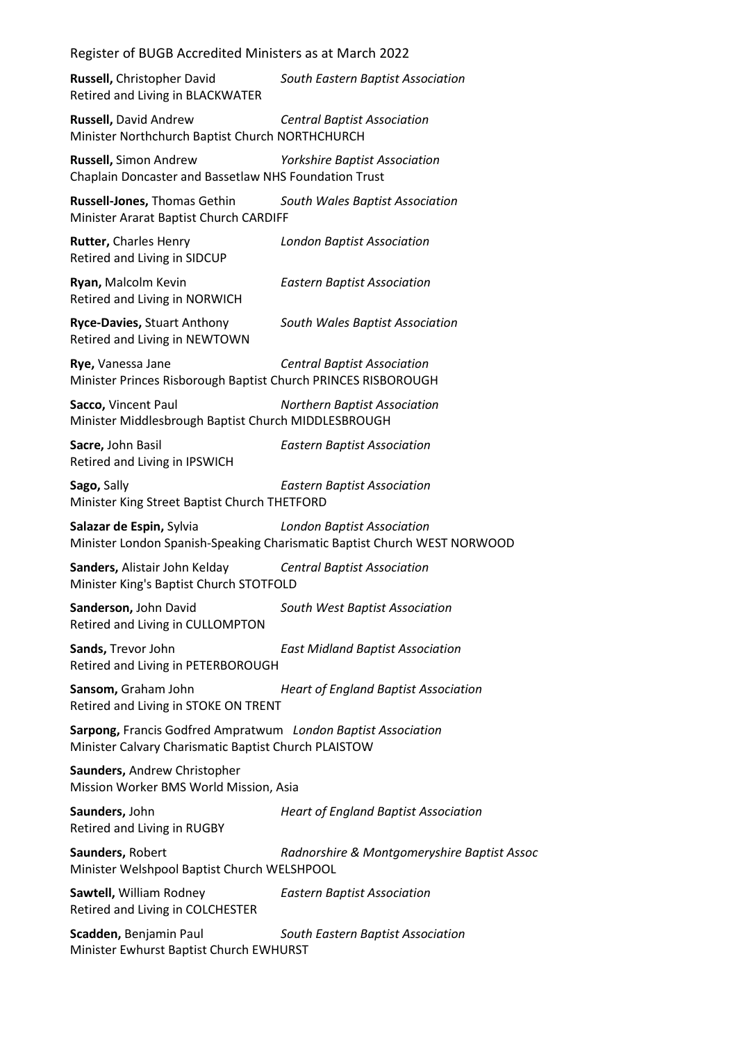**Russell,** Christopher David *South Eastern Baptist Association*
Retired and Living in BLACKWATER

**Russell,** David Andrew *Central Baptist Association*
Minister Northchurch Baptist Church NORTHCHURCH

**Russell,** Simon Andrew *Yorkshire Baptist Association*
Chaplain Doncaster and Bassetlaw NHS Foundation Trust

**Russell-Jones,** Thomas Gethin *South Wales Baptist Association*
Minister Ararat Baptist Church CARDIFF

**Rutter,** Charles Henry *London Baptist Association*
Retired and Living in SIDCUP

**Ryan,** Malcolm Kevin *Eastern Baptist Association*
Retired and Living in NORWICH

**Ryce-Davies,** Stuart Anthony *South Wales Baptist Association*
Retired and Living in NEWTOWN

**Rye,** Vanessa Jane *Central Baptist Association*
Minister Princes Risborough Baptist Church PRINCES RISBOROUGH

**Sacco,** Vincent Paul *Northern Baptist Association*
Minister Middlesbrough Baptist Church MIDDLESBROUGH

**Sacre,** John Basil *Eastern Baptist Association*
Retired and Living in IPSWICH

**Sago,** Sally *Eastern Baptist Association*
Minister King Street Baptist Church THETFORD

**Salazar de Espin,** Sylvia *London Baptist Association*
Minister London Spanish-Speaking Charismatic Baptist Church WEST NORWOOD

**Sanders,** Alistair John Kelday *Central Baptist Association*
Minister King's Baptist Church STOTFOLD

**Sanderson,** John David *South West Baptist Association*
Retired and Living in CULLOMPTON

**Sands,** Trevor John *East Midland Baptist Association*
Retired and Living in PETERBOROUGH

**Sansom,** Graham John *Heart of England Baptist Association*
Retired and Living in STOKE ON TRENT

**Sarpong,** Francis Godfred Ampratwum *London Baptist Association*
Minister Calvary Charismatic Baptist Church PLAISTOW

**Saunders,** Andrew Christopher
Mission Worker BMS World Mission, Asia

**Saunders,** John *Heart of England Baptist Association*
Retired and Living in RUGBY

**Saunders,** Robert *Radnorshire & Montgomeryshire Baptist Assoc*
Minister Welshpool Baptist Church WELSHPOOL

**Sawtell,** William Rodney *Eastern Baptist Association*
Retired and Living in COLCHESTER

**Scadden,** Benjamin Paul *South Eastern Baptist Association*
Minister Ewhurst Baptist Church EWHURST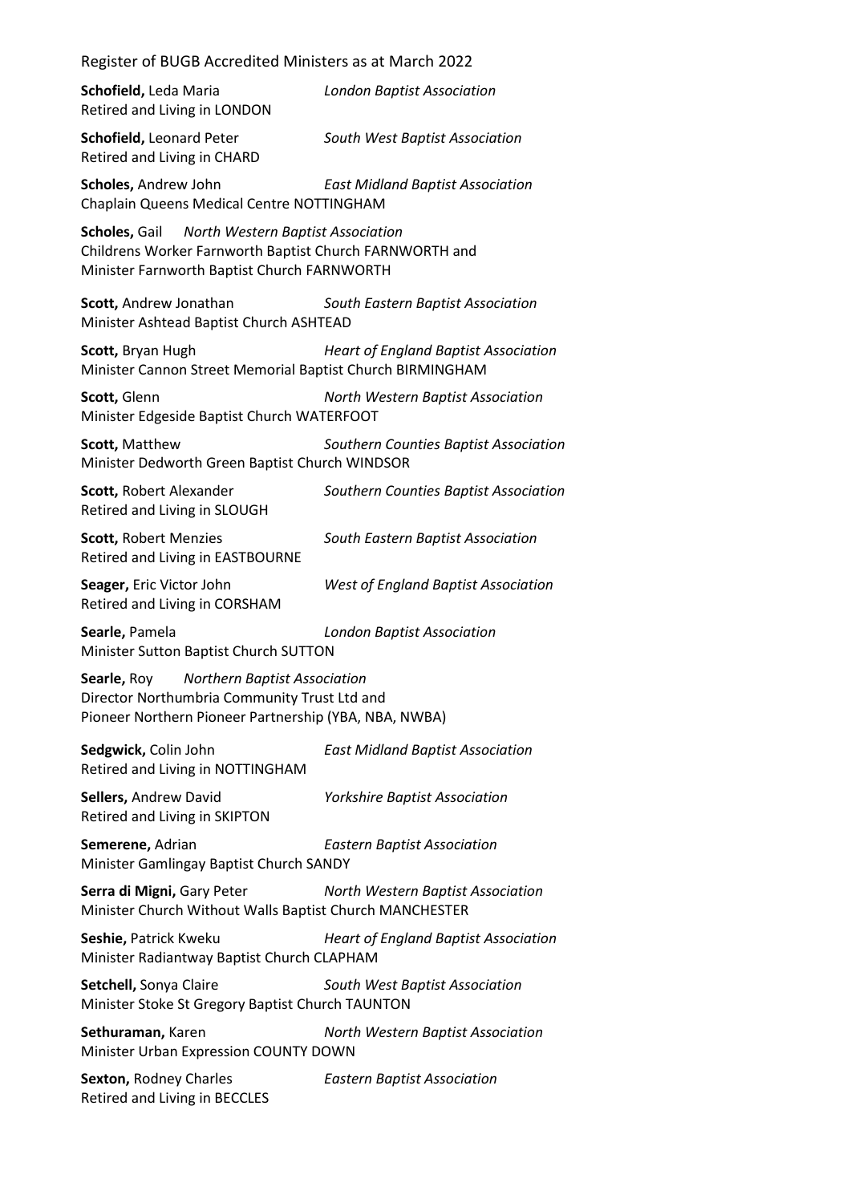**Schofield,** Leda Maria *London Baptist Association*
Retired and Living in LONDON

**Schofield,** Leonard Peter *South West Baptist Association*
Retired and Living in CHARD

**Scholes,** Andrew John *East Midland Baptist Association*
Chaplain Queens Medical Centre NOTTINGHAM

**Scholes,** Gail *North Western Baptist Association*
Childrens Worker Farnworth Baptist Church FARNWORTH and
Minister Farnworth Baptist Church FARNWORTH

**Scott,** Andrew Jonathan *South Eastern Baptist Association*
Minister Ashtead Baptist Church ASHTEAD

**Scott,** Bryan Hugh *Heart of England Baptist Association*
Minister Cannon Street Memorial Baptist Church BIRMINGHAM

**Scott,** Glenn *North Western Baptist Association*
Minister Edgeside Baptist Church WATERFOOT

**Scott,** Matthew *Southern Counties Baptist Association*
Minister Dedworth Green Baptist Church WINDSOR

**Scott,** Robert Alexander *Southern Counties Baptist Association*
Retired and Living in SLOUGH

**Scott,** Robert Menzies *South Eastern Baptist Association*
Retired and Living in EASTBOURNE

**Seager,** Eric Victor John *West of England Baptist Association*
Retired and Living in CORSHAM

**Searle,** Pamela *London Baptist Association*
Minister Sutton Baptist Church SUTTON

**Searle,** Roy *Northern Baptist Association*
Director Northumbria Community Trust Ltd and
Pioneer Northern Pioneer Partnership (YBA, NBA, NWBA)

**Sedgwick,** Colin John *East Midland Baptist Association*
Retired and Living in NOTTINGHAM

**Sellers,** Andrew David *Yorkshire Baptist Association*
Retired and Living in SKIPTON

**Semerene,** Adrian *Eastern Baptist Association*
Minister Gamlingay Baptist Church SANDY

**Serra di Migni,** Gary Peter *North Western Baptist Association*
Minister Church Without Walls Baptist Church MANCHESTER

**Seshie,** Patrick Kweku *Heart of England Baptist Association*
Minister Radiantway Baptist Church CLAPHAM

**Setchell,** Sonya Claire *South West Baptist Association*
Minister Stoke St Gregory Baptist Church TAUNTON

**Sethuraman,** Karen *North Western Baptist Association*
Minister Urban Expression COUNTY DOWN

**Sexton,** Rodney Charles *Eastern Baptist Association*
Retired and Living in BECCLES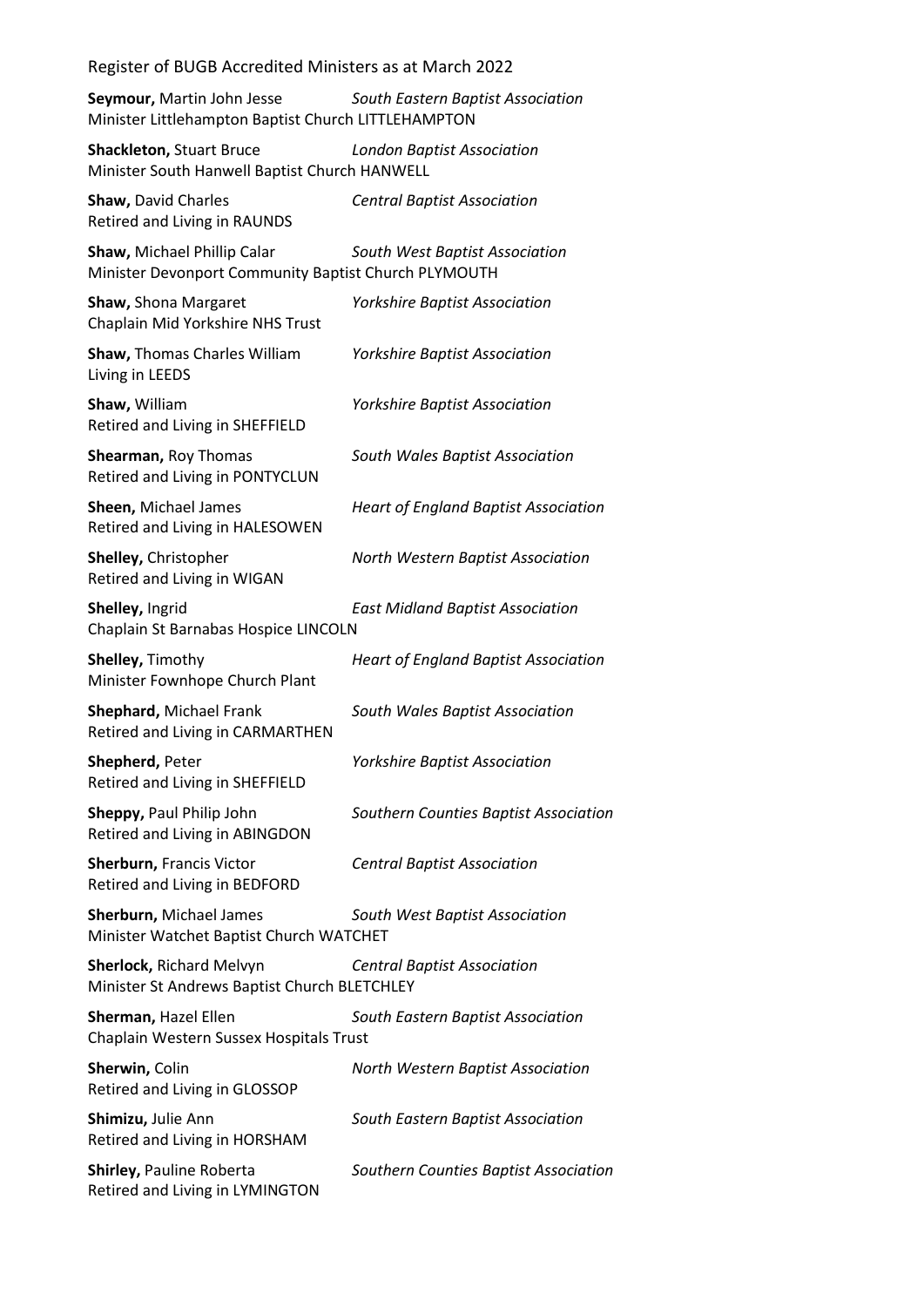**Seymour,** Martin John Jesse *South Eastern Baptist Association*
Minister Littlehampton Baptist Church LITTLEHAMPTON

**Shackleton,** Stuart Bruce *London Baptist Association*
Minister South Hanwell Baptist Church HANWELL

**Shaw,** David Charles *Central Baptist Association*
Retired and Living in RAUNDS

**Shaw,** Michael Phillip Calar *South West Baptist Association*
Minister Devonport Community Baptist Church PLYMOUTH

**Shaw,** Shona Margaret *Yorkshire Baptist Association*
Chaplain Mid Yorkshire NHS Trust

**Shaw,** Thomas Charles William *Yorkshire Baptist Association*
Living in LEEDS

**Shaw,** William *Yorkshire Baptist Association*
Retired and Living in SHEFFIELD

**Shearman,** Roy Thomas *South Wales Baptist Association*
Retired and Living in PONTYCLUN

**Sheen,** Michael James *Heart of England Baptist Association*
Retired and Living in HALESOWEN

**Shelley,** Christopher *North Western Baptist Association*
Retired and Living in WIGAN

**Shelley,** Ingrid *East Midland Baptist Association*
Chaplain St Barnabas Hospice LINCOLN

**Shelley,** Timothy *Heart of England Baptist Association*
Minister Fownhope Church Plant

**Shephard,** Michael Frank *South Wales Baptist Association*
Retired and Living in CARMARTHEN

**Shepherd,** Peter *Yorkshire Baptist Association*
Retired and Living in SHEFFIELD

**Sheppy,** Paul Philip John *Southern Counties Baptist Association*
Retired and Living in ABINGDON

**Sherburn,** Francis Victor *Central Baptist Association*
Retired and Living in BEDFORD

**Sherburn,** Michael James *South West Baptist Association*
Minister Watchet Baptist Church WATCHET

**Sherlock,** Richard Melvyn *Central Baptist Association*
Minister St Andrews Baptist Church BLETCHLEY

**Sherman,** Hazel Ellen *South Eastern Baptist Association*
Chaplain Western Sussex Hospitals Trust

**Sherwin,** Colin *North Western Baptist Association*
Retired and Living in GLOSSOP

**Shimizu,** Julie Ann *South Eastern Baptist Association*
Retired and Living in HORSHAM

**Shirley,** Pauline Roberta *Southern Counties Baptist Association*
Retired and Living in LYMINGTON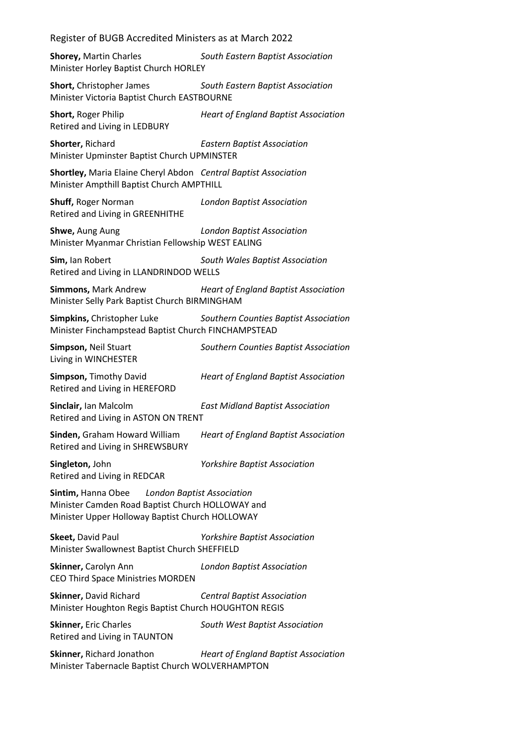**Shorey,** Martin Charles *South Eastern Baptist Association*
Minister Horley Baptist Church HORLEY

**Short,** Christopher James *South Eastern Baptist Association*
Minister Victoria Baptist Church EASTBOURNE

**Short,** Roger Philip *Heart of England Baptist Association*
Retired and Living in LEDBURY

**Shorter,** Richard *Eastern Baptist Association*
Minister Upminster Baptist Church UPMINSTER

**Shortley,** Maria Elaine Cheryl Abdon *Central Baptist Association*
Minister Ampthill Baptist Church AMPTHILL

**Shuff,** Roger Norman *London Baptist Association*
Retired and Living in GREENHITHE

**Shwe,** Aung Aung *London Baptist Association*
Minister Myanmar Christian Fellowship WEST EALING

**Sim,** Ian Robert *South Wales Baptist Association*
Retired and Living in LLANDRINDOD WELLS

**Simmons,** Mark Andrew *Heart of England Baptist Association*
Minister Selly Park Baptist Church BIRMINGHAM

**Simpkins,** Christopher Luke *Southern Counties Baptist Association*
Minister Finchampstead Baptist Church FINCHAMPSTEAD

**Simpson,** Neil Stuart *Southern Counties Baptist Association*
Living in WINCHESTER

**Simpson,** Timothy David *Heart of England Baptist Association*
Retired and Living in HEREFORD

**Sinclair,** Ian Malcolm *East Midland Baptist Association*
Retired and Living in ASTON ON TRENT

**Sinden,** Graham Howard William *Heart of England Baptist Association*
Retired and Living in SHREWSBURY

**Singleton,** John *Yorkshire Baptist Association*
Retired and Living in REDCAR

**Sintim,** Hanna Obee *London Baptist Association*
Minister Camden Road Baptist Church HOLLOWAY and
Minister Upper Holloway Baptist Church HOLLOWAY

**Skeet,** David Paul *Yorkshire Baptist Association*
Minister Swallownest Baptist Church SHEFFIELD

**Skinner,** Carolyn Ann *London Baptist Association*
CEO Third Space Ministries MORDEN

**Skinner,** David Richard *Central Baptist Association*
Minister Houghton Regis Baptist Church HOUGHTON REGIS

**Skinner,** Eric Charles *South West Baptist Association*
Retired and Living in TAUNTON

**Skinner,** Richard Jonathon *Heart of England Baptist Association*
Minister Tabernacle Baptist Church WOLVERHAMPTON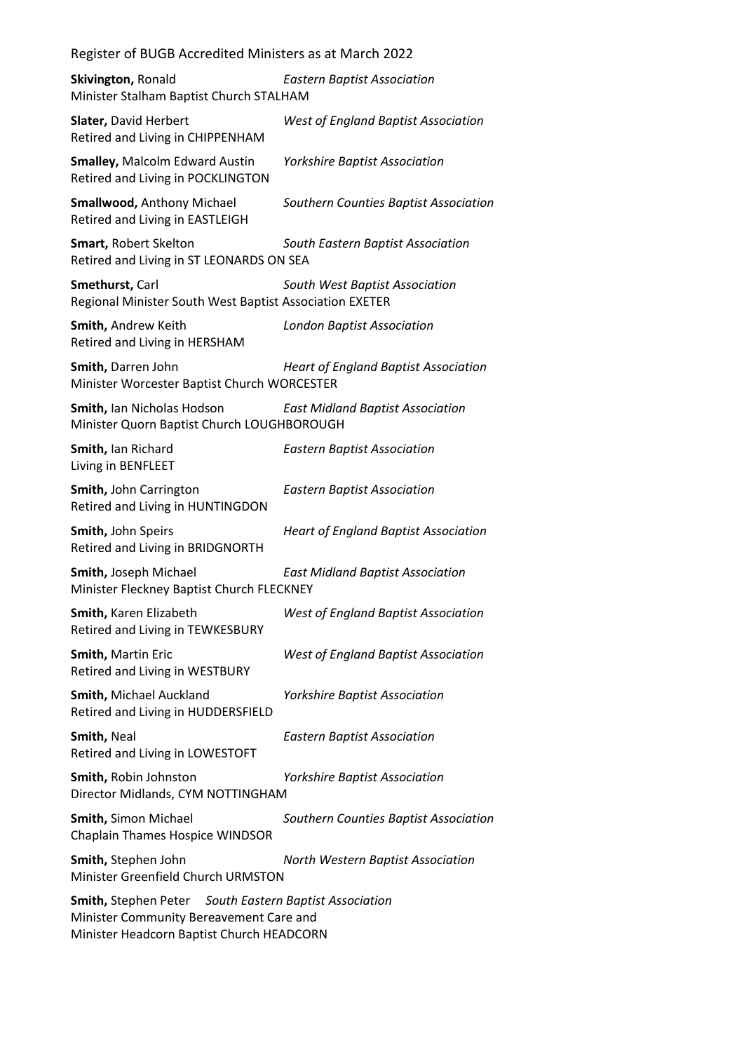**Skivington,** Ronald *Eastern Baptist Association*
Minister Stalham Baptist Church STALHAM

**Slater,** David Herbert *West of England Baptist Association*
Retired and Living in CHIPPENHAM

**Smalley,** Malcolm Edward Austin *Yorkshire Baptist Association*
Retired and Living in POCKLINGTON

**Smallwood,** Anthony Michael *Southern Counties Baptist Association*
Retired and Living in EASTLEIGH

**Smart,** Robert Skelton *South Eastern Baptist Association*
Retired and Living in ST LEONARDS ON SEA

**Smethurst,** Carl *South West Baptist Association*
Regional Minister South West Baptist Association EXETER

**Smith,** Andrew Keith *London Baptist Association*
Retired and Living in HERSHAM

**Smith,** Darren John *Heart of England Baptist Association*
Minister Worcester Baptist Church WORCESTER

**Smith,** Ian Nicholas Hodson *East Midland Baptist Association*
Minister Quorn Baptist Church LOUGHBOROUGH

**Smith,** Ian Richard *Eastern Baptist Association*
Living in BENFLEET

**Smith,** John Carrington *Eastern Baptist Association*
Retired and Living in HUNTINGDON

**Smith,** John Speirs *Heart of England Baptist Association*
Retired and Living in BRIDGNORTH

**Smith,** Joseph Michael *East Midland Baptist Association*
Minister Fleckney Baptist Church FLECKNEY

**Smith,** Karen Elizabeth *West of England Baptist Association*
Retired and Living in TEWKESBURY

**Smith,** Martin Eric *West of England Baptist Association*
Retired and Living in WESTBURY

**Smith,** Michael Auckland *Yorkshire Baptist Association*
Retired and Living in HUDDERSFIELD

**Smith,** Neal *Eastern Baptist Association*
Retired and Living in LOWESTOFT

**Smith,** Robin Johnston *Yorkshire Baptist Association*
Director Midlands, CYM NOTTINGHAM

**Smith,** Simon Michael *Southern Counties Baptist Association*
Chaplain Thames Hospice WINDSOR

**Smith,** Stephen John *North Western Baptist Association*
Minister Greenfield Church URMSTON

**Smith,** Stephen Peter *South Eastern Baptist Association*
Minister Community Bereavement Care and
Minister Headcorn Baptist Church HEADCORN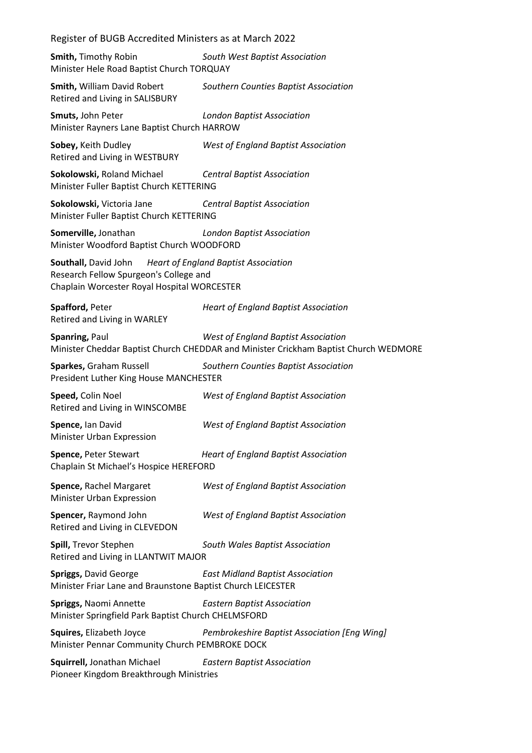**Smith,** Timothy Robin *South West Baptist Association*
Minister Hele Road Baptist Church TORQUAY

**Smith,** William David Robert *Southern Counties Baptist Association*
Retired and Living in SALISBURY

**Smuts,** John Peter *London Baptist Association*
Minister Rayners Lane Baptist Church HARROW

**Sobey,** Keith Dudley *West of England Baptist Association*
Retired and Living in WESTBURY

**Sokolowski,** Roland Michael *Central Baptist Association*
Minister Fuller Baptist Church KETTERING

**Sokolowski,** Victoria Jane *Central Baptist Association*
Minister Fuller Baptist Church KETTERING

**Somerville,** Jonathan *London Baptist Association*
Minister Woodford Baptist Church WOODFORD

**Southall,** David John *Heart of England Baptist Association*
Research Fellow Spurgeon's College and
Chaplain Worcester Royal Hospital WORCESTER

**Spafford,** Peter *Heart of England Baptist Association*
Retired and Living in WARLEY

**Spanring,** Paul *West of England Baptist Association*
Minister Cheddar Baptist Church CHEDDAR and Minister Crickham Baptist Church WEDMORE

**Sparkes,** Graham Russell *Southern Counties Baptist Association*
President Luther King House MANCHESTER

**Speed,** Colin Noel *West of England Baptist Association*
Retired and Living in WINSCOMBE

**Spence,** Ian David *West of England Baptist Association*
Minister Urban Expression

**Spence,** Peter Stewart *Heart of England Baptist Association*
Chaplain St Michael's Hospice HEREFORD

**Spence,** Rachel Margaret *West of England Baptist Association*
Minister Urban Expression

**Spencer,** Raymond John *West of England Baptist Association*
Retired and Living in CLEVEDON

**Spill,** Trevor Stephen *South Wales Baptist Association*
Retired and Living in LLANTWIT MAJOR

**Spriggs,** David George *East Midland Baptist Association*
Minister Friar Lane and Braunstone Baptist Church LEICESTER

**Spriggs,** Naomi Annette *Eastern Baptist Association*
Minister Springfield Park Baptist Church CHELMSFORD

**Squires,** Elizabeth Joyce *Pembrokeshire Baptist Association [Eng Wing]*
Minister Pennar Community Church PEMBROKE DOCK

**Squirrell,** Jonathan Michael *Eastern Baptist Association*
Pioneer Kingdom Breakthrough Ministries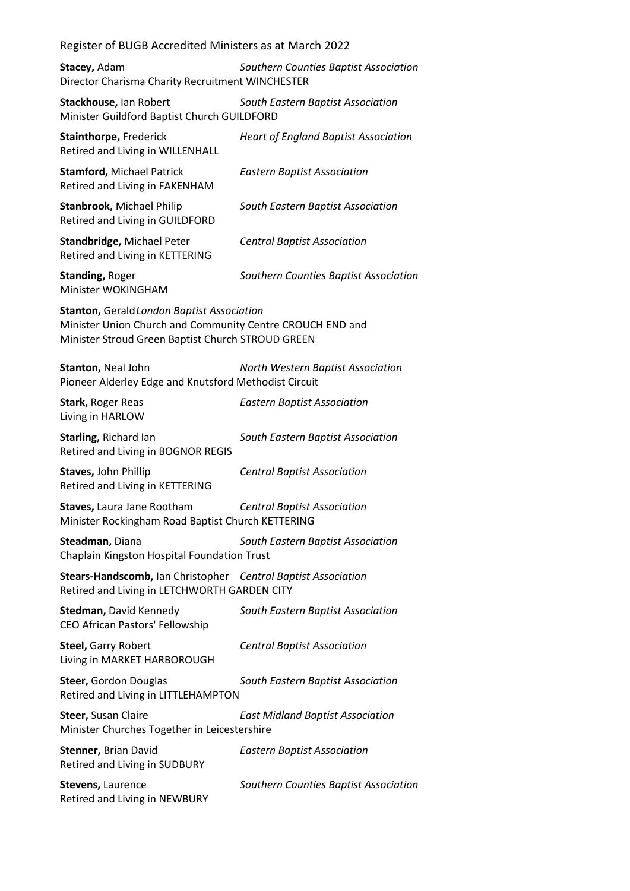**Stacey,** Adam *Southern Counties Baptist Association*
Director Charisma Charity Recruitment WINCHESTER

**Stackhouse,** Ian Robert *South Eastern Baptist Association*
Minister Guildford Baptist Church GUILDFORD

**Stainthorpe,** Frederick *Heart of England Baptist Association*
Retired and Living in WILLENHALL

**Stamford,** Michael Patrick *Eastern Baptist Association*
Retired and Living in FAKENHAM

**Stanbrook,** Michael Philip *South Eastern Baptist Association*
Retired and Living in GUILDFORD

**Standbridge,** Michael Peter *Central Baptist Association*
Retired and Living in KETTERING

**Standing,** Roger *Southern Counties Baptist Association*
Minister WOKINGHAM

**Stanton,** Gerald*London Baptist Association*
Minister Union Church and Community Centre CROUCH END and
Minister Stroud Green Baptist Church STROUD GREEN

**Stanton,** Neal John *North Western Baptist Association*
Pioneer Alderley Edge and Knutsford Methodist Circuit

**Stark,** Roger Reas *Eastern Baptist Association*
Living in HARLOW

**Starling,** Richard Ian *South Eastern Baptist Association*
Retired and Living in BOGNOR REGIS

**Staves,** John Phillip *Central Baptist Association*
Retired and Living in KETTERING

**Staves,** Laura Jane Rootham *Central Baptist Association*
Minister Rockingham Road Baptist Church KETTERING

**Steadman,** Diana *South Eastern Baptist Association*
Chaplain Kingston Hospital Foundation Trust

**Stears-Handscomb,** Ian Christopher *Central Baptist Association*
Retired and Living in LETCHWORTH GARDEN CITY

**Stedman,** David Kennedy *South Eastern Baptist Association*
CEO African Pastors' Fellowship

**Steel,** Garry Robert *Central Baptist Association*
Living in MARKET HARBOROUGH

**Steer,** Gordon Douglas *South Eastern Baptist Association*
Retired and Living in LITTLEHAMPTON

**Steer,** Susan Claire *East Midland Baptist Association*
Minister Churches Together in Leicestershire

**Stenner,** Brian David *Eastern Baptist Association*
Retired and Living in SUDBURY

**Stevens,** Laurence *Southern Counties Baptist Association*
Retired and Living in NEWBURY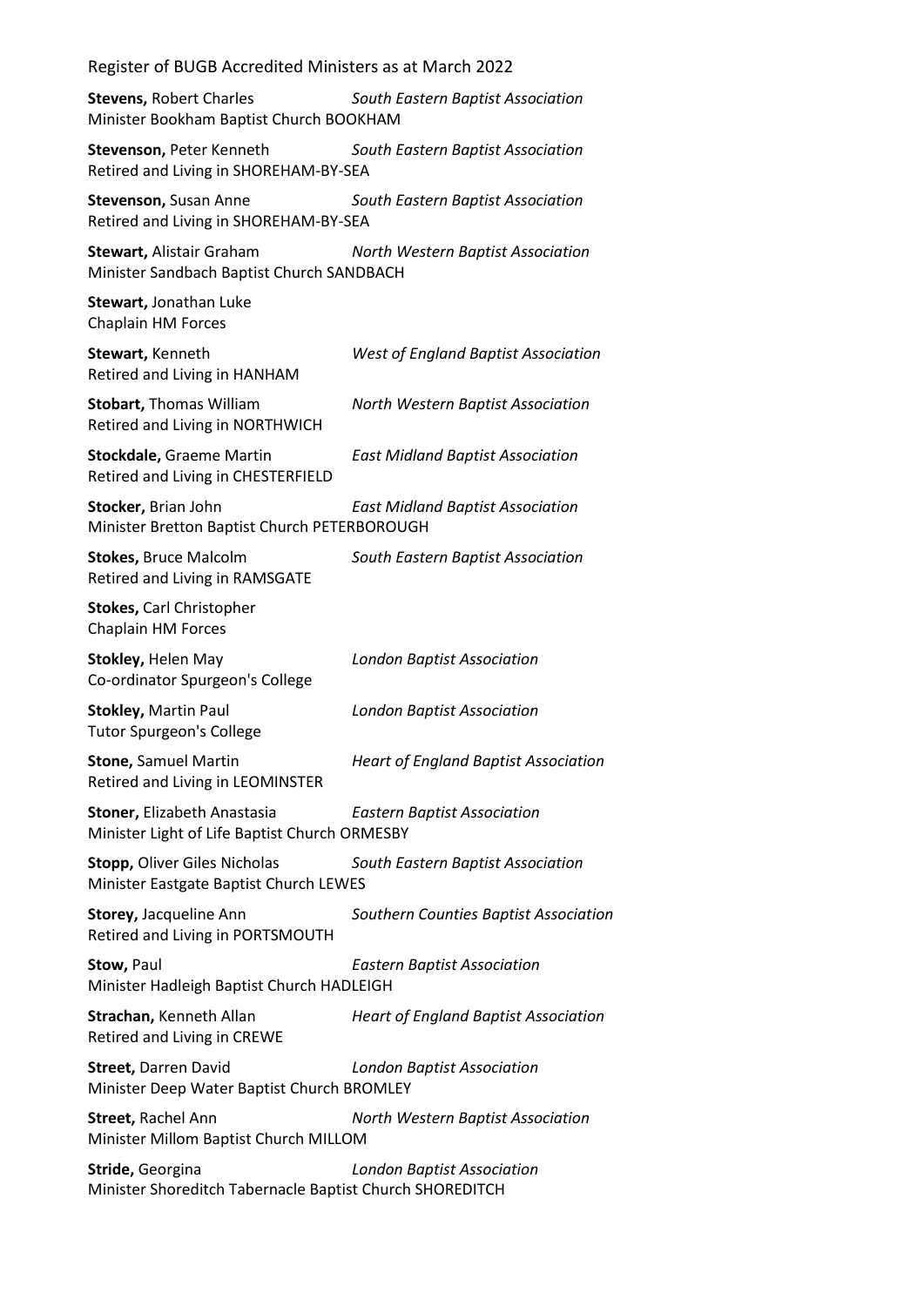**Stevens,** Robert Charles *South Eastern Baptist Association*
Minister Bookham Baptist Church BOOKHAM

**Stevenson,** Peter Kenneth *South Eastern Baptist Association*
Retired and Living in SHOREHAM-BY-SEA

**Stevenson,** Susan Anne *South Eastern Baptist Association*
Retired and Living in SHOREHAM-BY-SEA

**Stewart,** Alistair Graham *North Western Baptist Association*
Minister Sandbach Baptist Church SANDBACH

**Stewart,** Jonathan Luke
Chaplain HM Forces

**Stewart,** Kenneth *West of England Baptist Association*
Retired and Living in HANHAM

**Stobart,** Thomas William *North Western Baptist Association*
Retired and Living in NORTHWICH

**Stockdale,** Graeme Martin *East Midland Baptist Association*
Retired and Living in CHESTERFIELD

**Stocker,** Brian John *East Midland Baptist Association*
Minister Bretton Baptist Church PETERBOROUGH

**Stokes,** Bruce Malcolm *South Eastern Baptist Association*
Retired and Living in RAMSGATE

**Stokes,** Carl Christopher
Chaplain HM Forces

**Stokley,** Helen May *London Baptist Association*
Co-ordinator Spurgeon's College

**Stokley,** Martin Paul *London Baptist Association*
Tutor Spurgeon's College

**Stone,** Samuel Martin *Heart of England Baptist Association*
Retired and Living in LEOMINSTER

**Stoner,** Elizabeth Anastasia *Eastern Baptist Association*
Minister Light of Life Baptist Church ORMESBY

**Stopp,** Oliver Giles Nicholas *South Eastern Baptist Association*
Minister Eastgate Baptist Church LEWES

**Storey,** Jacqueline Ann *Southern Counties Baptist Association*
Retired and Living in PORTSMOUTH

**Stow,** Paul *Eastern Baptist Association*
Minister Hadleigh Baptist Church HADLEIGH

**Strachan,** Kenneth Allan *Heart of England Baptist Association*
Retired and Living in CREWE

**Street,** Darren David *London Baptist Association*
Minister Deep Water Baptist Church BROMLEY

**Street,** Rachel Ann *North Western Baptist Association*
Minister Millom Baptist Church MILLOM

**Stride,** Georgina *London Baptist Association*
Minister Shoreditch Tabernacle Baptist Church SHOREDITCH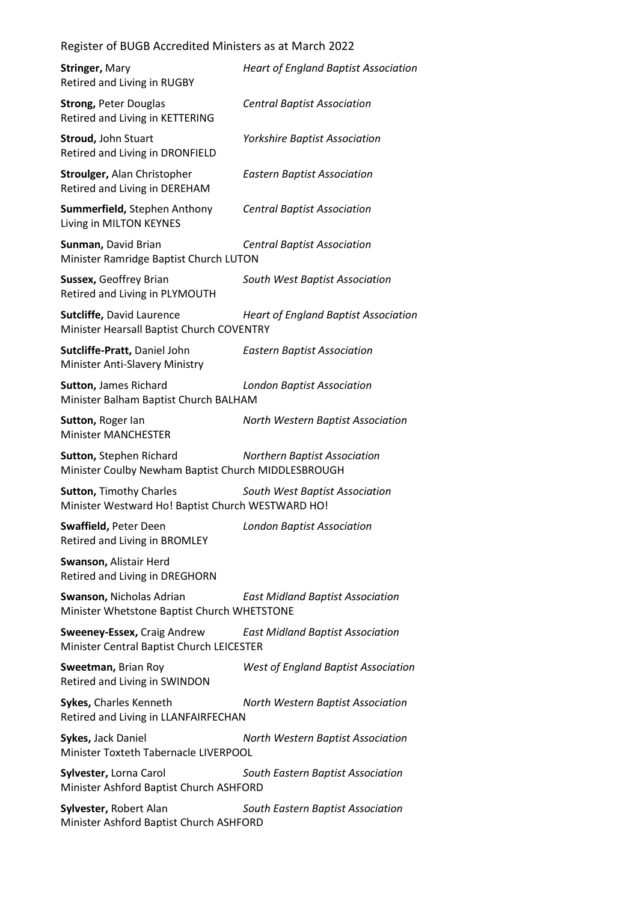**Stringer,** Mary *Heart of England Baptist Association*
Retired and Living in RUGBY

**Strong,** Peter Douglas *Central Baptist Association*
Retired and Living in KETTERING

**Stroud,** John Stuart *Yorkshire Baptist Association*
Retired and Living in DRONFIELD

**Stroulger,** Alan Christopher *Eastern Baptist Association*
Retired and Living in DEREHAM

**Summerfield,** Stephen Anthony *Central Baptist Association*
Living in MILTON KEYNES

**Sunman,** David Brian *Central Baptist Association*
Minister Ramridge Baptist Church LUTON

**Sussex,** Geoffrey Brian *South West Baptist Association*
Retired and Living in PLYMOUTH

**Sutcliffe,** David Laurence *Heart of England Baptist Association*
Minister Hearsall Baptist Church COVENTRY

**Sutcliffe-Pratt,** Daniel John *Eastern Baptist Association*
Minister Anti-Slavery Ministry

**Sutton,** James Richard *London Baptist Association*
Minister Balham Baptist Church BALHAM

**Sutton,** Roger Ian *North Western Baptist Association*
Minister MANCHESTER

**Sutton,** Stephen Richard *Northern Baptist Association*
Minister Coulby Newham Baptist Church MIDDLESBROUGH

**Sutton,** Timothy Charles *South West Baptist Association*
Minister Westward Ho! Baptist Church WESTWARD HO!

**Swaffield,** Peter Deen *London Baptist Association*
Retired and Living in BROMLEY

**Swanson,** Alistair Herd
Retired and Living in DREGHORN

**Swanson,** Nicholas Adrian *East Midland Baptist Association*
Minister Whetstone Baptist Church WHETSTONE

**Sweeney-Essex,** Craig Andrew *East Midland Baptist Association*
Minister Central Baptist Church LEICESTER

**Sweetman,** Brian Roy *West of England Baptist Association*
Retired and Living in SWINDON

**Sykes,** Charles Kenneth *North Western Baptist Association*
Retired and Living in LLANFAIRFECHAN

**Sykes,** Jack Daniel *North Western Baptist Association*
Minister Toxteth Tabernacle LIVERPOOL

**Sylvester,** Lorna Carol *South Eastern Baptist Association*
Minister Ashford Baptist Church ASHFORD

**Sylvester,** Robert Alan *South Eastern Baptist Association*
Minister Ashford Baptist Church ASHFORD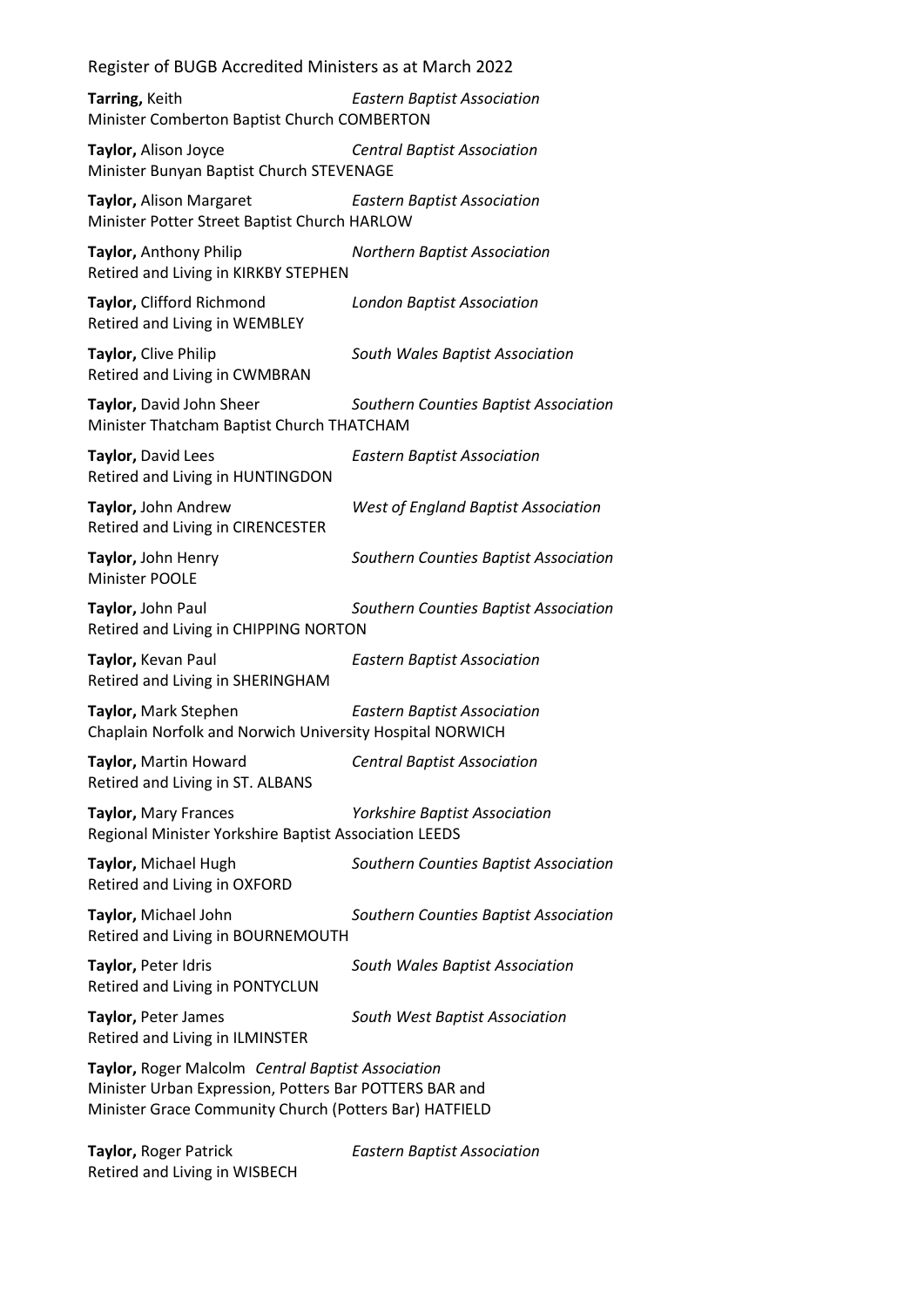**Tarring,** Keith *Eastern Baptist Association*
Minister Comberton Baptist Church COMBERTON

**Taylor,** Alison Joyce *Central Baptist Association*
Minister Bunyan Baptist Church STEVENAGE

**Taylor,** Alison Margaret *Eastern Baptist Association*
Minister Potter Street Baptist Church HARLOW

**Taylor,** Anthony Philip *Northern Baptist Association*
Retired and Living in KIRKBY STEPHEN

**Taylor,** Clifford Richmond *London Baptist Association*
Retired and Living in WEMBLEY

**Taylor,** Clive Philip *South Wales Baptist Association*
Retired and Living in CWMBRAN

**Taylor,** David John Sheer *Southern Counties Baptist Association*
Minister Thatcham Baptist Church THATCHAM

**Taylor,** David Lees *Eastern Baptist Association*
Retired and Living in HUNTINGDON

**Taylor,** John Andrew *West of England Baptist Association*
Retired and Living in CIRENCESTER

**Taylor,** John Henry *Southern Counties Baptist Association*
Minister POOLE

**Taylor,** John Paul *Southern Counties Baptist Association*
Retired and Living in CHIPPING NORTON

**Taylor,** Kevan Paul *Eastern Baptist Association*
Retired and Living in SHERINGHAM

**Taylor,** Mark Stephen *Eastern Baptist Association*
Chaplain Norfolk and Norwich University Hospital NORWICH

**Taylor,** Martin Howard *Central Baptist Association*
Retired and Living in ST. ALBANS

**Taylor,** Mary Frances *Yorkshire Baptist Association*
Regional Minister Yorkshire Baptist Association LEEDS

**Taylor,** Michael Hugh *Southern Counties Baptist Association*
Retired and Living in OXFORD

**Taylor,** Michael John *Southern Counties Baptist Association*
Retired and Living in BOURNEMOUTH

**Taylor,** Peter Idris *South Wales Baptist Association*
Retired and Living in PONTYCLUN

**Taylor,** Peter James *South West Baptist Association*
Retired and Living in ILMINSTER

**Taylor,** Roger Malcolm *Central Baptist Association*
Minister Urban Expression, Potters Bar POTTERS BAR and
Minister Grace Community Church (Potters Bar) HATFIELD

**Taylor,** Roger Patrick *Eastern Baptist Association*
Retired and Living in WISBECH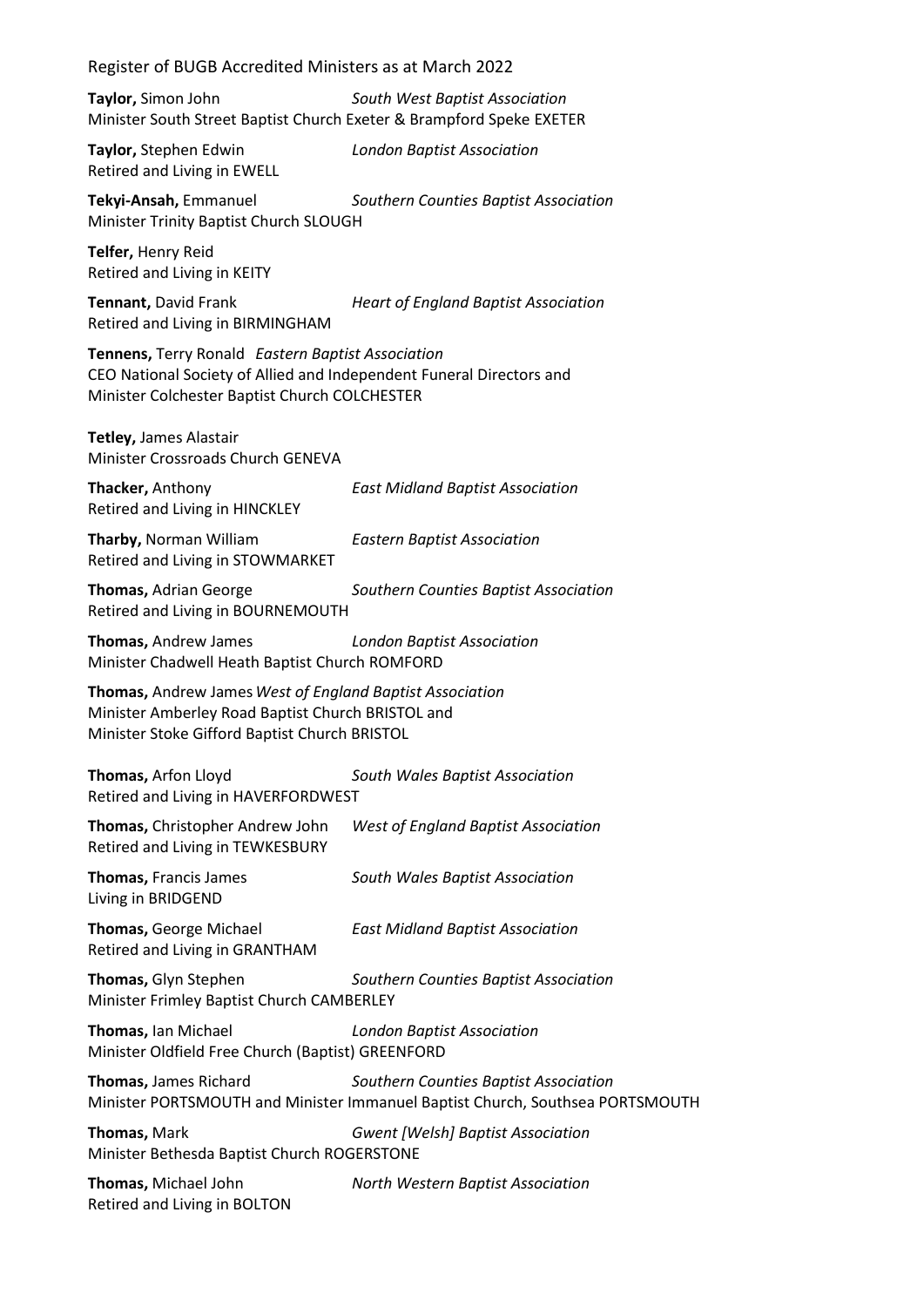**Taylor,** Simon John *South West Baptist Association*
Minister South Street Baptist Church Exeter & Brampford Speke EXETER

**Taylor,** Stephen Edwin *London Baptist Association*
Retired and Living in EWELL

**Tekyi-Ansah,** Emmanuel *Southern Counties Baptist Association*
Minister Trinity Baptist Church SLOUGH

**Telfer,** Henry Reid
Retired and Living in KEITY

**Tennant,** David Frank *Heart of England Baptist Association*
Retired and Living in BIRMINGHAM

**Tennens,** Terry Ronald *Eastern Baptist Association*
CEO National Society of Allied and Independent Funeral Directors and
Minister Colchester Baptist Church COLCHESTER

**Tetley,** James Alastair
Minister Crossroads Church GENEVA

**Thacker,** Anthony *East Midland Baptist Association*
Retired and Living in HINCKLEY

**Tharby,** Norman William *Eastern Baptist Association*
Retired and Living in STOWMARKET

**Thomas,** Adrian George *Southern Counties Baptist Association*
Retired and Living in BOURNEMOUTH

**Thomas,** Andrew James *London Baptist Association*
Minister Chadwell Heath Baptist Church ROMFORD

**Thomas,** Andrew James *West of England Baptist Association*
Minister Amberley Road Baptist Church BRISTOL and
Minister Stoke Gifford Baptist Church BRISTOL

**Thomas,** Arfon Lloyd *South Wales Baptist Association*
Retired and Living in HAVERFORDWEST

**Thomas,** Christopher Andrew John *West of England Baptist Association*
Retired and Living in TEWKESBURY

**Thomas,** Francis James *South Wales Baptist Association*
Living in BRIDGEND

**Thomas,** George Michael *East Midland Baptist Association*
Retired and Living in GRANTHAM

**Thomas,** Glyn Stephen *Southern Counties Baptist Association*
Minister Frimley Baptist Church CAMBERLEY

**Thomas,** Ian Michael *London Baptist Association*
Minister Oldfield Free Church (Baptist) GREENFORD

**Thomas,** James Richard *Southern Counties Baptist Association*
Minister PORTSMOUTH and Minister Immanuel Baptist Church, Southsea PORTSMOUTH

**Thomas,** Mark *Gwent [Welsh] Baptist Association*
Minister Bethesda Baptist Church ROGERSTONE

**Thomas,** Michael John *North Western Baptist Association*
Retired and Living in BOLTON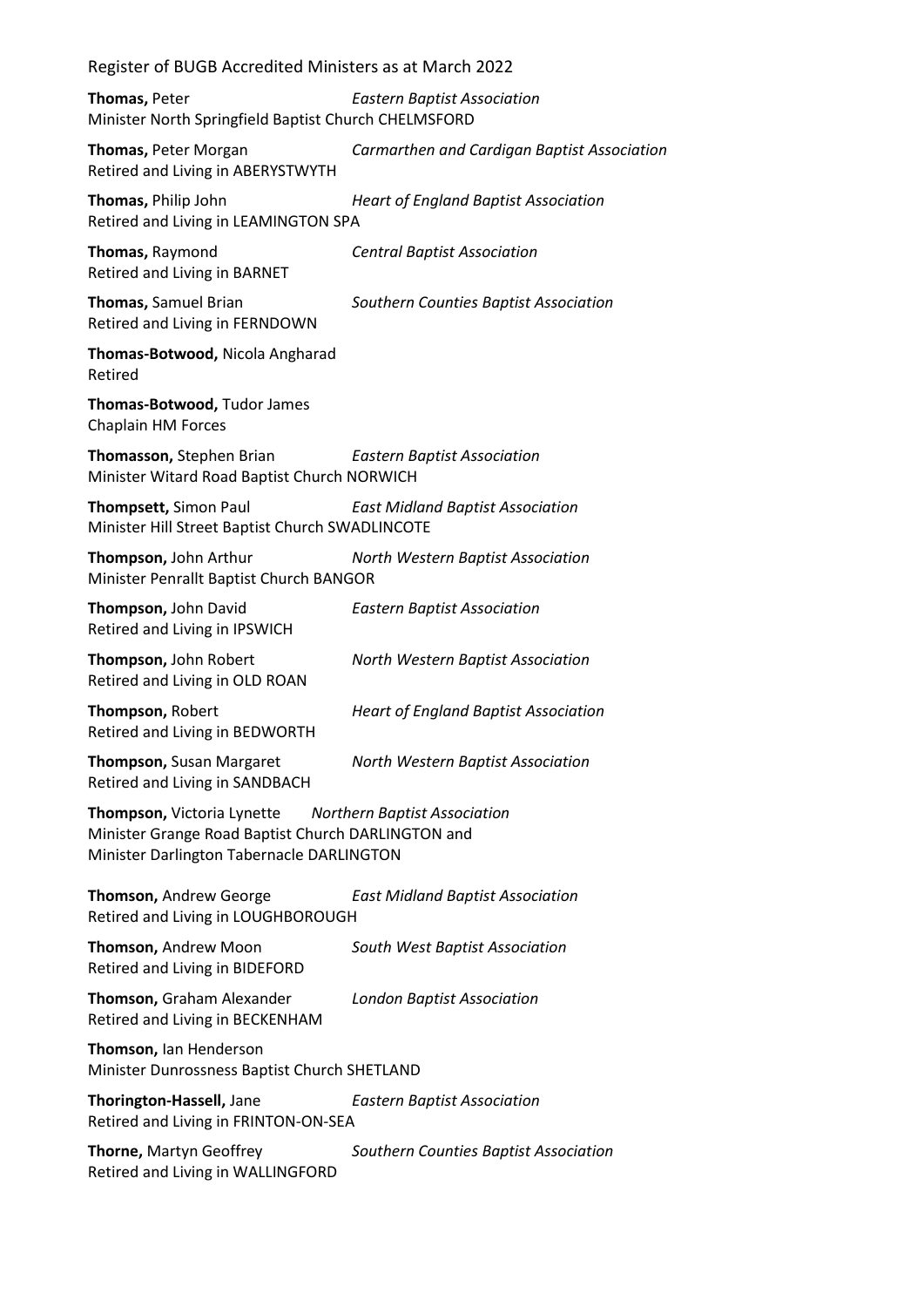**Thomas,** Peter *Eastern Baptist Association*
Minister North Springfield Baptist Church CHELMSFORD

**Thomas,** Peter Morgan *Carmarthen and Cardigan Baptist Association*
Retired and Living in ABERYSTWYTH

**Thomas,** Philip John *Heart of England Baptist Association*
Retired and Living in LEAMINGTON SPA

**Thomas,** Raymond *Central Baptist Association*
Retired and Living in BARNET

**Thomas,** Samuel Brian *Southern Counties Baptist Association*
Retired and Living in FERNDOWN

**Thomas-Botwood,** Nicola Angharad
Retired

**Thomas-Botwood,** Tudor James
Chaplain HM Forces

**Thomasson,** Stephen Brian *Eastern Baptist Association*
Minister Witard Road Baptist Church NORWICH

**Thompsett,** Simon Paul *East Midland Baptist Association*
Minister Hill Street Baptist Church SWADLINCOTE

**Thompson,** John Arthur *North Western Baptist Association*
Minister Penrallt Baptist Church BANGOR

**Thompson,** John David *Eastern Baptist Association*
Retired and Living in IPSWICH

**Thompson,** John Robert *North Western Baptist Association*
Retired and Living in OLD ROAN

**Thompson,** Robert *Heart of England Baptist Association*
Retired and Living in BEDWORTH

**Thompson,** Susan Margaret *North Western Baptist Association*
Retired and Living in SANDBACH

**Thompson,** Victoria Lynette *Northern Baptist Association*
Minister Grange Road Baptist Church DARLINGTON and
Minister Darlington Tabernacle DARLINGTON

**Thomson,** Andrew George *East Midland Baptist Association*
Retired and Living in LOUGHBOROUGH

**Thomson,** Andrew Moon *South West Baptist Association*
Retired and Living in BIDEFORD

**Thomson,** Graham Alexander *London Baptist Association*
Retired and Living in BECKENHAM

**Thomson,** Ian Henderson
Minister Dunrossness Baptist Church SHETLAND

**Thorington-Hassell,** Jane *Eastern Baptist Association*
Retired and Living in FRINTON-ON-SEA

**Thorne,** Martyn Geoffrey *Southern Counties Baptist Association*
Retired and Living in WALLINGFORD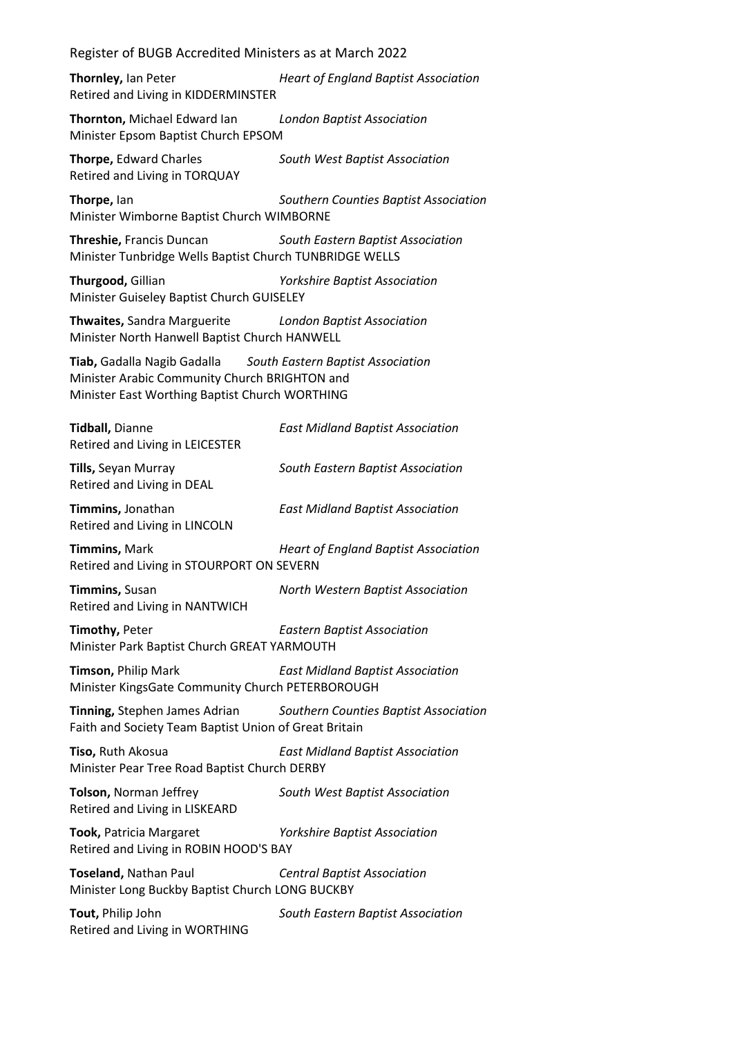**Thornley,** Ian Peter *Heart of England Baptist Association*
Retired and Living in KIDDERMINSTER

**Thornton,** Michael Edward Ian *London Baptist Association*
Minister Epsom Baptist Church EPSOM

**Thorpe,** Edward Charles *South West Baptist Association*
Retired and Living in TORQUAY

**Thorpe,** Ian *Southern Counties Baptist Association*
Minister Wimborne Baptist Church WIMBORNE

**Threshie,** Francis Duncan *South Eastern Baptist Association*
Minister Tunbridge Wells Baptist Church TUNBRIDGE WELLS

**Thurgood,** Gillian *Yorkshire Baptist Association*
Minister Guiseley Baptist Church GUISELEY

**Thwaites,** Sandra Marguerite *London Baptist Association*
Minister North Hanwell Baptist Church HANWELL

**Tiab,** Gadalla Nagib Gadalla *South Eastern Baptist Association*
Minister Arabic Community Church BRIGHTON and
Minister East Worthing Baptist Church WORTHING

**Tidball,** Dianne *East Midland Baptist Association*
Retired and Living in LEICESTER

**Tills,** Seyan Murray *South Eastern Baptist Association*
Retired and Living in DEAL

**Timmins,** Jonathan *East Midland Baptist Association*
Retired and Living in LINCOLN

**Timmins,** Mark *Heart of England Baptist Association*
Retired and Living in STOURPORT ON SEVERN

**Timmins,** Susan *North Western Baptist Association*
Retired and Living in NANTWICH

**Timothy,** Peter *Eastern Baptist Association*
Minister Park Baptist Church GREAT YARMOUTH

**Timson,** Philip Mark *East Midland Baptist Association*
Minister KingsGate Community Church PETERBOROUGH

**Tinning,** Stephen James Adrian *Southern Counties Baptist Association*
Faith and Society Team Baptist Union of Great Britain

**Tiso,** Ruth Akosua *East Midland Baptist Association*
Minister Pear Tree Road Baptist Church DERBY

**Tolson,** Norman Jeffrey *South West Baptist Association*
Retired and Living in LISKEARD

**Took,** Patricia Margaret *Yorkshire Baptist Association*
Retired and Living in ROBIN HOOD'S BAY

**Toseland,** Nathan Paul *Central Baptist Association*
Minister Long Buckby Baptist Church LONG BUCKBY

**Tout,** Philip John *South Eastern Baptist Association*
Retired and Living in WORTHING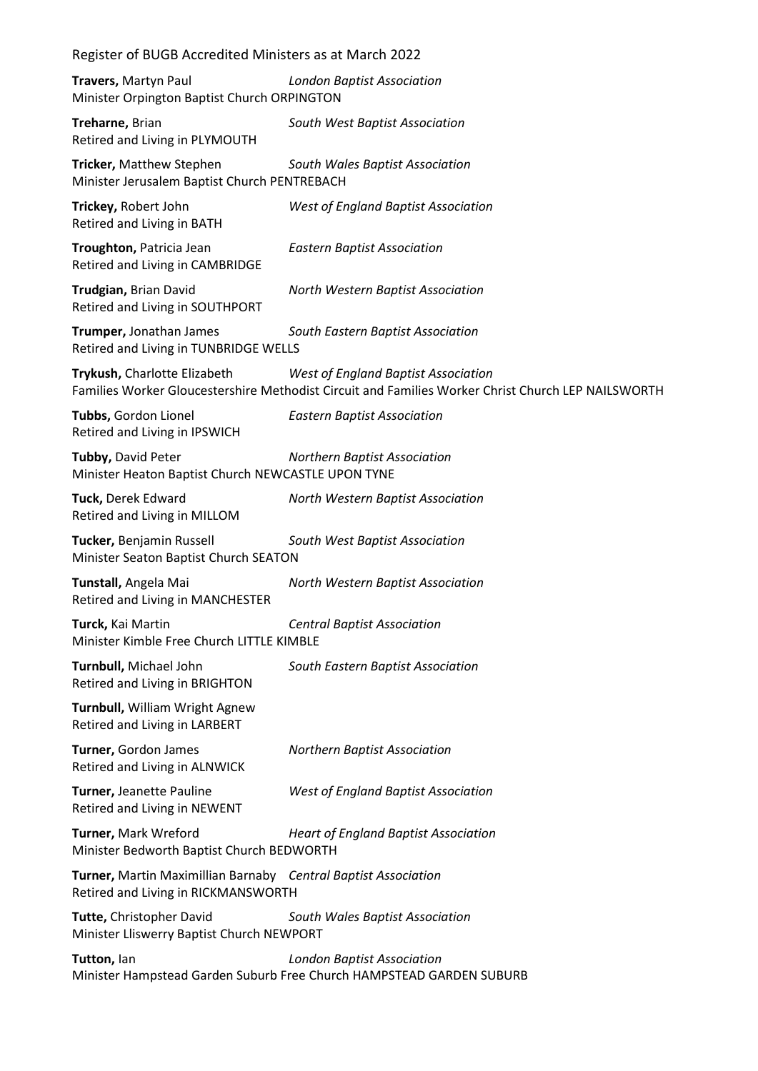**Travers,** Martyn Paul *London Baptist Association*
Minister Orpington Baptist Church ORPINGTON

**Treharne,** Brian *South West Baptist Association*
Retired and Living in PLYMOUTH

**Tricker,** Matthew Stephen *South Wales Baptist Association*
Minister Jerusalem Baptist Church PENTREBACH

**Trickey,** Robert John *West of England Baptist Association*
Retired and Living in BATH

**Troughton,** Patricia Jean *Eastern Baptist Association*
Retired and Living in CAMBRIDGE

**Trudgian,** Brian David *North Western Baptist Association*
Retired and Living in SOUTHPORT

**Trumper,** Jonathan James *South Eastern Baptist Association*
Retired and Living in TUNBRIDGE WELLS

**Trykush,** Charlotte Elizabeth *West of England Baptist Association*
Families Worker Gloucestershire Methodist Circuit and Families Worker Christ Church LEP NAILSWORTH

**Tubbs,** Gordon Lionel *Eastern Baptist Association*
Retired and Living in IPSWICH

**Tubby,** David Peter *Northern Baptist Association*
Minister Heaton Baptist Church NEWCASTLE UPON TYNE

**Tuck,** Derek Edward *North Western Baptist Association*
Retired and Living in MILLOM

**Tucker,** Benjamin Russell *South West Baptist Association*
Minister Seaton Baptist Church SEATON

**Tunstall,** Angela Mai *North Western Baptist Association*
Retired and Living in MANCHESTER

**Turck,** Kai Martin *Central Baptist Association*
Minister Kimble Free Church LITTLE KIMBLE

**Turnbull,** Michael John *South Eastern Baptist Association*
Retired and Living in BRIGHTON

**Turnbull,** William Wright Agnew
Retired and Living in LARBERT

**Turner,** Gordon James *Northern Baptist Association*
Retired and Living in ALNWICK

**Turner,** Jeanette Pauline *West of England Baptist Association*
Retired and Living in NEWENT

**Turner,** Mark Wreford *Heart of England Baptist Association*
Minister Bedworth Baptist Church BEDWORTH

**Turner,** Martin Maximillian Barnaby *Central Baptist Association*
Retired and Living in RICKMANSWORTH

**Tutte,** Christopher David *South Wales Baptist Association*
Minister Lliswerry Baptist Church NEWPORT

**Tutton,** Ian *London Baptist Association*
Minister Hampstead Garden Suburb Free Church HAMPSTEAD GARDEN SUBURB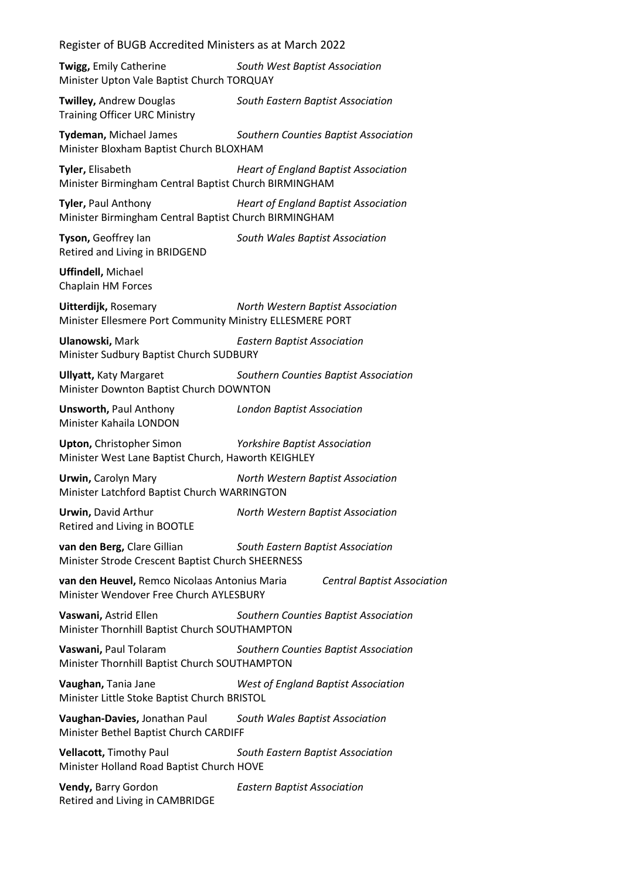**Twigg,** Emily Catherine *South West Baptist Association*
Minister Upton Vale Baptist Church TORQUAY

**Twilley,** Andrew Douglas *South Eastern Baptist Association*
Training Officer URC Ministry

**Tydeman,** Michael James *Southern Counties Baptist Association*
Minister Bloxham Baptist Church BLOXHAM

**Tyler,** Elisabeth *Heart of England Baptist Association*
Minister Birmingham Central Baptist Church BIRMINGHAM

**Tyler,** Paul Anthony *Heart of England Baptist Association*
Minister Birmingham Central Baptist Church BIRMINGHAM

**Tyson,** Geoffrey Ian *South Wales Baptist Association*
Retired and Living in BRIDGEND

**Uffindell,** Michael
Chaplain HM Forces

**Uitterdijk,** Rosemary *North Western Baptist Association*
Minister Ellesmere Port Community Ministry ELLESMERE PORT

**Ulanowski,** Mark *Eastern Baptist Association*
Minister Sudbury Baptist Church SUDBURY

**Ullyatt,** Katy Margaret *Southern Counties Baptist Association*
Minister Downton Baptist Church DOWNTON

**Unsworth,** Paul Anthony *London Baptist Association*
Minister Kahaila LONDON

**Upton,** Christopher Simon *Yorkshire Baptist Association*
Minister West Lane Baptist Church, Haworth KEIGHLEY

**Urwin,** Carolyn Mary *North Western Baptist Association*
Minister Latchford Baptist Church WARRINGTON

**Urwin,** David Arthur *North Western Baptist Association*
Retired and Living in BOOTLE

**van den Berg,** Clare Gillian *South Eastern Baptist Association*
Minister Strode Crescent Baptist Church SHEERNESS

**van den Heuvel,** Remco Nicolaas Antonius Maria *Central Baptist Association*
Minister Wendover Free Church AYLESBURY

**Vaswani,** Astrid Ellen *Southern Counties Baptist Association*
Minister Thornhill Baptist Church SOUTHAMPTON

**Vaswani,** Paul Tolaram *Southern Counties Baptist Association*
Minister Thornhill Baptist Church SOUTHAMPTON

**Vaughan,** Tania Jane *West of England Baptist Association*
Minister Little Stoke Baptist Church BRISTOL

**Vaughan-Davies,** Jonathan Paul *South Wales Baptist Association*
Minister Bethel Baptist Church CARDIFF

**Vellacott,** Timothy Paul *South Eastern Baptist Association*
Minister Holland Road Baptist Church HOVE

**Vendy,** Barry Gordon *Eastern Baptist Association*
Retired and Living in CAMBRIDGE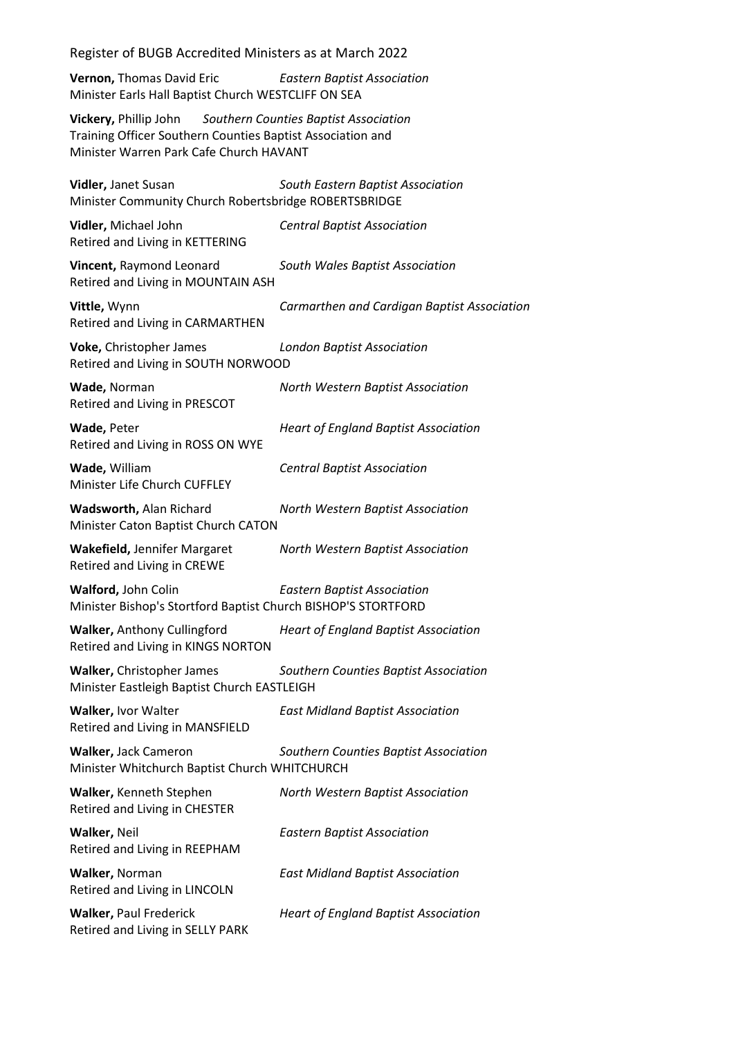**Vernon,** Thomas David Eric *Eastern Baptist Association*
Minister Earls Hall Baptist Church WESTCLIFF ON SEA

**Vickery,** Phillip John *Southern Counties Baptist Association*
Training Officer Southern Counties Baptist Association and
Minister Warren Park Cafe Church HAVANT

**Vidler,** Janet Susan *South Eastern Baptist Association*
Minister Community Church Robertsbridge ROBERTSBRIDGE

**Vidler,** Michael John *Central Baptist Association*
Retired and Living in KETTERING

**Vincent,** Raymond Leonard *South Wales Baptist Association*
Retired and Living in MOUNTAIN ASH

**Vittle,** Wynn *Carmarthen and Cardigan Baptist Association*
Retired and Living in CARMARTHEN

**Voke,** Christopher James *London Baptist Association*
Retired and Living in SOUTH NORWOOD

**Wade,** Norman *North Western Baptist Association*
Retired and Living in PRESCOT

**Wade,** Peter *Heart of England Baptist Association*
Retired and Living in ROSS ON WYE

**Wade,** William *Central Baptist Association*
Minister Life Church CUFFLEY

**Wadsworth,** Alan Richard *North Western Baptist Association*
Minister Caton Baptist Church CATON

**Wakefield,** Jennifer Margaret *North Western Baptist Association*
Retired and Living in CREWE

**Walford,** John Colin *Eastern Baptist Association*
Minister Bishop's Stortford Baptist Church BISHOP'S STORTFORD

**Walker,** Anthony Cullingford *Heart of England Baptist Association*
Retired and Living in KINGS NORTON

**Walker,** Christopher James *Southern Counties Baptist Association*
Minister Eastleigh Baptist Church EASTLEIGH

**Walker,** Ivor Walter *East Midland Baptist Association*
Retired and Living in MANSFIELD

**Walker,** Jack Cameron *Southern Counties Baptist Association*
Minister Whitchurch Baptist Church WHITCHURCH

**Walker,** Kenneth Stephen *North Western Baptist Association*
Retired and Living in CHESTER

**Walker,** Neil *Eastern Baptist Association*
Retired and Living in REEPHAM

**Walker,** Norman *East Midland Baptist Association*
Retired and Living in LINCOLN

**Walker,** Paul Frederick *Heart of England Baptist Association*
Retired and Living in SELLY PARK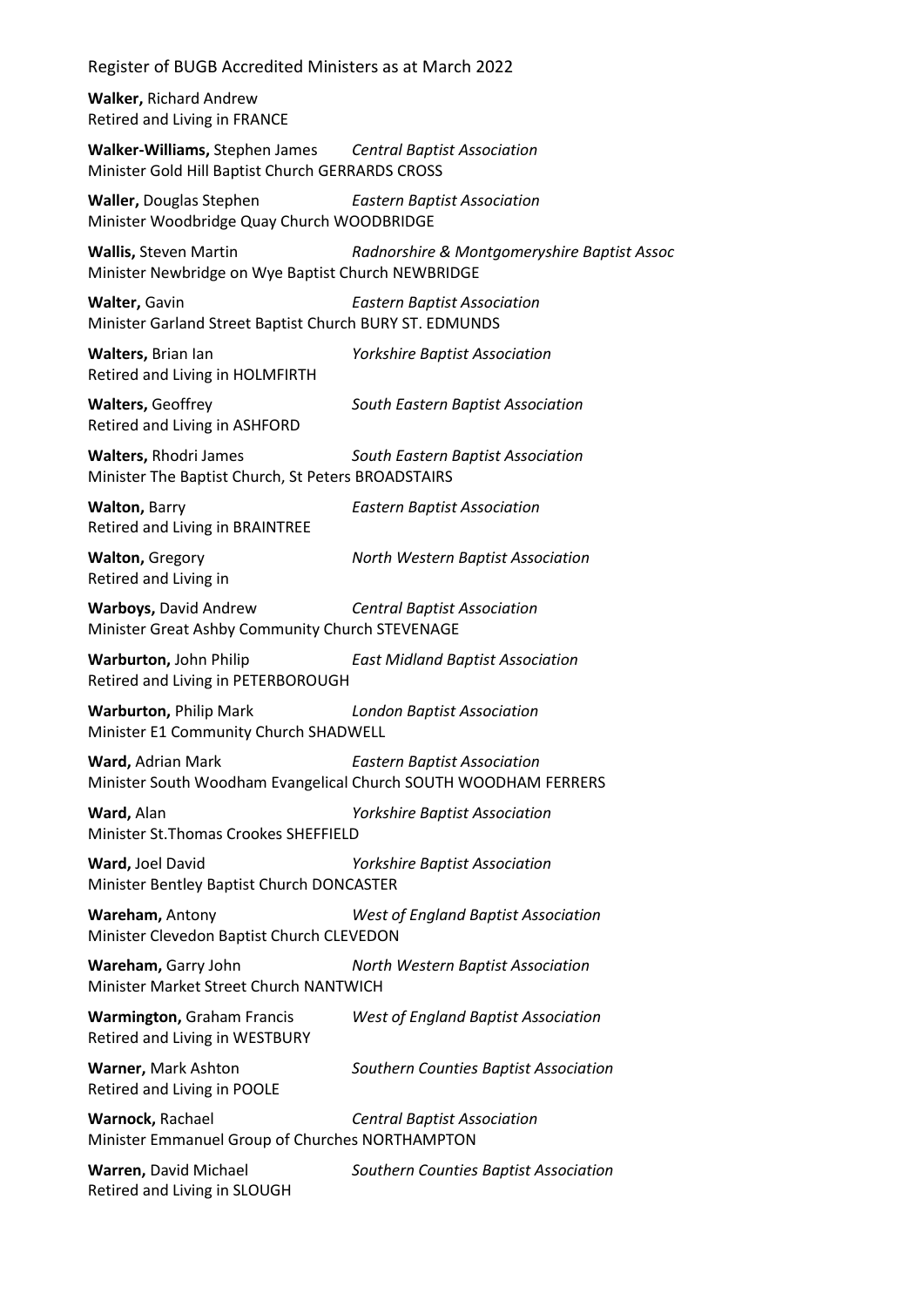**Walker,** Richard Andrew
Retired and Living in FRANCE

**Walker-Williams,** Stephen James *Central Baptist Association*
Minister Gold Hill Baptist Church GERRARDS CROSS

**Waller,** Douglas Stephen *Eastern Baptist Association*
Minister Woodbridge Quay Church WOODBRIDGE

**Wallis,** Steven Martin *Radnorshire & Montgomeryshire Baptist Assoc*
Minister Newbridge on Wye Baptist Church NEWBRIDGE

**Walter,** Gavin *Eastern Baptist Association*
Minister Garland Street Baptist Church BURY ST. EDMUNDS

**Walters,** Brian Ian *Yorkshire Baptist Association*
Retired and Living in HOLMFIRTH

**Walters,** Geoffrey *South Eastern Baptist Association*
Retired and Living in ASHFORD

**Walters,** Rhodri James *South Eastern Baptist Association*
Minister The Baptist Church, St Peters BROADSTAIRS

**Walton,** Barry *Eastern Baptist Association*
Retired and Living in BRAINTREE

**Walton,** Gregory *North Western Baptist Association*
Retired and Living in

**Warboys,** David Andrew *Central Baptist Association*
Minister Great Ashby Community Church STEVENAGE

**Warburton,** John Philip *East Midland Baptist Association*
Retired and Living in PETERBOROUGH

**Warburton,** Philip Mark *London Baptist Association*
Minister E1 Community Church SHADWELL

**Ward,** Adrian Mark *Eastern Baptist Association*
Minister South Woodham Evangelical Church SOUTH WOODHAM FERRERS

**Ward,** Alan *Yorkshire Baptist Association*
Minister St.Thomas Crookes SHEFFIELD

**Ward,** Joel David *Yorkshire Baptist Association*
Minister Bentley Baptist Church DONCASTER

**Wareham,** Antony *West of England Baptist Association*
Minister Clevedon Baptist Church CLEVEDON

**Wareham,** Garry John *North Western Baptist Association*
Minister Market Street Church NANTWICH

**Warmington,** Graham Francis *West of England Baptist Association*
Retired and Living in WESTBURY

**Warner,** Mark Ashton *Southern Counties Baptist Association*
Retired and Living in POOLE

**Warnock,** Rachael *Central Baptist Association*
Minister Emmanuel Group of Churches NORTHAMPTON

**Warren,** David Michael *Southern Counties Baptist Association*
Retired and Living in SLOUGH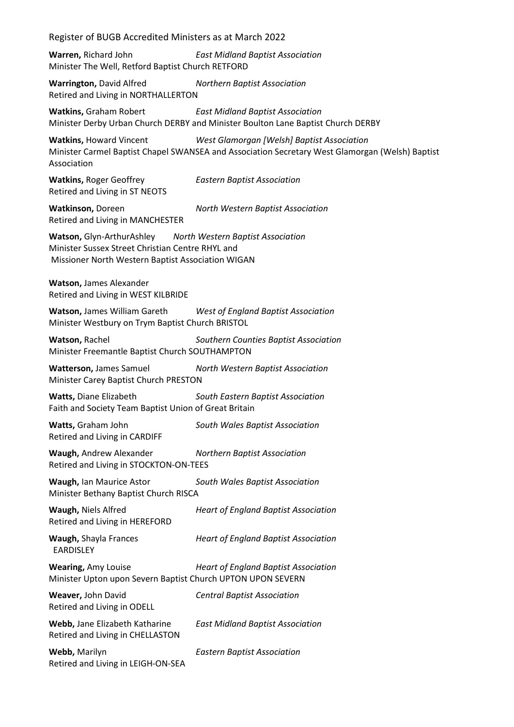**Warren,** Richard John *East Midland Baptist Association*
Minister The Well, Retford Baptist Church RETFORD

**Warrington,** David Alfred *Northern Baptist Association*
Retired and Living in NORTHALLERTON

**Watkins,** Graham Robert *East Midland Baptist Association*
Minister Derby Urban Church DERBY and Minister Boulton Lane Baptist Church DERBY

**Watkins,** Howard Vincent *West Glamorgan [Welsh] Baptist Association*
Minister Carmel Baptist Chapel SWANSEA and Association Secretary West Glamorgan (Welsh) Baptist Association

**Watkins,** Roger Geoffrey *Eastern Baptist Association*
Retired and Living in ST NEOTS

**Watkinson,** Doreen *North Western Baptist Association*
Retired and Living in MANCHESTER

**Watson,** Glyn-ArthurAshley *North Western Baptist Association*
Minister Sussex Street Christian Centre RHYL and
Missioner North Western Baptist Association WIGAN

**Watson,** James Alexander
Retired and Living in WEST KILBRIDE

**Watson,** James William Gareth *West of England Baptist Association*
Minister Westbury on Trym Baptist Church BRISTOL

**Watson,** Rachel *Southern Counties Baptist Association*
Minister Freemantle Baptist Church SOUTHAMPTON

**Watterson,** James Samuel *North Western Baptist Association*
Minister Carey Baptist Church PRESTON

**Watts,** Diane Elizabeth *South Eastern Baptist Association*
Faith and Society Team Baptist Union of Great Britain

**Watts,** Graham John *South Wales Baptist Association*
Retired and Living in CARDIFF

**Waugh,** Andrew Alexander *Northern Baptist Association*
Retired and Living in STOCKTON-ON-TEES

**Waugh,** Ian Maurice Astor *South Wales Baptist Association*
Minister Bethany Baptist Church RISCA

**Waugh,** Niels Alfred *Heart of England Baptist Association*
Retired and Living in HEREFORD

**Waugh,** Shayla Frances *Heart of England Baptist Association*
EARDISLEY

**Wearing,** Amy Louise *Heart of England Baptist Association*
Minister Upton upon Severn Baptist Church UPTON UPON SEVERN

**Weaver,** John David *Central Baptist Association*
Retired and Living in ODELL

**Webb,** Jane Elizabeth Katharine *East Midland Baptist Association*
Retired and Living in CHELLASTON

**Webb,** Marilyn *Eastern Baptist Association*
Retired and Living in LEIGH-ON-SEA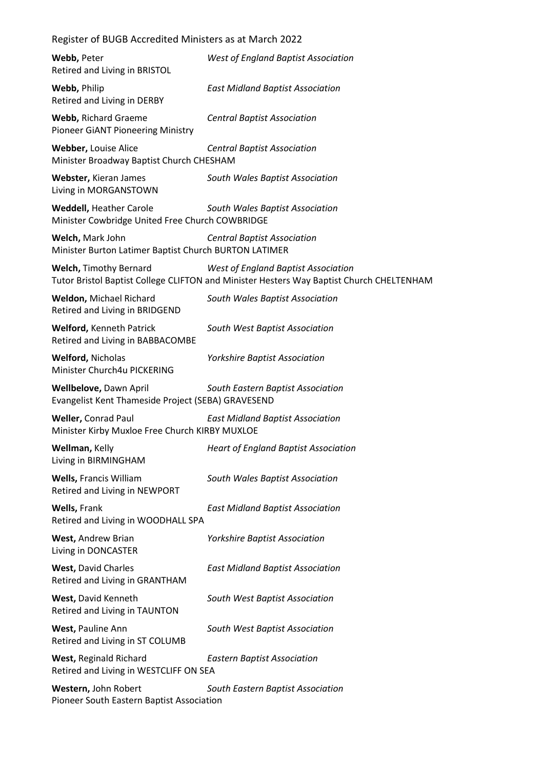**Webb,** Peter *West of England Baptist Association*
Retired and Living in BRISTOL

**Webb,** Philip *East Midland Baptist Association*
Retired and Living in DERBY

**Webb,** Richard Graeme *Central Baptist Association*
Pioneer GiANT Pioneering Ministry

**Webber,** Louise Alice *Central Baptist Association*
Minister Broadway Baptist Church CHESHAM

**Webster,** Kieran James *South Wales Baptist Association*
Living in MORGANSTOWN

**Weddell,** Heather Carole *South Wales Baptist Association*
Minister Cowbridge United Free Church COWBRIDGE

**Welch,** Mark John *Central Baptist Association*
Minister Burton Latimer Baptist Church BURTON LATIMER

**Welch,** Timothy Bernard *West of England Baptist Association*
Tutor Bristol Baptist College CLIFTON and Minister Hesters Way Baptist Church CHELTENHAM

**Weldon,** Michael Richard *South Wales Baptist Association*
Retired and Living in BRIDGEND

**Welford,** Kenneth Patrick *South West Baptist Association*
Retired and Living in BABBACOMBE

**Welford,** Nicholas *Yorkshire Baptist Association*
Minister Church4u PICKERING

**Wellbelove,** Dawn April *South Eastern Baptist Association*
Evangelist Kent Thameside Project (SEBA) GRAVESEND

**Weller,** Conrad Paul *East Midland Baptist Association*
Minister Kirby Muxloe Free Church KIRBY MUXLOE

**Wellman,** Kelly *Heart of England Baptist Association*
Living in BIRMINGHAM

**Wells,** Francis William *South Wales Baptist Association*
Retired and Living in NEWPORT

**Wells,** Frank *East Midland Baptist Association*
Retired and Living in WOODHALL SPA

**West,** Andrew Brian *Yorkshire Baptist Association*
Living in DONCASTER

**West,** David Charles *East Midland Baptist Association*
Retired and Living in GRANTHAM

**West,** David Kenneth *South West Baptist Association*
Retired and Living in TAUNTON

**West,** Pauline Ann *South West Baptist Association*
Retired and Living in ST COLUMB

**West,** Reginald Richard *Eastern Baptist Association*
Retired and Living in WESTCLIFF ON SEA

**Western,** John Robert *South Eastern Baptist Association*
Pioneer South Eastern Baptist Association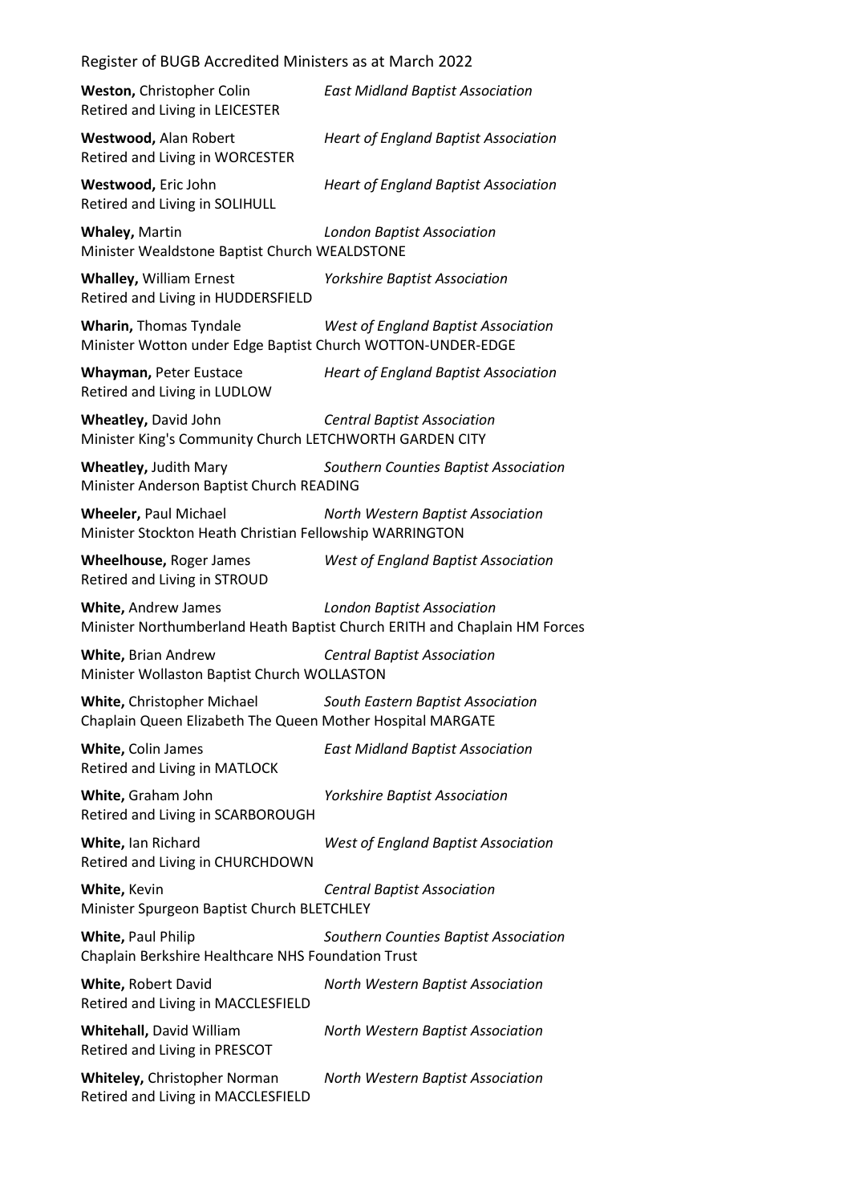**Weston,** Christopher Colin — *East Midland Baptist Association*
Retired and Living in LEICESTER

**Westwood,** Alan Robert — *Heart of England Baptist Association*
Retired and Living in WORCESTER

**Westwood,** Eric John — *Heart of England Baptist Association*
Retired and Living in SOLIHULL

**Whaley,** Martin — *London Baptist Association*
Minister Wealdstone Baptist Church WEALDSTONE

**Whalley,** William Ernest — *Yorkshire Baptist Association*
Retired and Living in HUDDERSFIELD

**Wharin,** Thomas Tyndale — *West of England Baptist Association*
Minister Wotton under Edge Baptist Church WOTTON-UNDER-EDGE

**Whayman,** Peter Eustace — *Heart of England Baptist Association*
Retired and Living in LUDLOW

**Wheatley,** David John — *Central Baptist Association*
Minister King's Community Church LETCHWORTH GARDEN CITY

**Wheatley,** Judith Mary — *Southern Counties Baptist Association*
Minister Anderson Baptist Church READING

**Wheeler,** Paul Michael — *North Western Baptist Association*
Minister Stockton Heath Christian Fellowship WARRINGTON

**Wheelhouse,** Roger James — *West of England Baptist Association*
Retired and Living in STROUD

**White,** Andrew James — *London Baptist Association*
Minister Northumberland Heath Baptist Church ERITH and Chaplain HM Forces

**White,** Brian Andrew — *Central Baptist Association*
Minister Wollaston Baptist Church WOLLASTON

**White,** Christopher Michael — *South Eastern Baptist Association*
Chaplain Queen Elizabeth The Queen Mother Hospital MARGATE

**White,** Colin James — *East Midland Baptist Association*
Retired and Living in MATLOCK

**White,** Graham John — *Yorkshire Baptist Association*
Retired and Living in SCARBOROUGH

**White,** Ian Richard — *West of England Baptist Association*
Retired and Living in CHURCHDOWN

**White,** Kevin — *Central Baptist Association*
Minister Spurgeon Baptist Church BLETCHLEY

**White,** Paul Philip — *Southern Counties Baptist Association*
Chaplain Berkshire Healthcare NHS Foundation Trust

**White,** Robert David — *North Western Baptist Association*
Retired and Living in MACCLESFIELD

**Whitehall,** David William — *North Western Baptist Association*
Retired and Living in PRESCOT

**Whiteley,** Christopher Norman — *North Western Baptist Association*
Retired and Living in MACCLESFIELD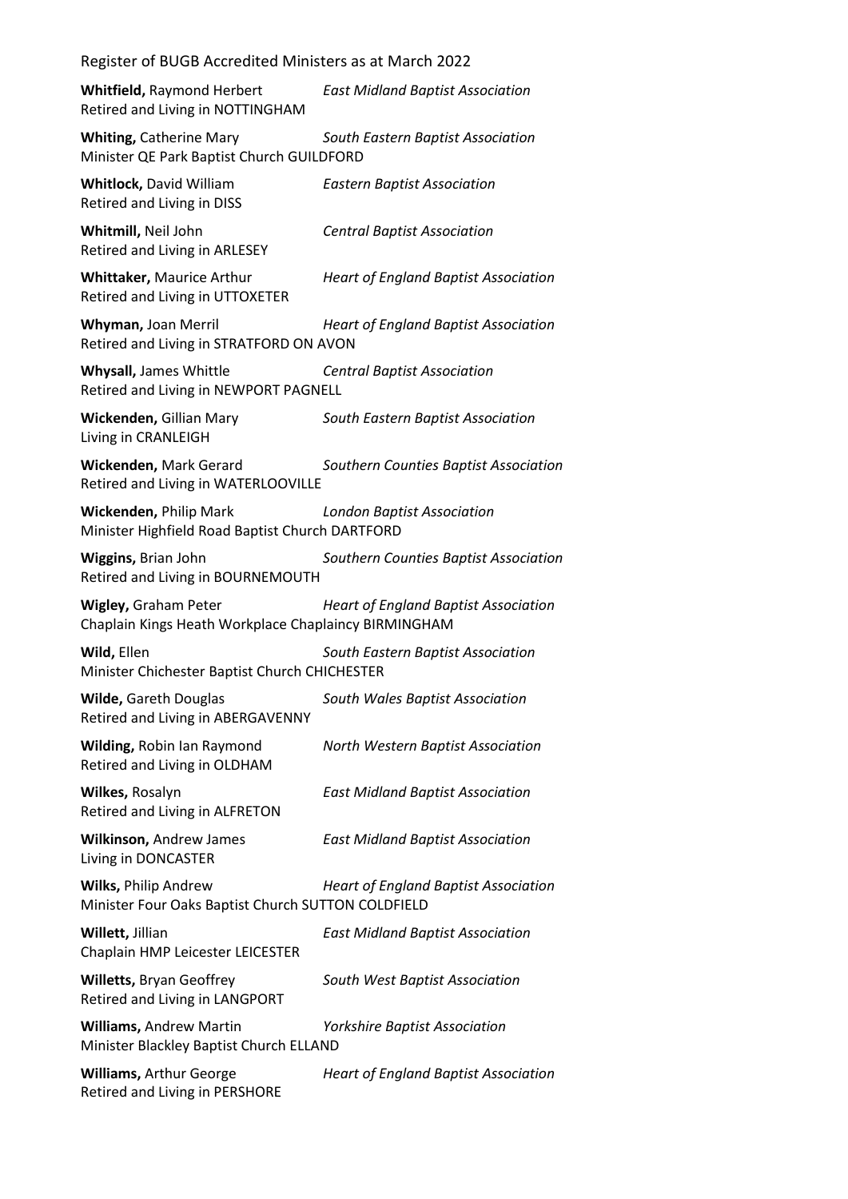**Whitfield,** Raymond Herbert *East Midland Baptist Association*
Retired and Living in NOTTINGHAM

**Whiting,** Catherine Mary *South Eastern Baptist Association*
Minister QE Park Baptist Church GUILDFORD

**Whitlock,** David William *Eastern Baptist Association*
Retired and Living in DISS

**Whitmill,** Neil John *Central Baptist Association*
Retired and Living in ARLESEY

**Whittaker,** Maurice Arthur *Heart of England Baptist Association*
Retired and Living in UTTOXETER

**Whyman,** Joan Merril *Heart of England Baptist Association*
Retired and Living in STRATFORD ON AVON

**Whysall,** James Whittle *Central Baptist Association*
Retired and Living in NEWPORT PAGNELL

**Wickenden,** Gillian Mary *South Eastern Baptist Association*
Living in CRANLEIGH

**Wickenden,** Mark Gerard *Southern Counties Baptist Association*
Retired and Living in WATERLOOVILLE

**Wickenden,** Philip Mark *London Baptist Association*
Minister Highfield Road Baptist Church DARTFORD

**Wiggins,** Brian John *Southern Counties Baptist Association*
Retired and Living in BOURNEMOUTH

**Wigley,** Graham Peter *Heart of England Baptist Association*
Chaplain Kings Heath Workplace Chaplaincy BIRMINGHAM

**Wild,** Ellen *South Eastern Baptist Association*
Minister Chichester Baptist Church CHICHESTER

**Wilde,** Gareth Douglas *South Wales Baptist Association*
Retired and Living in ABERGAVENNY

**Wilding,** Robin Ian Raymond *North Western Baptist Association*
Retired and Living in OLDHAM

**Wilkes,** Rosalyn *East Midland Baptist Association*
Retired and Living in ALFRETON

**Wilkinson,** Andrew James *East Midland Baptist Association*
Living in DONCASTER

**Wilks,** Philip Andrew *Heart of England Baptist Association*
Minister Four Oaks Baptist Church SUTTON COLDFIELD

**Willett,** Jillian *East Midland Baptist Association*
Chaplain HMP Leicester LEICESTER

**Willetts,** Bryan Geoffrey *South West Baptist Association*
Retired and Living in LANGPORT

**Williams,** Andrew Martin *Yorkshire Baptist Association*
Minister Blackley Baptist Church ELLAND

**Williams,** Arthur George *Heart of England Baptist Association*
Retired and Living in PERSHORE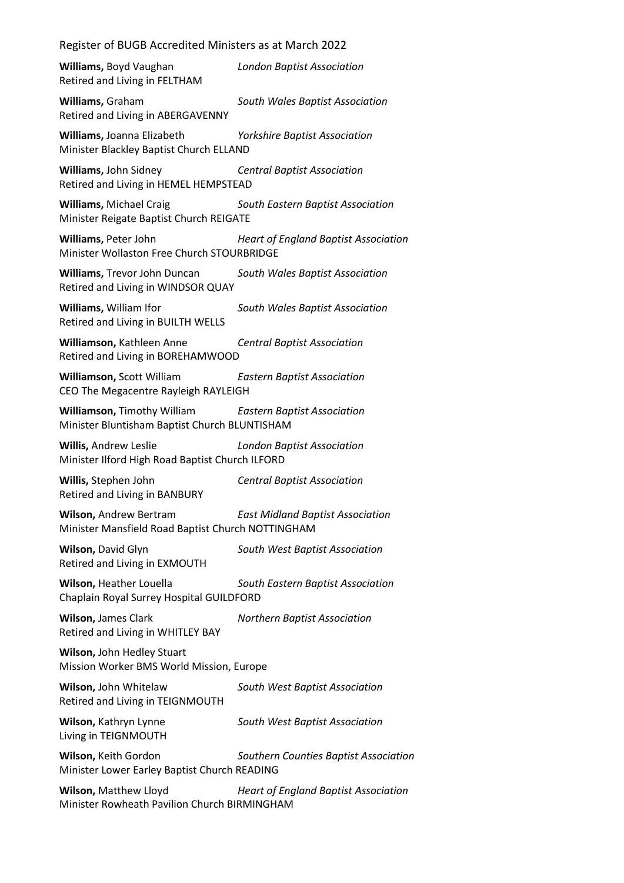**Williams,** Boyd Vaughan *London Baptist Association*
Retired and Living in FELTHAM

**Williams,** Graham *South Wales Baptist Association*
Retired and Living in ABERGAVENNY

**Williams,** Joanna Elizabeth *Yorkshire Baptist Association*
Minister Blackley Baptist Church ELLAND

**Williams,** John Sidney *Central Baptist Association*
Retired and Living in HEMEL HEMPSTEAD

**Williams,** Michael Craig *South Eastern Baptist Association*
Minister Reigate Baptist Church REIGATE

**Williams,** Peter John *Heart of England Baptist Association*
Minister Wollaston Free Church STOURBRIDGE

**Williams,** Trevor John Duncan *South Wales Baptist Association*
Retired and Living in WINDSOR QUAY

**Williams,** William Ifor *South Wales Baptist Association*
Retired and Living in BUILTH WELLS

**Williamson,** Kathleen Anne *Central Baptist Association*
Retired and Living in BOREHAMWOOD

**Williamson,** Scott William *Eastern Baptist Association*
CEO The Megacentre Rayleigh RAYLEIGH

**Williamson,** Timothy William *Eastern Baptist Association*
Minister Bluntisham Baptist Church BLUNTISHAM

**Willis,** Andrew Leslie *London Baptist Association*
Minister Ilford High Road Baptist Church ILFORD

**Willis,** Stephen John *Central Baptist Association*
Retired and Living in BANBURY

**Wilson,** Andrew Bertram *East Midland Baptist Association*
Minister Mansfield Road Baptist Church NOTTINGHAM

**Wilson,** David Glyn *South West Baptist Association*
Retired and Living in EXMOUTH

**Wilson,** Heather Louella *South Eastern Baptist Association*
Chaplain Royal Surrey Hospital GUILDFORD

**Wilson,** James Clark *Northern Baptist Association*
Retired and Living in WHITLEY BAY

**Wilson,** John Hedley Stuart
Mission Worker BMS World Mission, Europe

**Wilson,** John Whitelaw *South West Baptist Association*
Retired and Living in TEIGNMOUTH

**Wilson,** Kathryn Lynne *South West Baptist Association*
Living in TEIGNMOUTH

**Wilson,** Keith Gordon *Southern Counties Baptist Association*
Minister Lower Earley Baptist Church READING

**Wilson,** Matthew Lloyd *Heart of England Baptist Association*
Minister Rowheath Pavilion Church BIRMINGHAM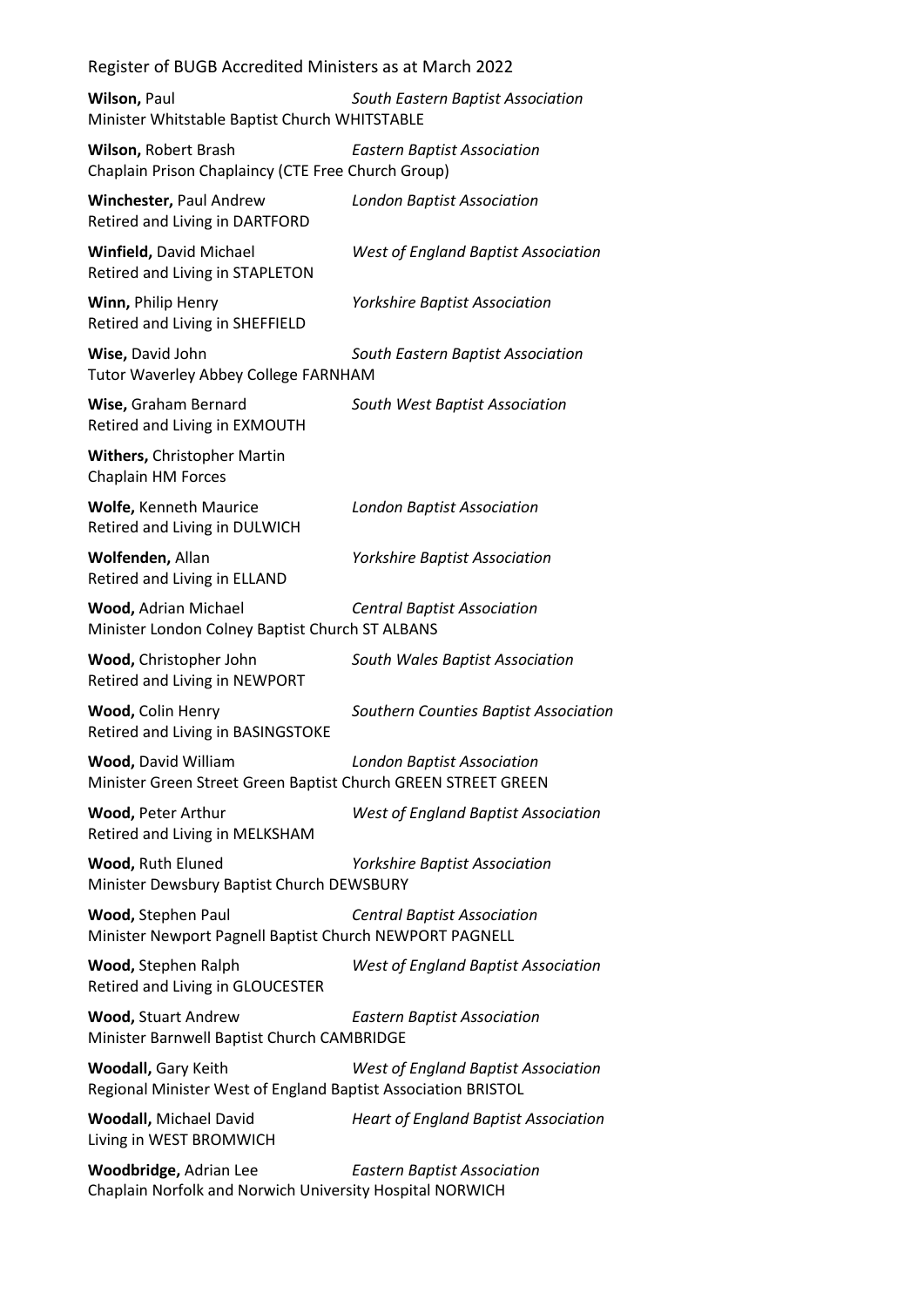**Wilson,** Paul *South Eastern Baptist Association*
Minister Whitstable Baptist Church WHITSTABLE

**Wilson,** Robert Brash *Eastern Baptist Association*
Chaplain Prison Chaplaincy (CTE Free Church Group)

**Winchester,** Paul Andrew *London Baptist Association*
Retired and Living in DARTFORD

**Winfield,** David Michael *West of England Baptist Association*
Retired and Living in STAPLETON

**Winn,** Philip Henry *Yorkshire Baptist Association*
Retired and Living in SHEFFIELD

**Wise,** David John *South Eastern Baptist Association*
Tutor Waverley Abbey College FARNHAM

**Wise,** Graham Bernard *South West Baptist Association*
Retired and Living in EXMOUTH

**Withers,** Christopher Martin
Chaplain HM Forces

**Wolfe,** Kenneth Maurice *London Baptist Association*
Retired and Living in DULWICH

**Wolfenden,** Allan *Yorkshire Baptist Association*
Retired and Living in ELLAND

**Wood,** Adrian Michael *Central Baptist Association*
Minister London Colney Baptist Church ST ALBANS

**Wood,** Christopher John *South Wales Baptist Association*
Retired and Living in NEWPORT

**Wood,** Colin Henry *Southern Counties Baptist Association*
Retired and Living in BASINGSTOKE

**Wood,** David William *London Baptist Association*
Minister Green Street Green Baptist Church GREEN STREET GREEN

**Wood,** Peter Arthur *West of England Baptist Association*
Retired and Living in MELKSHAM

**Wood,** Ruth Eluned *Yorkshire Baptist Association*
Minister Dewsbury Baptist Church DEWSBURY

**Wood,** Stephen Paul *Central Baptist Association*
Minister Newport Pagnell Baptist Church NEWPORT PAGNELL

**Wood,** Stephen Ralph *West of England Baptist Association*
Retired and Living in GLOUCESTER

**Wood,** Stuart Andrew *Eastern Baptist Association*
Minister Barnwell Baptist Church CAMBRIDGE

**Woodall,** Gary Keith *West of England Baptist Association*
Regional Minister West of England Baptist Association BRISTOL

**Woodall,** Michael David *Heart of England Baptist Association*
Living in WEST BROMWICH

**Woodbridge,** Adrian Lee *Eastern Baptist Association*
Chaplain Norfolk and Norwich University Hospital NORWICH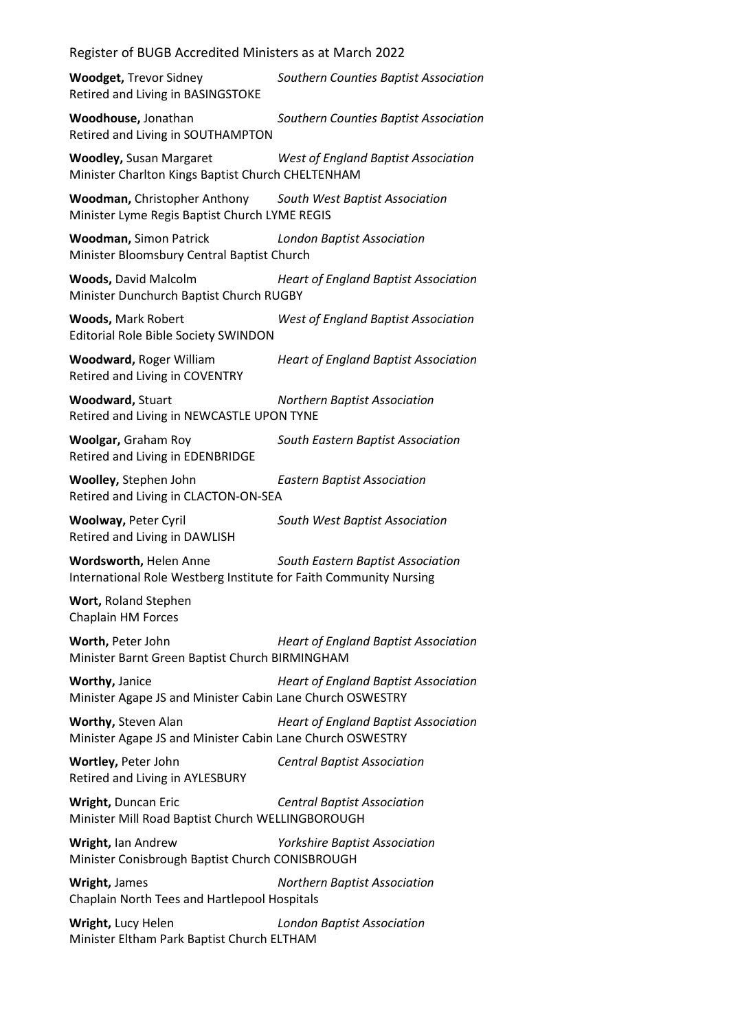**Woodget,** Trevor Sidney *Southern Counties Baptist Association*
Retired and Living in BASINGSTOKE

**Woodhouse,** Jonathan *Southern Counties Baptist Association*
Retired and Living in SOUTHAMPTON

**Woodley,** Susan Margaret *West of England Baptist Association*
Minister Charlton Kings Baptist Church CHELTENHAM

**Woodman,** Christopher Anthony *South West Baptist Association*
Minister Lyme Regis Baptist Church LYME REGIS

**Woodman,** Simon Patrick *London Baptist Association*
Minister Bloomsbury Central Baptist Church

**Woods,** David Malcolm *Heart of England Baptist Association*
Minister Dunchurch Baptist Church RUGBY

**Woods,** Mark Robert *West of England Baptist Association*
Editorial Role Bible Society SWINDON

**Woodward,** Roger William *Heart of England Baptist Association*
Retired and Living in COVENTRY

**Woodward,** Stuart *Northern Baptist Association*
Retired and Living in NEWCASTLE UPON TYNE

**Woolgar,** Graham Roy *South Eastern Baptist Association*
Retired and Living in EDENBRIDGE

**Woolley,** Stephen John *Eastern Baptist Association*
Retired and Living in CLACTON-ON-SEA

**Woolway,** Peter Cyril *South West Baptist Association*
Retired and Living in DAWLISH

**Wordsworth,** Helen Anne *South Eastern Baptist Association*
International Role Westberg Institute for Faith Community Nursing

**Wort,** Roland Stephen
Chaplain HM Forces

**Worth,** Peter John *Heart of England Baptist Association*
Minister Barnt Green Baptist Church BIRMINGHAM

**Worthy,** Janice *Heart of England Baptist Association*
Minister Agape JS and Minister Cabin Lane Church OSWESTRY

**Worthy,** Steven Alan *Heart of England Baptist Association*
Minister Agape JS and Minister Cabin Lane Church OSWESTRY

**Wortley,** Peter John *Central Baptist Association*
Retired and Living in AYLESBURY

**Wright,** Duncan Eric *Central Baptist Association*
Minister Mill Road Baptist Church WELLINGBOROUGH

**Wright,** Ian Andrew *Yorkshire Baptist Association*
Minister Conisbrough Baptist Church CONISBROUGH

**Wright,** James *Northern Baptist Association*
Chaplain North Tees and Hartlepool Hospitals

**Wright,** Lucy Helen *London Baptist Association*
Minister Eltham Park Baptist Church ELTHAM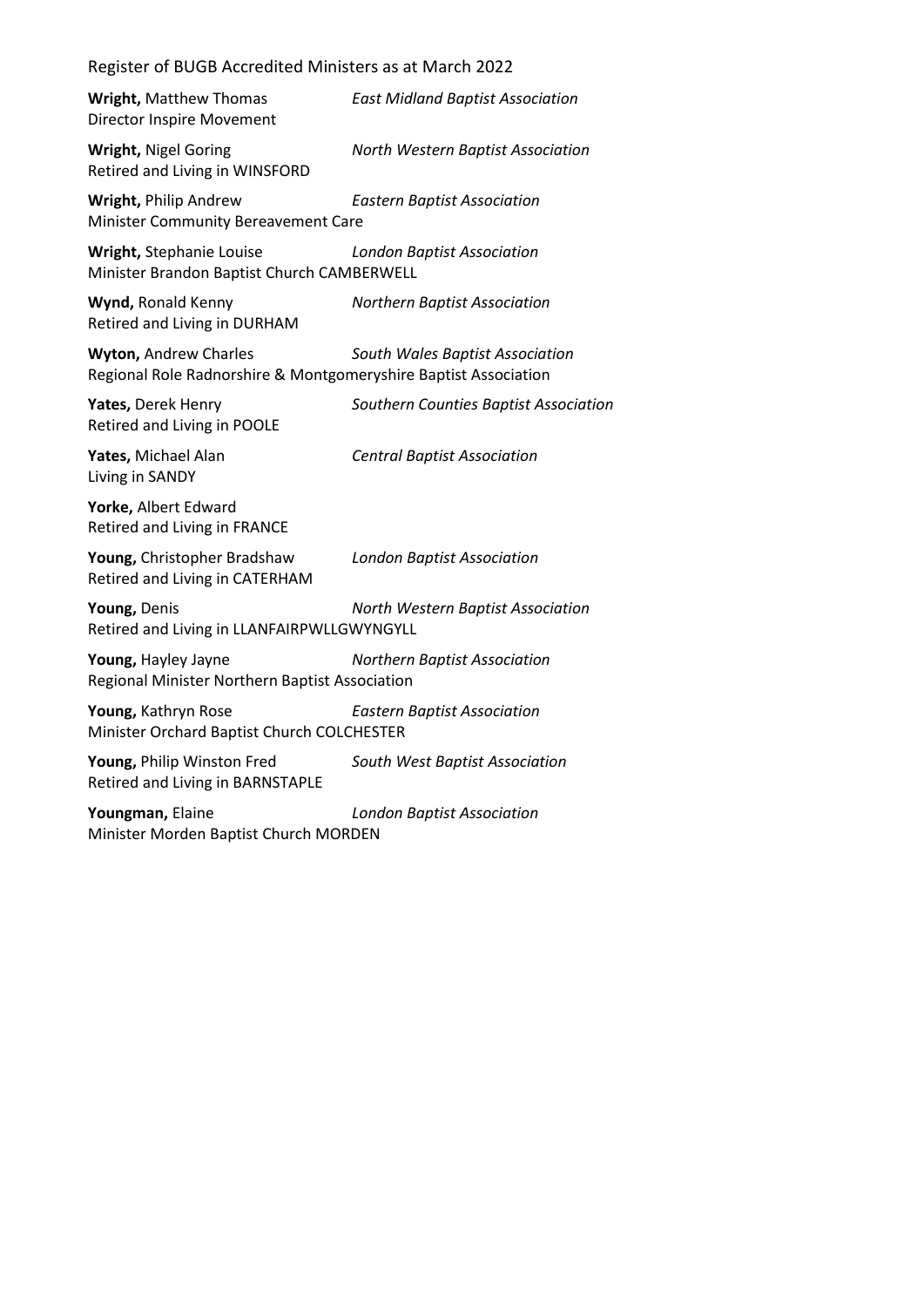Register of BUGB Accredited Ministers as at March 2022

**Wright,** Matthew Thomas *East Midland Baptist Association*
Director Inspire Movement

**Wright,** Nigel Goring *North Western Baptist Association*
Retired and Living in WINSFORD

**Wright,** Philip Andrew *Eastern Baptist Association*
Minister Community Bereavement Care

**Wright,** Stephanie Louise *London Baptist Association*
Minister Brandon Baptist Church CAMBERWELL

**Wynd,** Ronald Kenny *Northern Baptist Association*
Retired and Living in DURHAM

**Wyton,** Andrew Charles *South Wales Baptist Association*
Regional Role Radnorshire & Montgomeryshire Baptist Association

**Yates,** Derek Henry *Southern Counties Baptist Association*
Retired and Living in POOLE

**Yates,** Michael Alan *Central Baptist Association*
Living in SANDY

**Yorke,** Albert Edward
Retired and Living in FRANCE

**Young,** Christopher Bradshaw *London Baptist Association*
Retired and Living in CATERHAM

**Young,** Denis *North Western Baptist Association*
Retired and Living in LLANFAIRPWLLGWYNGYLL

**Young,** Hayley Jayne *Northern Baptist Association*
Regional Minister Northern Baptist Association

**Young,** Kathryn Rose *Eastern Baptist Association*
Minister Orchard Baptist Church COLCHESTER

**Young,** Philip Winston Fred *South West Baptist Association*
Retired and Living in BARNSTAPLE

**Youngman,** Elaine *London Baptist Association*
Minister Morden Baptist Church MORDEN